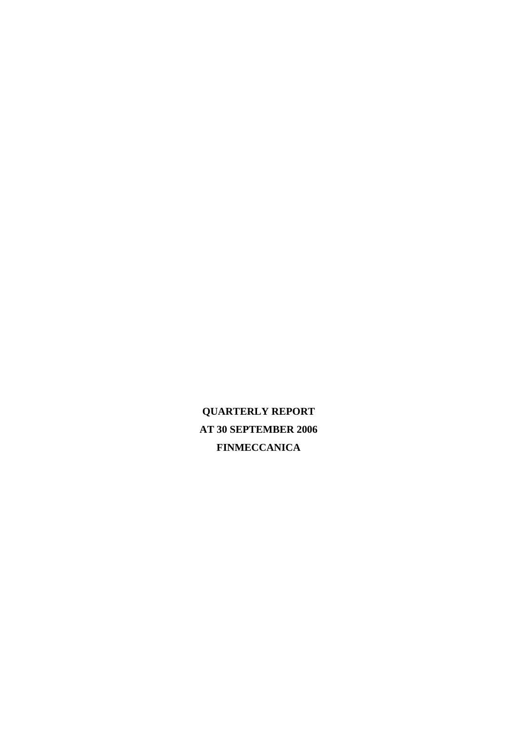**QUARTERLY REPORT**

**AT 30 SEPTEMBER 2006**

**FINMECCANICA**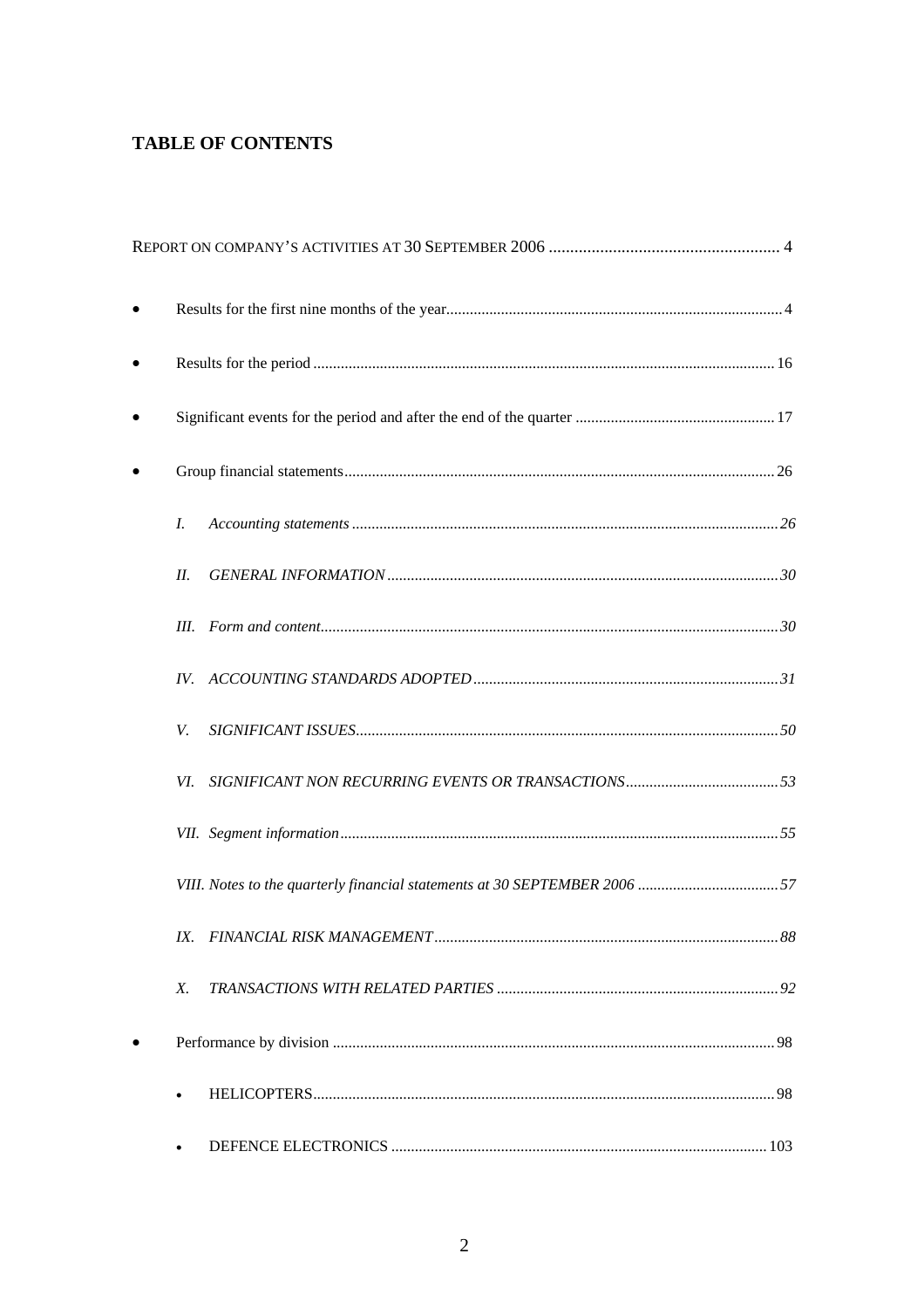# TABLE OF CONTENTS

REPORT ON COMPANY'S ACTIVITIES AT 30 SEPTEMBER 2006 ..................................................... 4

- Results for the first nine months of the year..................................................................................... 4
- Results for the period ..................................................................................................................... 16
- Significant events for the period and after the end of the quarter .................................................. 17
- Group financial statements............................................................................................................. 26
    - *I. Accounting statements ............................................................................................................ 26*
    - *II. GENERAL INFORMATION .................................................................................................. 30*
    - *III. Form and content..................................................................................................................... 30*
    - *IV. ACCOUNTING STANDARDS ADOPTED ............................................................................. 31*
    - *V. SIGNIFICANT ISSUES............................................................................................................ 50*
    - *VI. SIGNIFICANT NON RECURRING EVENTS OR TRANSACTIONS...................................... 53*
    - *VII. Segment information............................................................................................................... 55*
    - *VIII. Notes to the quarterly financial statements at 30 SEPTEMBER 2006 ................................... 57*
    - *IX. FINANCIAL RISK MANAGEMENT....................................................................................... 88*
    - *X. TRANSACTIONS WITH RELATED PARTIES ....................................................................... 92*
- Performance by division ................................................................................................................ 98
    - HELICOPTERS.......................................................................................................................... 98
    - DEFENCE ELECTRONICS ...................................................................................................... 103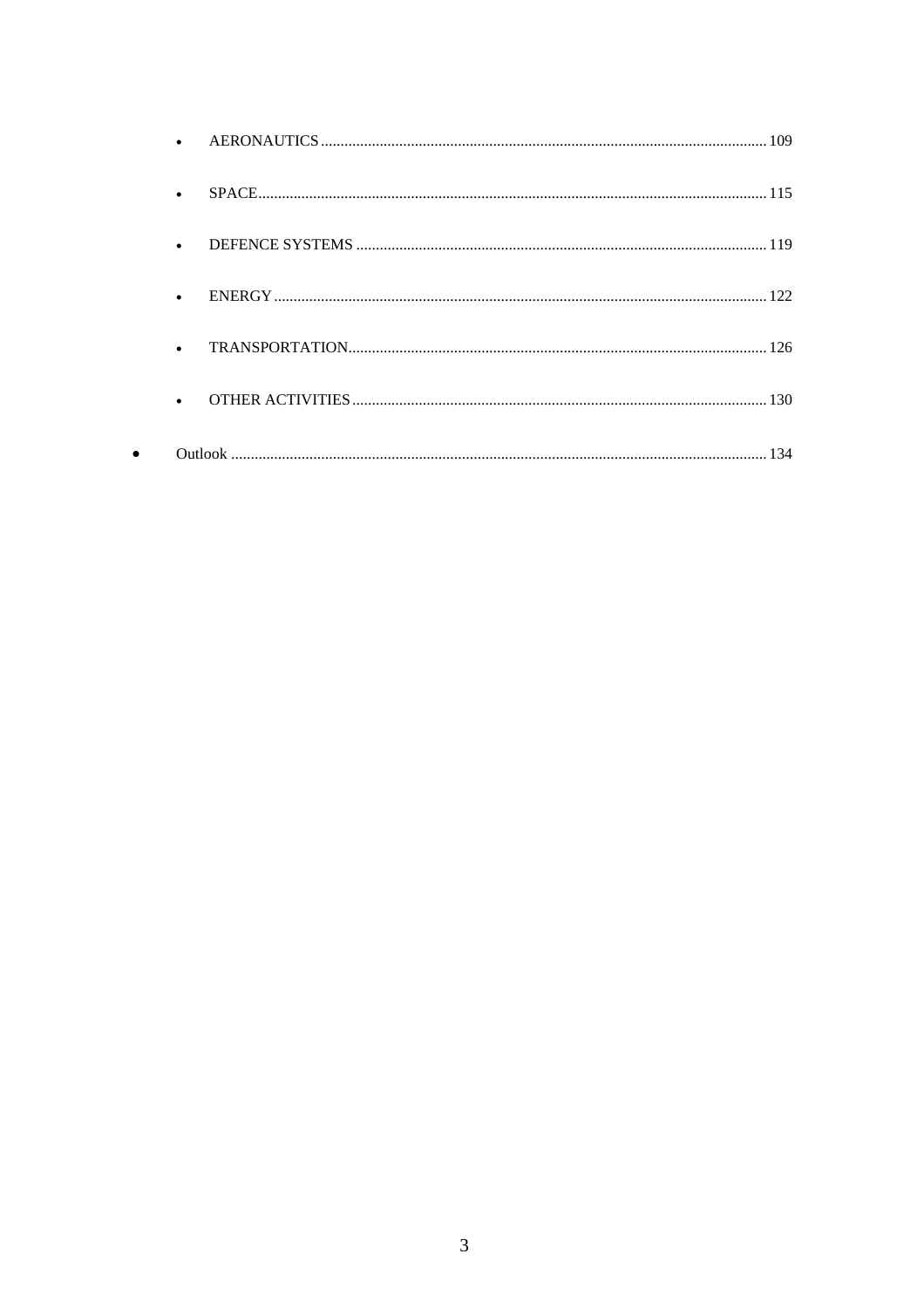- AERONAUTICS ........ 109
- SPACE ........ 115
- DEFENCE SYSTEMS ........ 119
- ENERGY ........ 122
- TRANSPORTATION ........ 126
- OTHER ACTIVITIES ........ 130

- Outlook ........ 134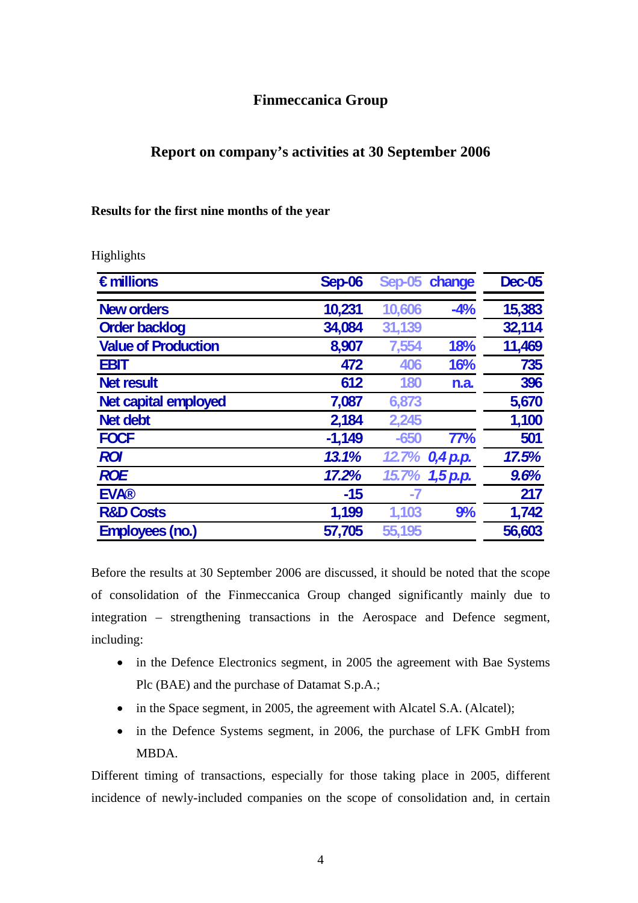# Finmeccanica Group

## Report on company's activities at 30 September 2006

### Results for the first nine months of the year

Highlights

| € millions | Sep-06 | Sep-05 | change | Dec-05 |
|---|---|---|---|---|
| New orders | 10,231 | 10,606 | -4% | 15,383 |
| Order backlog | 34,084 | 31,139 | | 32,114 |
| Value of Production | 8,907 | 7,554 | 18% | 11,469 |
| EBIT | 472 | 406 | 16% | 735 |
| Net result | 612 | 180 | n.a. | 396 |
| Net capital employed | 7,087 | 6,873 | | 5,670 |
| Net debt | 2,184 | 2,245 | | 1,100 |
| FOCF | -1,149 | -650 | 77% | 501 |
| *ROI* | *13.1%* | *12.7%* | *0,4 p.p.* | *17.5%* |
| *ROE* | *17.2%* | *15.7%* | *1,5 p.p.* | *9.6%* |
| EVA® | -15 | -7 | | 217 |
| R&D Costs | 1,199 | 1,103 | 9% | 1,742 |
| Employees (no.) | 57,705 | 55,195 | | 56,603 |

Before the results at 30 September 2006 are discussed, it should be noted that the scope of consolidation of the Finmeccanica Group changed significantly mainly due to integration – strengthening transactions in the Aerospace and Defence segment, including:

- in the Defence Electronics segment, in 2005 the agreement with Bae Systems Plc (BAE) and the purchase of Datamat S.p.A.;
- in the Space segment, in 2005, the agreement with Alcatel S.A. (Alcatel);
- in the Defence Systems segment, in 2006, the purchase of LFK GmbH from MBDA.

Different timing of transactions, especially for those taking place in 2005, different incidence of newly-included companies on the scope of consolidation and, in certain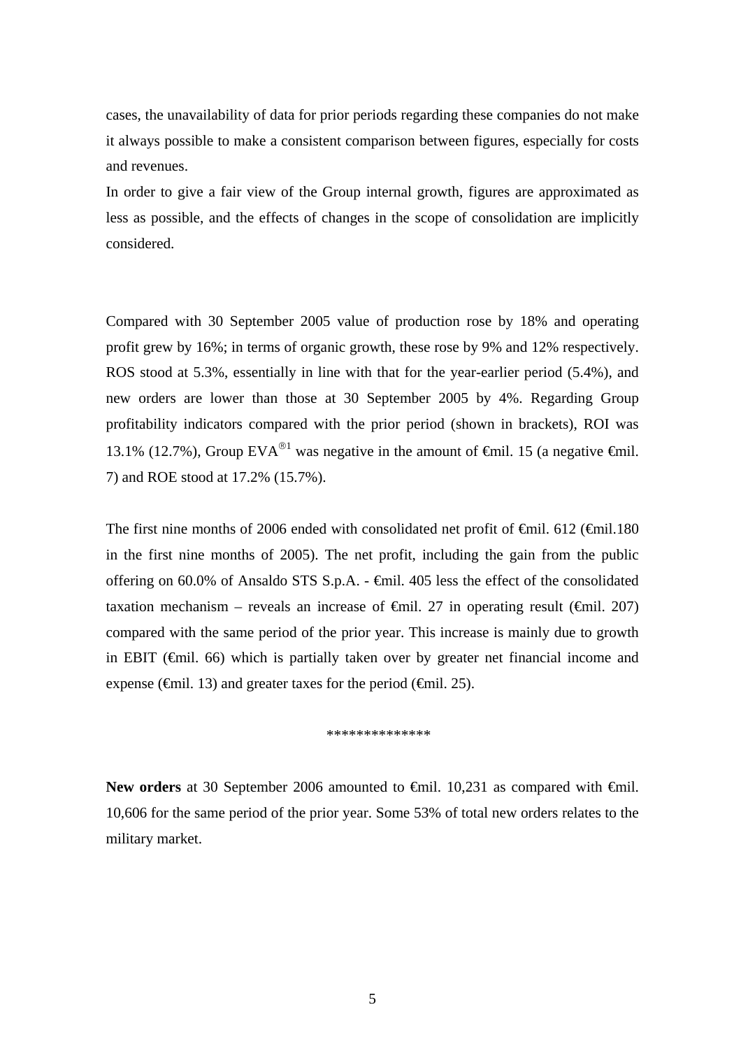cases, the unavailability of data for prior periods regarding these companies do not make it always possible to make a consistent comparison between figures, especially for costs and revenues.

In order to give a fair view of the Group internal growth, figures are approximated as less as possible, and the effects of changes in the scope of consolidation are implicitly considered.

Compared with 30 September 2005 value of production rose by 18% and operating profit grew by 16%; in terms of organic growth, these rose by 9% and 12% respectively. ROS stood at 5.3%, essentially in line with that for the year-earlier period (5.4%), and new orders are lower than those at 30 September 2005 by 4%. Regarding Group profitability indicators compared with the prior period (shown in brackets), ROI was 13.1% (12.7%), Group EVA®[1] was negative in the amount of €mil. 15 (a negative €mil. 7) and ROE stood at 17.2% (15.7%).

The first nine months of 2006 ended with consolidated net profit of €mil. 612 (€mil.180 in the first nine months of 2005). The net profit, including the gain from the public offering on 60.0% of Ansaldo STS S.p.A. - €mil. 405 less the effect of the consolidated taxation mechanism – reveals an increase of €mil. 27 in operating result (€mil. 207) compared with the same period of the prior year. This increase is mainly due to growth in EBIT (€mil. 66) which is partially taken over by greater net financial income and expense (€mil. 13) and greater taxes for the period (€mil. 25).

**************

**New orders** at 30 September 2006 amounted to €mil. 10,231 as compared with €mil. 10,606 for the same period of the prior year. Some 53% of total new orders relates to the military market.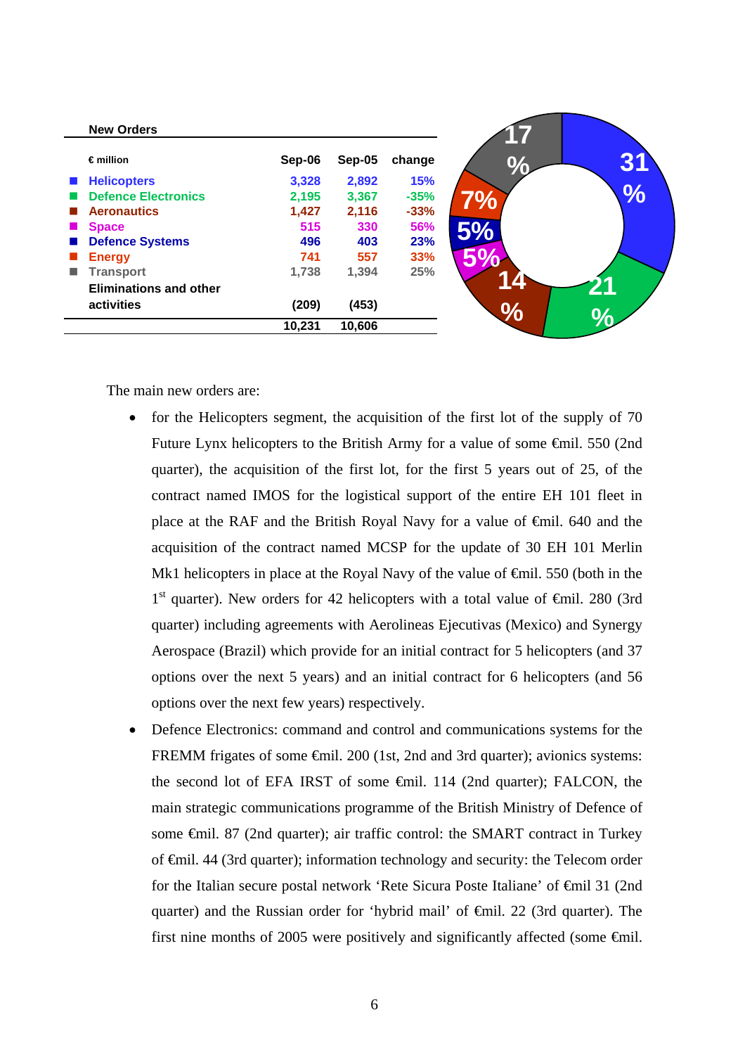**New Orders**

| € million | Sep-06 | Sep-05 | change |
|---|---|---|---|
| Helicopters | 3,328 | 2,892 | 15% |
| Defence Electronics | 2,195 | 3,367 | -35% |
| Aeronautics | 1,427 | 2,116 | -33% |
| Space | 515 | 330 | 56% |
| Defence Systems | 496 | 403 | 23% |
| Energy | 741 | 557 | 33% |
| Transport | 1,738 | 1,394 | 25% |
| Eliminations and other activities | (209) | (453) | |
| | 10,231 | 10,606 | |

The main new orders are:

- for the Helicopters segment, the acquisition of the first lot of the supply of 70 Future Lynx helicopters to the British Army for a value of some €mil. 550 (2nd quarter), the acquisition of the first lot, for the first 5 years out of 25, of the contract named IMOS for the logistical support of the entire EH 101 fleet in place at the RAF and the British Royal Navy for a value of €mil. 640 and the acquisition of the contract named MCSP for the update of 30 EH 101 Merlin Mk1 helicopters in place at the Royal Navy of the value of €mil. 550 (both in the 1st quarter). New orders for 42 helicopters with a total value of €mil. 280 (3rd quarter) including agreements with Aerolineas Ejecutivas (Mexico) and Synergy Aerospace (Brazil) which provide for an initial contract for 5 helicopters (and 37 options over the next 5 years) and an initial contract for 6 helicopters (and 56 options over the next few years) respectively.
- Defence Electronics: command and control and communications systems for the FREMM frigates of some €mil. 200 (1st, 2nd and 3rd quarter); avionics systems: the second lot of EFA IRST of some €mil. 114 (2nd quarter); FALCON, the main strategic communications programme of the British Ministry of Defence of some €mil. 87 (2nd quarter); air traffic control: the SMART contract in Turkey of €mil. 44 (3rd quarter); information technology and security: the Telecom order for the Italian secure postal network 'Rete Sicura Poste Italiane' of €mil 31 (2nd quarter) and the Russian order for 'hybrid mail' of €mil. 22 (3rd quarter). The first nine months of 2005 were positively and significantly affected (some €mil.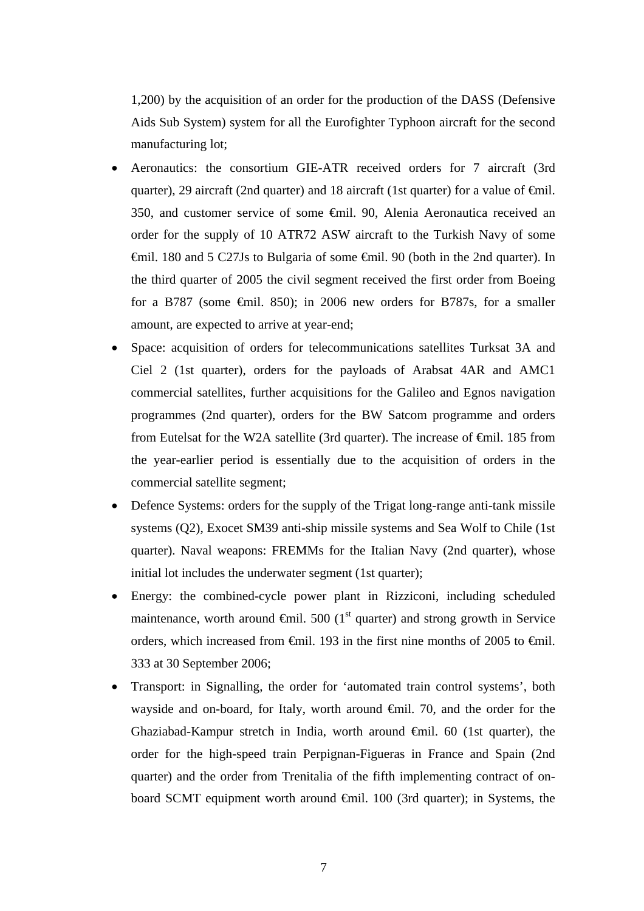1,200) by the acquisition of an order for the production of the DASS (Defensive Aids Sub System) system for all the Eurofighter Typhoon aircraft for the second manufacturing lot;

- Aeronautics: the consortium GIE-ATR received orders for 7 aircraft (3rd quarter), 29 aircraft (2nd quarter) and 18 aircraft (1st quarter) for a value of €mil. 350, and customer service of some €mil. 90, Alenia Aeronautica received an order for the supply of 10 ATR72 ASW aircraft to the Turkish Navy of some €mil. 180 and 5 C27Js to Bulgaria of some €mil. 90 (both in the 2nd quarter). In the third quarter of 2005 the civil segment received the first order from Boeing for a B787 (some €mil. 850); in 2006 new orders for B787s, for a smaller amount, are expected to arrive at year-end;
- Space: acquisition of orders for telecommunications satellites Turksat 3A and Ciel 2 (1st quarter), orders for the payloads of Arabsat 4AR and AMC1 commercial satellites, further acquisitions for the Galileo and Egnos navigation programmes (2nd quarter), orders for the BW Satcom programme and orders from Eutelsat for the W2A satellite (3rd quarter). The increase of €mil. 185 from the year-earlier period is essentially due to the acquisition of orders in the commercial satellite segment;
- Defence Systems: orders for the supply of the Trigat long-range anti-tank missile systems (Q2), Exocet SM39 anti-ship missile systems and Sea Wolf to Chile (1st quarter). Naval weapons: FREMMs for the Italian Navy (2nd quarter), whose initial lot includes the underwater segment (1st quarter);
- Energy: the combined-cycle power plant in Rizziconi, including scheduled maintenance, worth around €mil. 500 (1st quarter) and strong growth in Service orders, which increased from €mil. 193 in the first nine months of 2005 to €mil. 333 at 30 September 2006;
- Transport: in Signalling, the order for 'automated train control systems', both wayside and on-board, for Italy, worth around €mil. 70, and the order for the Ghaziabad-Kampur stretch in India, worth around €mil. 60 (1st quarter), the order for the high-speed train Perpignan-Figueras in France and Spain (2nd quarter) and the order from Trenitalia of the fifth implementing contract of on-board SCMT equipment worth around €mil. 100 (3rd quarter); in Systems, the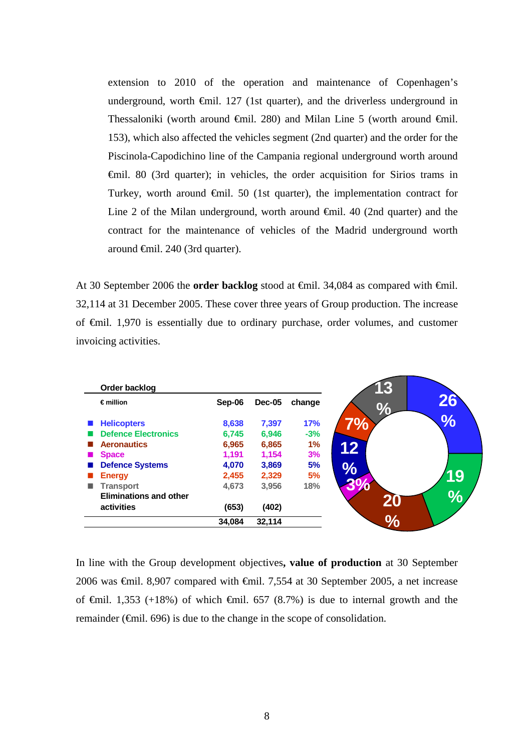extension to 2010 of the operation and maintenance of Copenhagen's underground, worth €mil. 127 (1st quarter), and the driverless underground in Thessaloniki (worth around €mil. 280) and Milan Line 5 (worth around €mil. 153), which also affected the vehicles segment (2nd quarter) and the order for the Piscinola-Capodichino line of the Campania regional underground worth around €mil. 80 (3rd quarter); in vehicles, the order acquisition for Sirios trams in Turkey, worth around €mil. 50 (1st quarter), the implementation contract for Line 2 of the Milan underground, worth around €mil. 40 (2nd quarter) and the contract for the maintenance of vehicles of the Madrid underground worth around €mil. 240 (3rd quarter).

At 30 September 2006 the **order backlog** stood at €mil. 34,084 as compared with €mil. 32,114 at 31 December 2005. These cover three years of Group production. The increase of €mil. 1,970 is essentially due to ordinary purchase, order volumes, and customer invoicing activities.

**Order backlog**

| € million | Sep-06 | Dec-05 | change |
|---|---|---|---|
| Helicopters | 8,638 | 7,397 | 17% |
| Defence Electronics | 6,745 | 6,946 | -3% |
| Aeronautics | 6,965 | 6,865 | 1% |
| Space | 1,191 | 1,154 | 3% |
| Defence Systems | 4,070 | 3,869 | 5% |
| Energy | 2,455 | 2,329 | 5% |
| Transport | 4,673 | 3,956 | 18% |
| Eliminations and other activities | (653) | (402) | |
| | 34,084 | 32,114 | |

26% | 19% | 20% | 3% | 12% | 7% | 13%

In line with the Group development objectives**, value of production** at 30 September 2006 was €mil. 8,907 compared with €mil. 7,554 at 30 September 2005, a net increase of €mil. 1,353 (+18%) of which €mil. 657 (8.7%) is due to internal growth and the remainder (€mil. 696) is due to the change in the scope of consolidation.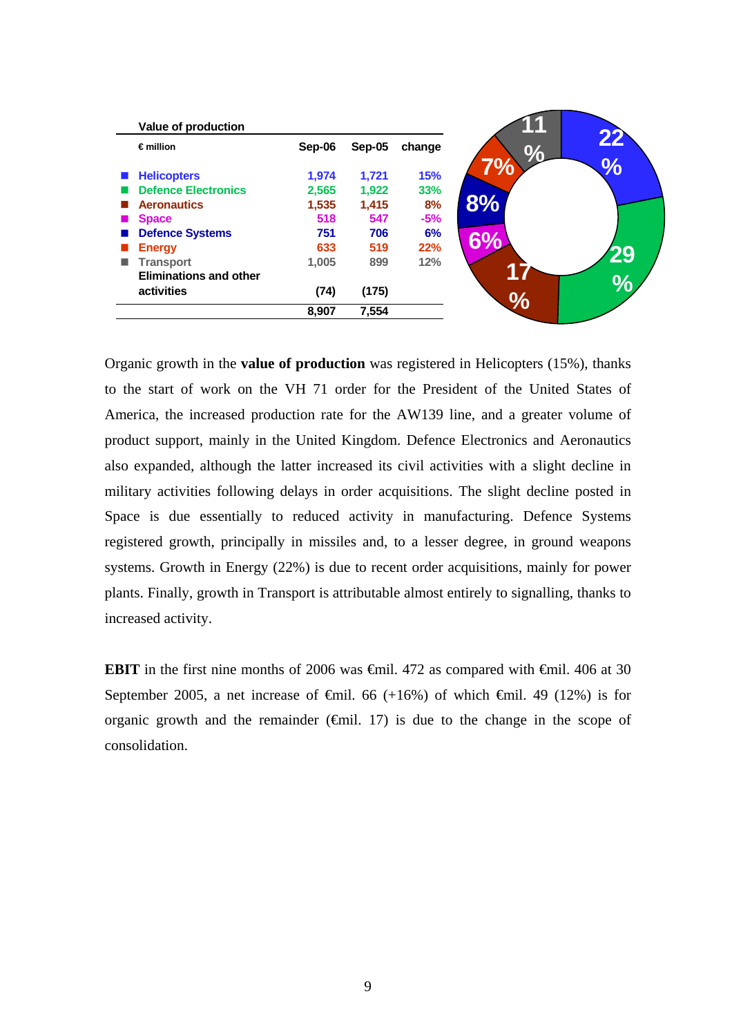| Value of production | | | |
|---|---|---|---|
| € million | Sep-06 | Sep-05 | change |
| Helicopters | 1,974 | 1,721 | 15% |
| Defence Electronics | 2,565 | 1,922 | 33% |
| Aeronautics | 1,535 | 1,415 | 8% |
| Space | 518 | 547 | -5% |
| Defence Systems | 751 | 706 | 6% |
| Energy | 633 | 519 | 22% |
| Transport | 1,005 | 899 | 12% |
| Eliminations and other activities | (74) | (175) | |
| | 8,907 | 7,554 | |

Organic growth in the **value of production** was registered in Helicopters (15%), thanks to the start of work on the VH 71 order for the President of the United States of America, the increased production rate for the AW139 line, and a greater volume of product support, mainly in the United Kingdom. Defence Electronics and Aeronautics also expanded, although the latter increased its civil activities with a slight decline in military activities following delays in order acquisitions. The slight decline posted in Space is due essentially to reduced activity in manufacturing. Defence Systems registered growth, principally in missiles and, to a lesser degree, in ground weapons systems. Growth in Energy (22%) is due to recent order acquisitions, mainly for power plants. Finally, growth in Transport is attributable almost entirely to signalling, thanks to increased activity.

**EBIT** in the first nine months of 2006 was €mil. 472 as compared with €mil. 406 at 30 September 2005, a net increase of €mil. 66 (+16%) of which €mil. 49 (12%) is for organic growth and the remainder (€mil. 17) is due to the change in the scope of consolidation.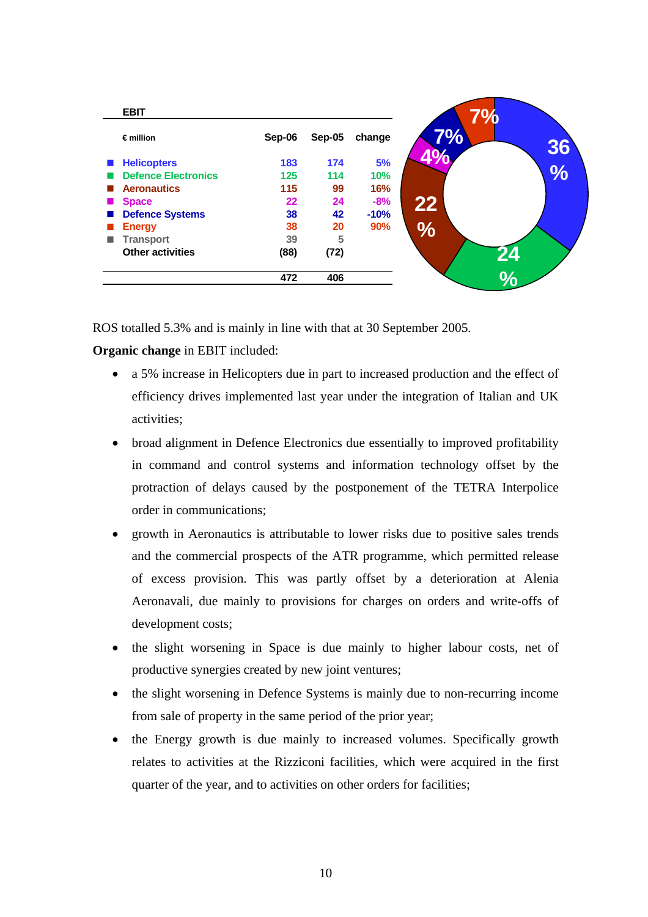**EBIT**

| € million | Sep-06 | Sep-05 | change |
|---|---|---|---|
| Helicopters | 183 | 174 | 5% |
| Defence Electronics | 125 | 114 | 10% |
| Aeronautics | 115 | 99 | 16% |
| Space | 22 | 24 | -8% |
| Defence Systems | 38 | 42 | -10% |
| Energy | 38 | 20 | 90% |
| Transport | 39 | 5 | |
| Other activities | (88) | (72) | |
| | 472 | 406 | |

36%, 24%, 22%, 4%, 7%, 7%

ROS totalled 5.3% and is mainly in line with that at 30 September 2005.

**Organic change** in EBIT included:

- a 5% increase in Helicopters due in part to increased production and the effect of efficiency drives implemented last year under the integration of Italian and UK activities;
- broad alignment in Defence Electronics due essentially to improved profitability in command and control systems and information technology offset by the protraction of delays caused by the postponement of the TETRA Interpolice order in communications;
- growth in Aeronautics is attributable to lower risks due to positive sales trends and the commercial prospects of the ATR programme, which permitted release of excess provision. This was partly offset by a deterioration at Alenia Aeronavali, due mainly to provisions for charges on orders and write-offs of development costs;
- the slight worsening in Space is due mainly to higher labour costs, net of productive synergies created by new joint ventures;
- the slight worsening in Defence Systems is mainly due to non-recurring income from sale of property in the same period of the prior year;
- the Energy growth is due mainly to increased volumes. Specifically growth relates to activities at the Rizziconi facilities, which were acquired in the first quarter of the year, and to activities on other orders for facilities;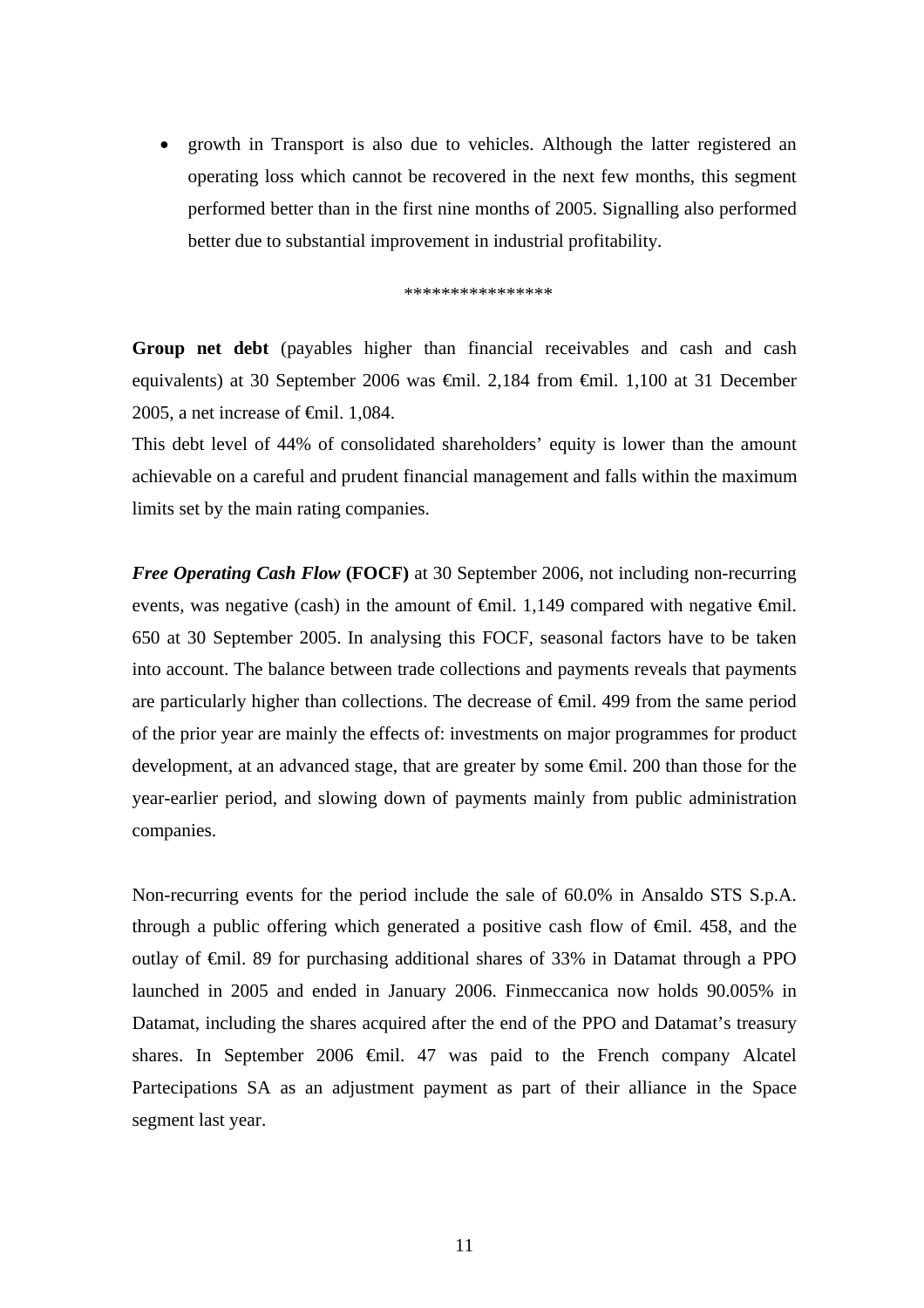- growth in Transport is also due to vehicles. Although the latter registered an operating loss which cannot be recovered in the next few months, this segment performed better than in the first nine months of 2005. Signalling also performed better due to substantial improvement in industrial profitability.

****************

**Group net debt** (payables higher than financial receivables and cash and cash equivalents) at 30 September 2006 was €mil. 2,184 from €mil. 1,100 at 31 December 2005, a net increase of €mil. 1,084.
This debt level of 44% of consolidated shareholders' equity is lower than the amount achievable on a careful and prudent financial management and falls within the maximum limits set by the main rating companies.

***Free Operating Cash Flow* (FOCF)** at 30 September 2006, not including non-recurring events, was negative (cash) in the amount of €mil. 1,149 compared with negative €mil. 650 at 30 September 2005. In analysing this FOCF, seasonal factors have to be taken into account. The balance between trade collections and payments reveals that payments are particularly higher than collections. The decrease of €mil. 499 from the same period of the prior year are mainly the effects of: investments on major programmes for product development, at an advanced stage, that are greater by some €mil. 200 than those for the year-earlier period, and slowing down of payments mainly from public administration companies.

Non-recurring events for the period include the sale of 60.0% in Ansaldo STS S.p.A. through a public offering which generated a positive cash flow of €mil. 458, and the outlay of €mil. 89 for purchasing additional shares of 33% in Datamat through a PPO launched in 2005 and ended in January 2006. Finmeccanica now holds 90.005% in Datamat, including the shares acquired after the end of the PPO and Datamat's treasury shares. In September 2006 €mil. 47 was paid to the French company Alcatel Partecipations SA as an adjustment payment as part of their alliance in the Space segment last year.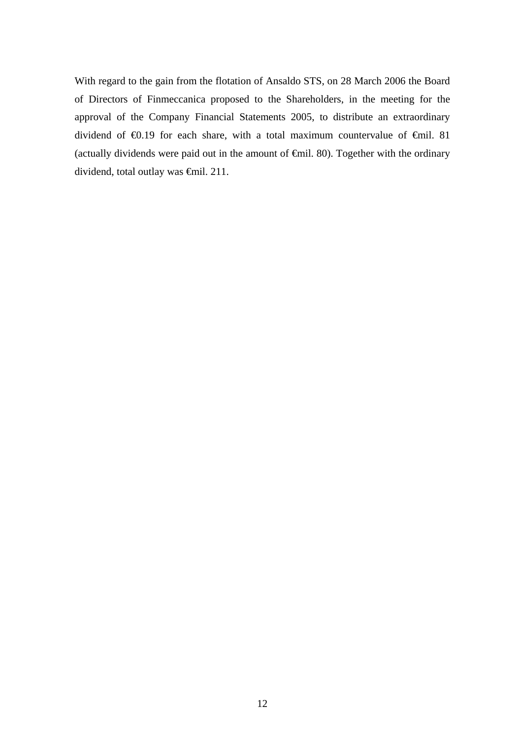With regard to the gain from the flotation of Ansaldo STS, on 28 March 2006 the Board of Directors of Finmeccanica proposed to the Shareholders, in the meeting for the approval of the Company Financial Statements 2005, to distribute an extraordinary dividend of €0.19 for each share, with a total maximum countervalue of €mil. 81 (actually dividends were paid out in the amount of €mil. 80). Together with the ordinary dividend, total outlay was €mil. 211.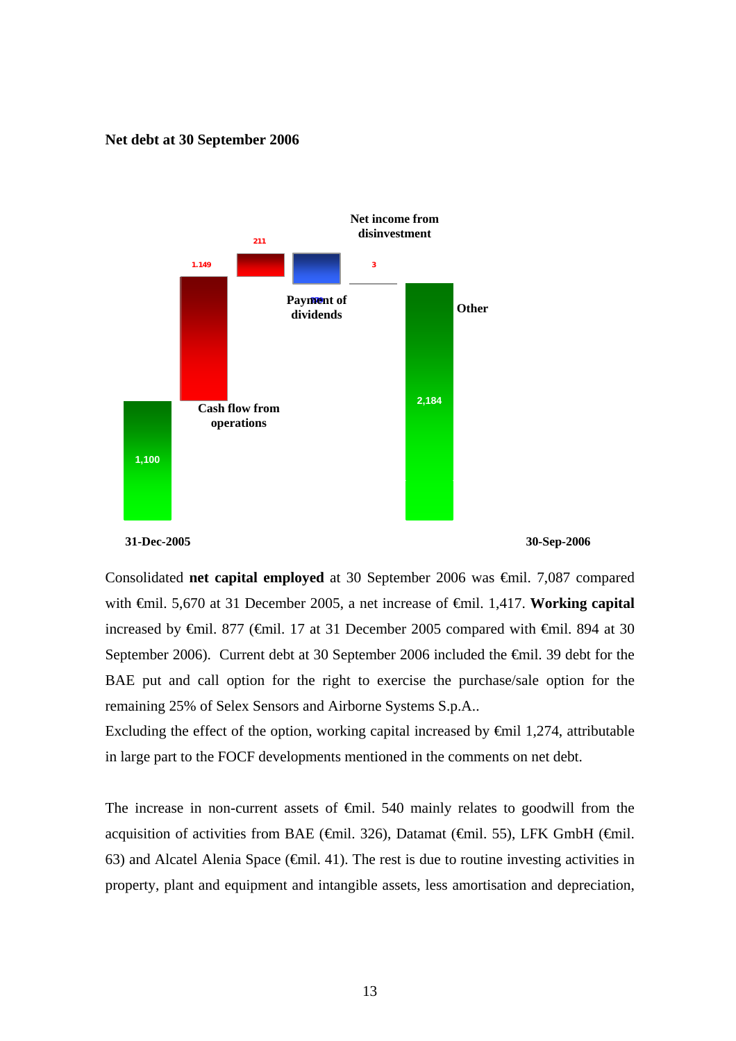**Net debt at 30 September 2006**

31-Dec-2005: 1,100

Cash flow from operations: 1.149

211

Payment of dividends

Net income from disinvestment: 3

Other

30-Sep-2006: 2,184

Consolidated **net capital employed** at 30 September 2006 was €mil. 7,087 compared with €mil. 5,670 at 31 December 2005, a net increase of €mil. 1,417. **Working capital** increased by €mil. 877 (€mil. 17 at 31 December 2005 compared with €mil. 894 at 30 September 2006). Current debt at 30 September 2006 included the €mil. 39 debt for the BAE put and call option for the right to exercise the purchase/sale option for the remaining 25% of Selex Sensors and Airborne Systems S.p.A..

Excluding the effect of the option, working capital increased by €mil 1,274, attributable in large part to the FOCF developments mentioned in the comments on net debt.

The increase in non-current assets of €mil. 540 mainly relates to goodwill from the acquisition of activities from BAE (€mil. 326), Datamat (€mil. 55), LFK GmbH (€mil. 63) and Alcatel Alenia Space (€mil. 41). The rest is due to routine investing activities in property, plant and equipment and intangible assets, less amortisation and depreciation,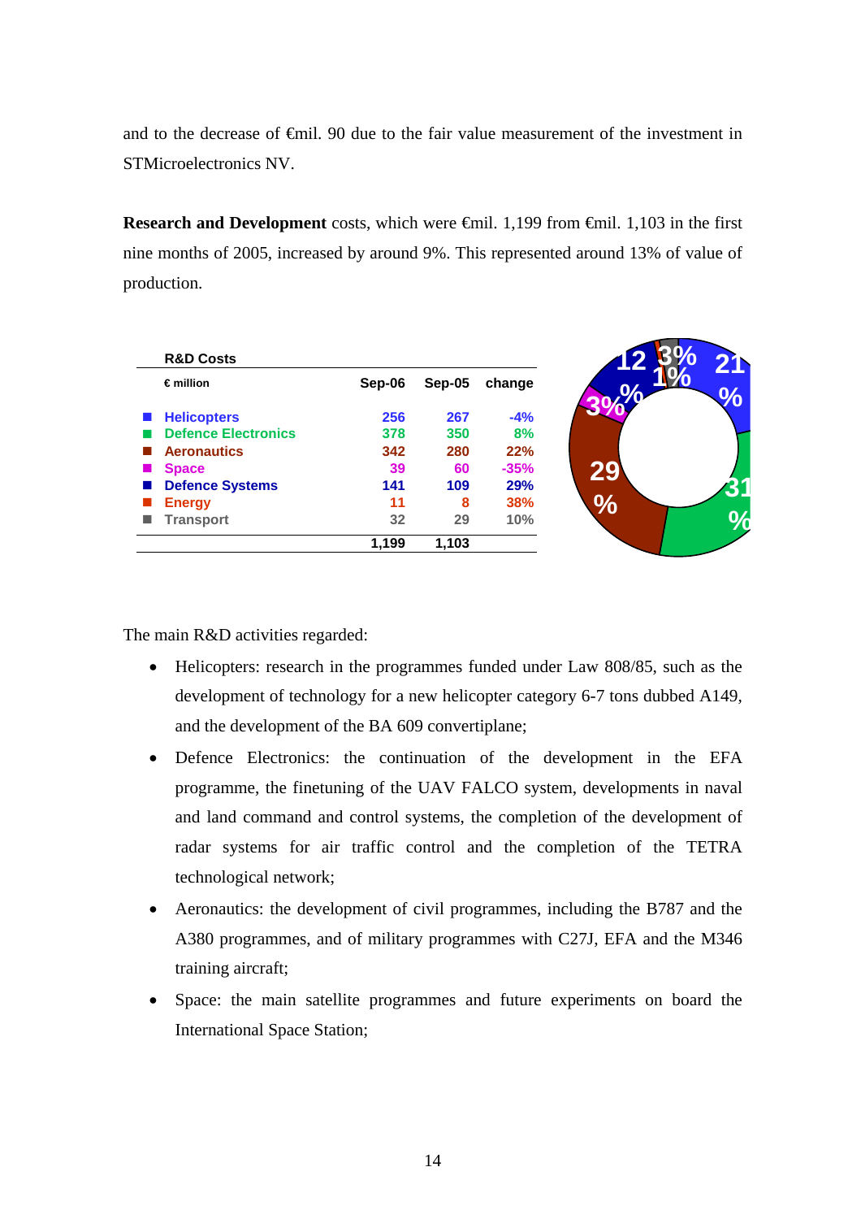and to the decrease of €mil. 90 due to the fair value measurement of the investment in STMicroelectronics NV.

**Research and Development** costs, which were €mil. 1,199 from €mil. 1,103 in the first nine months of 2005, increased by around 9%. This represented around 13% of value of production.

**R&D Costs**

| € million | Sep-06 | Sep-05 | change |
|---|---|---|---|
| Helicopters | 256 | 267 | -4% |
| Defence Electronics | 378 | 350 | 8% |
| Aeronautics | 342 | 280 | 22% |
| Space | 39 | 60 | -35% |
| Defence Systems | 141 | 109 | 29% |
| Energy | 11 | 8 | 38% |
| Transport | 32 | 29 | 10% |
| | 1,199 | 1,103 | |

The main R&D activities regarded:

- Helicopters: research in the programmes funded under Law 808/85, such as the development of technology for a new helicopter category 6-7 tons dubbed A149, and the development of the BA 609 convertiplane;
- Defence Electronics: the continuation of the development in the EFA programme, the finetuning of the UAV FALCO system, developments in naval and land command and control systems, the completion of the development of radar systems for air traffic control and the completion of the TETRA technological network;
- Aeronautics: the development of civil programmes, including the B787 and the A380 programmes, and of military programmes with C27J, EFA and the M346 training aircraft;
- Space: the main satellite programmes and future experiments on board the International Space Station;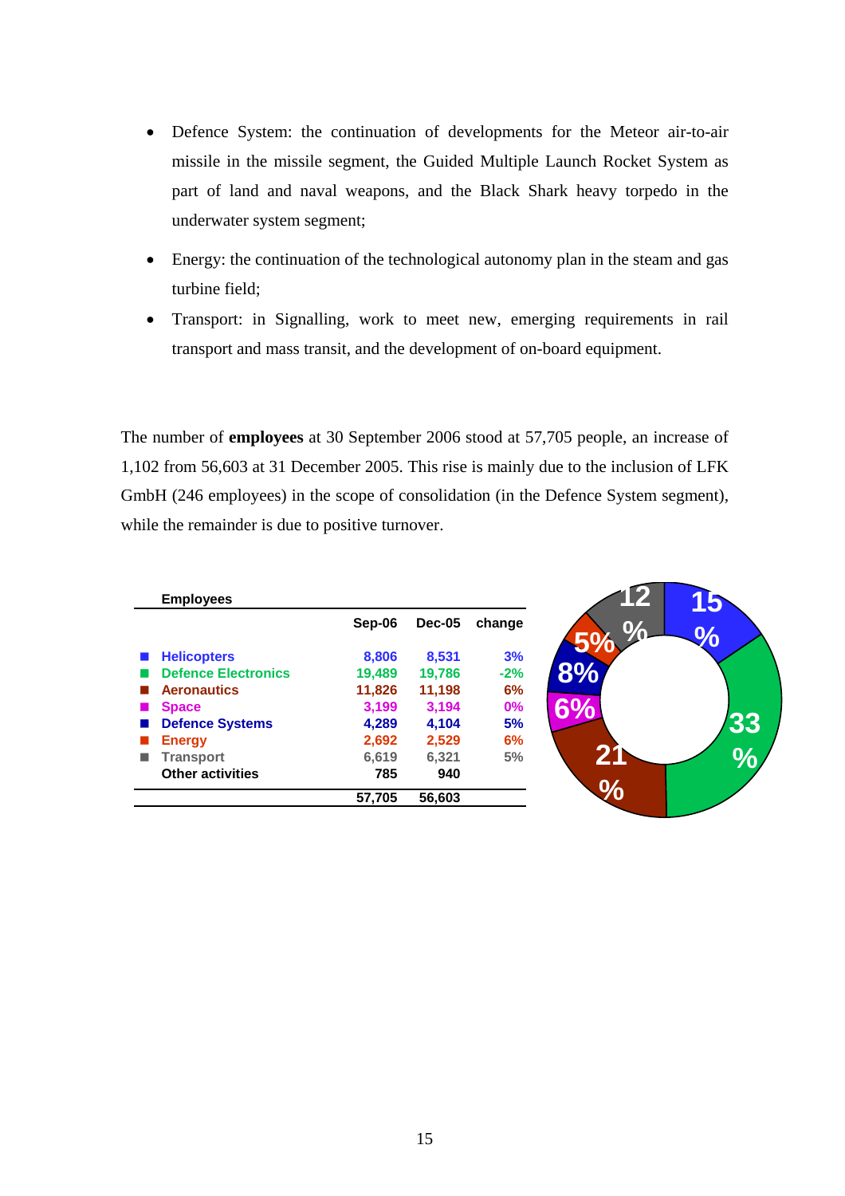- Defence System: the continuation of developments for the Meteor air-to-air missile in the missile segment, the Guided Multiple Launch Rocket System as part of land and naval weapons, and the Black Shark heavy torpedo in the underwater system segment;
- Energy: the continuation of the technological autonomy plan in the steam and gas turbine field;
- Transport: in Signalling, work to meet new, emerging requirements in rail transport and mass transit, and the development of on-board equipment.

The number of **employees** at 30 September 2006 stood at 57,705 people, an increase of 1,102 from 56,603 at 31 December 2005. This rise is mainly due to the inclusion of LFK GmbH (246 employees) in the scope of consolidation (in the Defence System segment), while the remainder is due to positive turnover.

| Employees | Sep-06 | Dec-05 | change |
|---|---|---|---|
| Helicopters | 8,806 | 8,531 | 3% |
| Defence Electronics | 19,489 | 19,786 | -2% |
| Aeronautics | 11,826 | 11,198 | 6% |
| Space | 3,199 | 3,194 | 0% |
| Defence Systems | 4,289 | 4,104 | 5% |
| Energy | 2,692 | 2,529 | 6% |
| Transport | 6,619 | 6,321 | 5% |
| Other activities | 785 | 940 | |
| | 57,705 | 56,603 | |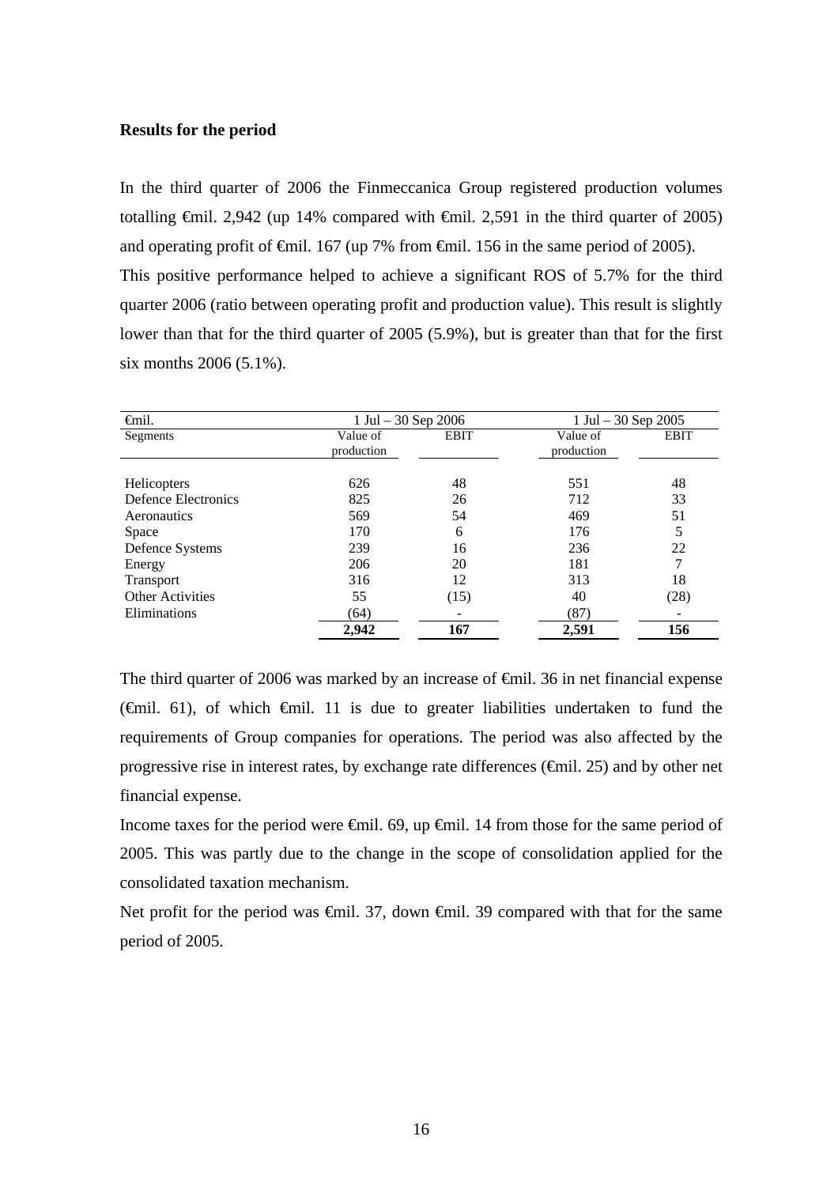**Results for the period**

In the third quarter of 2006 the Finmeccanica Group registered production volumes totalling €mil. 2,942 (up 14% compared with €mil. 2,591 in the third quarter of 2005) and operating profit of €mil. 167 (up 7% from €mil. 156 in the same period of 2005).

This positive performance helped to achieve a significant ROS of 5.7% for the third quarter 2006 (ratio between operating profit and production value). This result is slightly lower than that for the third quarter of 2005 (5.9%), but is greater than that for the first six months 2006 (5.1%).

| €mil. | 1 Jul – 30 Sep 2006 | | 1 Jul – 30 Sep 2005 | |
|---|---|---|---|---|
| Segments | Value of production | EBIT | Value of production | EBIT |
| Helicopters | 626 | 48 | 551 | 48 |
| Defence Electronics | 825 | 26 | 712 | 33 |
| Aeronautics | 569 | 54 | 469 | 51 |
| Space | 170 | 6 | 176 | 5 |
| Defence Systems | 239 | 16 | 236 | 22 |
| Energy | 206 | 20 | 181 | 7 |
| Transport | 316 | 12 | 313 | 18 |
| Other Activities | 55 | (15) | 40 | (28) |
| Eliminations | (64) | - | (87) | - |
| | **2,942** | **167** | **2,591** | **156** |

The third quarter of 2006 was marked by an increase of €mil. 36 in net financial expense (€mil. 61), of which €mil. 11 is due to greater liabilities undertaken to fund the requirements of Group companies for operations. The period was also affected by the progressive rise in interest rates, by exchange rate differences (€mil. 25) and by other net financial expense.

Income taxes for the period were €mil. 69, up €mil. 14 from those for the same period of 2005. This was partly due to the change in the scope of consolidation applied for the consolidated taxation mechanism.

Net profit for the period was €mil. 37, down €mil. 39 compared with that for the same period of 2005.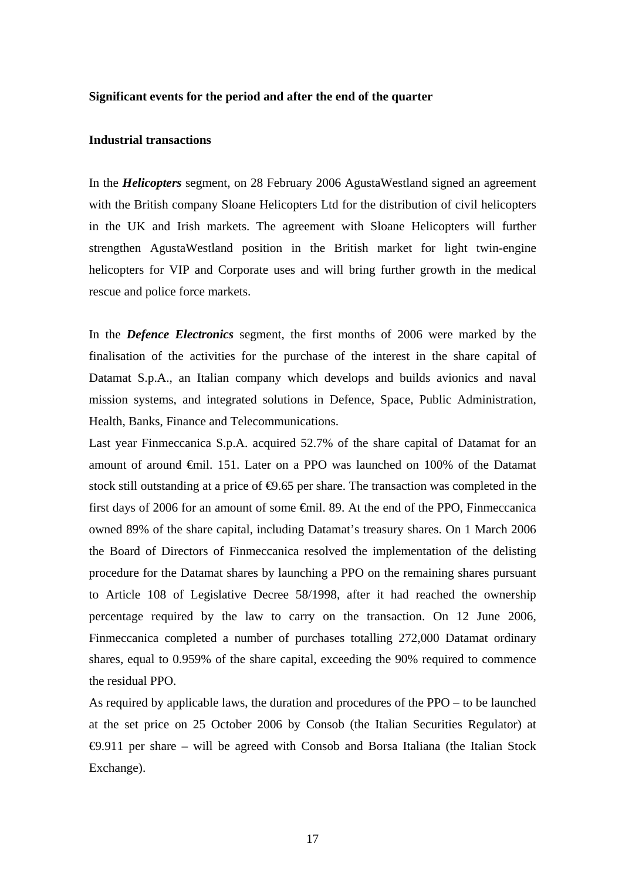**Significant events for the period and after the end of the quarter**

**Industrial transactions**

In the ***Helicopters*** segment, on 28 February 2006 AgustaWestland signed an agreement with the British company Sloane Helicopters Ltd for the distribution of civil helicopters in the UK and Irish markets. The agreement with Sloane Helicopters will further strengthen AgustaWestland position in the British market for light twin-engine helicopters for VIP and Corporate uses and will bring further growth in the medical rescue and police force markets.

In the ***Defence Electronics*** segment, the first months of 2006 were marked by the finalisation of the activities for the purchase of the interest in the share capital of Datamat S.p.A., an Italian company which develops and builds avionics and naval mission systems, and integrated solutions in Defence, Space, Public Administration, Health, Banks, Finance and Telecommunications.

Last year Finmeccanica S.p.A. acquired 52.7% of the share capital of Datamat for an amount of around €mil. 151. Later on a PPO was launched on 100% of the Datamat stock still outstanding at a price of €9.65 per share. The transaction was completed in the first days of 2006 for an amount of some €mil. 89. At the end of the PPO, Finmeccanica owned 89% of the share capital, including Datamat's treasury shares. On 1 March 2006 the Board of Directors of Finmeccanica resolved the implementation of the delisting procedure for the Datamat shares by launching a PPO on the remaining shares pursuant to Article 108 of Legislative Decree 58/1998, after it had reached the ownership percentage required by the law to carry on the transaction. On 12 June 2006, Finmeccanica completed a number of purchases totalling 272,000 Datamat ordinary shares, equal to 0.959% of the share capital, exceeding the 90% required to commence the residual PPO.

As required by applicable laws, the duration and procedures of the PPO – to be launched at the set price on 25 October 2006 by Consob (the Italian Securities Regulator) at €9.911 per share – will be agreed with Consob and Borsa Italiana (the Italian Stock Exchange).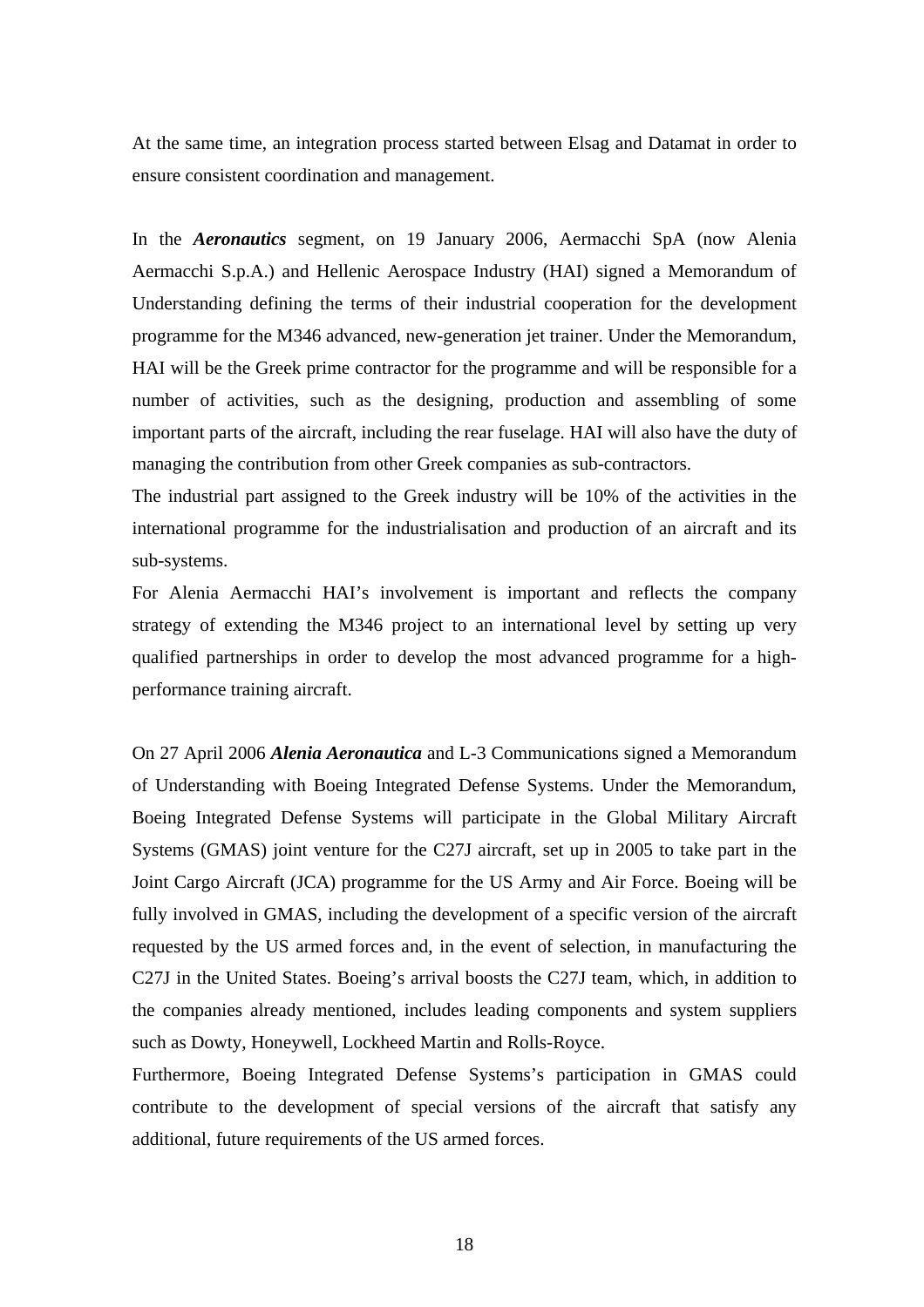At the same time, an integration process started between Elsag and Datamat in order to ensure consistent coordination and management.

In the ***Aeronautics*** segment, on 19 January 2006, Aermacchi SpA (now Alenia Aermacchi S.p.A.) and Hellenic Aerospace Industry (HAI) signed a Memorandum of Understanding defining the terms of their industrial cooperation for the development programme for the M346 advanced, new-generation jet trainer. Under the Memorandum, HAI will be the Greek prime contractor for the programme and will be responsible for a number of activities, such as the designing, production and assembling of some important parts of the aircraft, including the rear fuselage. HAI will also have the duty of managing the contribution from other Greek companies as sub-contractors.
The industrial part assigned to the Greek industry will be 10% of the activities in the international programme for the industrialisation and production of an aircraft and its sub-systems.
For Alenia Aermacchi HAI's involvement is important and reflects the company strategy of extending the M346 project to an international level by setting up very qualified partnerships in order to develop the most advanced programme for a high-performance training aircraft.

On 27 April 2006 ***Alenia Aeronautica*** and L-3 Communications signed a Memorandum of Understanding with Boeing Integrated Defense Systems. Under the Memorandum, Boeing Integrated Defense Systems will participate in the Global Military Aircraft Systems (GMAS) joint venture for the C27J aircraft, set up in 2005 to take part in the Joint Cargo Aircraft (JCA) programme for the US Army and Air Force. Boeing will be fully involved in GMAS, including the development of a specific version of the aircraft requested by the US armed forces and, in the event of selection, in manufacturing the C27J in the United States. Boeing's arrival boosts the C27J team, which, in addition to the companies already mentioned, includes leading components and system suppliers such as Dowty, Honeywell, Lockheed Martin and Rolls-Royce.
Furthermore, Boeing Integrated Defense Systems's participation in GMAS could contribute to the development of special versions of the aircraft that satisfy any additional, future requirements of the US armed forces.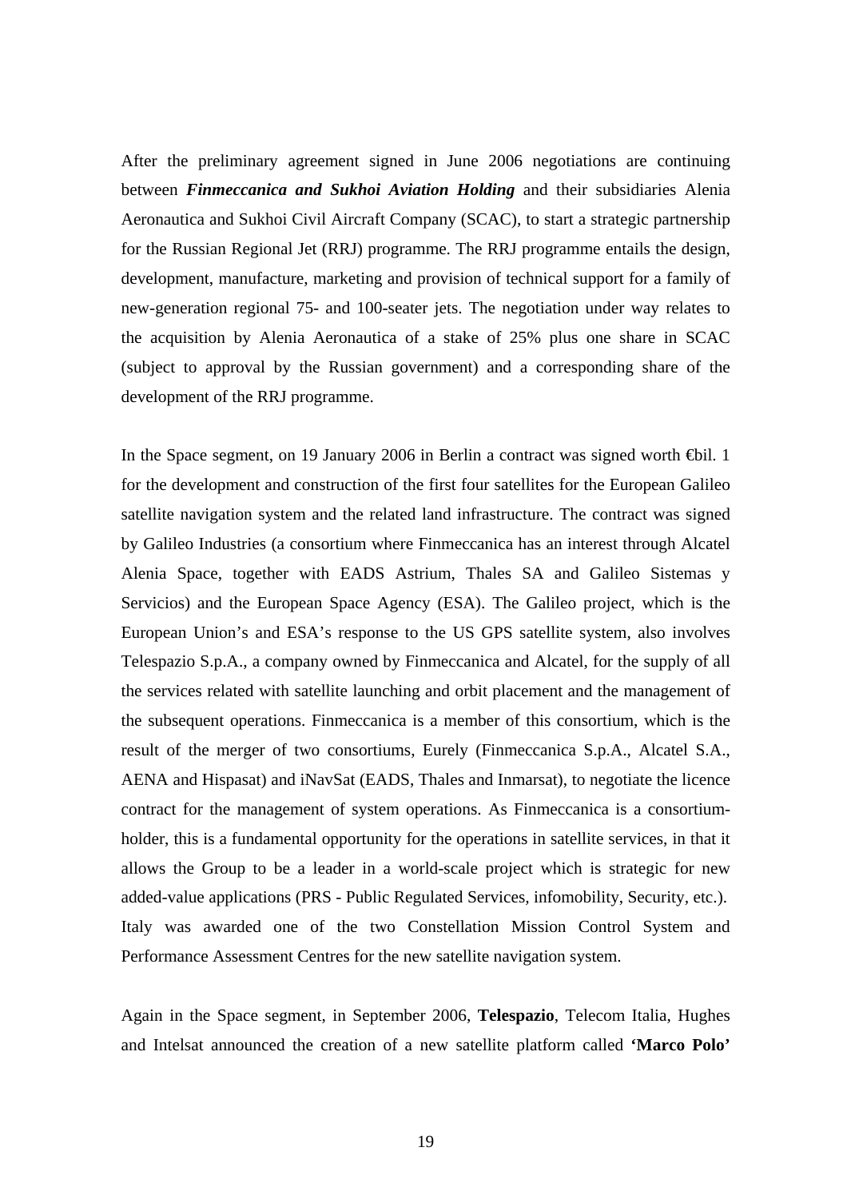After the preliminary agreement signed in June 2006 negotiations are continuing between ***Finmeccanica and Sukhoi Aviation Holding*** and their subsidiaries Alenia Aeronautica and Sukhoi Civil Aircraft Company (SCAC), to start a strategic partnership for the Russian Regional Jet (RRJ) programme. The RRJ programme entails the design, development, manufacture, marketing and provision of technical support for a family of new-generation regional 75- and 100-seater jets. The negotiation under way relates to the acquisition by Alenia Aeronautica of a stake of 25% plus one share in SCAC (subject to approval by the Russian government) and a corresponding share of the development of the RRJ programme.

In the Space segment, on 19 January 2006 in Berlin a contract was signed worth €bil. 1 for the development and construction of the first four satellites for the European Galileo satellite navigation system and the related land infrastructure. The contract was signed by Galileo Industries (a consortium where Finmeccanica has an interest through Alcatel Alenia Space, together with EADS Astrium, Thales SA and Galileo Sistemas y Servicios) and the European Space Agency (ESA). The Galileo project, which is the European Union's and ESA's response to the US GPS satellite system, also involves Telespazio S.p.A., a company owned by Finmeccanica and Alcatel, for the supply of all the services related with satellite launching and orbit placement and the management of the subsequent operations. Finmeccanica is a member of this consortium, which is the result of the merger of two consortiums, Eurely (Finmeccanica S.p.A., Alcatel S.A., AENA and Hispasat) and iNavSat (EADS, Thales and Inmarsat), to negotiate the licence contract for the management of system operations. As Finmeccanica is a consortium-holder, this is a fundamental opportunity for the operations in satellite services, in that it allows the Group to be a leader in a world-scale project which is strategic for new added-value applications (PRS - Public Regulated Services, infomobility, Security, etc.). Italy was awarded one of the two Constellation Mission Control System and Performance Assessment Centres for the new satellite navigation system.

Again in the Space segment, in September 2006, **Telespazio**, Telecom Italia, Hughes and Intelsat announced the creation of a new satellite platform called **'Marco Polo'**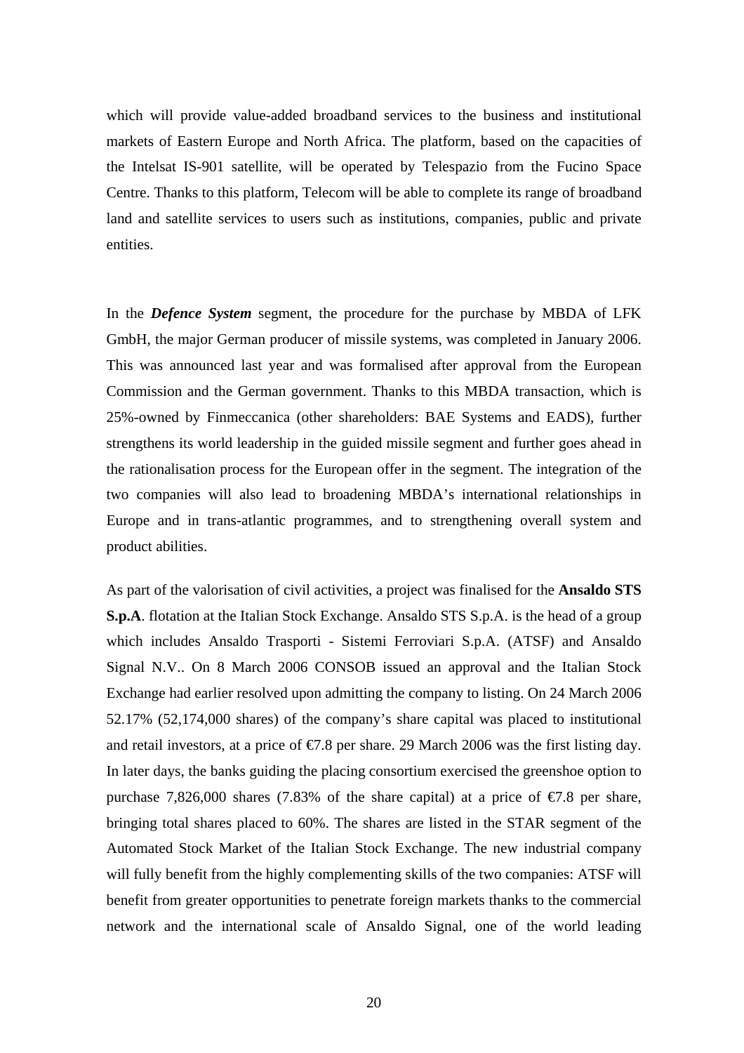which will provide value-added broadband services to the business and institutional markets of Eastern Europe and North Africa. The platform, based on the capacities of the Intelsat IS-901 satellite, will be operated by Telespazio from the Fucino Space Centre. Thanks to this platform, Telecom will be able to complete its range of broadband land and satellite services to users such as institutions, companies, public and private entities.

In the ***Defence System*** segment, the procedure for the purchase by MBDA of LFK GmbH, the major German producer of missile systems, was completed in January 2006. This was announced last year and was formalised after approval from the European Commission and the German government. Thanks to this MBDA transaction, which is 25%-owned by Finmeccanica (other shareholders: BAE Systems and EADS), further strengthens its world leadership in the guided missile segment and further goes ahead in the rationalisation process for the European offer in the segment. The integration of the two companies will also lead to broadening MBDA's international relationships in Europe and in trans-atlantic programmes, and to strengthening overall system and product abilities.

As part of the valorisation of civil activities, a project was finalised for the **Ansaldo STS S.p.A**. flotation at the Italian Stock Exchange. Ansaldo STS S.p.A. is the head of a group which includes Ansaldo Trasporti - Sistemi Ferroviari S.p.A. (ATSF) and Ansaldo Signal N.V.. On 8 March 2006 CONSOB issued an approval and the Italian Stock Exchange had earlier resolved upon admitting the company to listing. On 24 March 2006 52.17% (52,174,000 shares) of the company's share capital was placed to institutional and retail investors, at a price of €7.8 per share. 29 March 2006 was the first listing day. In later days, the banks guiding the placing consortium exercised the greenshoe option to purchase 7,826,000 shares (7.83% of the share capital) at a price of €7.8 per share, bringing total shares placed to 60%. The shares are listed in the STAR segment of the Automated Stock Market of the Italian Stock Exchange. The new industrial company will fully benefit from the highly complementing skills of the two companies: ATSF will benefit from greater opportunities to penetrate foreign markets thanks to the commercial network and the international scale of Ansaldo Signal, one of the world leading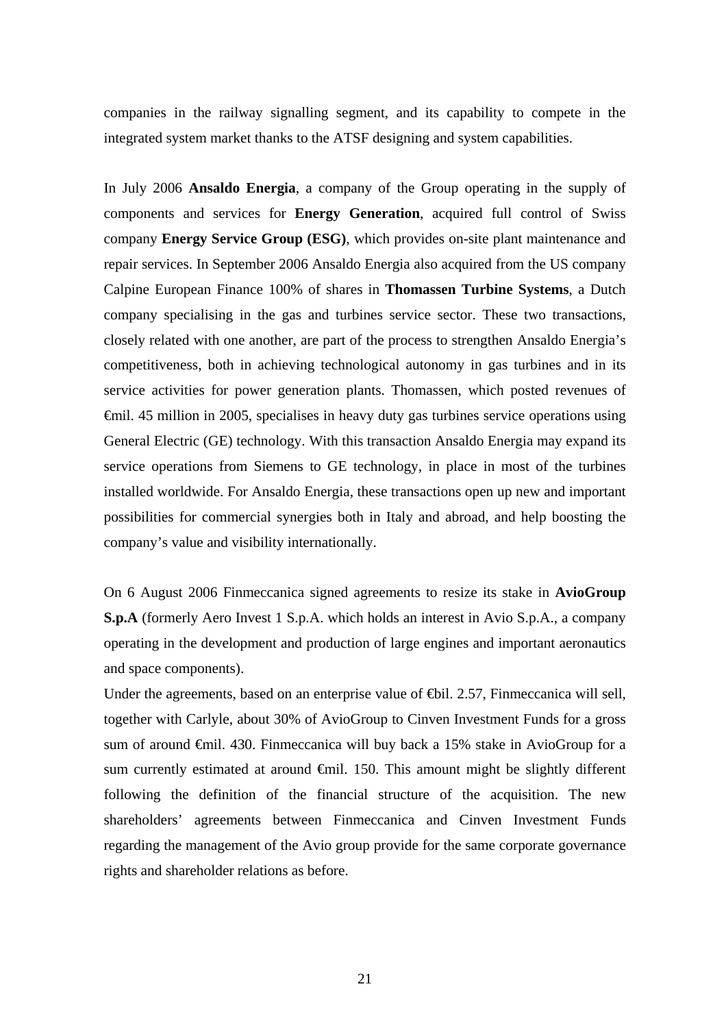companies in the railway signalling segment, and its capability to compete in the integrated system market thanks to the ATSF designing and system capabilities.

In July 2006 **Ansaldo Energia**, a company of the Group operating in the supply of components and services for **Energy Generation**, acquired full control of Swiss company **Energy Service Group (ESG)**, which provides on-site plant maintenance and repair services. In September 2006 Ansaldo Energia also acquired from the US company Calpine European Finance 100% of shares in **Thomassen Turbine Systems**, a Dutch company specialising in the gas and turbines service sector. These two transactions, closely related with one another, are part of the process to strengthen Ansaldo Energia's competitiveness, both in achieving technological autonomy in gas turbines and in its service activities for power generation plants. Thomassen, which posted revenues of €mil. 45 million in 2005, specialises in heavy duty gas turbines service operations using General Electric (GE) technology. With this transaction Ansaldo Energia may expand its service operations from Siemens to GE technology, in place in most of the turbines installed worldwide. For Ansaldo Energia, these transactions open up new and important possibilities for commercial synergies both in Italy and abroad, and help boosting the company's value and visibility internationally.

On 6 August 2006 Finmeccanica signed agreements to resize its stake in **AvioGroup S.p.A** (formerly Aero Invest 1 S.p.A. which holds an interest in Avio S.p.A., a company operating in the development and production of large engines and important aeronautics and space components).

Under the agreements, based on an enterprise value of €bil. 2.57, Finmeccanica will sell, together with Carlyle, about 30% of AvioGroup to Cinven Investment Funds for a gross sum of around €mil. 430. Finmeccanica will buy back a 15% stake in AvioGroup for a sum currently estimated at around €mil. 150. This amount might be slightly different following the definition of the financial structure of the acquisition. The new shareholders' agreements between Finmeccanica and Cinven Investment Funds regarding the management of the Avio group provide for the same corporate governance rights and shareholder relations as before.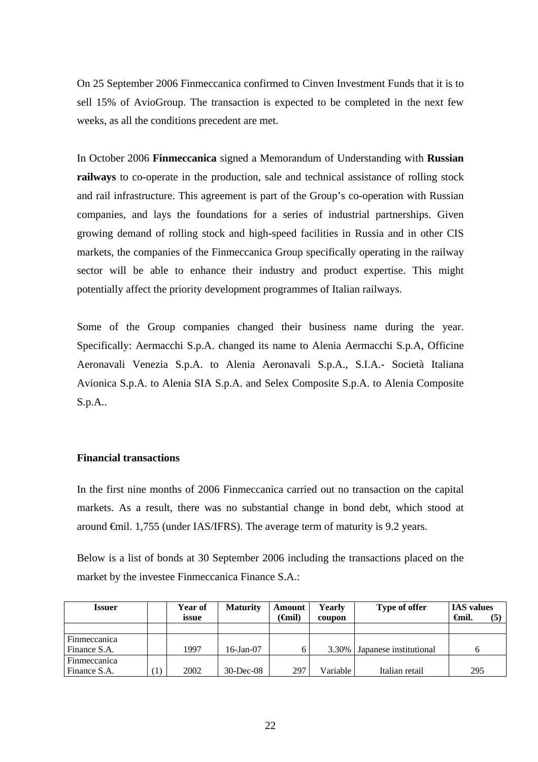On 25 September 2006 Finmeccanica confirmed to Cinven Investment Funds that it is to sell 15% of AvioGroup. The transaction is expected to be completed in the next few weeks, as all the conditions precedent are met.

In October 2006 **Finmeccanica** signed a Memorandum of Understanding with **Russian railways** to co-operate in the production, sale and technical assistance of rolling stock and rail infrastructure. This agreement is part of the Group's co-operation with Russian companies, and lays the foundations for a series of industrial partnerships. Given growing demand of rolling stock and high-speed facilities in Russia and in other CIS markets, the companies of the Finmeccanica Group specifically operating in the railway sector will be able to enhance their industry and product expertise. This might potentially affect the priority development programmes of Italian railways.

Some of the Group companies changed their business name during the year. Specifically: Aermacchi S.p.A. changed its name to Alenia Aermacchi S.p.A, Officine Aeronavali Venezia S.p.A. to Alenia Aeronavali S.p.A., S.I.A.- Società Italiana Avionica S.p.A. to Alenia SIA S.p.A. and Selex Composite S.p.A. to Alenia Composite S.p.A..

**Financial transactions**

In the first nine months of 2006 Finmeccanica carried out no transaction on the capital markets. As a result, there was no substantial change in bond debt, which stood at around €mil. 1,755 (under IAS/IFRS). The average term of maturity is 9.2 years.

Below is a list of bonds at 30 September 2006 including the transactions placed on the market by the investee Finmeccanica Finance S.A.:

| Issuer | | Year of issue | Maturity | Amount (€mil) | Yearly coupon | Type of offer | IAS values €mil. (5) |
|---|---|---|---|---|---|---|---|
| | | | | | | | |
| Finmeccanica Finance S.A. | | 1997 | 16-Jan-07 | 6 | 3.30% | Japanese institutional | 6 |
| Finmeccanica Finance S.A. | (1) | 2002 | 30-Dec-08 | 297 | Variable | Italian retail | 295 |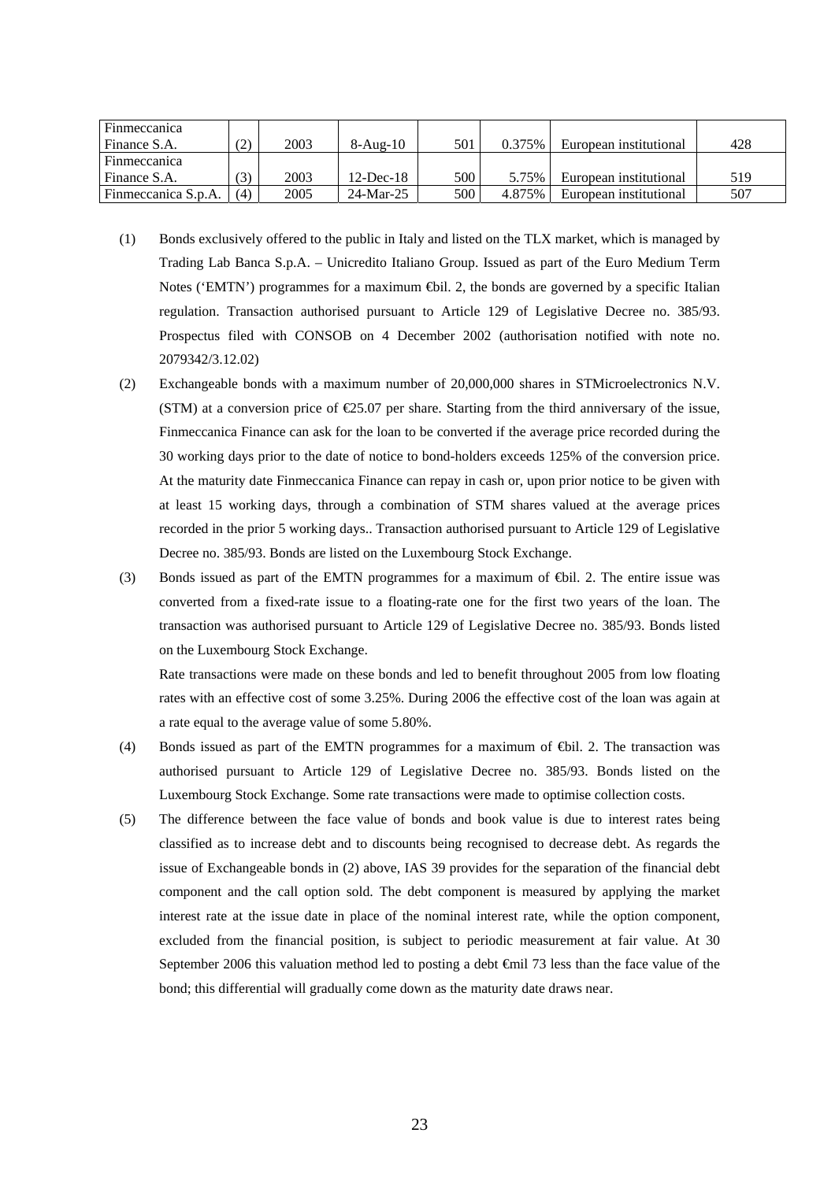| | | | | | | | |
|---|---|---|---|---|---|---|---|
| Finmeccanica Finance S.A. | (2) | 2003 | 8-Aug-10 | 501 | 0.375% | European institutional | 428 |
| Finmeccanica Finance S.A. | (3) | 2003 | 12-Dec-18 | 500 | 5.75% | European institutional | 519 |
| Finmeccanica S.p.A. | (4) | 2005 | 24-Mar-25 | 500 | 4.875% | European institutional | 507 |

(1) Bonds exclusively offered to the public in Italy and listed on the TLX market, which is managed by Trading Lab Banca S.p.A. – Unicredito Italiano Group. Issued as part of the Euro Medium Term Notes ('EMTN') programmes for a maximum €bil. 2, the bonds are governed by a specific Italian regulation. Transaction authorised pursuant to Article 129 of Legislative Decree no. 385/93. Prospectus filed with CONSOB on 4 December 2002 (authorisation notified with note no. 2079342/3.12.02)

(2) Exchangeable bonds with a maximum number of 20,000,000 shares in STMicroelectronics N.V. (STM) at a conversion price of €25.07 per share. Starting from the third anniversary of the issue, Finmeccanica Finance can ask for the loan to be converted if the average price recorded during the 30 working days prior to the date of notice to bond-holders exceeds 125% of the conversion price. At the maturity date Finmeccanica Finance can repay in cash or, upon prior notice to be given with at least 15 working days, through a combination of STM shares valued at the average prices recorded in the prior 5 working days.. Transaction authorised pursuant to Article 129 of Legislative Decree no. 385/93. Bonds are listed on the Luxembourg Stock Exchange.

(3) Bonds issued as part of the EMTN programmes for a maximum of €bil. 2. The entire issue was converted from a fixed-rate issue to a floating-rate one for the first two years of the loan. The transaction was authorised pursuant to Article 129 of Legislative Decree no. 385/93. Bonds listed on the Luxembourg Stock Exchange.

Rate transactions were made on these bonds and led to benefit throughout 2005 from low floating rates with an effective cost of some 3.25%. During 2006 the effective cost of the loan was again at a rate equal to the average value of some 5.80%.

(4) Bonds issued as part of the EMTN programmes for a maximum of €bil. 2. The transaction was authorised pursuant to Article 129 of Legislative Decree no. 385/93. Bonds listed on the Luxembourg Stock Exchange. Some rate transactions were made to optimise collection costs.

(5) The difference between the face value of bonds and book value is due to interest rates being classified as to increase debt and to discounts being recognised to decrease debt. As regards the issue of Exchangeable bonds in (2) above, IAS 39 provides for the separation of the financial debt component and the call option sold. The debt component is measured by applying the market interest rate at the issue date in place of the nominal interest rate, while the option component, excluded from the financial position, is subject to periodic measurement at fair value. At 30 September 2006 this valuation method led to posting a debt €mil 73 less than the face value of the bond; this differential will gradually come down as the maturity date draws near.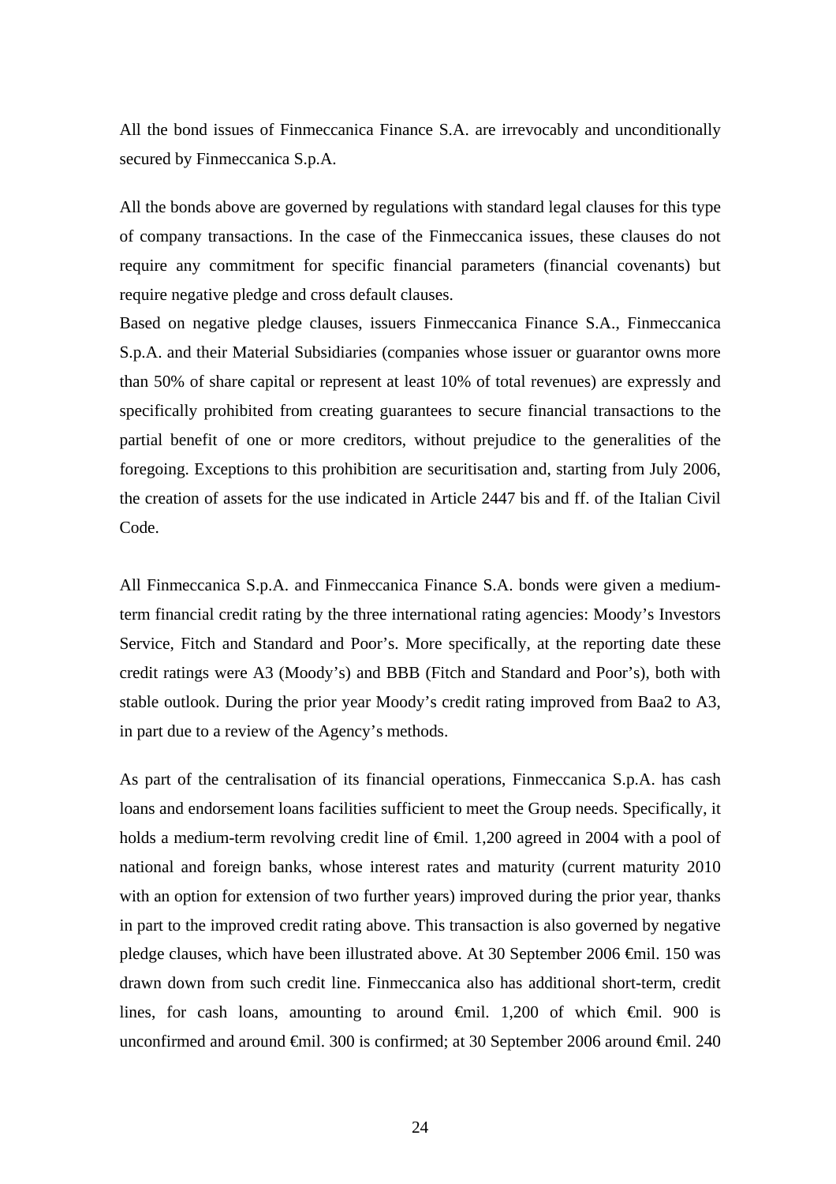All the bond issues of Finmeccanica Finance S.A. are irrevocably and unconditionally secured by Finmeccanica S.p.A.

All the bonds above are governed by regulations with standard legal clauses for this type of company transactions. In the case of the Finmeccanica issues, these clauses do not require any commitment for specific financial parameters (financial covenants) but require negative pledge and cross default clauses.
Based on negative pledge clauses, issuers Finmeccanica Finance S.A., Finmeccanica S.p.A. and their Material Subsidiaries (companies whose issuer or guarantor owns more than 50% of share capital or represent at least 10% of total revenues) are expressly and specifically prohibited from creating guarantees to secure financial transactions to the partial benefit of one or more creditors, without prejudice to the generalities of the foregoing. Exceptions to this prohibition are securitisation and, starting from July 2006, the creation of assets for the use indicated in Article 2447 bis and ff. of the Italian Civil Code.

All Finmeccanica S.p.A. and Finmeccanica Finance S.A. bonds were given a medium-term financial credit rating by the three international rating agencies: Moody's Investors Service, Fitch and Standard and Poor's. More specifically, at the reporting date these credit ratings were A3 (Moody's) and BBB (Fitch and Standard and Poor's), both with stable outlook. During the prior year Moody's credit rating improved from Baa2 to A3, in part due to a review of the Agency's methods.

As part of the centralisation of its financial operations, Finmeccanica S.p.A. has cash loans and endorsement loans facilities sufficient to meet the Group needs. Specifically, it holds a medium-term revolving credit line of €mil. 1,200 agreed in 2004 with a pool of national and foreign banks, whose interest rates and maturity (current maturity 2010 with an option for extension of two further years) improved during the prior year, thanks in part to the improved credit rating above. This transaction is also governed by negative pledge clauses, which have been illustrated above. At 30 September 2006 €mil. 150 was drawn down from such credit line. Finmeccanica also has additional short-term, credit lines, for cash loans, amounting to around €mil. 1,200 of which €mil. 900 is unconfirmed and around €mil. 300 is confirmed; at 30 September 2006 around €mil. 240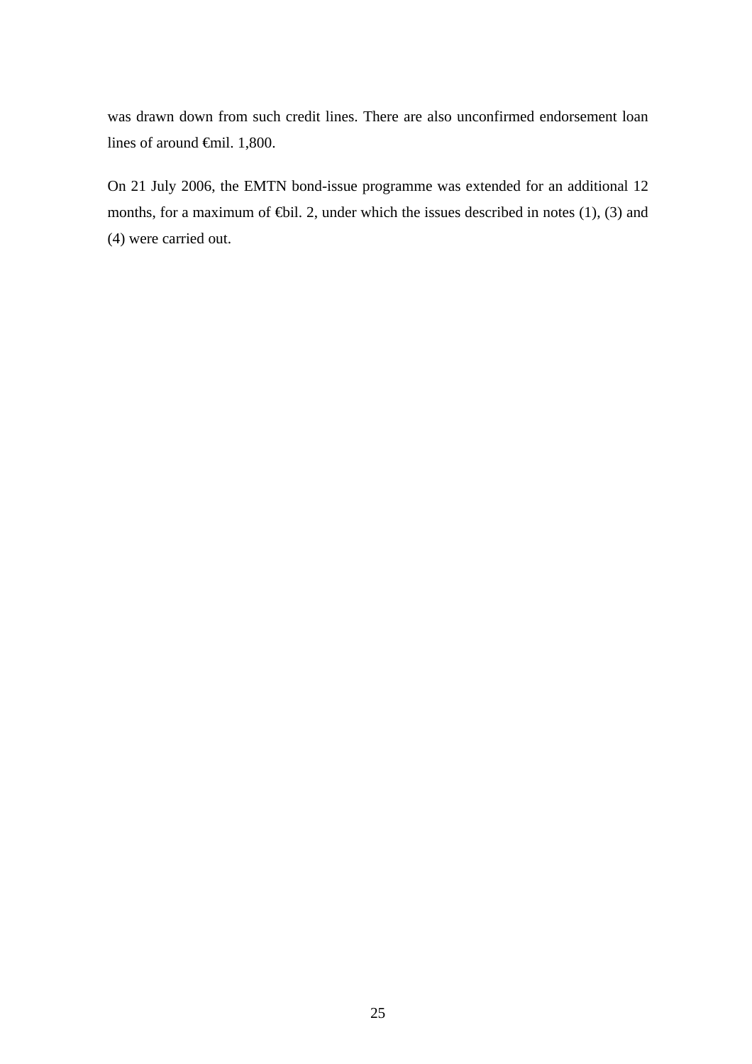was drawn down from such credit lines. There are also unconfirmed endorsement loan lines of around €mil. 1,800.

On 21 July 2006, the EMTN bond-issue programme was extended for an additional 12 months, for a maximum of €bil. 2, under which the issues described in notes (1), (3) and (4) were carried out.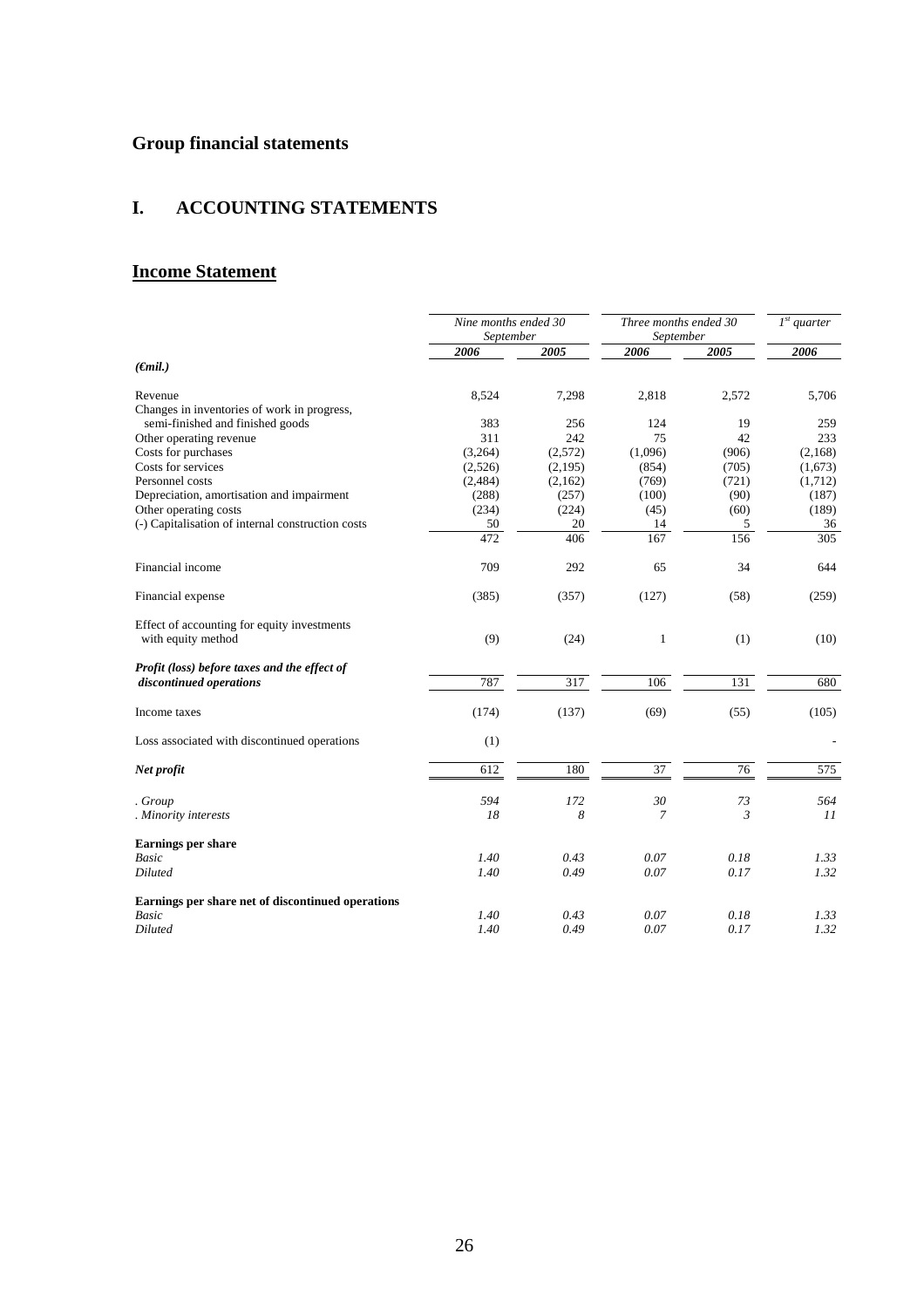# Group financial statements

## I. ACCOUNTING STATEMENTS

### Income Statement

| | *Nine months ended 30 September* | | *Three months ended 30 September* | | *1st quarter* |
|---|---|---|---|---|---|
| | ***2006*** | ***2005*** | ***2006*** | ***2005*** | ***2006*** |
| ***(€mil.)*** | | | | | |
| Revenue | 8,524 | 7,298 | 2,818 | 2,572 | 5,706 |
| Changes in inventories of work in progress, semi-finished and finished goods | 383 | 256 | 124 | 19 | 259 |
| Other operating revenue | 311 | 242 | 75 | 42 | 233 |
| Costs for purchases | (3,264) | (2,572) | (1,096) | (906) | (2,168) |
| Costs for services | (2,526) | (2,195) | (854) | (705) | (1,673) |
| Personnel costs | (2,484) | (2,162) | (769) | (721) | (1,712) |
| Depreciation, amortisation and impairment | (288) | (257) | (100) | (90) | (187) |
| Other operating costs | (234) | (224) | (45) | (60) | (189) |
| (-) Capitalisation of internal construction costs | 50 | 20 | 14 | 5 | 36 |
| | 472 | 406 | 167 | 156 | 305 |
| Financial income | 709 | 292 | 65 | 34 | 644 |
| Financial expense | (385) | (357) | (127) | (58) | (259) |
| Effect of accounting for equity investments with equity method | (9) | (24) | 1 | (1) | (10) |
| ***Profit (loss) before taxes and the effect of discontinued operations*** | 787 | 317 | 106 | 131 | 680 |
| Income taxes | (174) | (137) | (69) | (55) | (105) |
| Loss associated with discontinued operations | (1) | | | | - |
| ***Net profit*** | 612 | 180 | 37 | 76 | 575 |
| *. Group* | *594* | *172* | *30* | *73* | *564* |
| *. Minority interests* | *18* | *8* | *7* | *3* | *11* |
| **Earnings per share** | | | | | |
| *Basic* | *1.40* | *0.43* | *0.07* | *0.18* | *1.33* |
| *Diluted* | *1.40* | *0.49* | *0.07* | *0.17* | *1.32* |
| **Earnings per share net of discontinued operations** | | | | | |
| *Basic* | *1.40* | *0.43* | *0.07* | *0.18* | *1.33* |
| *Diluted* | *1.40* | *0.49* | *0.07* | *0.17* | *1.32* |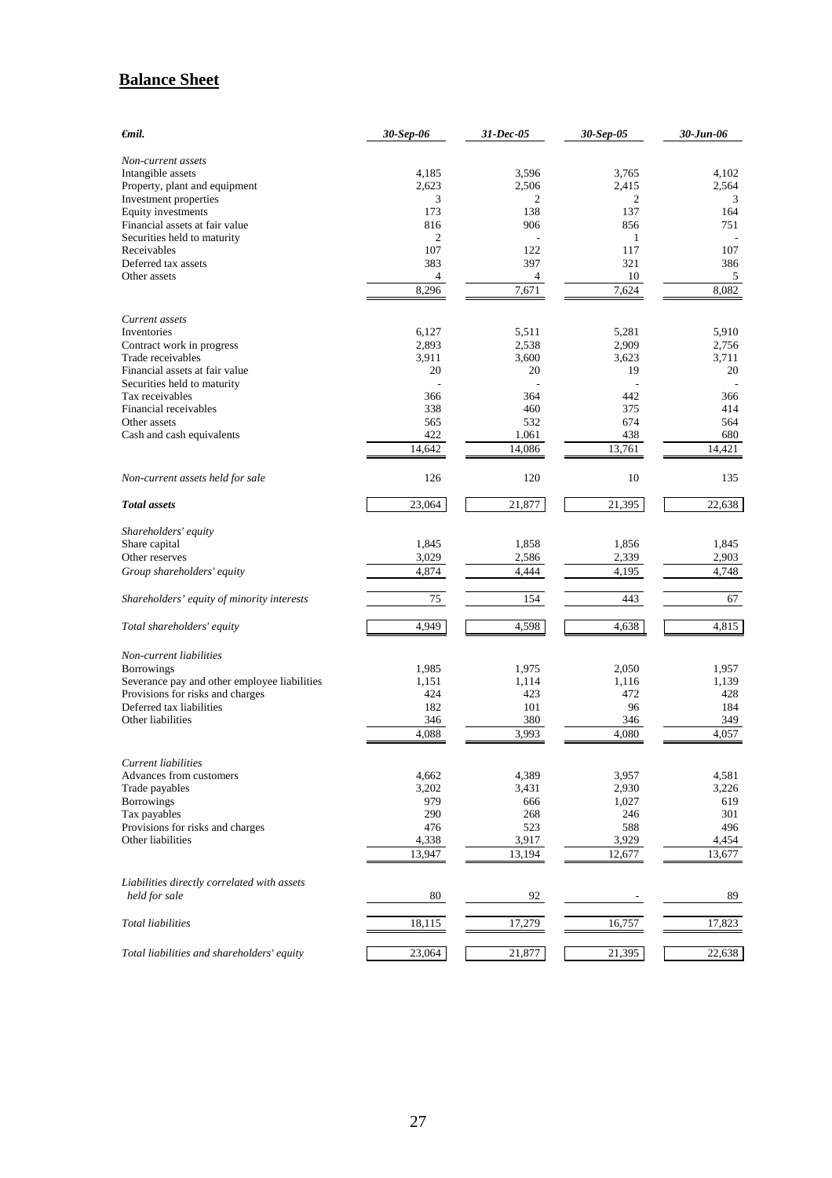## Balance Sheet

| *€mil.* | *30-Sep-06* | *31-Dec-05* | *30-Sep-05* | *30-Jun-06* |
|---|---|---|---|---|
| *Non-current assets* | | | | |
| Intangible assets | 4,185 | 3,596 | 3,765 | 4,102 |
| Property, plant and equipment | 2,623 | 2,506 | 2,415 | 2,564 |
| Investment properties | 3 | 2 | 2 | 3 |
| Equity investments | 173 | 138 | 137 | 164 |
| Financial assets at fair value | 816 | 906 | 856 | 751 |
| Securities held to maturity | 2 | - | 1 | - |
| Receivables | 107 | 122 | 117 | 107 |
| Deferred tax assets | 383 | 397 | 321 | 386 |
| Other assets | 4 | 4 | 10 | 5 |
| | 8,296 | 7,671 | 7,624 | 8,082 |
| *Current assets* | | | | |
| Inventories | 6,127 | 5,511 | 5,281 | 5,910 |
| Contract work in progress | 2,893 | 2,538 | 2,909 | 2,756 |
| Trade receivables | 3,911 | 3,600 | 3,623 | 3,711 |
| Financial assets at fair value | 20 | 20 | 19 | 20 |
| Securities held to maturity | - | - | - | - |
| Tax receivables | 366 | 364 | 442 | 366 |
| Financial receivables | 338 | 460 | 375 | 414 |
| Other assets | 565 | 532 | 674 | 564 |
| Cash and cash equivalents | 422 | 1.061 | 438 | 680 |
| | 14,642 | 14,086 | 13,761 | 14,421 |
| *Non-current assets held for sale* | 126 | 120 | 10 | 135 |
| ***Total assets*** | 23,064 | 21,877 | 21,395 | 22,638 |
| *Shareholders' equity* | | | | |
| Share capital | 1,845 | 1,858 | 1,856 | 1,845 |
| Other reserves | 3,029 | 2,586 | 2,339 | 2,903 |
| *Group shareholders' equity* | 4,874 | 4,444 | 4,195 | 4,748 |
| *Shareholders' equity of minority interests* | 75 | 154 | 443 | 67 |
| *Total shareholders' equity* | 4,949 | 4,598 | 4,638 | 4,815 |
| *Non-current liabilities* | | | | |
| Borrowings | 1,985 | 1,975 | 2,050 | 1,957 |
| Severance pay and other employee liabilities | 1,151 | 1,114 | 1,116 | 1,139 |
| Provisions for risks and charges | 424 | 423 | 472 | 428 |
| Deferred tax liabilities | 182 | 101 | 96 | 184 |
| Other liabilities | 346 | 380 | 346 | 349 |
| | 4,088 | 3,993 | 4,080 | 4,057 |
| *Current liabilities* | | | | |
| Advances from customers | 4,662 | 4,389 | 3,957 | 4,581 |
| Trade payables | 3,202 | 3,431 | 2,930 | 3,226 |
| Borrowings | 979 | 666 | 1,027 | 619 |
| Tax payables | 290 | 268 | 246 | 301 |
| Provisions for risks and charges | 476 | 523 | 588 | 496 |
| Other liabilities | 4,338 | 3,917 | 3,929 | 4,454 |
| | 13,947 | 13,194 | 12,677 | 13,677 |
| *Liabilities directly correlated with assets held for sale* | 80 | 92 | - | 89 |
| *Total liabilities* | 18,115 | 17,279 | 16,757 | 17,823 |
| *Total liabilities and shareholders' equity* | 23,064 | 21,877 | 21,395 | 22,638 |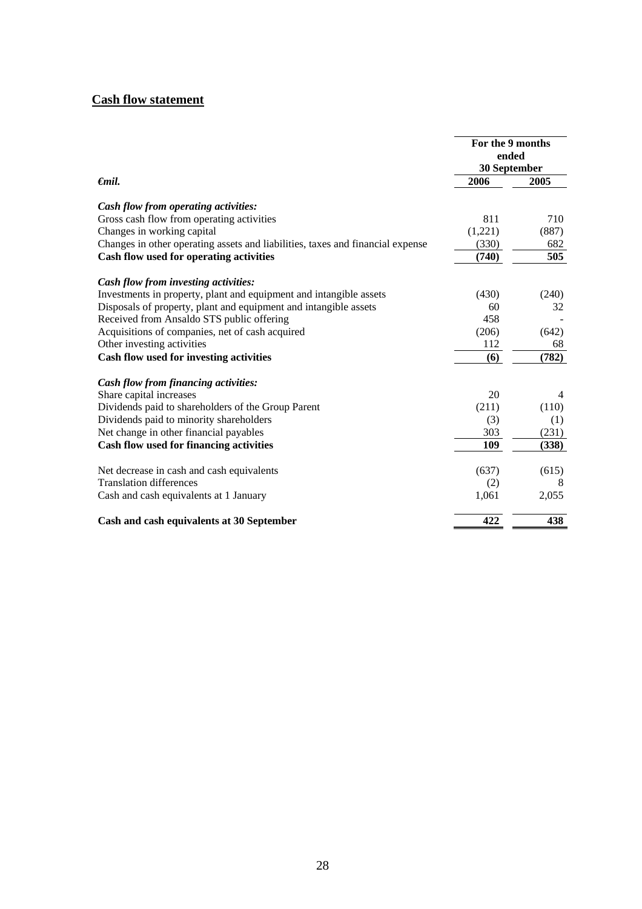## **Cash flow statement**

| *€mil.* | For the 9 months ended 30 September | |
|---|---|---|
| | **2006** | **2005** |
| ***Cash flow from operating activities:*** | | |
| Gross cash flow from operating activities | 811 | 710 |
| Changes in working capital | (1,221) | (887) |
| Changes in other operating assets and liabilities, taxes and financial expense | (330) | 682 |
| **Cash flow used for operating activities** | **(740)** | **505** |
| ***Cash flow from investing activities:*** | | |
| Investments in property, plant and equipment and intangible assets | (430) | (240) |
| Disposals of property, plant and equipment and intangible assets | 60 | 32 |
| Received from Ansaldo STS public offering | 458 | - |
| Acquisitions of companies, net of cash acquired | (206) | (642) |
| Other investing activities | 112 | 68 |
| **Cash flow used for investing activities** | **(6)** | **(782)** |
| ***Cash flow from financing activities:*** | | |
| Share capital increases | 20 | 4 |
| Dividends paid to shareholders of the Group Parent | (211) | (110) |
| Dividends paid to minority shareholders | (3) | (1) |
| Net change in other financial payables | 303 | (231) |
| **Cash flow used for financing activities** | **109** | **(338)** |
| Net decrease in cash and cash equivalents | (637) | (615) |
| Translation differences | (2) | 8 |
| Cash and cash equivalents at 1 January | 1,061 | 2,055 |
| **Cash and cash equivalents at 30 September** | **422** | **438** |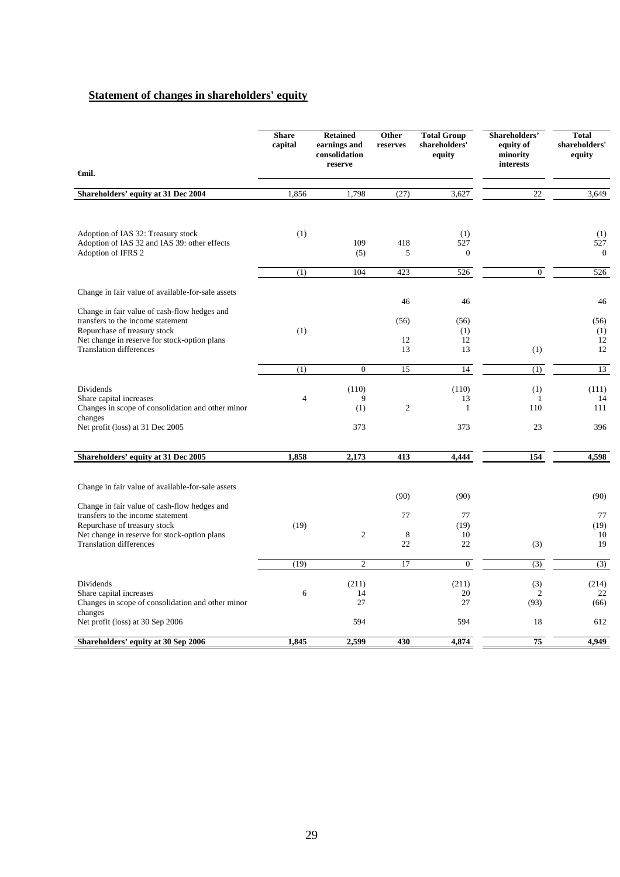## Statement of changes in shareholders' equity

| €mil. | Share capital | Retained earnings and consolidation reserve | Other reserves | Total Group shareholders' equity | Shareholders' equity of minority interests | Total shareholders' equity |
|---|---|---|---|---|---|---|
| **Shareholders' equity at 31 Dec 2004** | 1,856 | 1,798 | (27) | 3,627 | 22 | 3,649 |
| Adoption of IAS 32: Treasury stock | (1) | | | (1) | | (1) |
| Adoption of IAS 32 and IAS 39: other effects | | 109 | 418 | 527 | | 527 |
| Adoption of IFRS 2 | | (5) | 5 | 0 | | 0 |
| | (1) | 104 | 423 | 526 | 0 | 526 |
| Change in fair value of available-for-sale assets | | | 46 | 46 | | 46 |
| Change in fair value of cash-flow hedges and transfers to the income statement | | | (56) | (56) | | (56) |
| Repurchase of treasury stock | (1) | | | (1) | | (1) |
| Net change in reserve for stock-option plans | | | 12 | 12 | | 12 |
| Translation differences | | | 13 | 13 | (1) | 12 |
| | (1) | 0 | 15 | 14 | (1) | 13 |
| Dividends | | (110) | | (110) | (1) | (111) |
| Share capital increases | 4 | 9 | | 13 | 1 | 14 |
| Changes in scope of consolidation and other minor changes | | (1) | 2 | 1 | 110 | 111 |
| Net profit (loss) at 31 Dec 2005 | | 373 | | 373 | 23 | 396 |
| **Shareholders' equity at 31 Dec 2005** | **1,858** | **2,173** | **413** | **4,444** | **154** | **4,598** |
| Change in fair value of available-for-sale assets | | | (90) | (90) | | (90) |
| Change in fair value of cash-flow hedges and transfers to the income statement | | | 77 | 77 | | 77 |
| Repurchase of treasury stock | (19) | | | (19) | | (19) |
| Net change in reserve for stock-option plans | | 2 | 8 | 10 | | 10 |
| Translation differences | | | 22 | 22 | (3) | 19 |
| | (19) | 2 | 17 | 0 | (3) | (3) |
| Dividends | | (211) | | (211) | (3) | (214) |
| Share capital increases | 6 | 14 | | 20 | 2 | 22 |
| Changes in scope of consolidation and other minor changes | | 27 | | 27 | (93) | (66) |
| Net profit (loss) at 30 Sep 2006 | | 594 | | 594 | 18 | 612 |
| **Shareholders' equity at 30 Sep 2006** | **1,845** | **2,599** | **430** | **4,874** | **75** | **4,949** |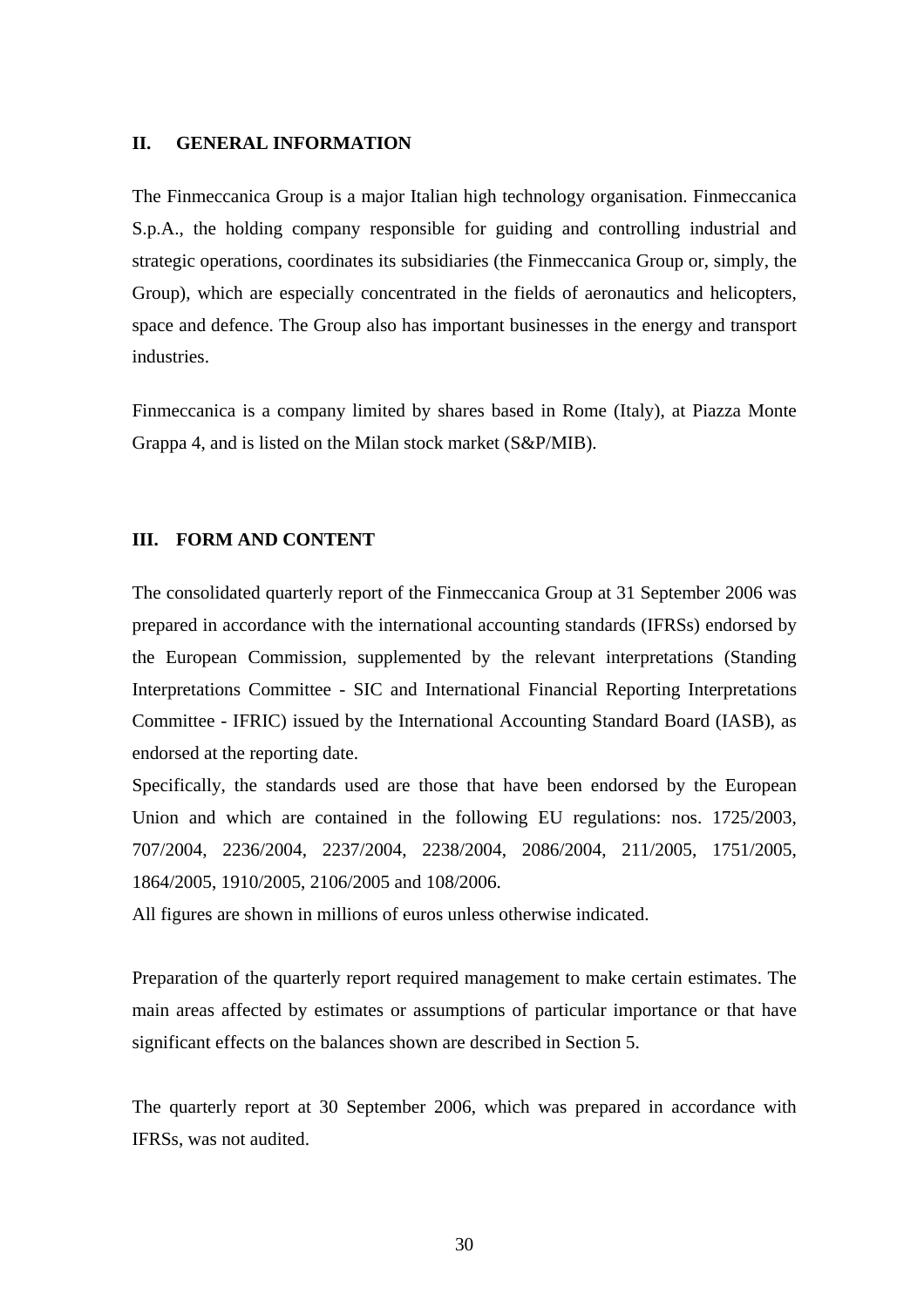## II. GENERAL INFORMATION

The Finmeccanica Group is a major Italian high technology organisation. Finmeccanica S.p.A., the holding company responsible for guiding and controlling industrial and strategic operations, coordinates its subsidiaries (the Finmeccanica Group or, simply, the Group), which are especially concentrated in the fields of aeronautics and helicopters, space and defence. The Group also has important businesses in the energy and transport industries.

Finmeccanica is a company limited by shares based in Rome (Italy), at Piazza Monte Grappa 4, and is listed on the Milan stock market (S&P/MIB).

## III. FORM AND CONTENT

The consolidated quarterly report of the Finmeccanica Group at 31 September 2006 was prepared in accordance with the international accounting standards (IFRSs) endorsed by the European Commission, supplemented by the relevant interpretations (Standing Interpretations Committee - SIC and International Financial Reporting Interpretations Committee - IFRIC) issued by the International Accounting Standard Board (IASB), as endorsed at the reporting date.

Specifically, the standards used are those that have been endorsed by the European Union and which are contained in the following EU regulations: nos. 1725/2003, 707/2004, 2236/2004, 2237/2004, 2238/2004, 2086/2004, 211/2005, 1751/2005, 1864/2005, 1910/2005, 2106/2005 and 108/2006.

All figures are shown in millions of euros unless otherwise indicated.

Preparation of the quarterly report required management to make certain estimates. The main areas affected by estimates or assumptions of particular importance or that have significant effects on the balances shown are described in Section 5.

The quarterly report at 30 September 2006, which was prepared in accordance with IFRSs, was not audited.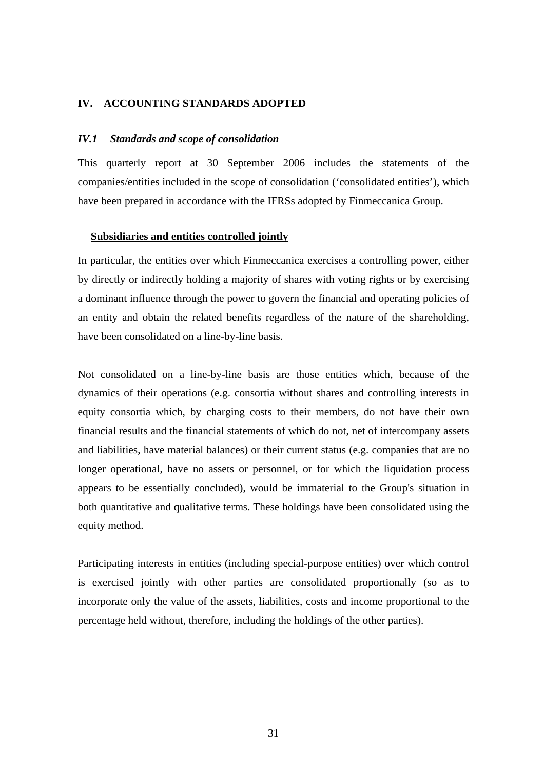# IV. ACCOUNTING STANDARDS ADOPTED

## *IV.1 Standards and scope of consolidation*

This quarterly report at 30 September 2006 includes the statements of the companies/entities included in the scope of consolidation (‘consolidated entities’), which have been prepared in accordance with the IFRSs adopted by Finmeccanica Group.

### **Subsidiaries and entities controlled jointly**

In particular, the entities over which Finmeccanica exercises a controlling power, either by directly or indirectly holding a majority of shares with voting rights or by exercising a dominant influence through the power to govern the financial and operating policies of an entity and obtain the related benefits regardless of the nature of the shareholding, have been consolidated on a line-by-line basis.

Not consolidated on a line-by-line basis are those entities which, because of the dynamics of their operations (e.g. consortia without shares and controlling interests in equity consortia which, by charging costs to their members, do not have their own financial results and the financial statements of which do not, net of intercompany assets and liabilities, have material balances) or their current status (e.g. companies that are no longer operational, have no assets or personnel, or for which the liquidation process appears to be essentially concluded), would be immaterial to the Group's situation in both quantitative and qualitative terms. These holdings have been consolidated using the equity method.

Participating interests in entities (including special-purpose entities) over which control is exercised jointly with other parties are consolidated proportionally (so as to incorporate only the value of the assets, liabilities, costs and income proportional to the percentage held without, therefore, including the holdings of the other parties).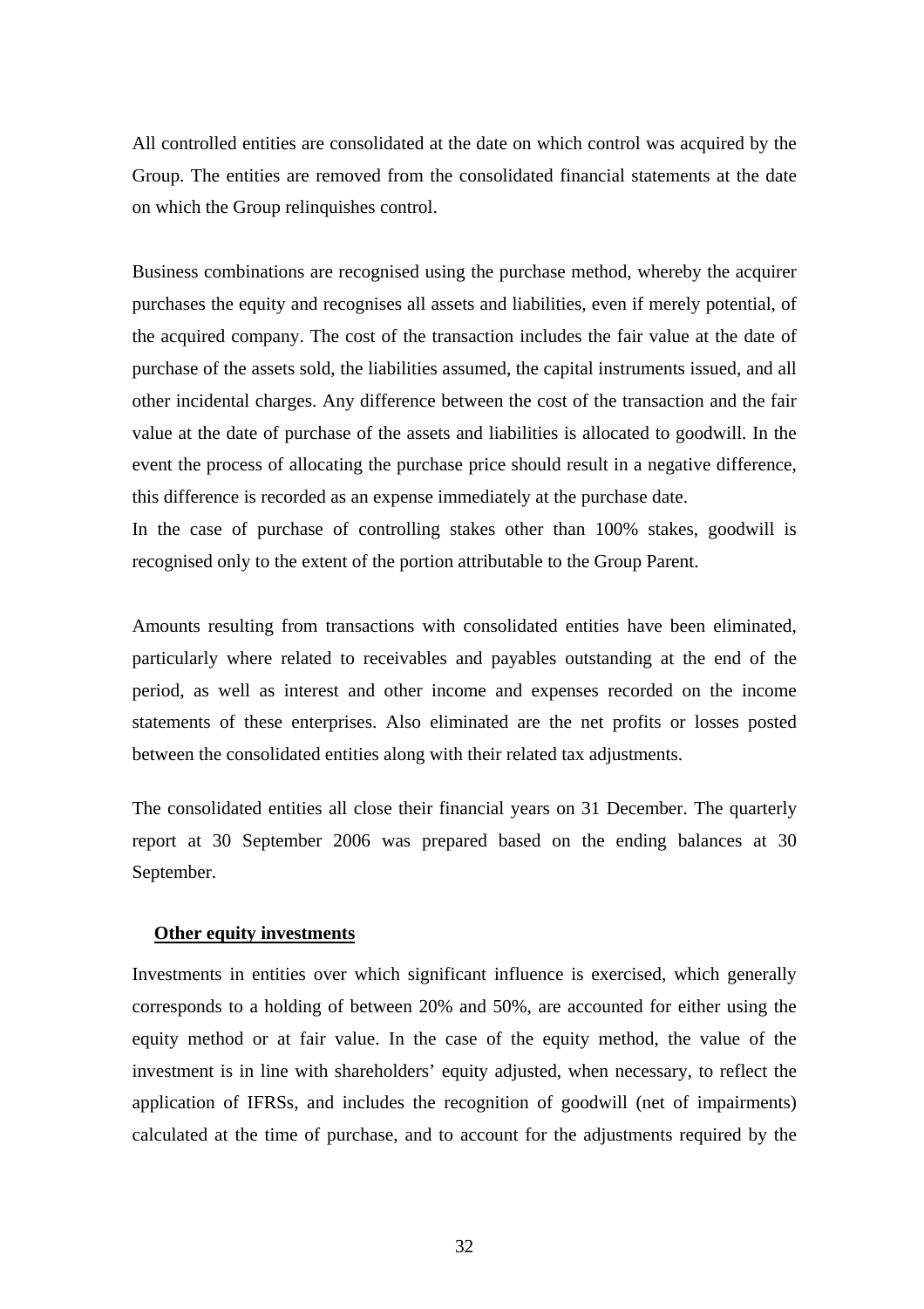All controlled entities are consolidated at the date on which control was acquired by the Group. The entities are removed from the consolidated financial statements at the date on which the Group relinquishes control.

Business combinations are recognised using the purchase method, whereby the acquirer purchases the equity and recognises all assets and liabilities, even if merely potential, of the acquired company. The cost of the transaction includes the fair value at the date of purchase of the assets sold, the liabilities assumed, the capital instruments issued, and all other incidental charges. Any difference between the cost of the transaction and the fair value at the date of purchase of the assets and liabilities is allocated to goodwill. In the event the process of allocating the purchase price should result in a negative difference, this difference is recorded as an expense immediately at the purchase date.
In the case of purchase of controlling stakes other than 100% stakes, goodwill is recognised only to the extent of the portion attributable to the Group Parent.

Amounts resulting from transactions with consolidated entities have been eliminated, particularly where related to receivables and payables outstanding at the end of the period, as well as interest and other income and expenses recorded on the income statements of these enterprises. Also eliminated are the net profits or losses posted between the consolidated entities along with their related tax adjustments.

The consolidated entities all close their financial years on 31 December. The quarterly report at 30 September 2006 was prepared based on the ending balances at 30 September.

**Other equity investments**

Investments in entities over which significant influence is exercised, which generally corresponds to a holding of between 20% and 50%, are accounted for either using the equity method or at fair value. In the case of the equity method, the value of the investment is in line with shareholders' equity adjusted, when necessary, to reflect the application of IFRSs, and includes the recognition of goodwill (net of impairments) calculated at the time of purchase, and to account for the adjustments required by the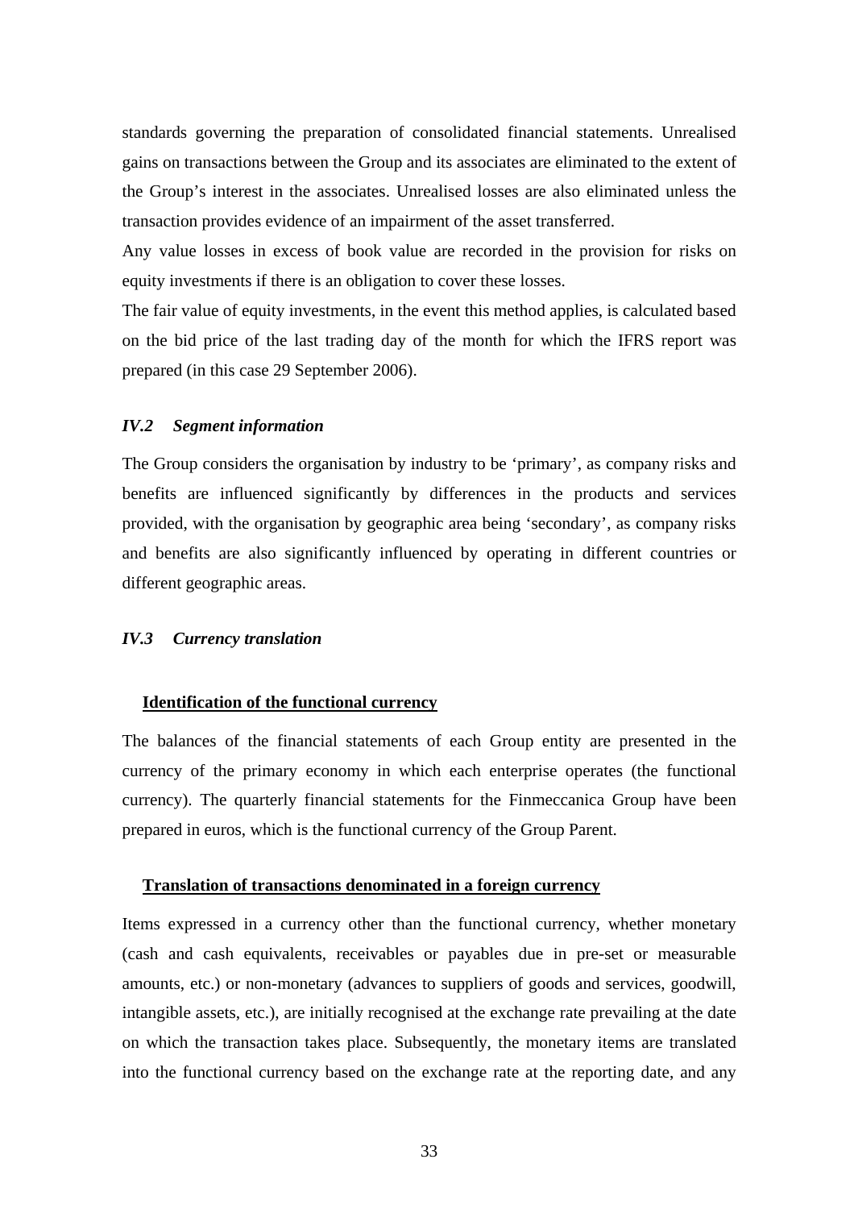standards governing the preparation of consolidated financial statements. Unrealised gains on transactions between the Group and its associates are eliminated to the extent of the Group's interest in the associates. Unrealised losses are also eliminated unless the transaction provides evidence of an impairment of the asset transferred.

Any value losses in excess of book value are recorded in the provision for risks on equity investments if there is an obligation to cover these losses.

The fair value of equity investments, in the event this method applies, is calculated based on the bid price of the last trading day of the month for which the IFRS report was prepared (in this case 29 September 2006).

### *IV.2 Segment information*

The Group considers the organisation by industry to be 'primary', as company risks and benefits are influenced significantly by differences in the products and services provided, with the organisation by geographic area being 'secondary', as company risks and benefits are also significantly influenced by operating in different countries or different geographic areas.

### *IV.3 Currency translation*

#### **Identification of the functional currency**

The balances of the financial statements of each Group entity are presented in the currency of the primary economy in which each enterprise operates (the functional currency). The quarterly financial statements for the Finmeccanica Group have been prepared in euros, which is the functional currency of the Group Parent.

#### **Translation of transactions denominated in a foreign currency**

Items expressed in a currency other than the functional currency, whether monetary (cash and cash equivalents, receivables or payables due in pre-set or measurable amounts, etc.) or non-monetary (advances to suppliers of goods and services, goodwill, intangible assets, etc.), are initially recognised at the exchange rate prevailing at the date on which the transaction takes place. Subsequently, the monetary items are translated into the functional currency based on the exchange rate at the reporting date, and any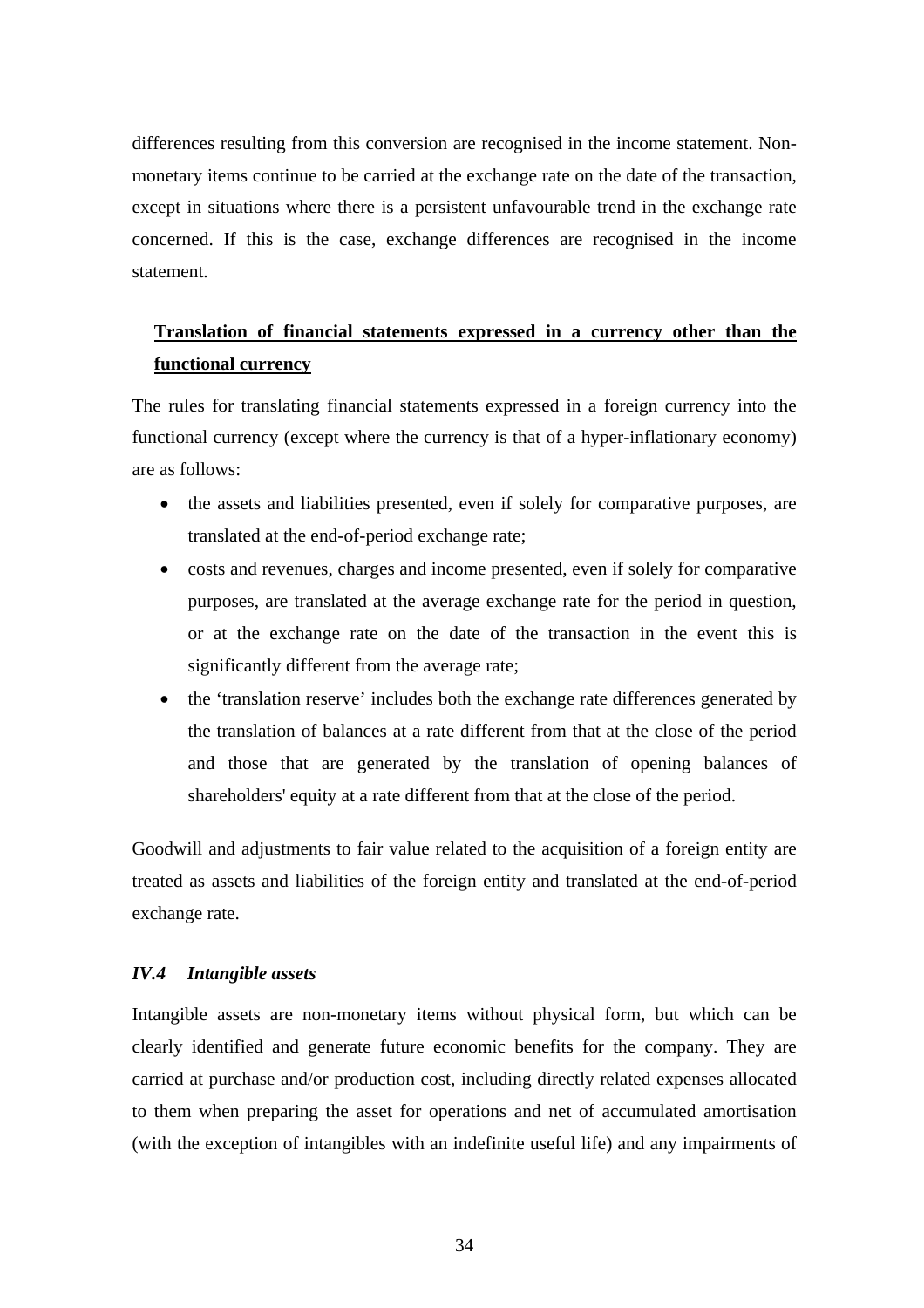differences resulting from this conversion are recognised in the income statement. Non-monetary items continue to be carried at the exchange rate on the date of the transaction, except in situations where there is a persistent unfavourable trend in the exchange rate concerned. If this is the case, exchange differences are recognised in the income statement.

**Translation of financial statements expressed in a currency other than the functional currency**

The rules for translating financial statements expressed in a foreign currency into the functional currency (except where the currency is that of a hyper-inflationary economy) are as follows:

- the assets and liabilities presented, even if solely for comparative purposes, are translated at the end-of-period exchange rate;
- costs and revenues, charges and income presented, even if solely for comparative purposes, are translated at the average exchange rate for the period in question, or at the exchange rate on the date of the transaction in the event this is significantly different from the average rate;
- the 'translation reserve' includes both the exchange rate differences generated by the translation of balances at a rate different from that at the close of the period and those that are generated by the translation of opening balances of shareholders' equity at a rate different from that at the close of the period.

Goodwill and adjustments to fair value related to the acquisition of a foreign entity are treated as assets and liabilities of the foreign entity and translated at the end-of-period exchange rate.

### *IV.4 Intangible assets*

Intangible assets are non-monetary items without physical form, but which can be clearly identified and generate future economic benefits for the company. They are carried at purchase and/or production cost, including directly related expenses allocated to them when preparing the asset for operations and net of accumulated amortisation (with the exception of intangibles with an indefinite useful life) and any impairments of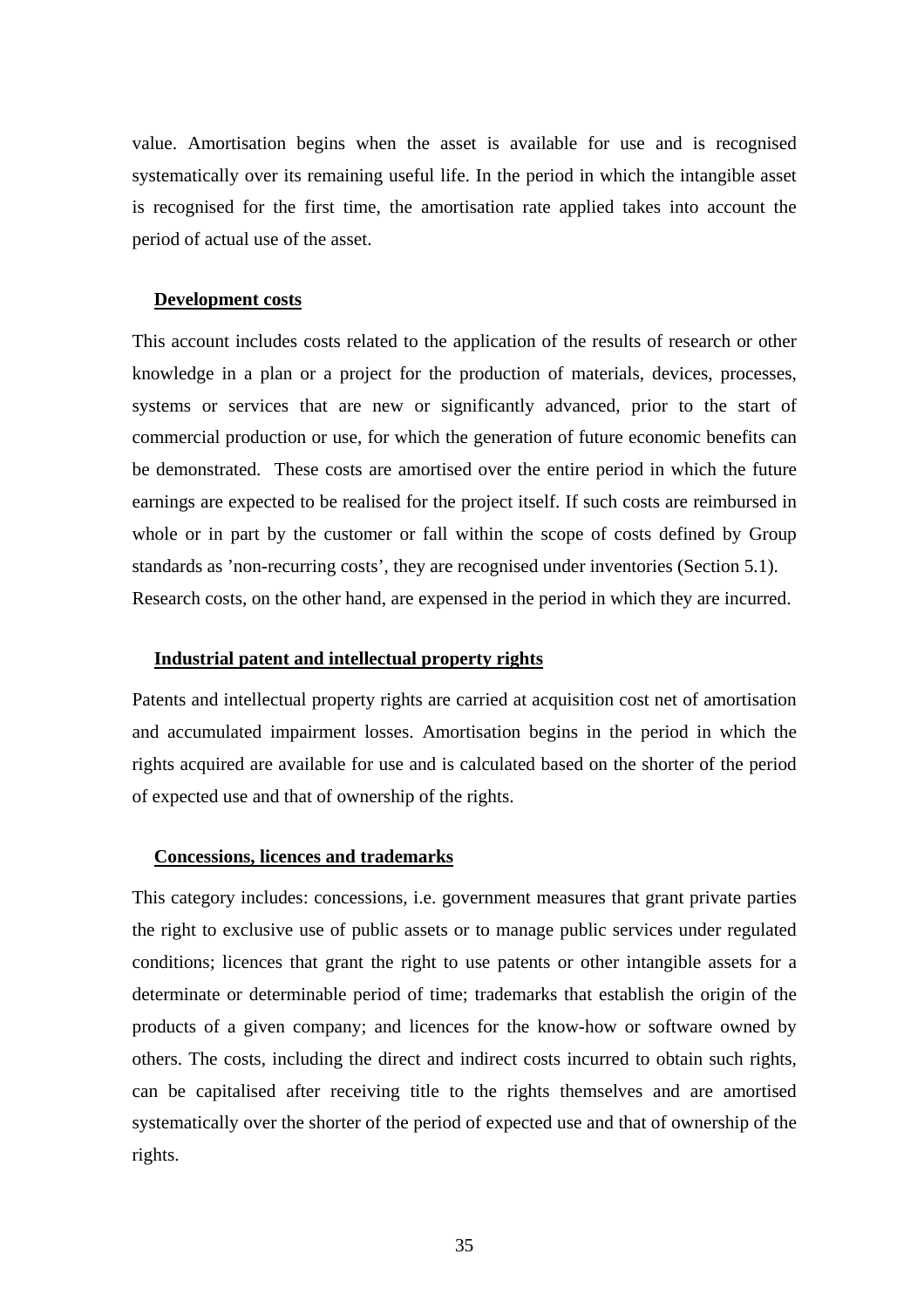value. Amortisation begins when the asset is available for use and is recognised systematically over its remaining useful life. In the period in which the intangible asset is recognised for the first time, the amortisation rate applied takes into account the period of actual use of the asset.

**Development costs**

This account includes costs related to the application of the results of research or other knowledge in a plan or a project for the production of materials, devices, processes, systems or services that are new or significantly advanced, prior to the start of commercial production or use, for which the generation of future economic benefits can be demonstrated. These costs are amortised over the entire period in which the future earnings are expected to be realised for the project itself. If such costs are reimbursed in whole or in part by the customer or fall within the scope of costs defined by Group standards as 'non-recurring costs', they are recognised under inventories (Section 5.1). Research costs, on the other hand, are expensed in the period in which they are incurred.

**Industrial patent and intellectual property rights**

Patents and intellectual property rights are carried at acquisition cost net of amortisation and accumulated impairment losses. Amortisation begins in the period in which the rights acquired are available for use and is calculated based on the shorter of the period of expected use and that of ownership of the rights.

**Concessions, licences and trademarks**

This category includes: concessions, i.e. government measures that grant private parties the right to exclusive use of public assets or to manage public services under regulated conditions; licences that grant the right to use patents or other intangible assets for a determinate or determinable period of time; trademarks that establish the origin of the products of a given company; and licences for the know-how or software owned by others. The costs, including the direct and indirect costs incurred to obtain such rights, can be capitalised after receiving title to the rights themselves and are amortised systematically over the shorter of the period of expected use and that of ownership of the rights.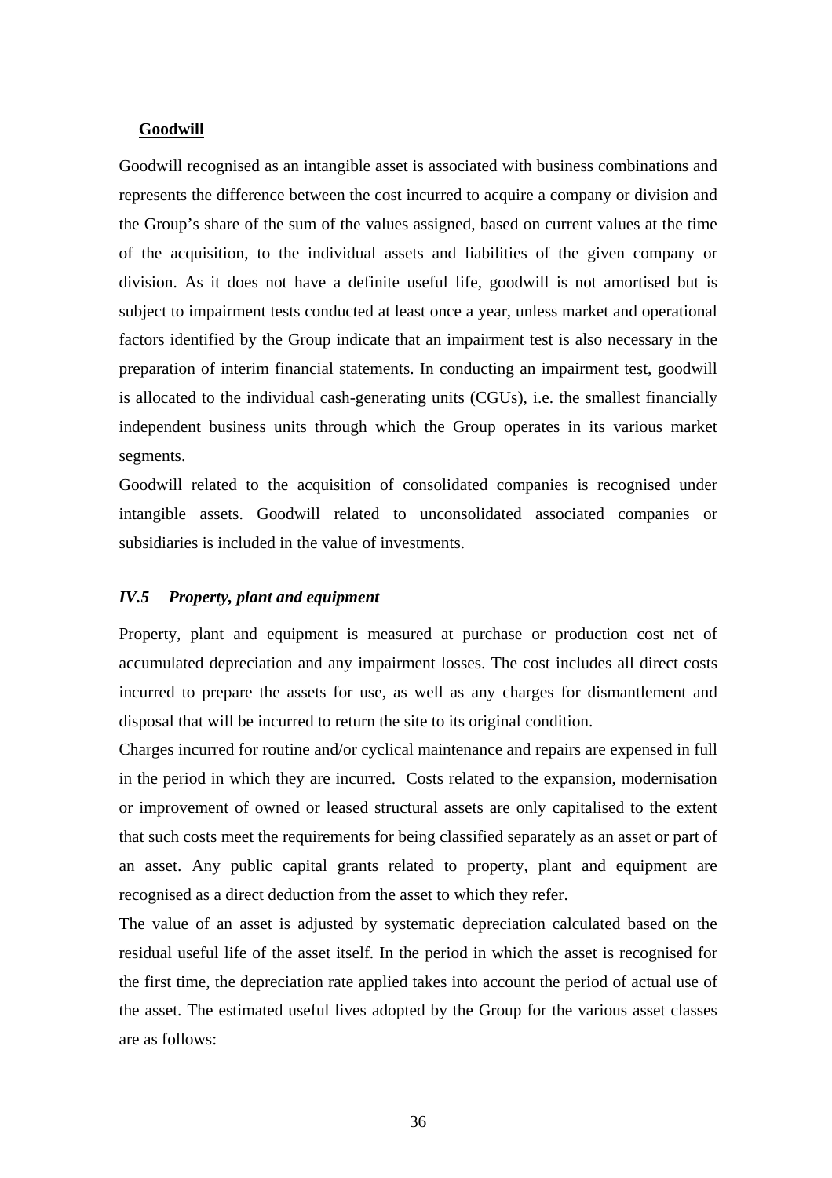**Goodwill**

Goodwill recognised as an intangible asset is associated with business combinations and represents the difference between the cost incurred to acquire a company or division and the Group's share of the sum of the values assigned, based on current values at the time of the acquisition, to the individual assets and liabilities of the given company or division. As it does not have a definite useful life, goodwill is not amortised but is subject to impairment tests conducted at least once a year, unless market and operational factors identified by the Group indicate that an impairment test is also necessary in the preparation of interim financial statements. In conducting an impairment test, goodwill is allocated to the individual cash-generating units (CGUs), i.e. the smallest financially independent business units through which the Group operates in its various market segments.

Goodwill related to the acquisition of consolidated companies is recognised under intangible assets. Goodwill related to unconsolidated associated companies or subsidiaries is included in the value of investments.

### *IV.5 Property, plant and equipment*

Property, plant and equipment is measured at purchase or production cost net of accumulated depreciation and any impairment losses. The cost includes all direct costs incurred to prepare the assets for use, as well as any charges for dismantlement and disposal that will be incurred to return the site to its original condition.

Charges incurred for routine and/or cyclical maintenance and repairs are expensed in full in the period in which they are incurred. Costs related to the expansion, modernisation or improvement of owned or leased structural assets are only capitalised to the extent that such costs meet the requirements for being classified separately as an asset or part of an asset. Any public capital grants related to property, plant and equipment are recognised as a direct deduction from the asset to which they refer.

The value of an asset is adjusted by systematic depreciation calculated based on the residual useful life of the asset itself. In the period in which the asset is recognised for the first time, the depreciation rate applied takes into account the period of actual use of the asset. The estimated useful lives adopted by the Group for the various asset classes are as follows: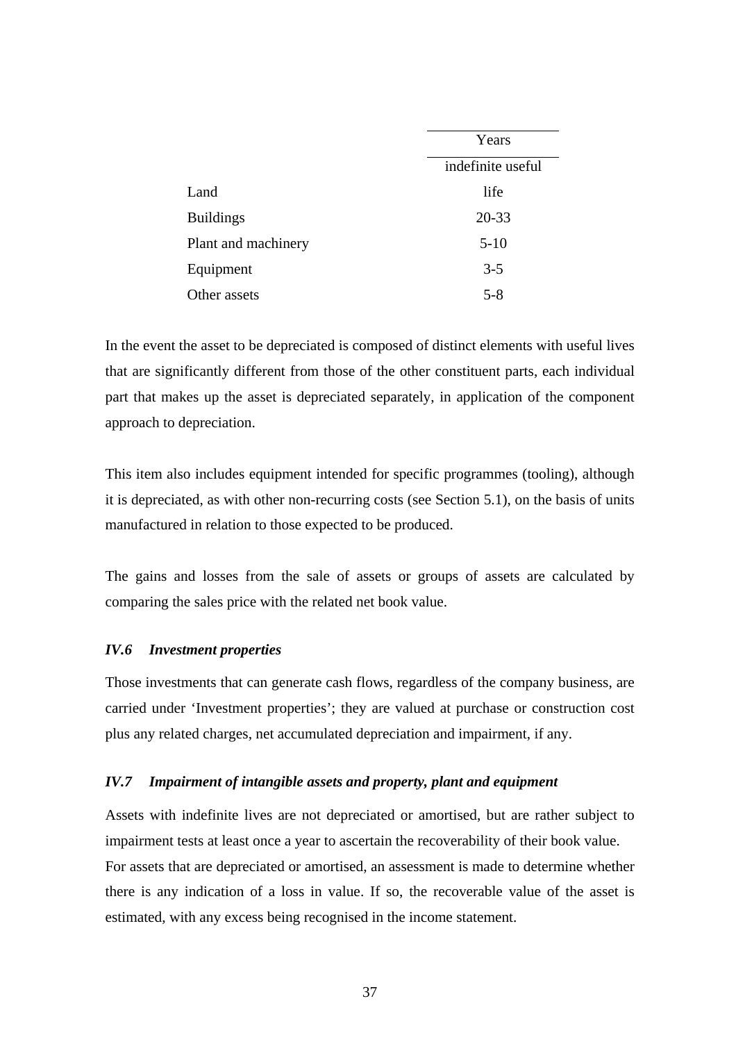| | Years |
|---|---|
| Land | indefinite useful life |
| Buildings | 20-33 |
| Plant and machinery | 5-10 |
| Equipment | 3-5 |
| Other assets | 5-8 |

In the event the asset to be depreciated is composed of distinct elements with useful lives that are significantly different from those of the other constituent parts, each individual part that makes up the asset is depreciated separately, in application of the component approach to depreciation.

This item also includes equipment intended for specific programmes (tooling), although it is depreciated, as with other non-recurring costs (see Section 5.1), on the basis of units manufactured in relation to those expected to be produced.

The gains and losses from the sale of assets or groups of assets are calculated by comparing the sales price with the related net book value.

### *IV.6 Investment properties*

Those investments that can generate cash flows, regardless of the company business, are carried under 'Investment properties'; they are valued at purchase or construction cost plus any related charges, net accumulated depreciation and impairment, if any.

### *IV.7 Impairment of intangible assets and property, plant and equipment*

Assets with indefinite lives are not depreciated or amortised, but are rather subject to impairment tests at least once a year to ascertain the recoverability of their book value.
For assets that are depreciated or amortised, an assessment is made to determine whether there is any indication of a loss in value. If so, the recoverable value of the asset is estimated, with any excess being recognised in the income statement.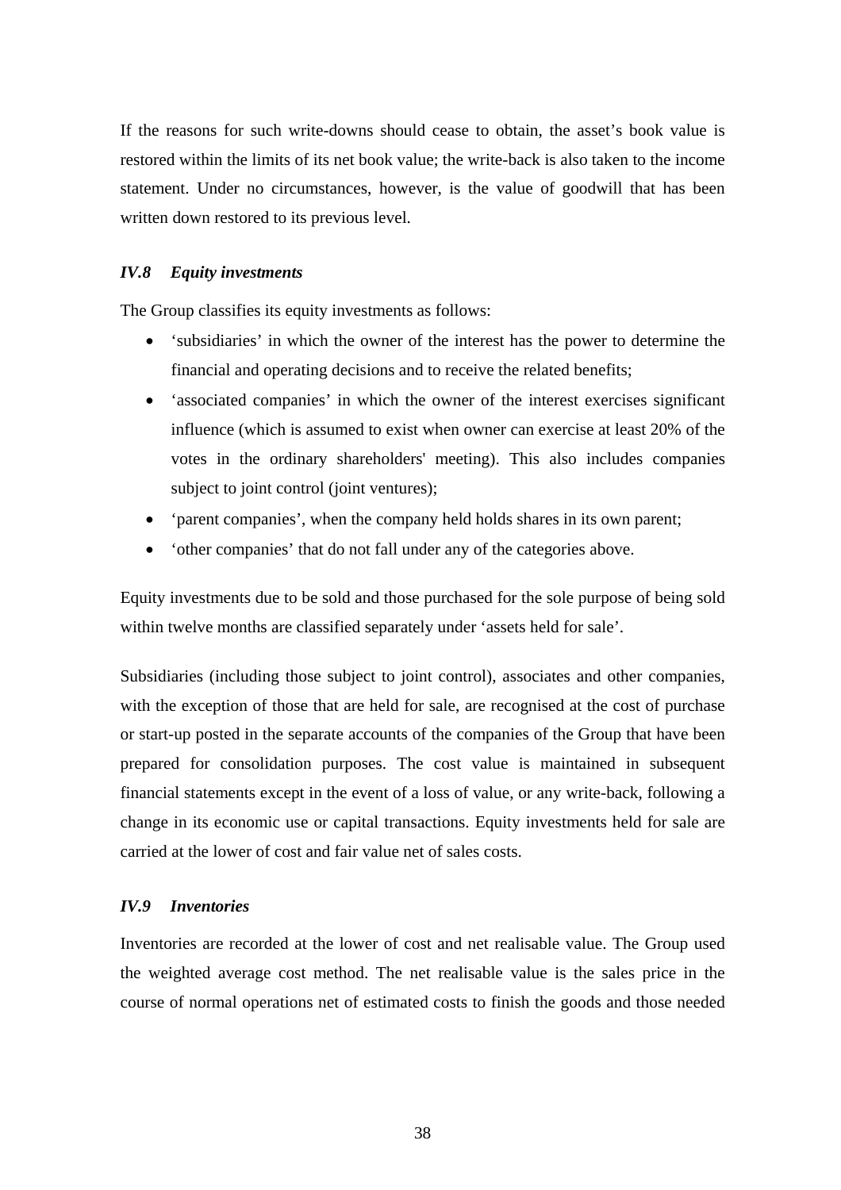If the reasons for such write-downs should cease to obtain, the asset's book value is restored within the limits of its net book value; the write-back is also taken to the income statement. Under no circumstances, however, is the value of goodwill that has been written down restored to its previous level.

### *IV.8 Equity investments*

The Group classifies its equity investments as follows:

- 'subsidiaries' in which the owner of the interest has the power to determine the financial and operating decisions and to receive the related benefits;
- 'associated companies' in which the owner of the interest exercises significant influence (which is assumed to exist when owner can exercise at least 20% of the votes in the ordinary shareholders' meeting). This also includes companies subject to joint control (joint ventures);
- 'parent companies', when the company held holds shares in its own parent;
- 'other companies' that do not fall under any of the categories above.

Equity investments due to be sold and those purchased for the sole purpose of being sold within twelve months are classified separately under 'assets held for sale'.

Subsidiaries (including those subject to joint control), associates and other companies, with the exception of those that are held for sale, are recognised at the cost of purchase or start-up posted in the separate accounts of the companies of the Group that have been prepared for consolidation purposes. The cost value is maintained in subsequent financial statements except in the event of a loss of value, or any write-back, following a change in its economic use or capital transactions. Equity investments held for sale are carried at the lower of cost and fair value net of sales costs.

### *IV.9 Inventories*

Inventories are recorded at the lower of cost and net realisable value. The Group used the weighted average cost method. The net realisable value is the sales price in the course of normal operations net of estimated costs to finish the goods and those needed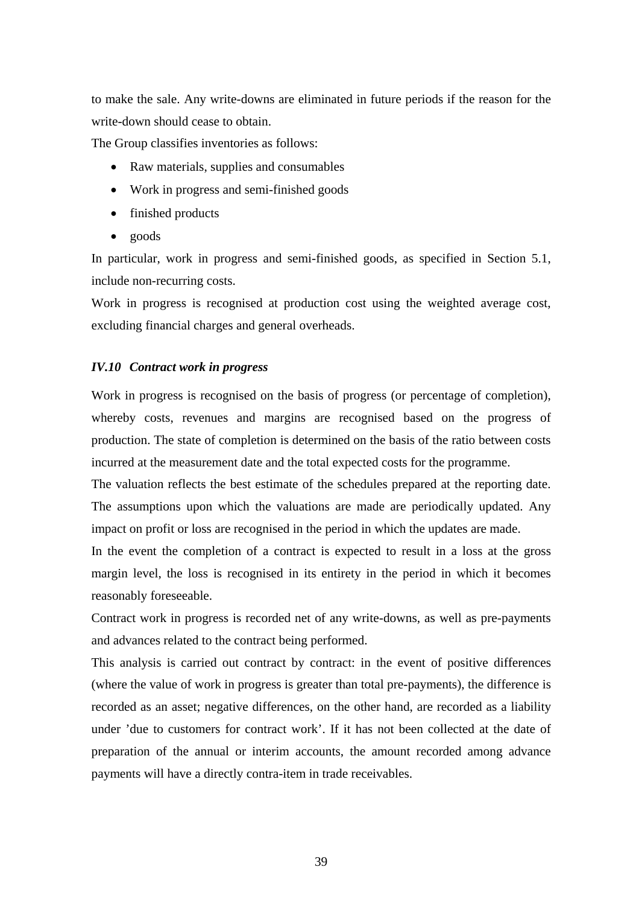to make the sale. Any write-downs are eliminated in future periods if the reason for the write-down should cease to obtain.

The Group classifies inventories as follows:

- Raw materials, supplies and consumables
- Work in progress and semi-finished goods
- finished products
- goods

In particular, work in progress and semi-finished goods, as specified in Section 5.1, include non-recurring costs.

Work in progress is recognised at production cost using the weighted average cost, excluding financial charges and general overheads.

### *IV.10 Contract work in progress*

Work in progress is recognised on the basis of progress (or percentage of completion), whereby costs, revenues and margins are recognised based on the progress of production. The state of completion is determined on the basis of the ratio between costs incurred at the measurement date and the total expected costs for the programme.

The valuation reflects the best estimate of the schedules prepared at the reporting date. The assumptions upon which the valuations are made are periodically updated. Any impact on profit or loss are recognised in the period in which the updates are made.

In the event the completion of a contract is expected to result in a loss at the gross margin level, the loss is recognised in its entirety in the period in which it becomes reasonably foreseeable.

Contract work in progress is recorded net of any write-downs, as well as pre-payments and advances related to the contract being performed.

This analysis is carried out contract by contract: in the event of positive differences (where the value of work in progress is greater than total pre-payments), the difference is recorded as an asset; negative differences, on the other hand, are recorded as a liability under 'due to customers for contract work'. If it has not been collected at the date of preparation of the annual or interim accounts, the amount recorded among advance payments will have a directly contra-item in trade receivables.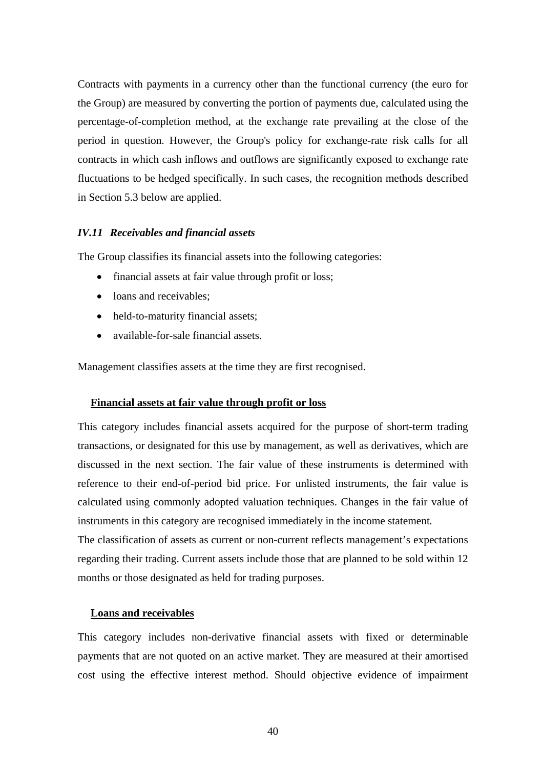Contracts with payments in a currency other than the functional currency (the euro for the Group) are measured by converting the portion of payments due, calculated using the percentage-of-completion method, at the exchange rate prevailing at the close of the period in question. However, the Group's policy for exchange-rate risk calls for all contracts in which cash inflows and outflows are significantly exposed to exchange rate fluctuations to be hedged specifically. In such cases, the recognition methods described in Section 5.3 below are applied.

### *IV.11 Receivables and financial assets*

The Group classifies its financial assets into the following categories:

- financial assets at fair value through profit or loss;
- loans and receivables;
- held-to-maturity financial assets;
- available-for-sale financial assets.

Management classifies assets at the time they are first recognised.

**Financial assets at fair value through profit or loss**

This category includes financial assets acquired for the purpose of short-term trading transactions, or designated for this use by management, as well as derivatives, which are discussed in the next section. The fair value of these instruments is determined with reference to their end-of-period bid price. For unlisted instruments, the fair value is calculated using commonly adopted valuation techniques. Changes in the fair value of instruments in this category are recognised immediately in the income statement.

The classification of assets as current or non-current reflects management's expectations regarding their trading. Current assets include those that are planned to be sold within 12 months or those designated as held for trading purposes.

**Loans and receivables**

This category includes non-derivative financial assets with fixed or determinable payments that are not quoted on an active market. They are measured at their amortised cost using the effective interest method. Should objective evidence of impairment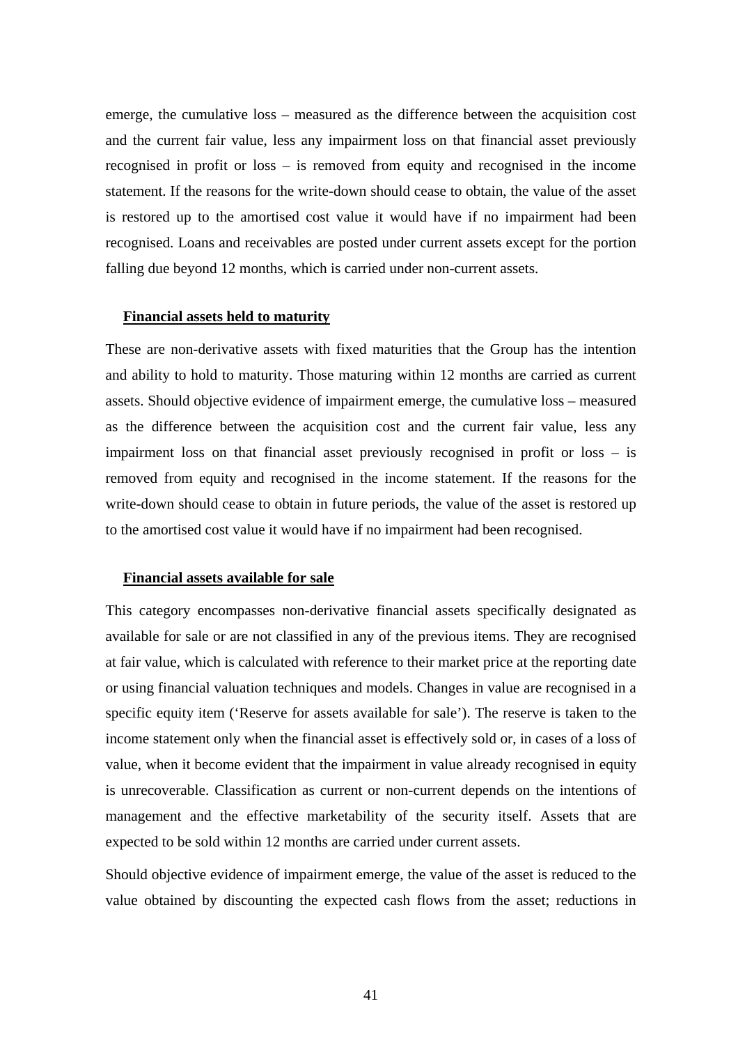emerge, the cumulative loss – measured as the difference between the acquisition cost and the current fair value, less any impairment loss on that financial asset previously recognised in profit or loss – is removed from equity and recognised in the income statement. If the reasons for the write-down should cease to obtain, the value of the asset is restored up to the amortised cost value it would have if no impairment had been recognised. Loans and receivables are posted under current assets except for the portion falling due beyond 12 months, which is carried under non-current assets.

**Financial assets held to maturity**

These are non-derivative assets with fixed maturities that the Group has the intention and ability to hold to maturity. Those maturing within 12 months are carried as current assets. Should objective evidence of impairment emerge, the cumulative loss – measured as the difference between the acquisition cost and the current fair value, less any impairment loss on that financial asset previously recognised in profit or loss – is removed from equity and recognised in the income statement. If the reasons for the write-down should cease to obtain in future periods, the value of the asset is restored up to the amortised cost value it would have if no impairment had been recognised.

**Financial assets available for sale**

This category encompasses non-derivative financial assets specifically designated as available for sale or are not classified in any of the previous items. They are recognised at fair value, which is calculated with reference to their market price at the reporting date or using financial valuation techniques and models. Changes in value are recognised in a specific equity item ('Reserve for assets available for sale'). The reserve is taken to the income statement only when the financial asset is effectively sold or, in cases of a loss of value, when it become evident that the impairment in value already recognised in equity is unrecoverable. Classification as current or non-current depends on the intentions of management and the effective marketability of the security itself. Assets that are expected to be sold within 12 months are carried under current assets.

Should objective evidence of impairment emerge, the value of the asset is reduced to the value obtained by discounting the expected cash flows from the asset; reductions in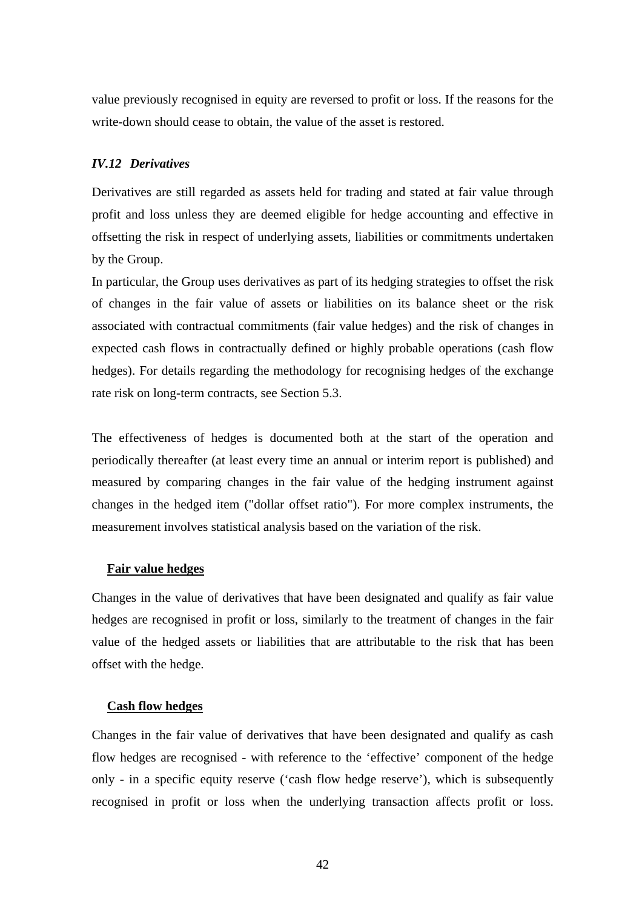value previously recognised in equity are reversed to profit or loss. If the reasons for the write-down should cease to obtain, the value of the asset is restored.

### *IV.12 Derivatives*

Derivatives are still regarded as assets held for trading and stated at fair value through profit and loss unless they are deemed eligible for hedge accounting and effective in offsetting the risk in respect of underlying assets, liabilities or commitments undertaken by the Group.

In particular, the Group uses derivatives as part of its hedging strategies to offset the risk of changes in the fair value of assets or liabilities on its balance sheet or the risk associated with contractual commitments (fair value hedges) and the risk of changes in expected cash flows in contractually defined or highly probable operations (cash flow hedges). For details regarding the methodology for recognising hedges of the exchange rate risk on long-term contracts, see Section 5.3.

The effectiveness of hedges is documented both at the start of the operation and periodically thereafter (at least every time an annual or interim report is published) and measured by comparing changes in the fair value of the hedging instrument against changes in the hedged item ("dollar offset ratio"). For more complex instruments, the measurement involves statistical analysis based on the variation of the risk.

**Fair value hedges**

Changes in the value of derivatives that have been designated and qualify as fair value hedges are recognised in profit or loss, similarly to the treatment of changes in the fair value of the hedged assets or liabilities that are attributable to the risk that has been offset with the hedge.

**Cash flow hedges**

Changes in the fair value of derivatives that have been designated and qualify as cash flow hedges are recognised - with reference to the 'effective' component of the hedge only - in a specific equity reserve ('cash flow hedge reserve'), which is subsequently recognised in profit or loss when the underlying transaction affects profit or loss.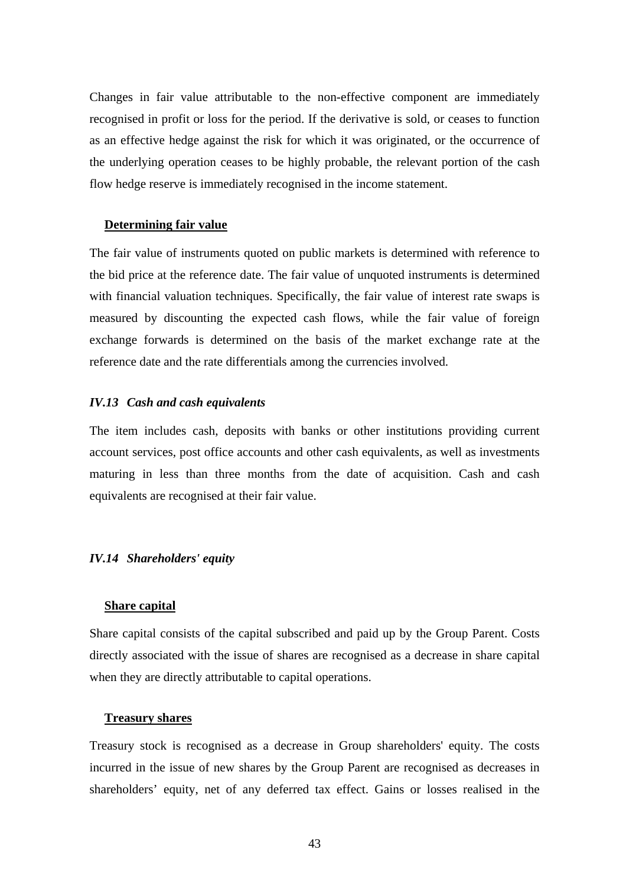Changes in fair value attributable to the non-effective component are immediately recognised in profit or loss for the period. If the derivative is sold, or ceases to function as an effective hedge against the risk for which it was originated, or the occurrence of the underlying operation ceases to be highly probable, the relevant portion of the cash flow hedge reserve is immediately recognised in the income statement.

**Determining fair value**

The fair value of instruments quoted on public markets is determined with reference to the bid price at the reference date. The fair value of unquoted instruments is determined with financial valuation techniques. Specifically, the fair value of interest rate swaps is measured by discounting the expected cash flows, while the fair value of foreign exchange forwards is determined on the basis of the market exchange rate at the reference date and the rate differentials among the currencies involved.

### *IV.13 Cash and cash equivalents*

The item includes cash, deposits with banks or other institutions providing current account services, post office accounts and other cash equivalents, as well as investments maturing in less than three months from the date of acquisition. Cash and cash equivalents are recognised at their fair value.

### *IV.14 Shareholders' equity*

**Share capital**

Share capital consists of the capital subscribed and paid up by the Group Parent. Costs directly associated with the issue of shares are recognised as a decrease in share capital when they are directly attributable to capital operations.

**Treasury shares**

Treasury stock is recognised as a decrease in Group shareholders' equity. The costs incurred in the issue of new shares by the Group Parent are recognised as decreases in shareholders' equity, net of any deferred tax effect. Gains or losses realised in the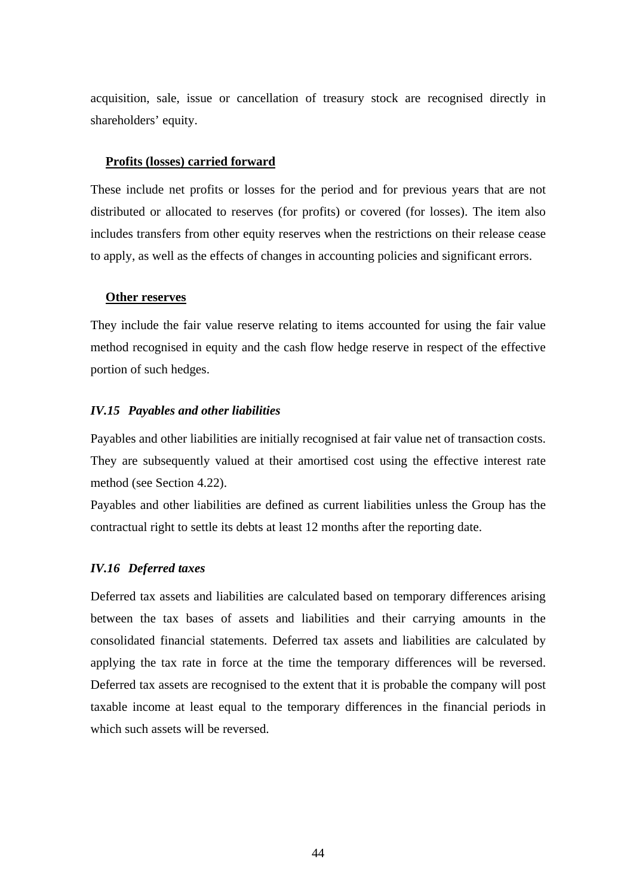acquisition, sale, issue or cancellation of treasury stock are recognised directly in shareholders' equity.

**Profits (losses) carried forward**

These include net profits or losses for the period and for previous years that are not distributed or allocated to reserves (for profits) or covered (for losses). The item also includes transfers from other equity reserves when the restrictions on their release cease to apply, as well as the effects of changes in accounting policies and significant errors.

**Other reserves**

They include the fair value reserve relating to items accounted for using the fair value method recognised in equity and the cash flow hedge reserve in respect of the effective portion of such hedges.

### *IV.15 Payables and other liabilities*

Payables and other liabilities are initially recognised at fair value net of transaction costs. They are subsequently valued at their amortised cost using the effective interest rate method (see Section 4.22).

Payables and other liabilities are defined as current liabilities unless the Group has the contractual right to settle its debts at least 12 months after the reporting date.

### *IV.16 Deferred taxes*

Deferred tax assets and liabilities are calculated based on temporary differences arising between the tax bases of assets and liabilities and their carrying amounts in the consolidated financial statements. Deferred tax assets and liabilities are calculated by applying the tax rate in force at the time the temporary differences will be reversed. Deferred tax assets are recognised to the extent that it is probable the company will post taxable income at least equal to the temporary differences in the financial periods in which such assets will be reversed.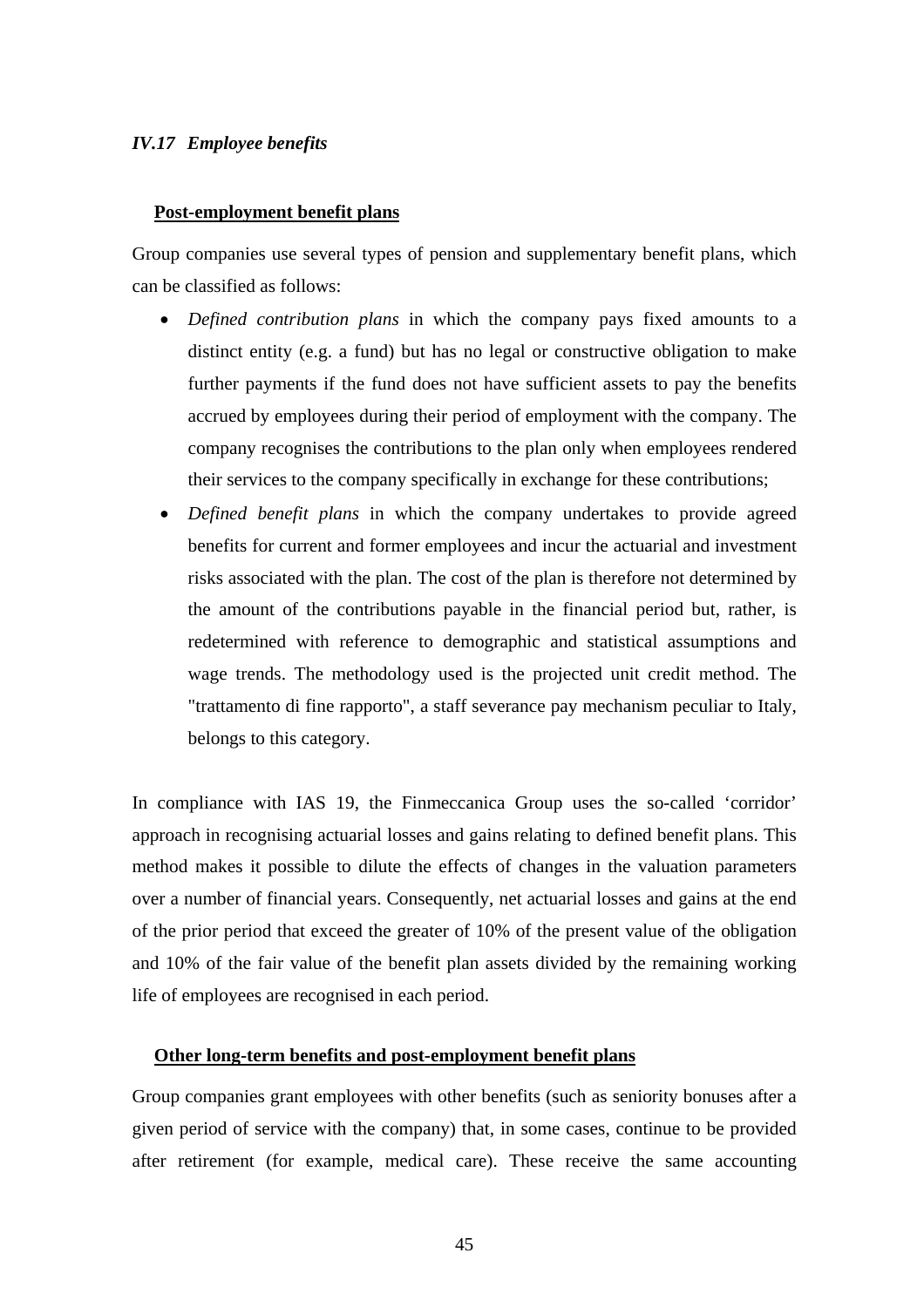### *IV.17 Employee benefits*

**Post-employment benefit plans**

Group companies use several types of pension and supplementary benefit plans, which can be classified as follows:

- *Defined contribution plans* in which the company pays fixed amounts to a distinct entity (e.g. a fund) but has no legal or constructive obligation to make further payments if the fund does not have sufficient assets to pay the benefits accrued by employees during their period of employment with the company. The company recognises the contributions to the plan only when employees rendered their services to the company specifically in exchange for these contributions;
- *Defined benefit plans* in which the company undertakes to provide agreed benefits for current and former employees and incur the actuarial and investment risks associated with the plan. The cost of the plan is therefore not determined by the amount of the contributions payable in the financial period but, rather, is redetermined with reference to demographic and statistical assumptions and wage trends. The methodology used is the projected unit credit method. The "trattamento di fine rapporto", a staff severance pay mechanism peculiar to Italy, belongs to this category.

In compliance with IAS 19, the Finmeccanica Group uses the so-called 'corridor' approach in recognising actuarial losses and gains relating to defined benefit plans. This method makes it possible to dilute the effects of changes in the valuation parameters over a number of financial years. Consequently, net actuarial losses and gains at the end of the prior period that exceed the greater of 10% of the present value of the obligation and 10% of the fair value of the benefit plan assets divided by the remaining working life of employees are recognised in each period.

**Other long-term benefits and post-employment benefit plans**

Group companies grant employees with other benefits (such as seniority bonuses after a given period of service with the company) that, in some cases, continue to be provided after retirement (for example, medical care). These receive the same accounting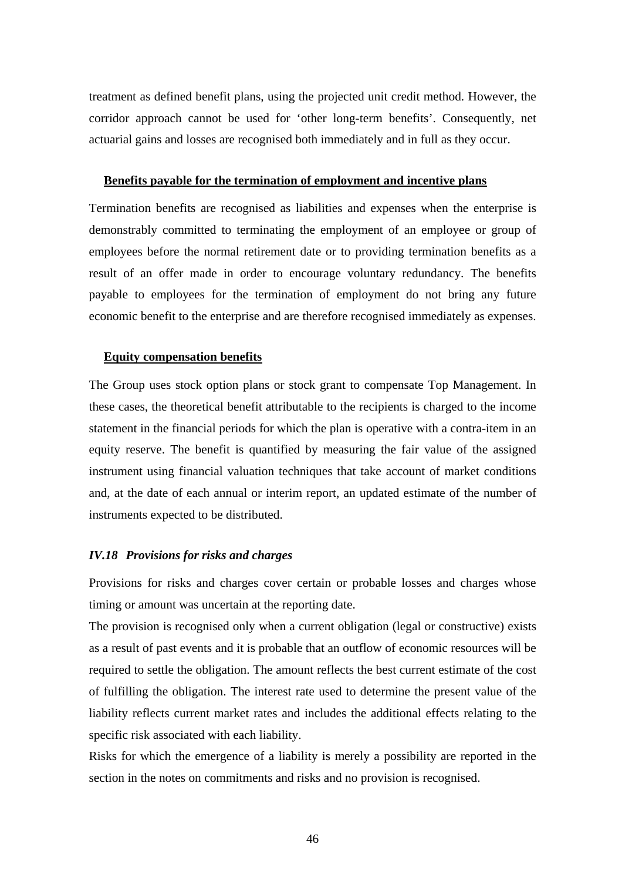treatment as defined benefit plans, using the projected unit credit method. However, the corridor approach cannot be used for 'other long-term benefits'. Consequently, net actuarial gains and losses are recognised both immediately and in full as they occur.

**Benefits payable for the termination of employment and incentive plans**

Termination benefits are recognised as liabilities and expenses when the enterprise is demonstrably committed to terminating the employment of an employee or group of employees before the normal retirement date or to providing termination benefits as a result of an offer made in order to encourage voluntary redundancy. The benefits payable to employees for the termination of employment do not bring any future economic benefit to the enterprise and are therefore recognised immediately as expenses.

**Equity compensation benefits**

The Group uses stock option plans or stock grant to compensate Top Management. In these cases, the theoretical benefit attributable to the recipients is charged to the income statement in the financial periods for which the plan is operative with a contra-item in an equity reserve. The benefit is quantified by measuring the fair value of the assigned instrument using financial valuation techniques that take account of market conditions and, at the date of each annual or interim report, an updated estimate of the number of instruments expected to be distributed.

### *IV.18 Provisions for risks and charges*

Provisions for risks and charges cover certain or probable losses and charges whose timing or amount was uncertain at the reporting date.

The provision is recognised only when a current obligation (legal or constructive) exists as a result of past events and it is probable that an outflow of economic resources will be required to settle the obligation. The amount reflects the best current estimate of the cost of fulfilling the obligation. The interest rate used to determine the present value of the liability reflects current market rates and includes the additional effects relating to the specific risk associated with each liability.

Risks for which the emergence of a liability is merely a possibility are reported in the section in the notes on commitments and risks and no provision is recognised.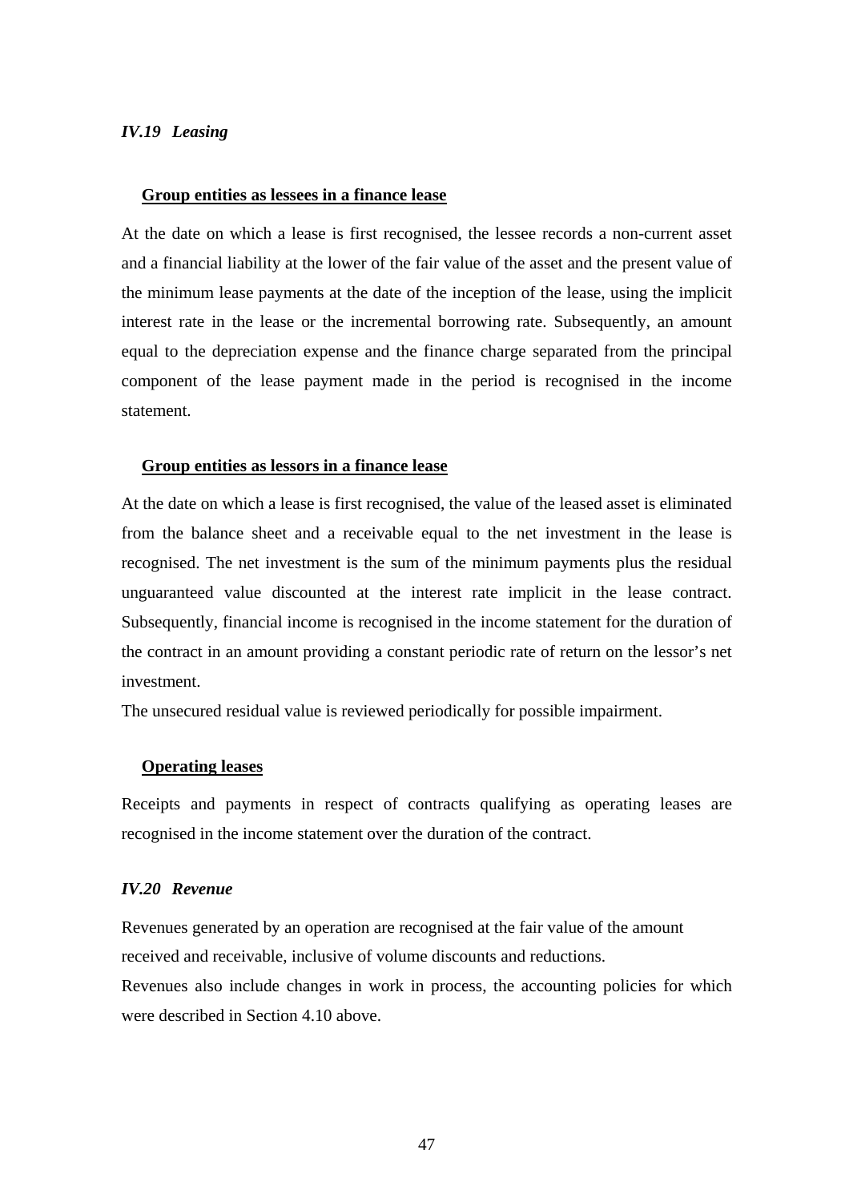### *IV.19 Leasing*

**Group entities as lessees in a finance lease**

At the date on which a lease is first recognised, the lessee records a non-current asset and a financial liability at the lower of the fair value of the asset and the present value of the minimum lease payments at the date of the inception of the lease, using the implicit interest rate in the lease or the incremental borrowing rate. Subsequently, an amount equal to the depreciation expense and the finance charge separated from the principal component of the lease payment made in the period is recognised in the income statement.

**Group entities as lessors in a finance lease**

At the date on which a lease is first recognised, the value of the leased asset is eliminated from the balance sheet and a receivable equal to the net investment in the lease is recognised. The net investment is the sum of the minimum payments plus the residual unguaranteed value discounted at the interest rate implicit in the lease contract. Subsequently, financial income is recognised in the income statement for the duration of the contract in an amount providing a constant periodic rate of return on the lessor's net investment.

The unsecured residual value is reviewed periodically for possible impairment.

**Operating leases**

Receipts and payments in respect of contracts qualifying as operating leases are recognised in the income statement over the duration of the contract.

### *IV.20 Revenue*

Revenues generated by an operation are recognised at the fair value of the amount received and receivable, inclusive of volume discounts and reductions.

Revenues also include changes in work in process, the accounting policies for which were described in Section 4.10 above.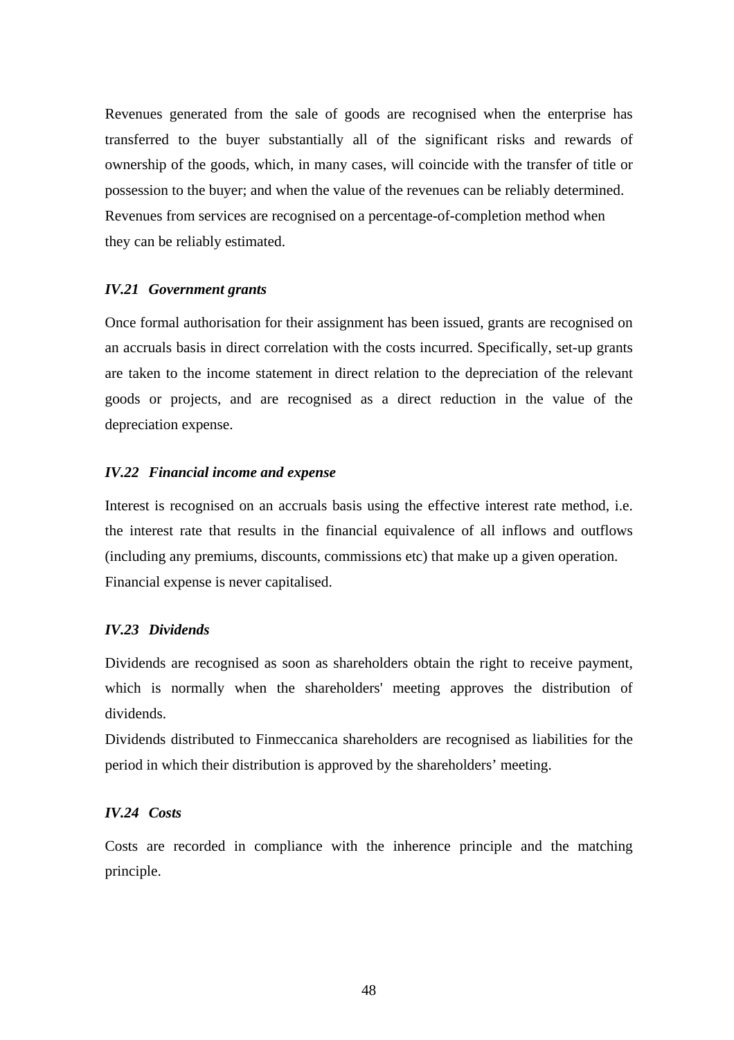Revenues generated from the sale of goods are recognised when the enterprise has transferred to the buyer substantially all of the significant risks and rewards of ownership of the goods, which, in many cases, will coincide with the transfer of title or possession to the buyer; and when the value of the revenues can be reliably determined. Revenues from services are recognised on a percentage-of-completion method when they can be reliably estimated.

### *IV.21 Government grants*

Once formal authorisation for their assignment has been issued, grants are recognised on an accruals basis in direct correlation with the costs incurred. Specifically, set-up grants are taken to the income statement in direct relation to the depreciation of the relevant goods or projects, and are recognised as a direct reduction in the value of the depreciation expense.

### *IV.22 Financial income and expense*

Interest is recognised on an accruals basis using the effective interest rate method, i.e. the interest rate that results in the financial equivalence of all inflows and outflows (including any premiums, discounts, commissions etc) that make up a given operation. Financial expense is never capitalised.

### *IV.23 Dividends*

Dividends are recognised as soon as shareholders obtain the right to receive payment, which is normally when the shareholders' meeting approves the distribution of dividends.
Dividends distributed to Finmeccanica shareholders are recognised as liabilities for the period in which their distribution is approved by the shareholders' meeting.

### *IV.24 Costs*

Costs are recorded in compliance with the inherence principle and the matching principle.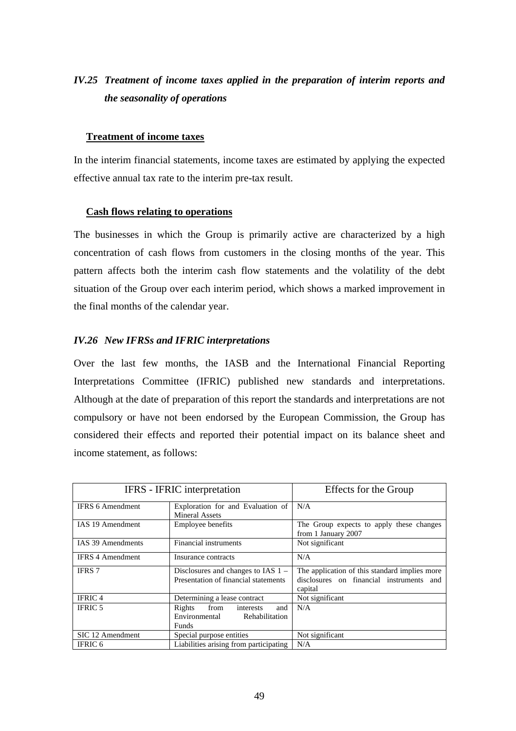### *IV.25 Treatment of income taxes applied in the preparation of interim reports and the seasonality of operations*

**Treatment of income taxes**

In the interim financial statements, income taxes are estimated by applying the expected effective annual tax rate to the interim pre-tax result.

**Cash flows relating to operations**

The businesses in which the Group is primarily active are characterized by a high concentration of cash flows from customers in the closing months of the year. This pattern affects both the interim cash flow statements and the volatility of the debt situation of the Group over each interim period, which shows a marked improvement in the final months of the calendar year.

### *IV.26 New IFRSs and IFRIC interpretations*

Over the last few months, the IASB and the International Financial Reporting Interpretations Committee (IFRIC) published new standards and interpretations. Although at the date of preparation of this report the standards and interpretations are not compulsory or have not been endorsed by the European Commission, the Group has considered their effects and reported their potential impact on its balance sheet and income statement, as follows:

| IFRS - IFRIC interpretation | | Effects for the Group |
|---|---|---|
| IFRS 6 Amendment | Exploration for and Evaluation of Mineral Assets | N/A |
| IAS 19 Amendment | Employee benefits | The Group expects to apply these changes from 1 January 2007 |
| IAS 39 Amendments | Financial instruments | Not significant |
| IFRS 4 Amendment | Insurance contracts | N/A |
| IFRS 7 | Disclosures and changes to IAS 1 – Presentation of financial statements | The application of this standard implies more disclosures on financial instruments and capital |
| IFRIC 4 | Determining a lease contract | Not significant |
| IFRIC 5 | Rights from interests and Environmental Rehabilitation Funds | N/A |
| SIC 12 Amendment | Special purpose entities | Not significant |
| IFRIC 6 | Liabilities arising from participating | N/A |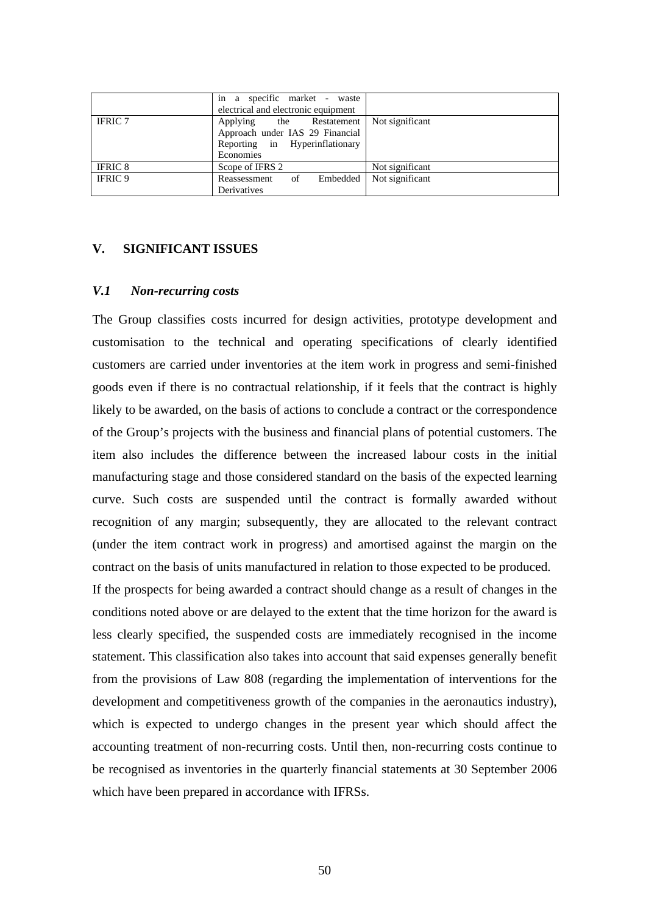| | | |
|---|---|---|
| | in a specific market - waste electrical and electronic equipment | |
| IFRIC 7 | Applying the Restatement Approach under IAS 29 Financial Reporting in Hyperinflationary Economies | Not significant |
| IFRIC 8 | Scope of IFRS 2 | Not significant |
| IFRIC 9 | Reassessment of Embedded Derivatives | Not significant |

## V. SIGNIFICANT ISSUES

### *V.1 Non-recurring costs*

The Group classifies costs incurred for design activities, prototype development and customisation to the technical and operating specifications of clearly identified customers are carried under inventories at the item work in progress and semi-finished goods even if there is no contractual relationship, if it feels that the contract is highly likely to be awarded, on the basis of actions to conclude a contract or the correspondence of the Group's projects with the business and financial plans of potential customers. The item also includes the difference between the increased labour costs in the initial manufacturing stage and those considered standard on the basis of the expected learning curve. Such costs are suspended until the contract is formally awarded without recognition of any margin; subsequently, they are allocated to the relevant contract (under the item contract work in progress) and amortised against the margin on the contract on the basis of units manufactured in relation to those expected to be produced.

If the prospects for being awarded a contract should change as a result of changes in the conditions noted above or are delayed to the extent that the time horizon for the award is less clearly specified, the suspended costs are immediately recognised in the income statement. This classification also takes into account that said expenses generally benefit from the provisions of Law 808 (regarding the implementation of interventions for the development and competitiveness growth of the companies in the aeronautics industry), which is expected to undergo changes in the present year which should affect the accounting treatment of non-recurring costs. Until then, non-recurring costs continue to be recognised as inventories in the quarterly financial statements at 30 September 2006 which have been prepared in accordance with IFRSs.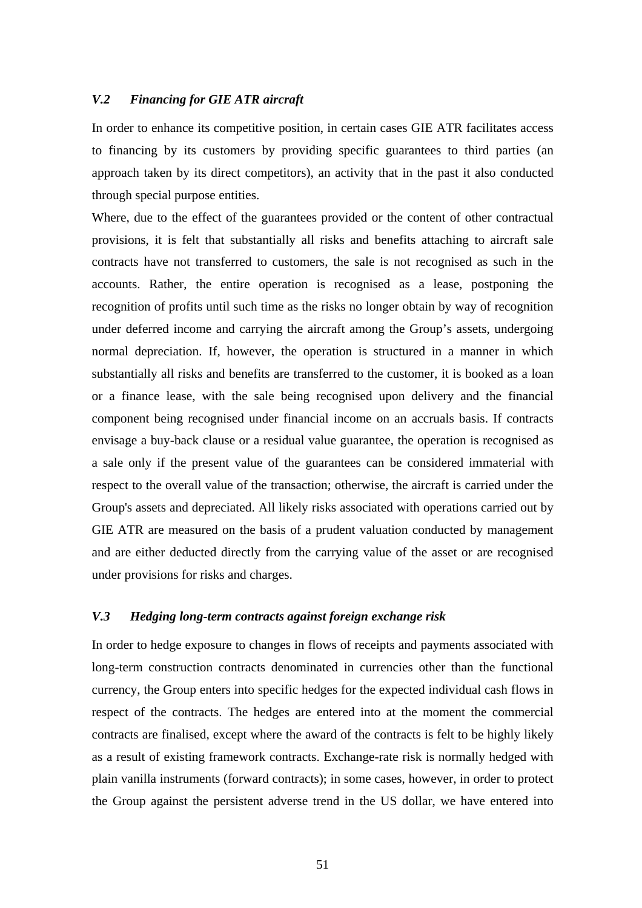### *V.2 Financing for GIE ATR aircraft*

In order to enhance its competitive position, in certain cases GIE ATR facilitates access to financing by its customers by providing specific guarantees to third parties (an approach taken by its direct competitors), an activity that in the past it also conducted through special purpose entities.

Where, due to the effect of the guarantees provided or the content of other contractual provisions, it is felt that substantially all risks and benefits attaching to aircraft sale contracts have not transferred to customers, the sale is not recognised as such in the accounts. Rather, the entire operation is recognised as a lease, postponing the recognition of profits until such time as the risks no longer obtain by way of recognition under deferred income and carrying the aircraft among the Group's assets, undergoing normal depreciation. If, however, the operation is structured in a manner in which substantially all risks and benefits are transferred to the customer, it is booked as a loan or a finance lease, with the sale being recognised upon delivery and the financial component being recognised under financial income on an accruals basis. If contracts envisage a buy-back clause or a residual value guarantee, the operation is recognised as a sale only if the present value of the guarantees can be considered immaterial with respect to the overall value of the transaction; otherwise, the aircraft is carried under the Group's assets and depreciated. All likely risks associated with operations carried out by GIE ATR are measured on the basis of a prudent valuation conducted by management and are either deducted directly from the carrying value of the asset or are recognised under provisions for risks and charges.

### *V.3 Hedging long-term contracts against foreign exchange risk*

In order to hedge exposure to changes in flows of receipts and payments associated with long-term construction contracts denominated in currencies other than the functional currency, the Group enters into specific hedges for the expected individual cash flows in respect of the contracts. The hedges are entered into at the moment the commercial contracts are finalised, except where the award of the contracts is felt to be highly likely as a result of existing framework contracts. Exchange-rate risk is normally hedged with plain vanilla instruments (forward contracts); in some cases, however, in order to protect the Group against the persistent adverse trend in the US dollar, we have entered into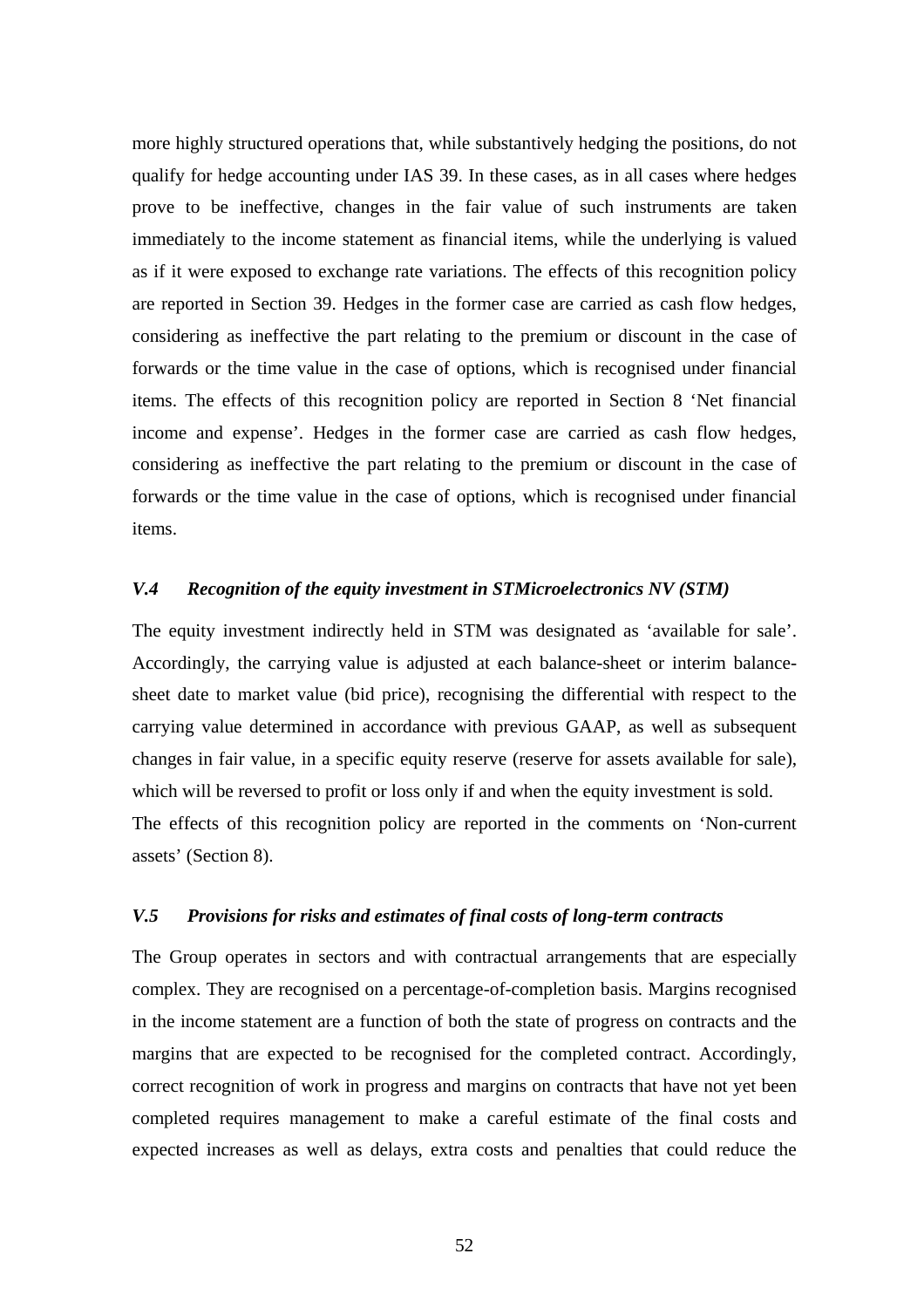more highly structured operations that, while substantively hedging the positions, do not qualify for hedge accounting under IAS 39. In these cases, as in all cases where hedges prove to be ineffective, changes in the fair value of such instruments are taken immediately to the income statement as financial items, while the underlying is valued as if it were exposed to exchange rate variations. The effects of this recognition policy are reported in Section 39. Hedges in the former case are carried as cash flow hedges, considering as ineffective the part relating to the premium or discount in the case of forwards or the time value in the case of options, which is recognised under financial items. The effects of this recognition policy are reported in Section 8 'Net financial income and expense'. Hedges in the former case are carried as cash flow hedges, considering as ineffective the part relating to the premium or discount in the case of forwards or the time value in the case of options, which is recognised under financial items.

### *V.4 Recognition of the equity investment in STMicroelectronics NV (STM)*

The equity investment indirectly held in STM was designated as 'available for sale'. Accordingly, the carrying value is adjusted at each balance-sheet or interim balance-sheet date to market value (bid price), recognising the differential with respect to the carrying value determined in accordance with previous GAAP, as well as subsequent changes in fair value, in a specific equity reserve (reserve for assets available for sale), which will be reversed to profit or loss only if and when the equity investment is sold.
The effects of this recognition policy are reported in the comments on 'Non-current assets' (Section 8).

### *V.5 Provisions for risks and estimates of final costs of long-term contracts*

The Group operates in sectors and with contractual arrangements that are especially complex. They are recognised on a percentage-of-completion basis. Margins recognised in the income statement are a function of both the state of progress on contracts and the margins that are expected to be recognised for the completed contract. Accordingly, correct recognition of work in progress and margins on contracts that have not yet been completed requires management to make a careful estimate of the final costs and expected increases as well as delays, extra costs and penalties that could reduce the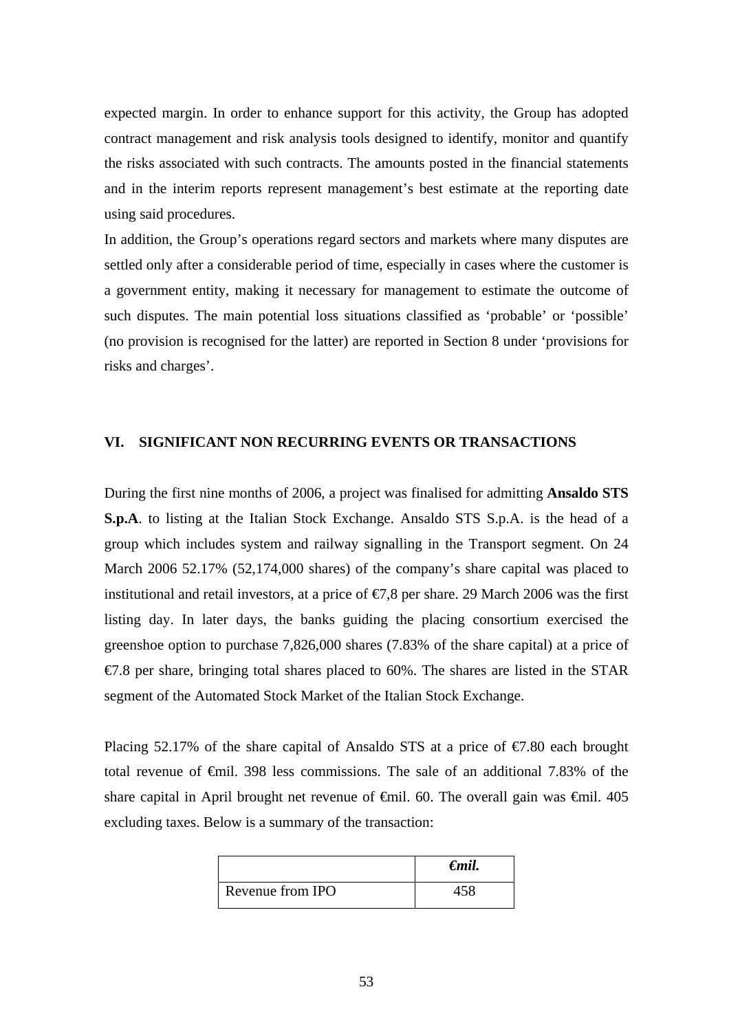expected margin. In order to enhance support for this activity, the Group has adopted contract management and risk analysis tools designed to identify, monitor and quantify the risks associated with such contracts. The amounts posted in the financial statements and in the interim reports represent management's best estimate at the reporting date using said procedures.

In addition, the Group's operations regard sectors and markets where many disputes are settled only after a considerable period of time, especially in cases where the customer is a government entity, making it necessary for management to estimate the outcome of such disputes. The main potential loss situations classified as 'probable' or 'possible' (no provision is recognised for the latter) are reported in Section 8 under 'provisions for risks and charges'.

## VI. SIGNIFICANT NON RECURRING EVENTS OR TRANSACTIONS

During the first nine months of 2006, a project was finalised for admitting **Ansaldo STS S.p.A**. to listing at the Italian Stock Exchange. Ansaldo STS S.p.A. is the head of a group which includes system and railway signalling in the Transport segment. On 24 March 2006 52.17% (52,174,000 shares) of the company's share capital was placed to institutional and retail investors, at a price of €7,8 per share. 29 March 2006 was the first listing day. In later days, the banks guiding the placing consortium exercised the greenshoe option to purchase 7,826,000 shares (7.83% of the share capital) at a price of €7.8 per share, bringing total shares placed to 60%. The shares are listed in the STAR segment of the Automated Stock Market of the Italian Stock Exchange.

Placing 52.17% of the share capital of Ansaldo STS at a price of €7.80 each brought total revenue of €mil. 398 less commissions. The sale of an additional 7.83% of the share capital in April brought net revenue of €mil. 60. The overall gain was €mil. 405 excluding taxes. Below is a summary of the transaction:

| | ***€mil.*** |
|---|---|
| Revenue from IPO | 458 |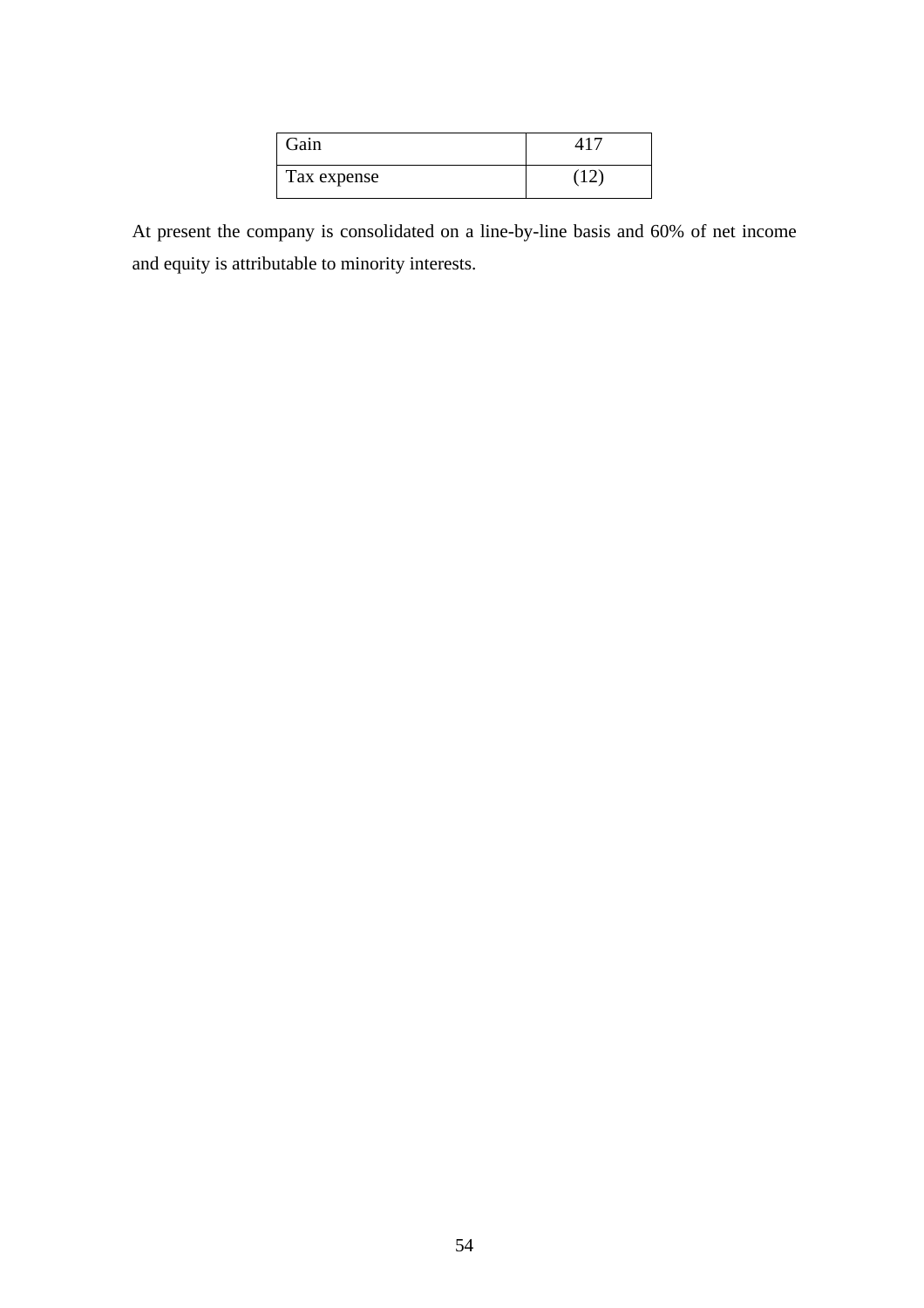| Gain | 417 |
|---|---|
| Tax expense | (12) |

At present the company is consolidated on a line-by-line basis and 60% of net income and equity is attributable to minority interests.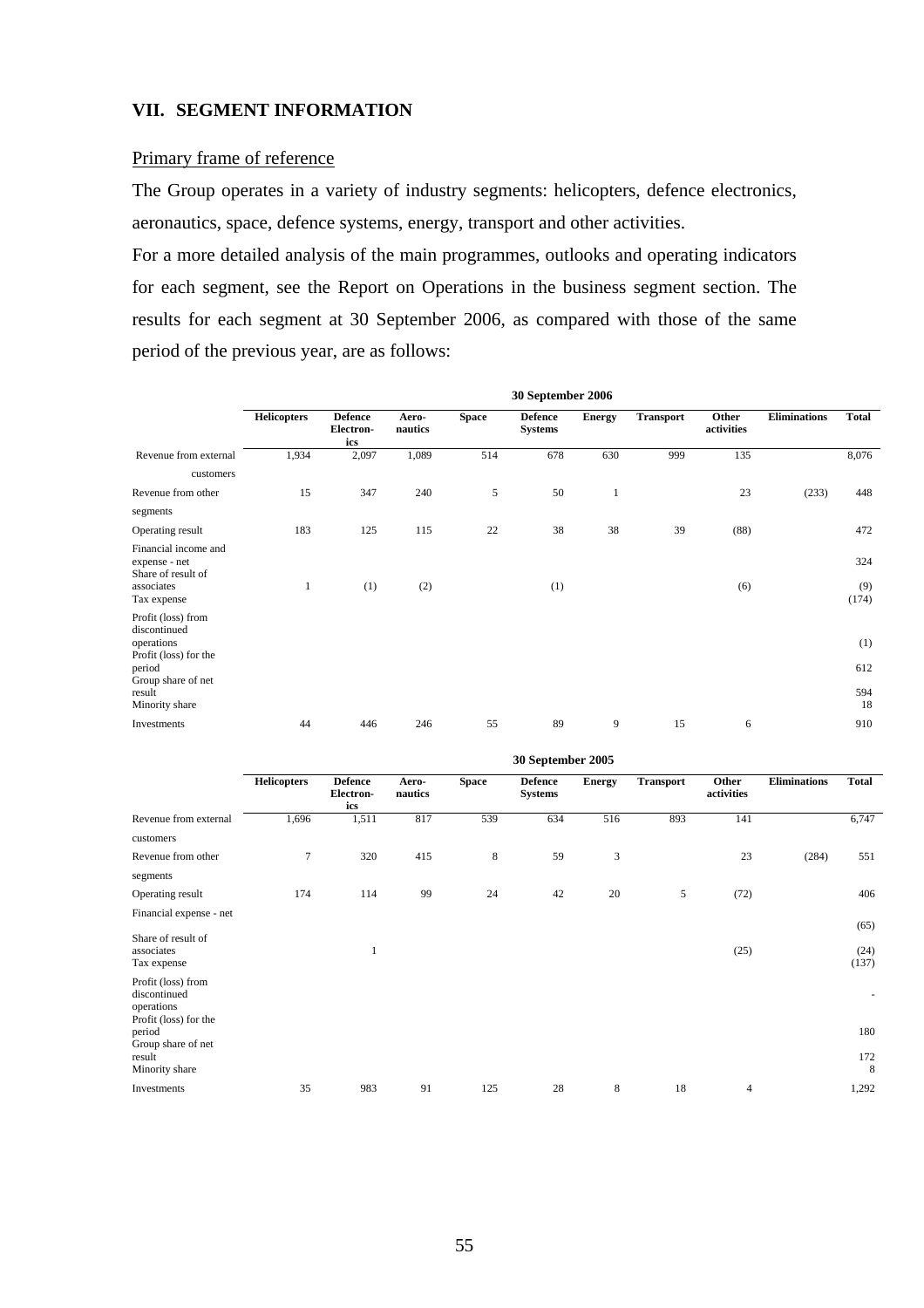## VII. SEGMENT INFORMATION

Primary frame of reference

The Group operates in a variety of industry segments: helicopters, defence electronics, aeronautics, space, defence systems, energy, transport and other activities.

For a more detailed analysis of the main programmes, outlooks and operating indicators for each segment, see the Report on Operations in the business segment section. The results for each segment at 30 September 2006, as compared with those of the same period of the previous year, are as follows:

| 30 September 2006 | Helicopters | Defence Electron-ics | Aero-nautics | Space | Defence Systems | Energy | Transport | Other activities | Eliminations | Total |
|---|---|---|---|---|---|---|---|---|---|---|
| Revenue from external customers | 1,934 | 2,097 | 1,089 | 514 | 678 | 630 | 999 | 135 | | 8,076 |
| Revenue from other segments | 15 | 347 | 240 | 5 | 50 | 1 | | 23 | (233) | 448 |
| Operating result | 183 | 125 | 115 | 22 | 38 | 38 | 39 | (88) | | 472 |
| Financial income and expense - net | | | | | | | | | | 324 |
| Share of result of associates | 1 | (1) | (2) | | (1) | | | (6) | | (9) |
| Tax expense | | | | | | | | | | (174) |
| Profit (loss) from discontinued operations | | | | | | | | | | (1) |
| Profit (loss) for the period | | | | | | | | | | 612 |
| Group share of net result | | | | | | | | | | 594 |
| Minority share | | | | | | | | | | 18 |
| Investments | 44 | 446 | 246 | 55 | 89 | 9 | 15 | 6 | | 910 |

| 30 September 2005 | Helicopters | Defence Electron-ics | Aero-nautics | Space | Defence Systems | Energy | Transport | Other activities | Eliminations | Total |
|---|---|---|---|---|---|---|---|---|---|---|
| Revenue from external customers | 1,696 | 1,511 | 817 | 539 | 634 | 516 | 893 | 141 | | 6,747 |
| Revenue from other segments | 7 | 320 | 415 | 8 | 59 | 3 | | 23 | (284) | 551 |
| Operating result | 174 | 114 | 99 | 24 | 42 | 20 | 5 | (72) | | 406 |
| Financial expense - net | | | | | | | | | | (65) |
| Share of result of associates | | 1 | | | | | | (25) | | (24) |
| Tax expense | | | | | | | | | | (137) |
| Profit (loss) from discontinued operations | | | | | | | | | | - |
| Profit (loss) for the period | | | | | | | | | | 180 |
| Group share of net result | | | | | | | | | | 172 |
| Minority share | | | | | | | | | | 8 |
| Investments | 35 | 983 | 91 | 125 | 28 | 8 | 18 | 4 | | 1,292 |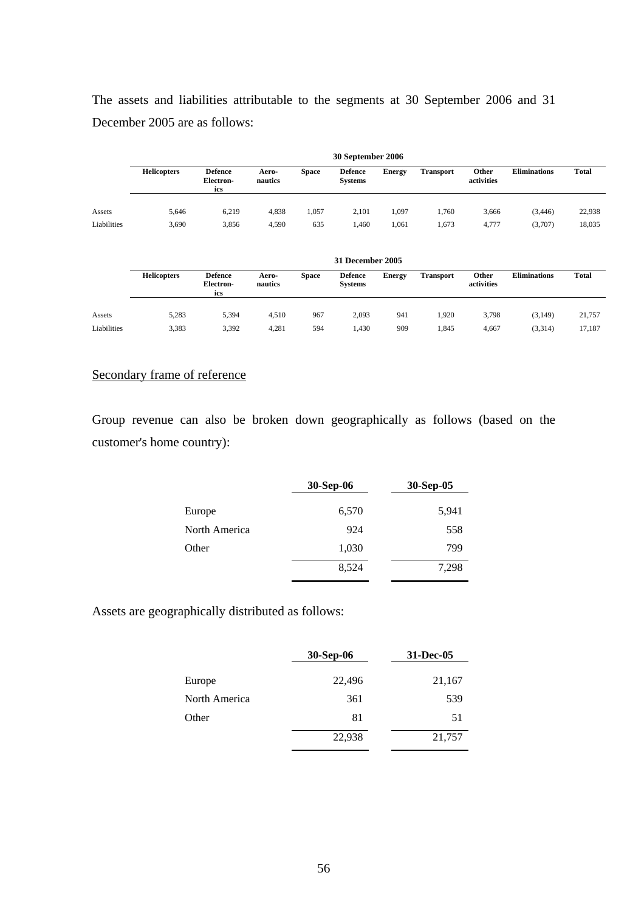The assets and liabilities attributable to the segments at 30 September 2006 and 31 December 2005 are as follows:

| 30 September 2006 | | | | | | | | | | |
|---|---|---|---|---|---|---|---|---|---|---|
| | **Helicopters** | **Defence Electron-ics** | **Aero-nautics** | **Space** | **Defence Systems** | **Energy** | **Transport** | **Other activities** | **Eliminations** | **Total** |
| Assets | 5,646 | 6,219 | 4,838 | 1,057 | 2,101 | 1,097 | 1,760 | 3,666 | (3,446) | 22,938 |
| Liabilities | 3,690 | 3,856 | 4,590 | 635 | 1,460 | 1,061 | 1,673 | 4,777 | (3,707) | 18,035 |

| 31 December 2005 | | | | | | | | | | |
|---|---|---|---|---|---|---|---|---|---|---|
| | **Helicopters** | **Defence Electron-ics** | **Aero-nautics** | **Space** | **Defence Systems** | **Energy** | **Transport** | **Other activities** | **Eliminations** | **Total** |
| Assets | 5,283 | 5,394 | 4,510 | 967 | 2,093 | 941 | 1,920 | 3,798 | (3,149) | 21,757 |
| Liabilities | 3,383 | 3,392 | 4,281 | 594 | 1,430 | 909 | 1,845 | 4,667 | (3,314) | 17,187 |

Secondary frame of reference

Group revenue can also be broken down geographically as follows (based on the customer's home country):

| | **30-Sep-06** | **30-Sep-05** |
|---|---|---|
| Europe | 6,570 | 5,941 |
| North America | 924 | 558 |
| Other | 1,030 | 799 |
| | 8,524 | 7,298 |

Assets are geographically distributed as follows:

| | **30-Sep-06** | **31-Dec-05** |
|---|---|---|
| Europe | 22,496 | 21,167 |
| North America | 361 | 539 |
| Other | 81 | 51 |
| | 22,938 | 21,757 |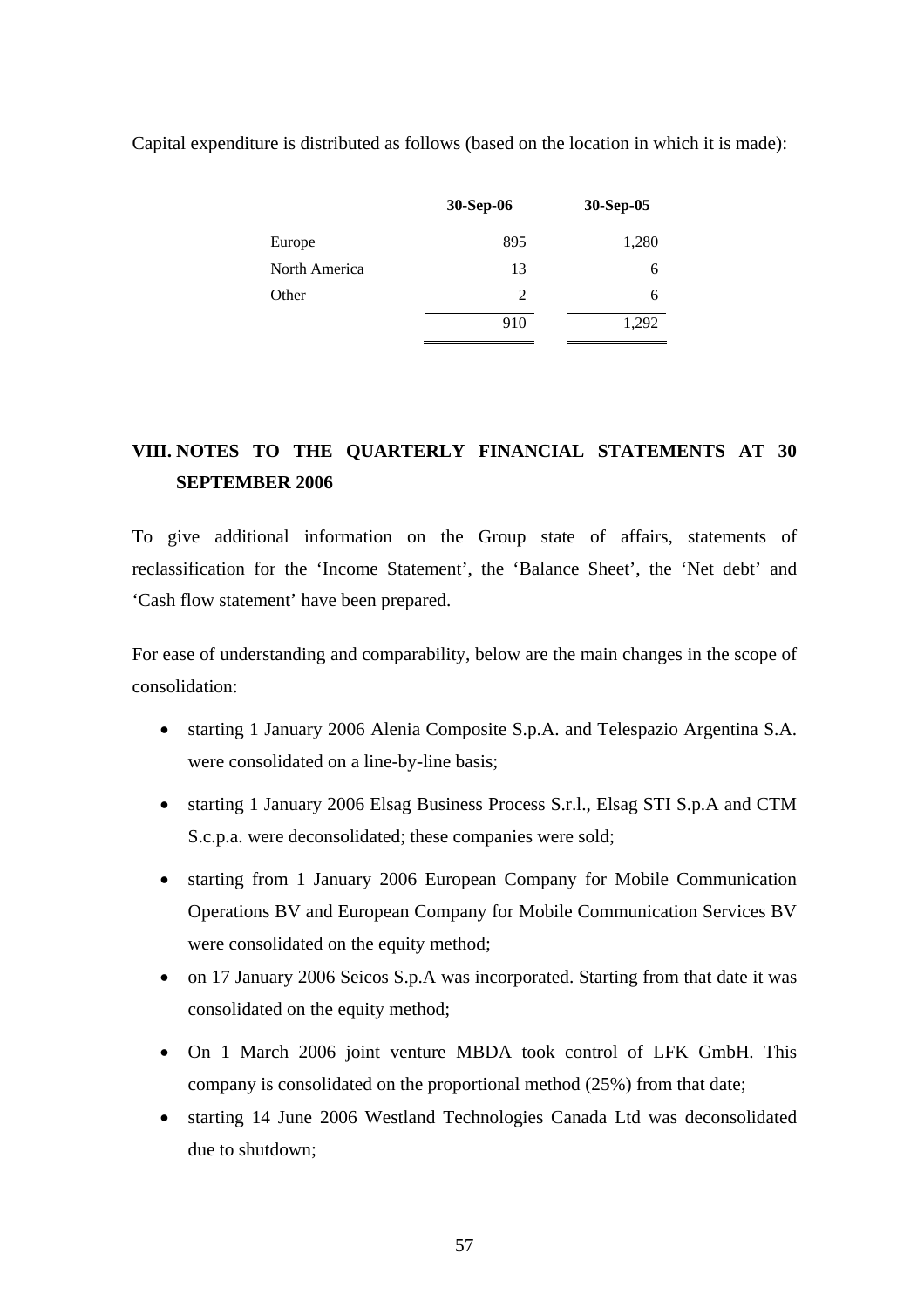Capital expenditure is distributed as follows (based on the location in which it is made):

| | 30-Sep-06 | 30-Sep-05 |
|---|---|---|
| Europe | 895 | 1,280 |
| North America | 13 | 6 |
| Other | 2 | 6 |
| | 910 | 1,292 |

## VIII. NOTES TO THE QUARTERLY FINANCIAL STATEMENTS AT 30 SEPTEMBER 2006

To give additional information on the Group state of affairs, statements of reclassification for the 'Income Statement', the 'Balance Sheet', the 'Net debt' and 'Cash flow statement' have been prepared.

For ease of understanding and comparability, below are the main changes in the scope of consolidation:

- starting 1 January 2006 Alenia Composite S.p.A. and Telespazio Argentina S.A. were consolidated on a line-by-line basis;
- starting 1 January 2006 Elsag Business Process S.r.l., Elsag STI S.p.A and CTM S.c.p.a. were deconsolidated; these companies were sold;
- starting from 1 January 2006 European Company for Mobile Communication Operations BV and European Company for Mobile Communication Services BV were consolidated on the equity method;
- on 17 January 2006 Seicos S.p.A was incorporated. Starting from that date it was consolidated on the equity method;
- On 1 March 2006 joint venture MBDA took control of LFK GmbH. This company is consolidated on the proportional method (25%) from that date;
- starting 14 June 2006 Westland Technologies Canada Ltd was deconsolidated due to shutdown;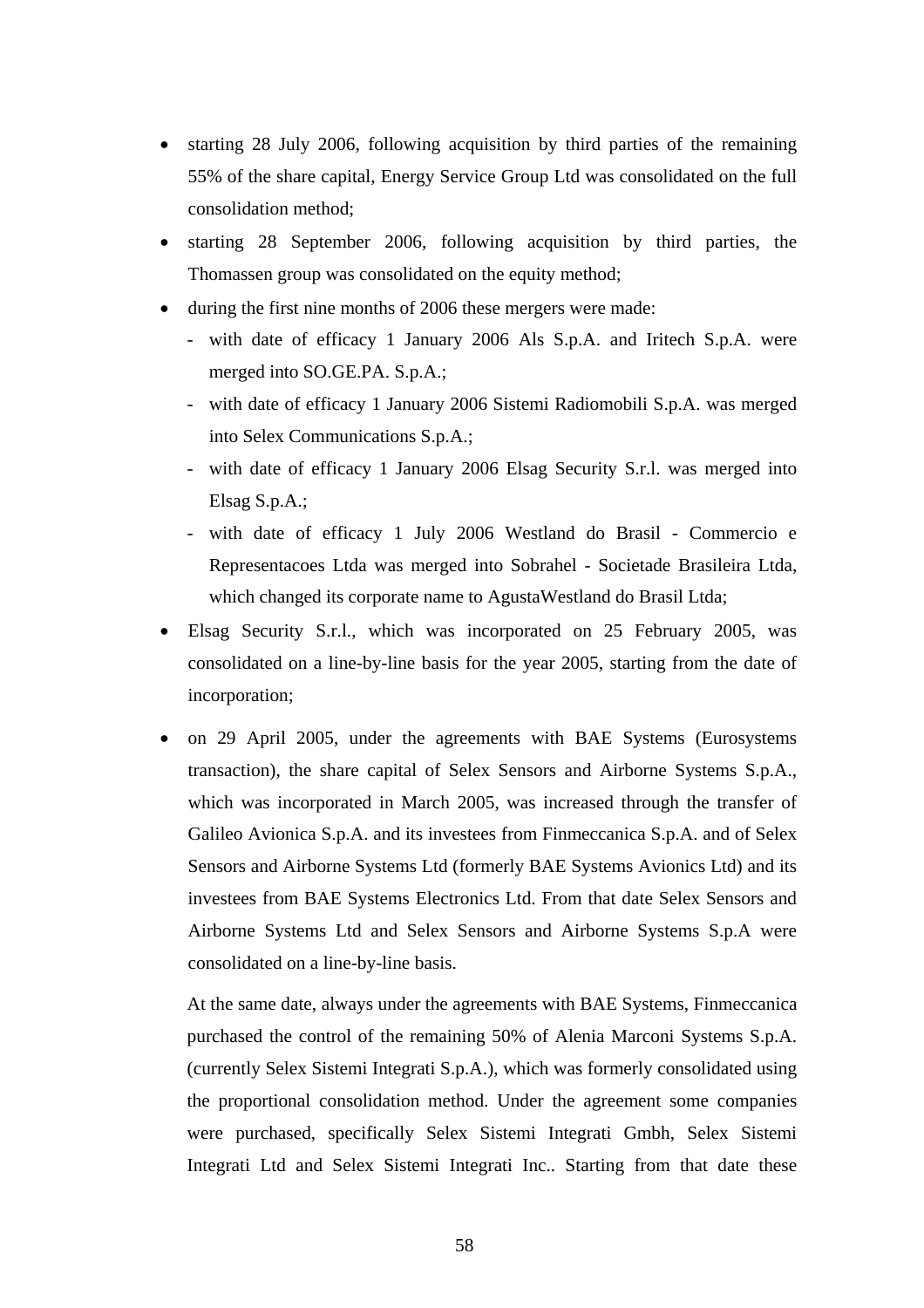- starting 28 July 2006, following acquisition by third parties of the remaining 55% of the share capital, Energy Service Group Ltd was consolidated on the full consolidation method;
- starting 28 September 2006, following acquisition by third parties, the Thomassen group was consolidated on the equity method;
- during the first nine months of 2006 these mergers were made:
  - with date of efficacy 1 January 2006 Als S.p.A. and Iritech S.p.A. were merged into SO.GE.PA. S.p.A.;
  - with date of efficacy 1 January 2006 Sistemi Radiomobili S.p.A. was merged into Selex Communications S.p.A.;
  - with date of efficacy 1 January 2006 Elsag Security S.r.l. was merged into Elsag S.p.A.;
  - with date of efficacy 1 July 2006 Westland do Brasil - Commercio e Representacoes Ltda was merged into Sobrahel - Societade Brasileira Ltda, which changed its corporate name to AgustaWestland do Brasil Ltda;
- Elsag Security S.r.l., which was incorporated on 25 February 2005, was consolidated on a line-by-line basis for the year 2005, starting from the date of incorporation;
- on 29 April 2005, under the agreements with BAE Systems (Eurosystems transaction), the share capital of Selex Sensors and Airborne Systems S.p.A., which was incorporated in March 2005, was increased through the transfer of Galileo Avionica S.p.A. and its investees from Finmeccanica S.p.A. and of Selex Sensors and Airborne Systems Ltd (formerly BAE Systems Avionics Ltd) and its investees from BAE Systems Electronics Ltd. From that date Selex Sensors and Airborne Systems Ltd and Selex Sensors and Airborne Systems S.p.A were consolidated on a line-by-line basis.

  At the same date, always under the agreements with BAE Systems, Finmeccanica purchased the control of the remaining 50% of Alenia Marconi Systems S.p.A. (currently Selex Sistemi Integrati S.p.A.), which was formerly consolidated using the proportional consolidation method. Under the agreement some companies were purchased, specifically Selex Sistemi Integrati Gmbh, Selex Sistemi Integrati Ltd and Selex Sistemi Integrati Inc.. Starting from that date these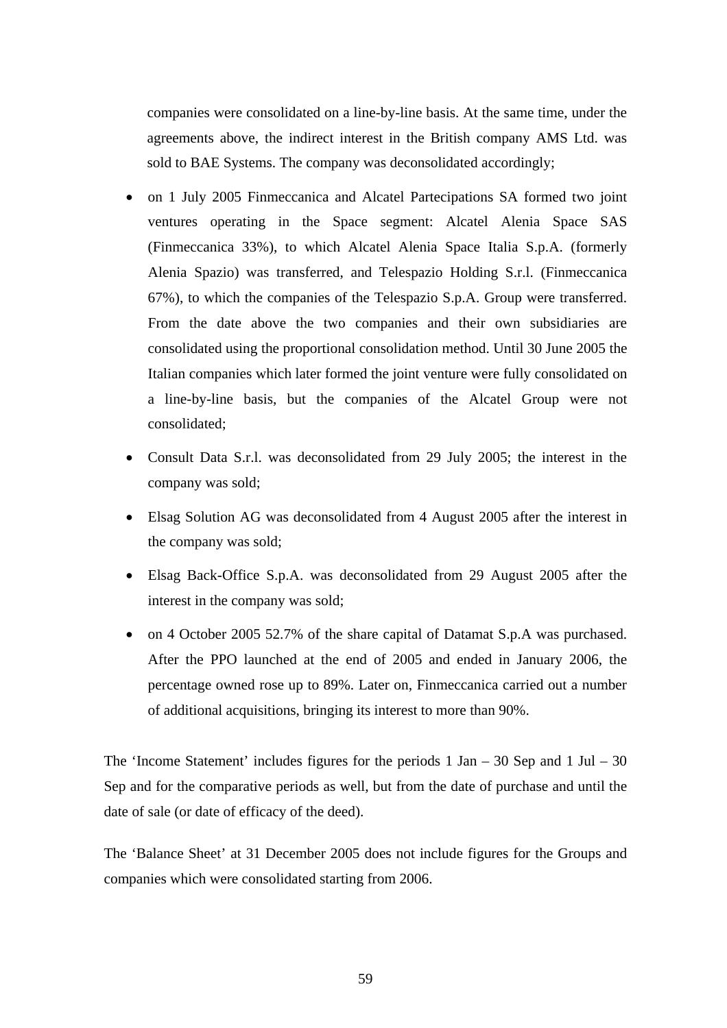companies were consolidated on a line-by-line basis. At the same time, under the agreements above, the indirect interest in the British company AMS Ltd. was sold to BAE Systems. The company was deconsolidated accordingly;

- on 1 July 2005 Finmeccanica and Alcatel Partecipations SA formed two joint ventures operating in the Space segment: Alcatel Alenia Space SAS (Finmeccanica 33%), to which Alcatel Alenia Space Italia S.p.A. (formerly Alenia Spazio) was transferred, and Telespazio Holding S.r.l. (Finmeccanica 67%), to which the companies of the Telespazio S.p.A. Group were transferred. From the date above the two companies and their own subsidiaries are consolidated using the proportional consolidation method. Until 30 June 2005 the Italian companies which later formed the joint venture were fully consolidated on a line-by-line basis, but the companies of the Alcatel Group were not consolidated;
- Consult Data S.r.l. was deconsolidated from 29 July 2005; the interest in the company was sold;
- Elsag Solution AG was deconsolidated from 4 August 2005 after the interest in the company was sold;
- Elsag Back-Office S.p.A. was deconsolidated from 29 August 2005 after the interest in the company was sold;
- on 4 October 2005 52.7% of the share capital of Datamat S.p.A was purchased. After the PPO launched at the end of 2005 and ended in January 2006, the percentage owned rose up to 89%. Later on, Finmeccanica carried out a number of additional acquisitions, bringing its interest to more than 90%.

The 'Income Statement' includes figures for the periods 1 Jan – 30 Sep and 1 Jul – 30 Sep and for the comparative periods as well, but from the date of purchase and until the date of sale (or date of efficacy of the deed).

The 'Balance Sheet' at 31 December 2005 does not include figures for the Groups and companies which were consolidated starting from 2006.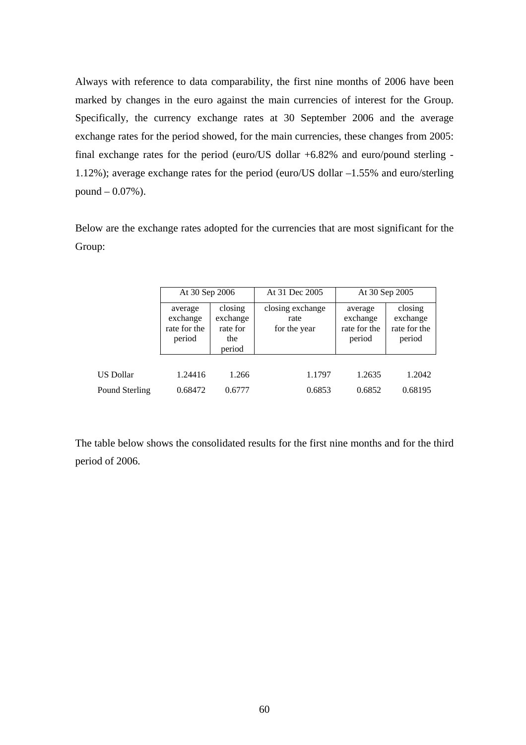Always with reference to data comparability, the first nine months of 2006 have been marked by changes in the euro against the main currencies of interest for the Group. Specifically, the currency exchange rates at 30 September 2006 and the average exchange rates for the period showed, for the main currencies, these changes from 2005: final exchange rates for the period (euro/US dollar +6.82% and euro/pound sterling -1.12%); average exchange rates for the period (euro/US dollar –1.55% and euro/sterling pound – 0.07%).

Below are the exchange rates adopted for the currencies that are most significant for the Group:

| | At 30 Sep 2006 | | At 31 Dec 2005 | At 30 Sep 2005 | |
|---|---|---|---|---|---|
| | average exchange rate for the period | closing exchange rate for the period | closing exchange rate for the year | average exchange rate for the period | closing exchange rate for the period |
| US Dollar | 1.24416 | 1.266 | 1.1797 | 1.2635 | 1.2042 |
| Pound Sterling | 0.68472 | 0.6777 | 0.6853 | 0.6852 | 0.68195 |

The table below shows the consolidated results for the first nine months and for the third period of 2006.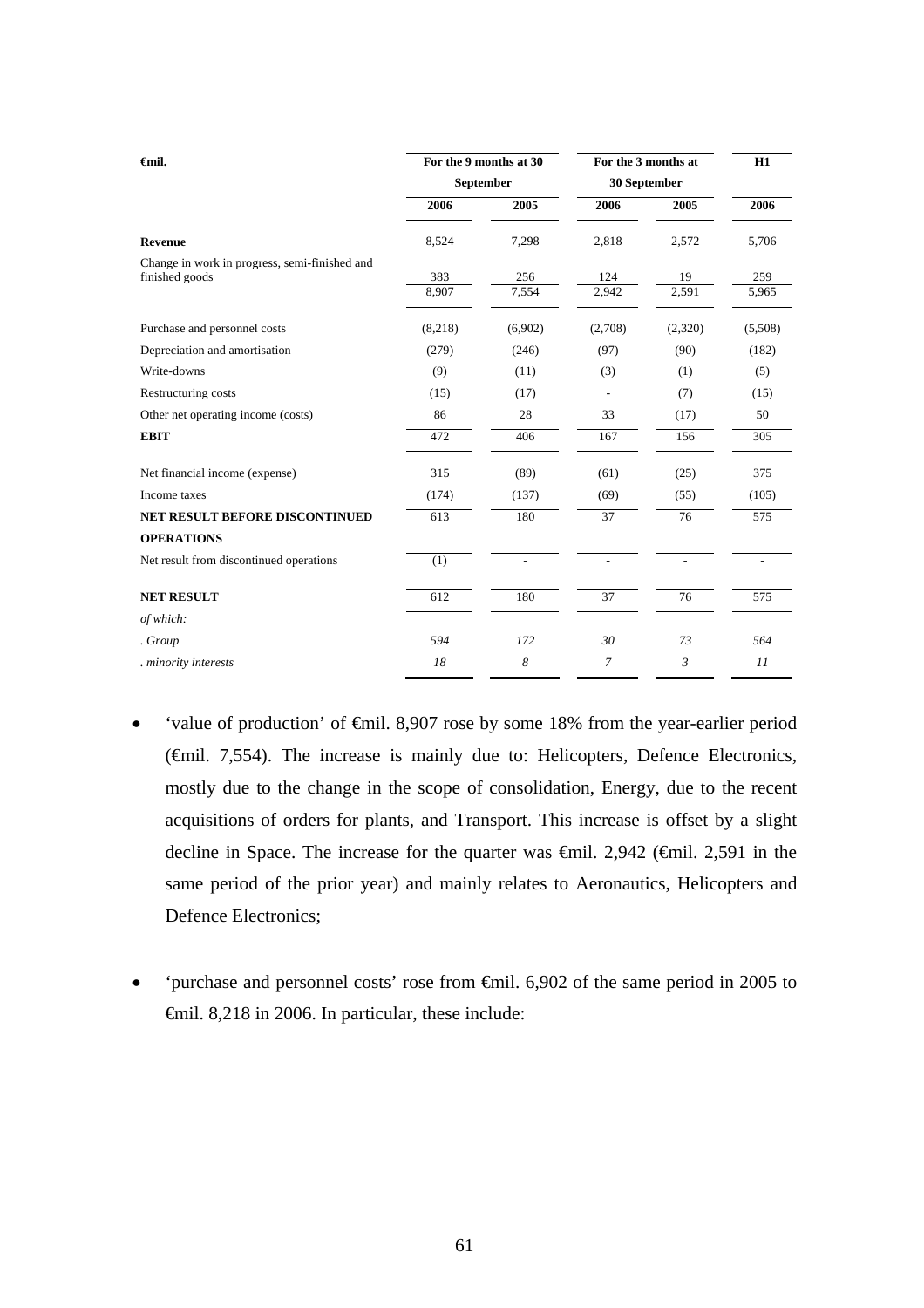| €mil. | For the 9 months at 30 September | | For the 3 months at 30 September | | H1 |
|---|---|---|---|---|---|
| | 2006 | 2005 | 2006 | 2005 | 2006 |
| **Revenue** | 8,524 | 7,298 | 2,818 | 2,572 | 5,706 |
| Change in work in progress, semi-finished and finished goods | 383 | 256 | 124 | 19 | 259 |
| | 8,907 | 7,554 | 2,942 | 2,591 | 5,965 |
| Purchase and personnel costs | (8,218) | (6,902) | (2,708) | (2,320) | (5,508) |
| Depreciation and amortisation | (279) | (246) | (97) | (90) | (182) |
| Write-downs | (9) | (11) | (3) | (1) | (5) |
| Restructuring costs | (15) | (17) | - | (7) | (15) |
| Other net operating income (costs) | 86 | 28 | 33 | (17) | 50 |
| **EBIT** | 472 | 406 | 167 | 156 | 305 |
| Net financial income (expense) | 315 | (89) | (61) | (25) | 375 |
| Income taxes | (174) | (137) | (69) | (55) | (105) |
| **NET RESULT BEFORE DISCONTINUED OPERATIONS** | 613 | 180 | 37 | 76 | 575 |
| Net result from discontinued operations | (1) | - | - | - | - |
| **NET RESULT** | 612 | 180 | 37 | 76 | 575 |
| *of which:* | | | | | |
| *. Group* | *594* | *172* | *30* | *73* | *564* |
| *. minority interests* | *18* | *8* | *7* | *3* | *11* |

- 'value of production' of €mil. 8,907 rose by some 18% from the year-earlier period (€mil. 7,554). The increase is mainly due to: Helicopters, Defence Electronics, mostly due to the change in the scope of consolidation, Energy, due to the recent acquisitions of orders for plants, and Transport. This increase is offset by a slight decline in Space. The increase for the quarter was €mil. 2,942 (€mil. 2,591 in the same period of the prior year) and mainly relates to Aeronautics, Helicopters and Defence Electronics;

- 'purchase and personnel costs' rose from €mil. 6,902 of the same period in 2005 to €mil. 8,218 in 2006. In particular, these include: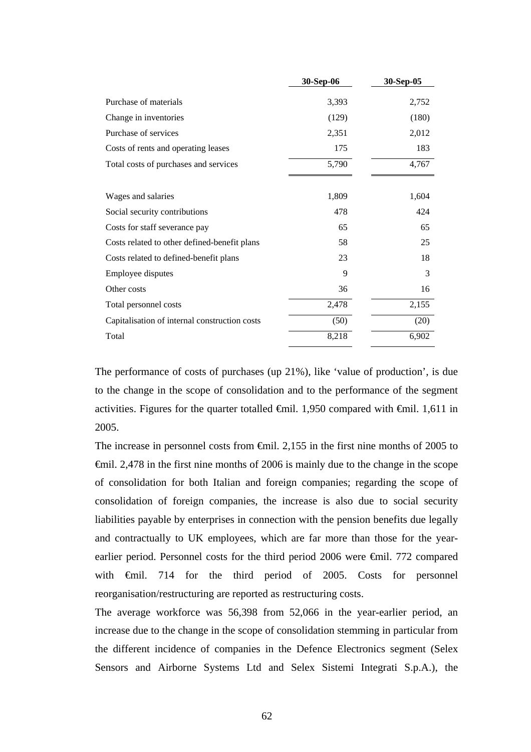| | 30-Sep-06 | 30-Sep-05 |
|---|---|---|
| Purchase of materials | 3,393 | 2,752 |
| Change in inventories | (129) | (180) |
| Purchase of services | 2,351 | 2,012 |
| Costs of rents and operating leases | 175 | 183 |
| Total costs of purchases and services | 5,790 | 4,767 |
| | | |
| Wages and salaries | 1,809 | 1,604 |
| Social security contributions | 478 | 424 |
| Costs for staff severance pay | 65 | 65 |
| Costs related to other defined-benefit plans | 58 | 25 |
| Costs related to defined-benefit plans | 23 | 18 |
| Employee disputes | 9 | 3 |
| Other costs | 36 | 16 |
| Total personnel costs | 2,478 | 2,155 |
| Capitalisation of internal construction costs | (50) | (20) |
| Total | 8,218 | 6,902 |

The performance of costs of purchases (up 21%), like 'value of production', is due to the change in the scope of consolidation and to the performance of the segment activities. Figures for the quarter totalled €mil. 1,950 compared with €mil. 1,611 in 2005.

The increase in personnel costs from €mil. 2,155 in the first nine months of 2005 to €mil. 2,478 in the first nine months of 2006 is mainly due to the change in the scope of consolidation for both Italian and foreign companies; regarding the scope of consolidation of foreign companies, the increase is also due to social security liabilities payable by enterprises in connection with the pension benefits due legally and contractually to UK employees, which are far more than those for the year-earlier period. Personnel costs for the third period 2006 were €mil. 772 compared with €mil. 714 for the third period of 2005. Costs for personnel reorganisation/restructuring are reported as restructuring costs.

The average workforce was 56,398 from 52,066 in the year-earlier period, an increase due to the change in the scope of consolidation stemming in particular from the different incidence of companies in the Defence Electronics segment (Selex Sensors and Airborne Systems Ltd and Selex Sistemi Integrati S.p.A.), the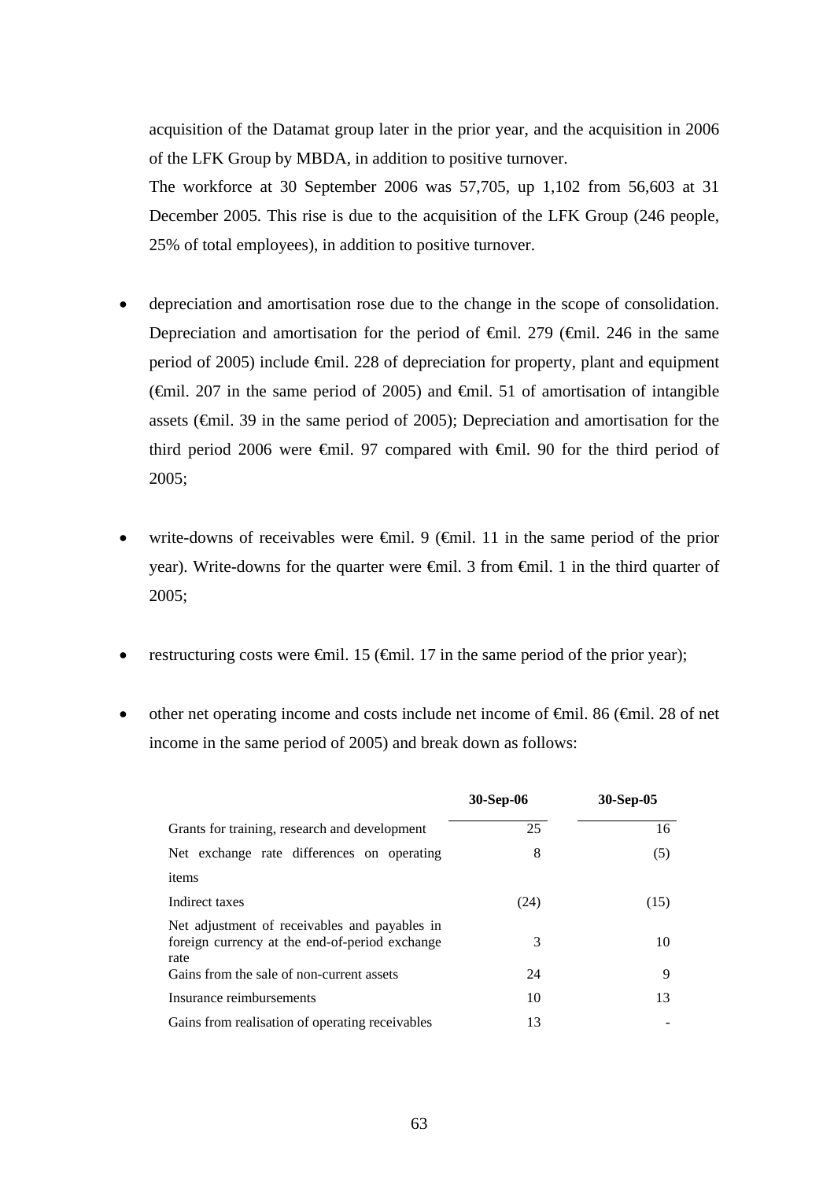acquisition of the Datamat group later in the prior year, and the acquisition in 2006 of the LFK Group by MBDA, in addition to positive turnover.

The workforce at 30 September 2006 was 57,705, up 1,102 from 56,603 at 31 December 2005. This rise is due to the acquisition of the LFK Group (246 people, 25% of total employees), in addition to positive turnover.

- depreciation and amortisation rose due to the change in the scope of consolidation. Depreciation and amortisation for the period of €mil. 279 (€mil. 246 in the same period of 2005) include €mil. 228 of depreciation for property, plant and equipment (€mil. 207 in the same period of 2005) and €mil. 51 of amortisation of intangible assets (€mil. 39 in the same period of 2005); Depreciation and amortisation for the third period 2006 were €mil. 97 compared with €mil. 90 for the third period of 2005;

- write-downs of receivables were €mil. 9 (€mil. 11 in the same period of the prior year). Write-downs for the quarter were €mil. 3 from €mil. 1 in the third quarter of 2005;

- restructuring costs were €mil. 15 (€mil. 17 in the same period of the prior year);

- other net operating income and costs include net income of €mil. 86 (€mil. 28 of net income in the same period of 2005) and break down as follows:

| | 30-Sep-06 | 30-Sep-05 |
|---|---|---|
| Grants for training, research and development | 25 | 16 |
| Net exchange rate differences on operating items | 8 | (5) |
| Indirect taxes | (24) | (15) |
| Net adjustment of receivables and payables in foreign currency at the end-of-period exchange rate | 3 | 10 |
| Gains from the sale of non-current assets | 24 | 9 |
| Insurance reimbursements | 10 | 13 |
| Gains from realisation of operating receivables | 13 | - |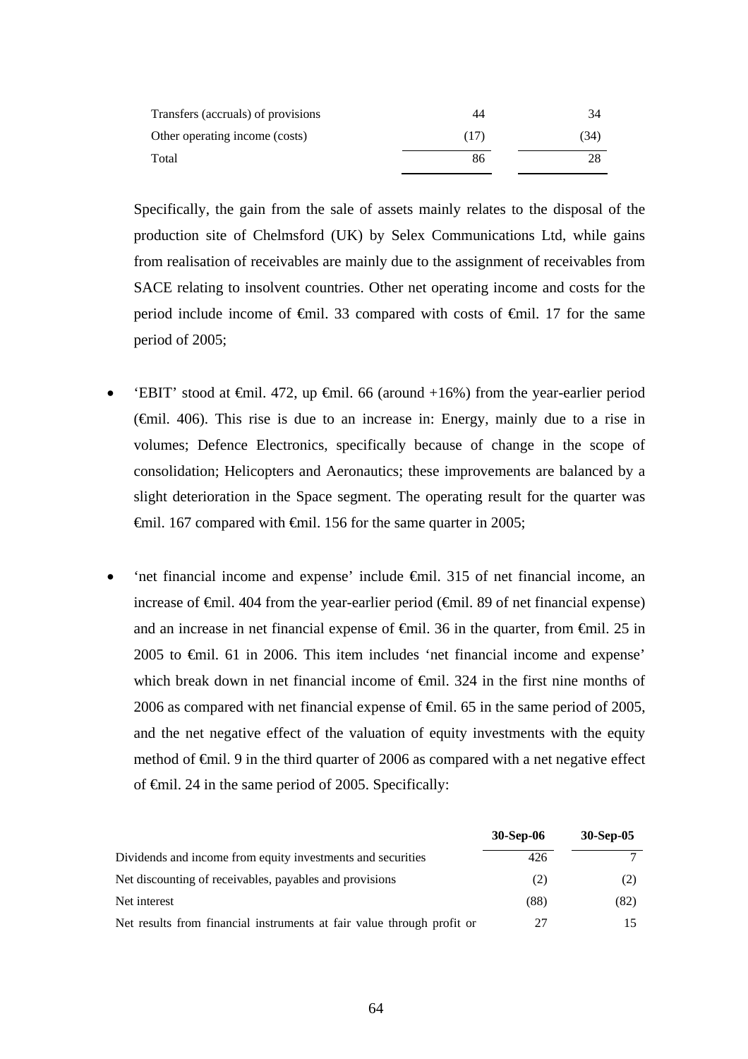| | | |
|---|---|---|
| Transfers (accruals) of provisions | 44 | 34 |
| Other operating income (costs) | (17) | (34) |
| Total | 86 | 28 |

Specifically, the gain from the sale of assets mainly relates to the disposal of the production site of Chelmsford (UK) by Selex Communications Ltd, while gains from realisation of receivables are mainly due to the assignment of receivables from SACE relating to insolvent countries. Other net operating income and costs for the period include income of €mil. 33 compared with costs of €mil. 17 for the same period of 2005;

- 'EBIT' stood at €mil. 472, up €mil. 66 (around +16%) from the year-earlier period (€mil. 406). This rise is due to an increase in: Energy, mainly due to a rise in volumes; Defence Electronics, specifically because of change in the scope of consolidation; Helicopters and Aeronautics; these improvements are balanced by a slight deterioration in the Space segment. The operating result for the quarter was €mil. 167 compared with €mil. 156 for the same quarter in 2005;

- 'net financial income and expense' include €mil. 315 of net financial income, an increase of €mil. 404 from the year-earlier period (€mil. 89 of net financial expense) and an increase in net financial expense of €mil. 36 in the quarter, from €mil. 25 in 2005 to €mil. 61 in 2006. This item includes 'net financial income and expense' which break down in net financial income of €mil. 324 in the first nine months of 2006 as compared with net financial expense of €mil. 65 in the same period of 2005, and the net negative effect of the valuation of equity investments with the equity method of €mil. 9 in the third quarter of 2006 as compared with a net negative effect of €mil. 24 in the same period of 2005. Specifically:

| | **30-Sep-06** | **30-Sep-05** |
|---|---|---|
| Dividends and income from equity investments and securities | 426 | 7 |
| Net discounting of receivables, payables and provisions | (2) | (2) |
| Net interest | (88) | (82) |
| Net results from financial instruments at fair value through profit or | 27 | 15 |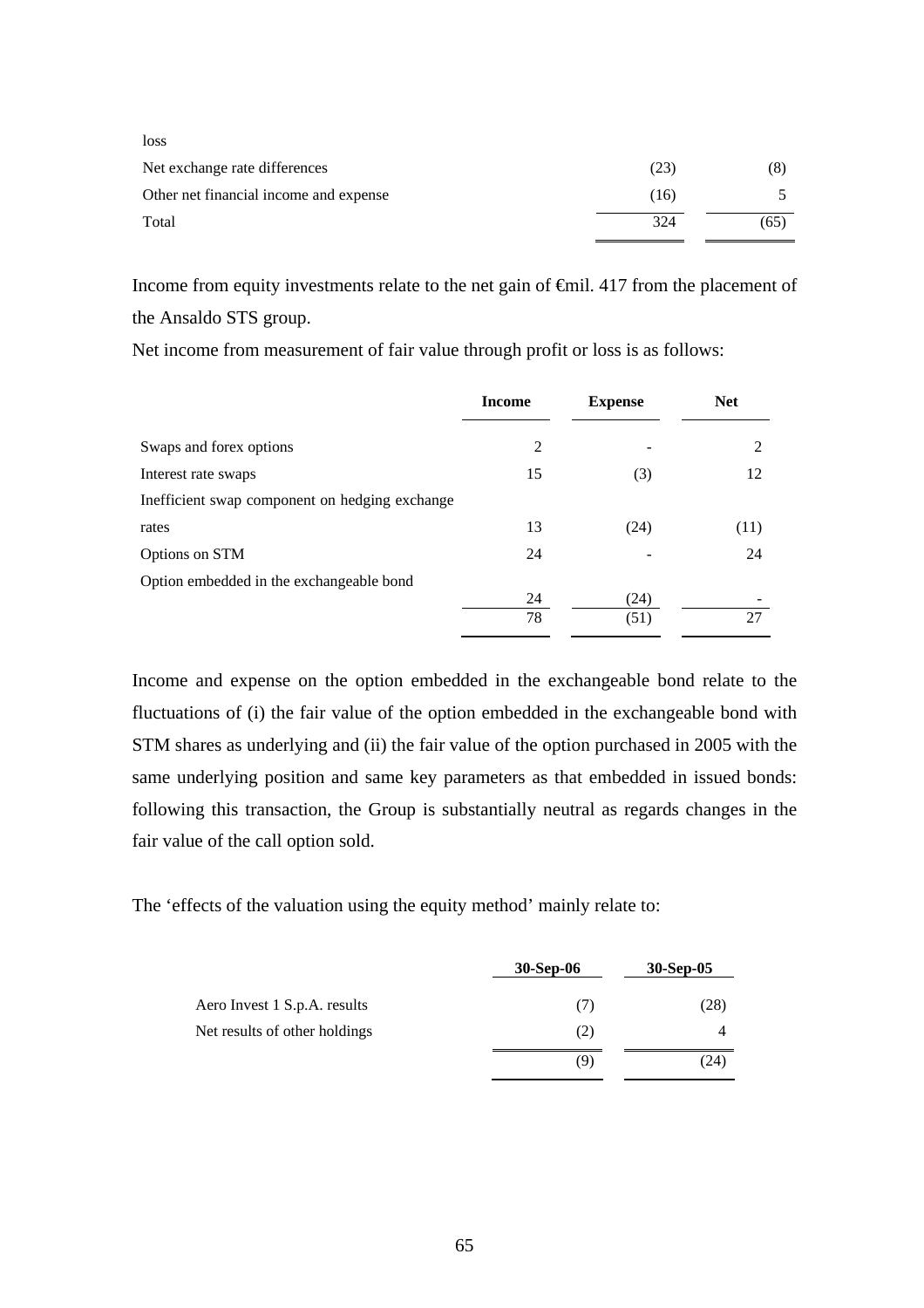| loss | | |
|---|---|---|
| Net exchange rate differences | (23) | (8) |
| Other net financial income and expense | (16) | 5 |
| Total | 324 | (65) |

Income from equity investments relate to the net gain of €mil. 417 from the placement of the Ansaldo STS group.

Net income from measurement of fair value through profit or loss is as follows:

| | Income | Expense | Net |
|---|---|---|---|
| Swaps and forex options | 2 | - | 2 |
| Interest rate swaps | 15 | (3) | 12 |
| Inefficient swap component on hedging exchange rates | 13 | (24) | (11) |
| Options on STM | 24 | - | 24 |
| Option embedded in the exchangeable bond | 24 | (24) | - |
| | 78 | (51) | 27 |

Income and expense on the option embedded in the exchangeable bond relate to the fluctuations of (i) the fair value of the option embedded in the exchangeable bond with STM shares as underlying and (ii) the fair value of the option purchased in 2005 with the same underlying position and same key parameters as that embedded in issued bonds: following this transaction, the Group is substantially neutral as regards changes in the fair value of the call option sold.

The 'effects of the valuation using the equity method' mainly relate to:

| | 30-Sep-06 | 30-Sep-05 |
|---|---|---|
| Aero Invest 1 S.p.A. results | (7) | (28) |
| Net results of other holdings | (2) | 4 |
| | (9) | (24) |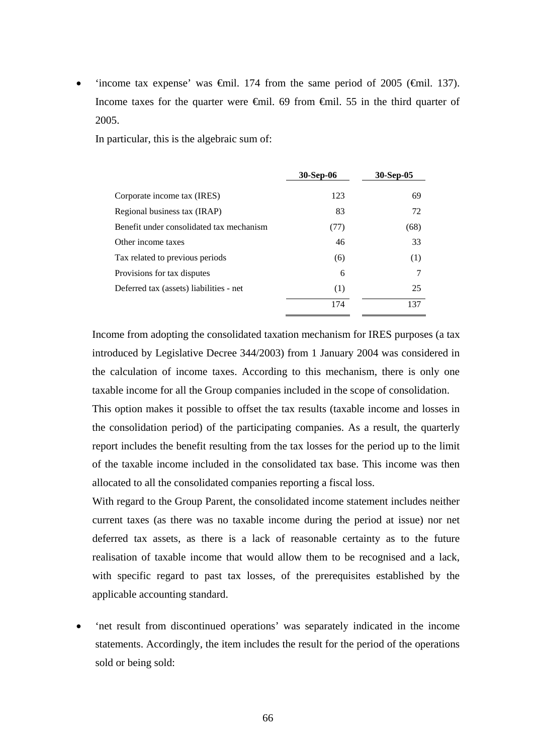- 'income tax expense' was €mil. 174 from the same period of 2005 (€mil. 137). Income taxes for the quarter were €mil. 69 from €mil. 55 in the third quarter of 2005.

  In particular, this is the algebraic sum of:

| | 30-Sep-06 | 30-Sep-05 |
|---|---|---|
| Corporate income tax (IRES) | 123 | 69 |
| Regional business tax (IRAP) | 83 | 72 |
| Benefit under consolidated tax mechanism | (77) | (68) |
| Other income taxes | 46 | 33 |
| Tax related to previous periods | (6) | (1) |
| Provisions for tax disputes | 6 | 7 |
| Deferred tax (assets) liabilities - net | (1) | 25 |
| | 174 | 137 |

  Income from adopting the consolidated taxation mechanism for IRES purposes (a tax introduced by Legislative Decree 344/2003) from 1 January 2004 was considered in the calculation of income taxes. According to this mechanism, there is only one taxable income for all the Group companies included in the scope of consolidation.

  This option makes it possible to offset the tax results (taxable income and losses in the consolidation period) of the participating companies. As a result, the quarterly report includes the benefit resulting from the tax losses for the period up to the limit of the taxable income included in the consolidated tax base. This income was then allocated to all the consolidated companies reporting a fiscal loss.

  With regard to the Group Parent, the consolidated income statement includes neither current taxes (as there was no taxable income during the period at issue) nor net deferred tax assets, as there is a lack of reasonable certainty as to the future realisation of taxable income that would allow them to be recognised and a lack, with specific regard to past tax losses, of the prerequisites established by the applicable accounting standard.

- 'net result from discontinued operations' was separately indicated in the income statements. Accordingly, the item includes the result for the period of the operations sold or being sold: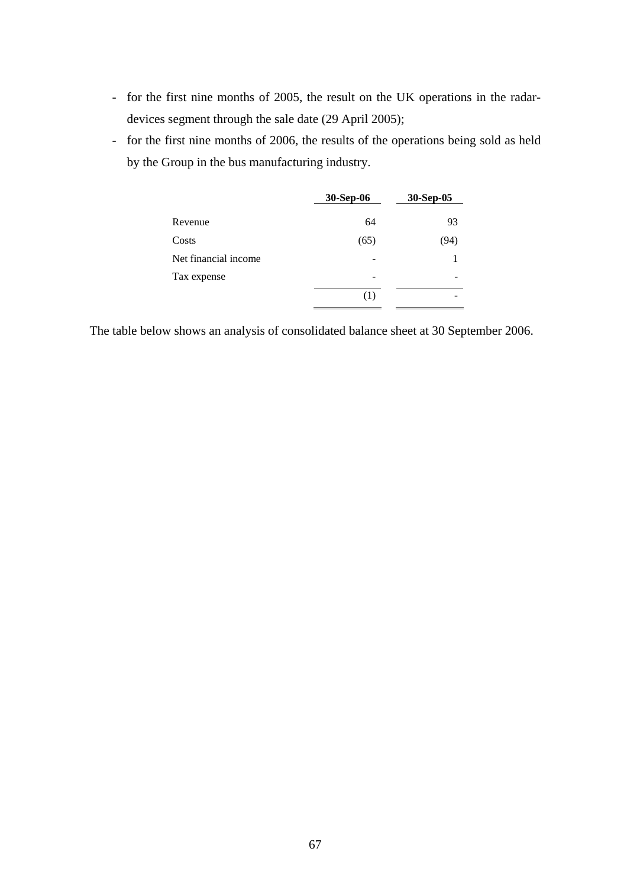- for the first nine months of 2005, the result on the UK operations in the radar-devices segment through the sale date (29 April 2005);
- for the first nine months of 2006, the results of the operations being sold as held by the Group in the bus manufacturing industry.

| | 30-Sep-06 | 30-Sep-05 |
|---|---|---|
| Revenue | 64 | 93 |
| Costs | (65) | (94) |
| Net financial income | - | 1 |
| Tax expense | - | - |
| | (1) | - |

The table below shows an analysis of consolidated balance sheet at 30 September 2006.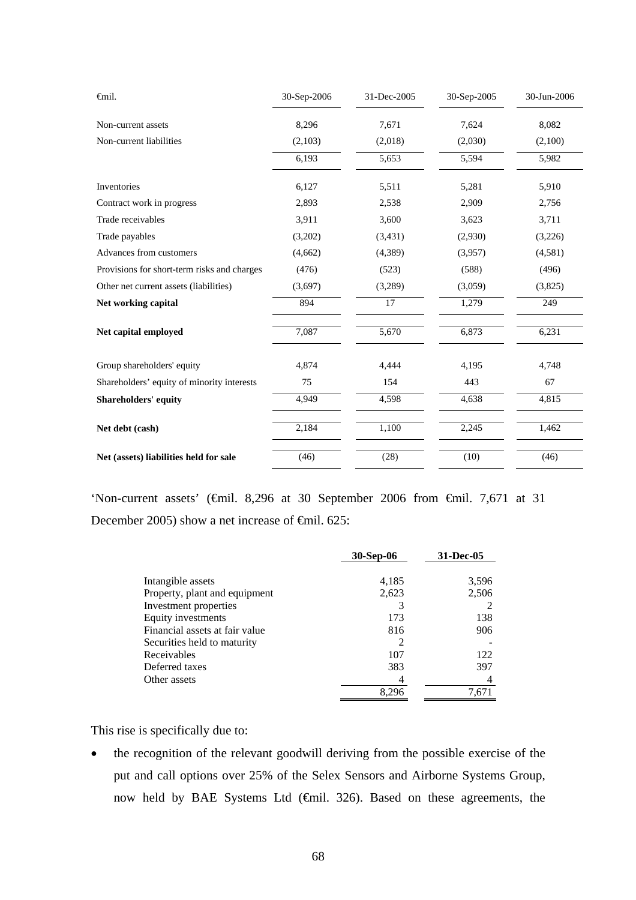| €mil. | 30-Sep-2006 | 31-Dec-2005 | 30-Sep-2005 | 30-Jun-2006 |
|---|---|---|---|---|
| Non-current assets | 8,296 | 7,671 | 7,624 | 8,082 |
| Non-current liabilities | (2,103) | (2,018) | (2,030) | (2,100) |
| | 6,193 | 5,653 | 5,594 | 5,982 |
| Inventories | 6,127 | 5,511 | 5,281 | 5,910 |
| Contract work in progress | 2,893 | 2,538 | 2,909 | 2,756 |
| Trade receivables | 3,911 | 3,600 | 3,623 | 3,711 |
| Trade payables | (3,202) | (3,431) | (2,930) | (3,226) |
| Advances from customers | (4,662) | (4,389) | (3,957) | (4,581) |
| Provisions for short-term risks and charges | (476) | (523) | (588) | (496) |
| Other net current assets (liabilities) | (3,697) | (3,289) | (3,059) | (3,825) |
| **Net working capital** | 894 | 17 | 1,279 | 249 |
| **Net capital employed** | 7,087 | 5,670 | 6,873 | 6,231 |
| Group shareholders' equity | 4,874 | 4,444 | 4,195 | 4,748 |
| Shareholders' equity of minority interests | 75 | 154 | 443 | 67 |
| **Shareholders' equity** | 4,949 | 4,598 | 4,638 | 4,815 |
| **Net debt (cash)** | 2,184 | 1,100 | 2,245 | 1,462 |
| **Net (assets) liabilities held for sale** | (46) | (28) | (10) | (46) |

'Non-current assets' (€mil. 8,296 at 30 September 2006 from €mil. 7,671 at 31 December 2005) show a net increase of €mil. 625:

| | **30-Sep-06** | **31-Dec-05** |
|---|---|---|
| Intangible assets | 4,185 | 3,596 |
| Property, plant and equipment | 2,623 | 2,506 |
| Investment properties | 3 | 2 |
| Equity investments | 173 | 138 |
| Financial assets at fair value | 816 | 906 |
| Securities held to maturity | 2 | - |
| Receivables | 107 | 122 |
| Deferred taxes | 383 | 397 |
| Other assets | 4 | 4 |
| | 8,296 | 7,671 |

This rise is specifically due to:

- the recognition of the relevant goodwill deriving from the possible exercise of the put and call options over 25% of the Selex Sensors and Airborne Systems Group, now held by BAE Systems Ltd (€mil. 326). Based on these agreements, the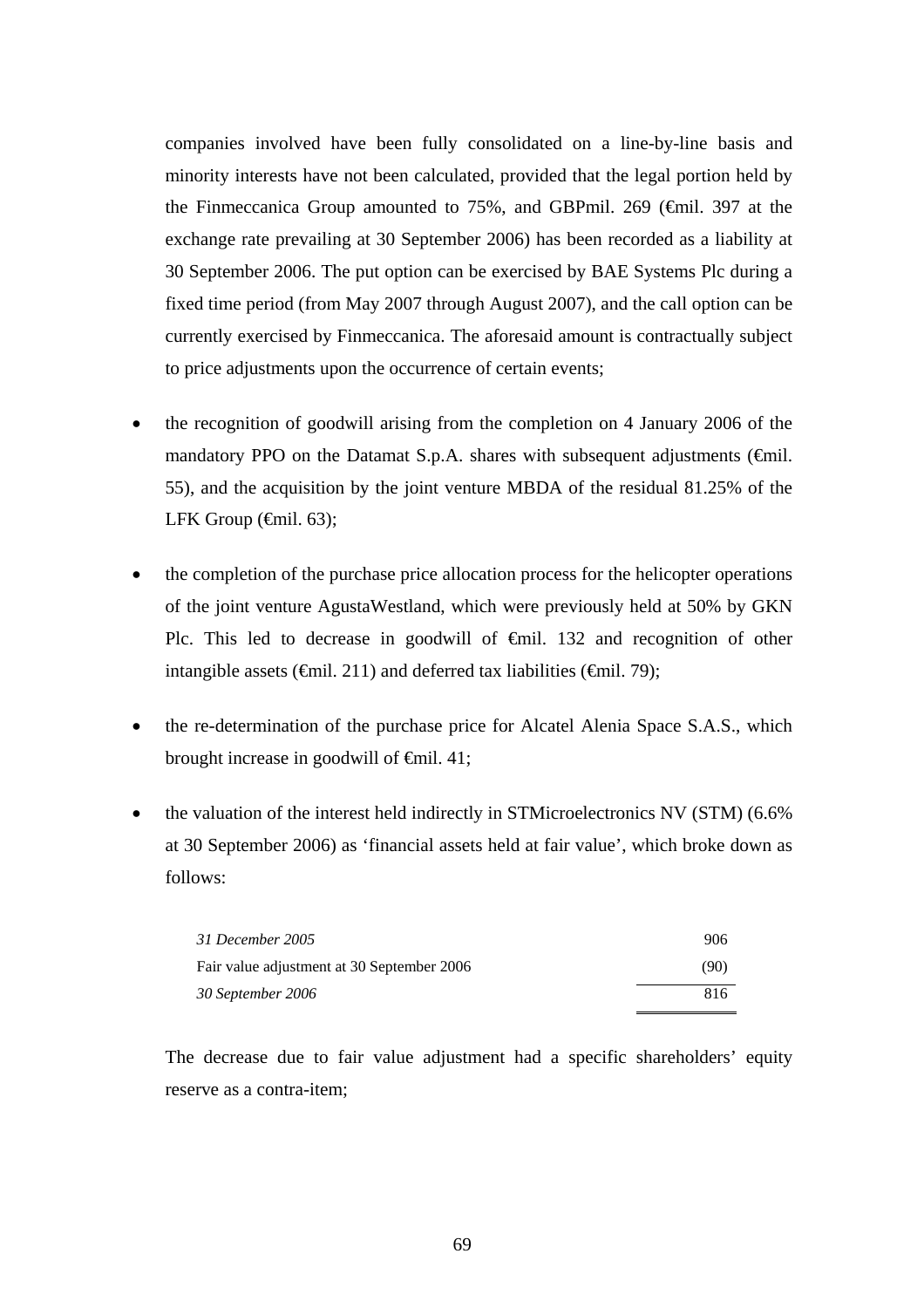companies involved have been fully consolidated on a line-by-line basis and minority interests have not been calculated, provided that the legal portion held by the Finmeccanica Group amounted to 75%, and GBPmil. 269 (€mil. 397 at the exchange rate prevailing at 30 September 2006) has been recorded as a liability at 30 September 2006. The put option can be exercised by BAE Systems Plc during a fixed time period (from May 2007 through August 2007), and the call option can be currently exercised by Finmeccanica. The aforesaid amount is contractually subject to price adjustments upon the occurrence of certain events;

- the recognition of goodwill arising from the completion on 4 January 2006 of the mandatory PPO on the Datamat S.p.A. shares with subsequent adjustments (€mil. 55), and the acquisition by the joint venture MBDA of the residual 81.25% of the LFK Group (€mil. 63);

- the completion of the purchase price allocation process for the helicopter operations of the joint venture AgustaWestland, which were previously held at 50% by GKN Plc. This led to decrease in goodwill of €mil. 132 and recognition of other intangible assets (€mil. 211) and deferred tax liabilities (€mil. 79);

- the re-determination of the purchase price for Alcatel Alenia Space S.A.S., which brought increase in goodwill of €mil. 41;

- the valuation of the interest held indirectly in STMicroelectronics NV (STM) (6.6% at 30 September 2006) as 'financial assets held at fair value', which broke down as follows:

| | |
|---|---|
| *31 December 2005* | 906 |
| Fair value adjustment at 30 September 2006 | (90) |
| *30 September 2006* | 816 |

The decrease due to fair value adjustment had a specific shareholders' equity reserve as a contra-item;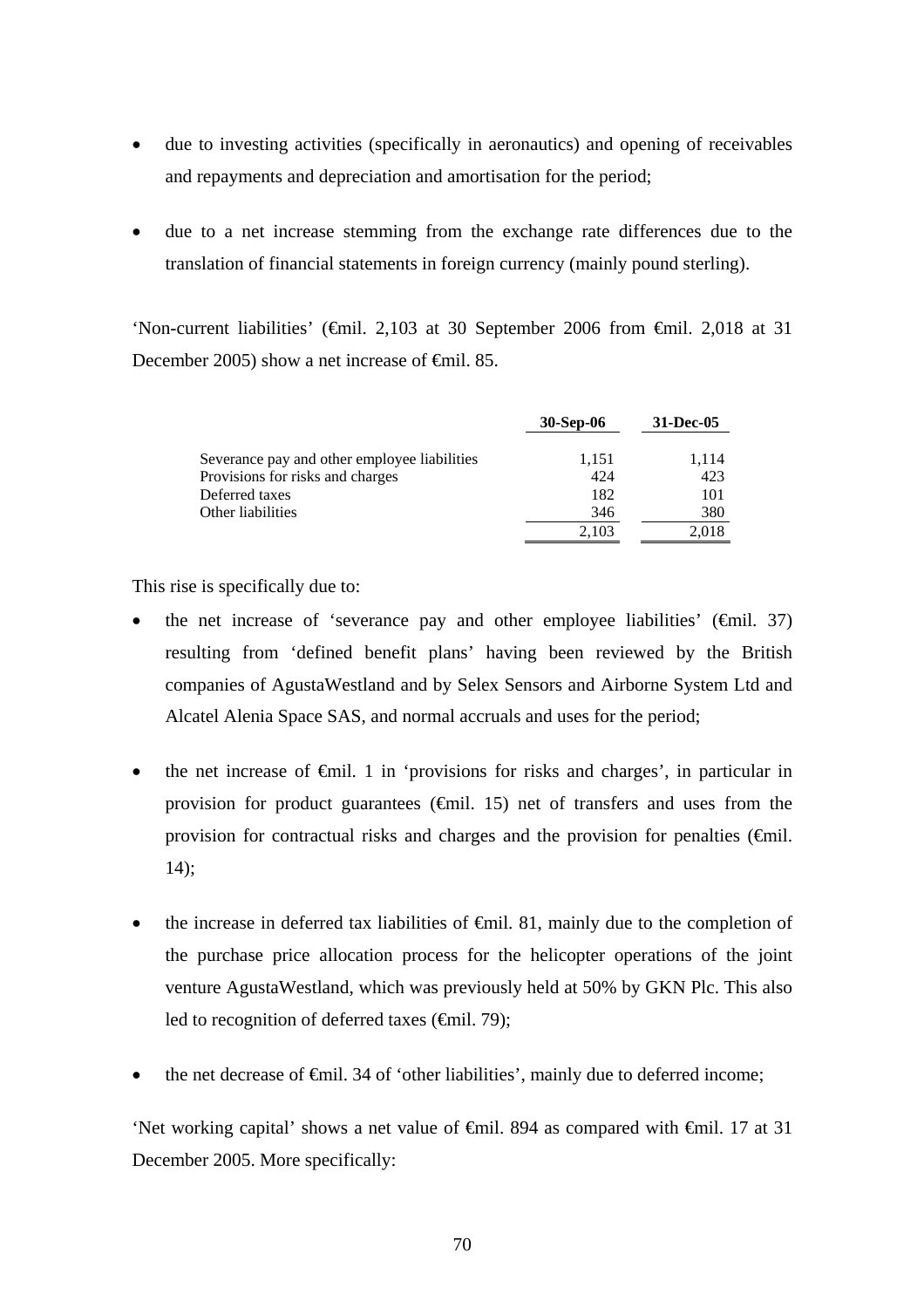- due to investing activities (specifically in aeronautics) and opening of receivables and repayments and depreciation and amortisation for the period;
- due to a net increase stemming from the exchange rate differences due to the translation of financial statements in foreign currency (mainly pound sterling).

'Non-current liabilities' (€mil. 2,103 at 30 September 2006 from €mil. 2,018 at 31 December 2005) show a net increase of €mil. 85.

| | **30-Sep-06** | **31-Dec-05** |
|---|---|---|
| Severance pay and other employee liabilities | 1,151 | 1,114 |
| Provisions for risks and charges | 424 | 423 |
| Deferred taxes | 182 | 101 |
| Other liabilities | 346 | 380 |
| | 2,103 | 2,018 |

This rise is specifically due to:

- the net increase of 'severance pay and other employee liabilities' (€mil. 37) resulting from 'defined benefit plans' having been reviewed by the British companies of AgustaWestland and by Selex Sensors and Airborne System Ltd and Alcatel Alenia Space SAS, and normal accruals and uses for the period;
- the net increase of €mil. 1 in 'provisions for risks and charges', in particular in provision for product guarantees (€mil. 15) net of transfers and uses from the provision for contractual risks and charges and the provision for penalties (€mil. 14);
- the increase in deferred tax liabilities of €mil. 81, mainly due to the completion of the purchase price allocation process for the helicopter operations of the joint venture AgustaWestland, which was previously held at 50% by GKN Plc. This also led to recognition of deferred taxes (€mil. 79);
- the net decrease of €mil. 34 of 'other liabilities', mainly due to deferred income;

'Net working capital' shows a net value of €mil. 894 as compared with €mil. 17 at 31 December 2005. More specifically: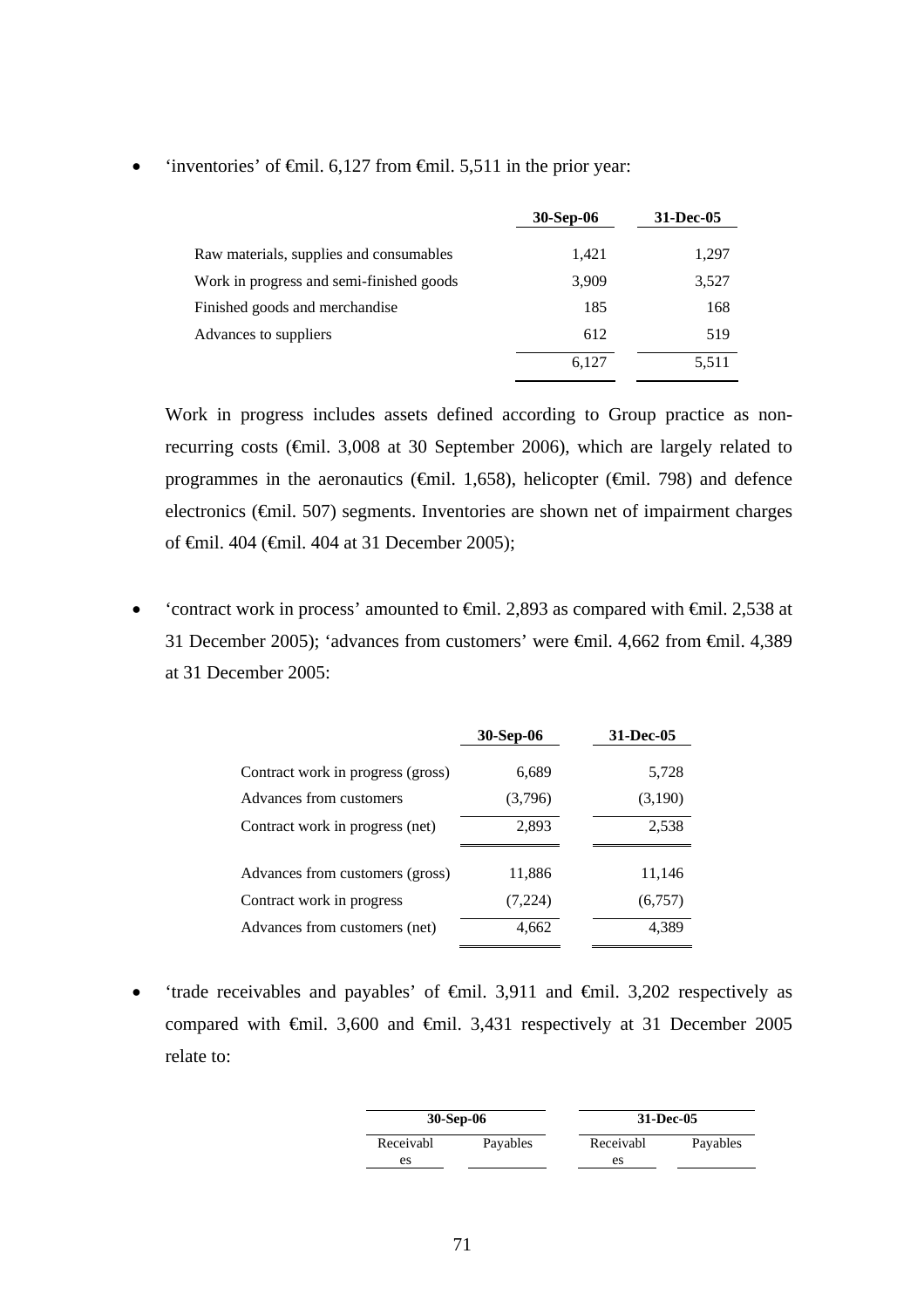- 'inventories' of €mil. 6,127 from €mil. 5,511 in the prior year:

| | 30-Sep-06 | 31-Dec-05 |
|---|---|---|
| Raw materials, supplies and consumables | 1,421 | 1,297 |
| Work in progress and semi-finished goods | 3,909 | 3,527 |
| Finished goods and merchandise | 185 | 168 |
| Advances to suppliers | 612 | 519 |
| | 6,127 | 5,511 |

  Work in progress includes assets defined according to Group practice as non-recurring costs (€mil. 3,008 at 30 September 2006), which are largely related to programmes in the aeronautics (€mil. 1,658), helicopter (€mil. 798) and defence electronics (€mil. 507) segments. Inventories are shown net of impairment charges of €mil. 404 (€mil. 404 at 31 December 2005);

- 'contract work in process' amounted to €mil. 2,893 as compared with €mil. 2,538 at 31 December 2005); 'advances from customers' were €mil. 4,662 from €mil. 4,389 at 31 December 2005:

| | 30-Sep-06 | 31-Dec-05 |
|---|---|---|
| Contract work in progress (gross) | 6,689 | 5,728 |
| Advances from customers | (3,796) | (3,190) |
| Contract work in progress (net) | 2,893 | 2,538 |
| | | |
| Advances from customers (gross) | 11,886 | 11,146 |
| Contract work in progress | (7,224) | (6,757) |
| Advances from customers (net) | 4,662 | 4,389 |

- 'trade receivables and payables' of €mil. 3,911 and €mil. 3,202 respectively as compared with €mil. 3,600 and €mil. 3,431 respectively at 31 December 2005 relate to:

| 30-Sep-06 | | 31-Dec-05 | |
|---|---|---|---|
| Receivables | Payables | Receivables | Payables |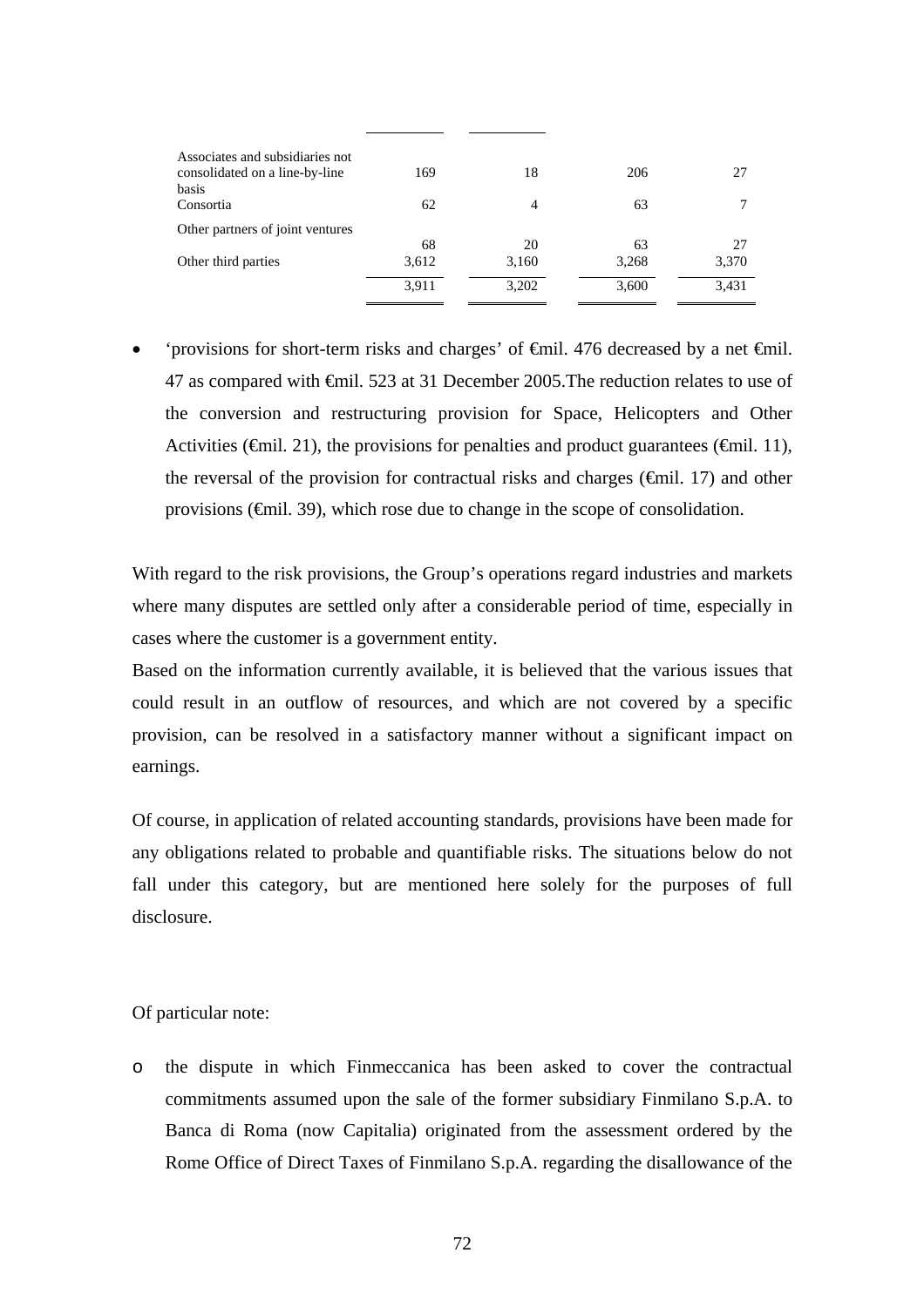| | | | | |
|---|---|---|---|---|
| Associates and subsidiaries not consolidated on a line-by-line basis | 169 | 18 | 206 | 27 |
| Consortia | 62 | 4 | 63 | 7 |
| Other partners of joint ventures | 68 | 20 | 63 | 27 |
| Other third parties | 3,612 | 3,160 | 3,268 | 3,370 |
| | 3,911 | 3,202 | 3,600 | 3,431 |

- 'provisions for short-term risks and charges' of €mil. 476 decreased by a net €mil. 47 as compared with €mil. 523 at 31 December 2005.The reduction relates to use of the conversion and restructuring provision for Space, Helicopters and Other Activities (€mil. 21), the provisions for penalties and product guarantees (€mil. 11), the reversal of the provision for contractual risks and charges (€mil. 17) and other provisions (€mil. 39), which rose due to change in the scope of consolidation.

With regard to the risk provisions, the Group's operations regard industries and markets where many disputes are settled only after a considerable period of time, especially in cases where the customer is a government entity.
Based on the information currently available, it is believed that the various issues that could result in an outflow of resources, and which are not covered by a specific provision, can be resolved in a satisfactory manner without a significant impact on earnings.

Of course, in application of related accounting standards, provisions have been made for any obligations related to probable and quantifiable risks. The situations below do not fall under this category, but are mentioned here solely for the purposes of full disclosure.

Of particular note:

- the dispute in which Finmeccanica has been asked to cover the contractual commitments assumed upon the sale of the former subsidiary Finmilano S.p.A. to Banca di Roma (now Capitalia) originated from the assessment ordered by the Rome Office of Direct Taxes of Finmilano S.p.A. regarding the disallowance of the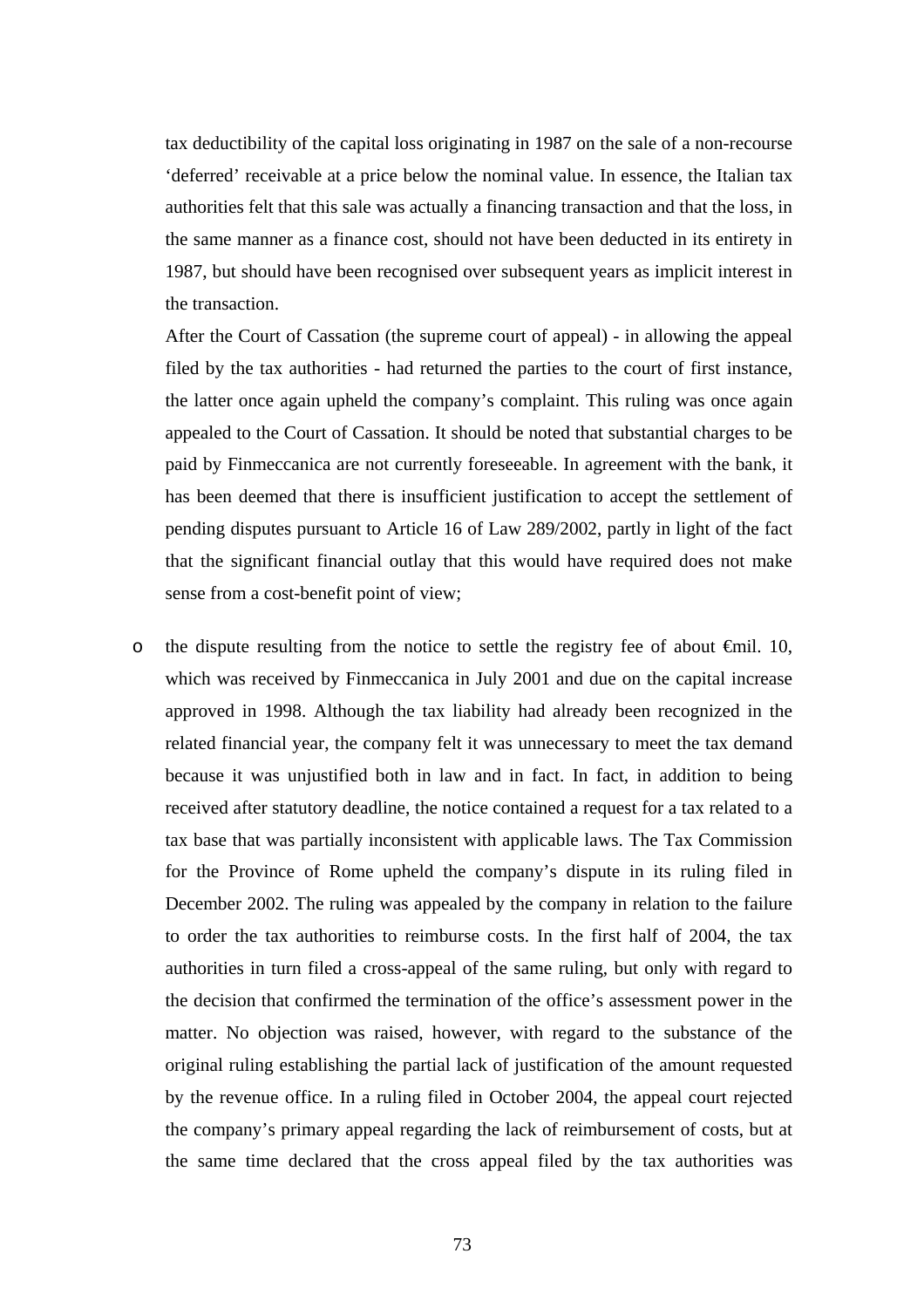tax deductibility of the capital loss originating in 1987 on the sale of a non-recourse 'deferred' receivable at a price below the nominal value. In essence, the Italian tax authorities felt that this sale was actually a financing transaction and that the loss, in the same manner as a finance cost, should not have been deducted in its entirety in 1987, but should have been recognised over subsequent years as implicit interest in the transaction.

After the Court of Cassation (the supreme court of appeal) - in allowing the appeal filed by the tax authorities - had returned the parties to the court of first instance, the latter once again upheld the company's complaint. This ruling was once again appealed to the Court of Cassation. It should be noted that substantial charges to be paid by Finmeccanica are not currently foreseeable. In agreement with the bank, it has been deemed that there is insufficient justification to accept the settlement of pending disputes pursuant to Article 16 of Law 289/2002, partly in light of the fact that the significant financial outlay that this would have required does not make sense from a cost-benefit point of view;

- the dispute resulting from the notice to settle the registry fee of about €mil. 10, which was received by Finmeccanica in July 2001 and due on the capital increase approved in 1998. Although the tax liability had already been recognized in the related financial year, the company felt it was unnecessary to meet the tax demand because it was unjustified both in law and in fact. In fact, in addition to being received after statutory deadline, the notice contained a request for a tax related to a tax base that was partially inconsistent with applicable laws. The Tax Commission for the Province of Rome upheld the company's dispute in its ruling filed in December 2002. The ruling was appealed by the company in relation to the failure to order the tax authorities to reimburse costs. In the first half of 2004, the tax authorities in turn filed a cross-appeal of the same ruling, but only with regard to the decision that confirmed the termination of the office's assessment power in the matter. No objection was raised, however, with regard to the substance of the original ruling establishing the partial lack of justification of the amount requested by the revenue office. In a ruling filed in October 2004, the appeal court rejected the company's primary appeal regarding the lack of reimbursement of costs, but at the same time declared that the cross appeal filed by the tax authorities was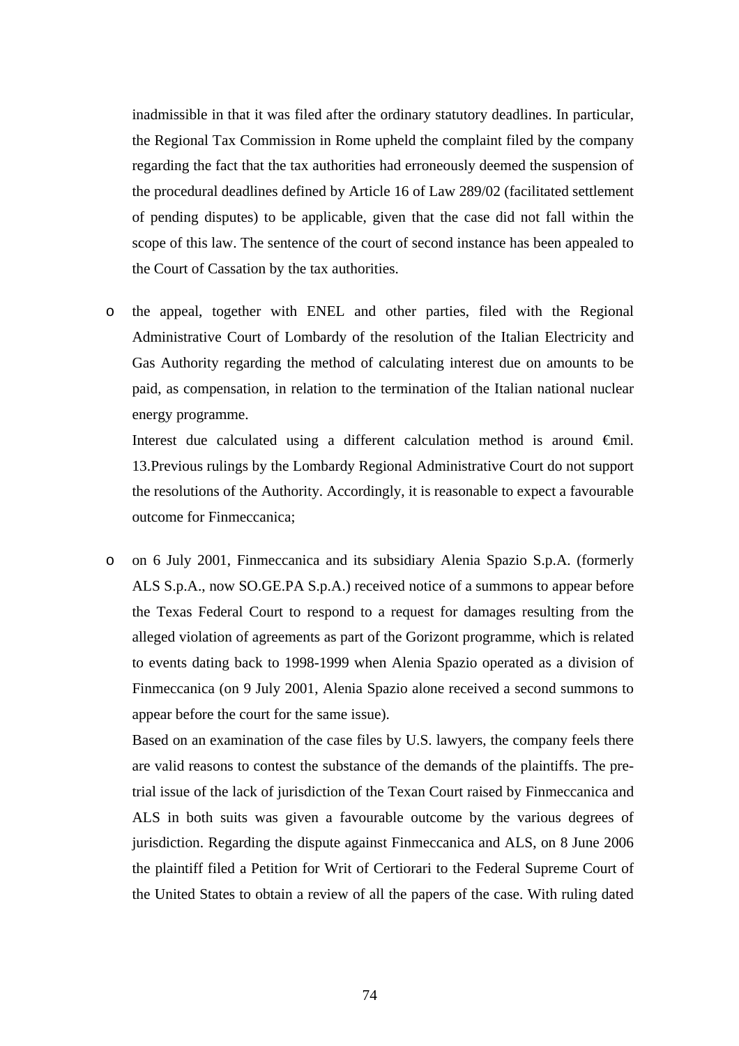inadmissible in that it was filed after the ordinary statutory deadlines. In particular, the Regional Tax Commission in Rome upheld the complaint filed by the company regarding the fact that the tax authorities had erroneously deemed the suspension of the procedural deadlines defined by Article 16 of Law 289/02 (facilitated settlement of pending disputes) to be applicable, given that the case did not fall within the scope of this law. The sentence of the court of second instance has been appealed to the Court of Cassation by the tax authorities.

- the appeal, together with ENEL and other parties, filed with the Regional Administrative Court of Lombardy of the resolution of the Italian Electricity and Gas Authority regarding the method of calculating interest due on amounts to be paid, as compensation, in relation to the termination of the Italian national nuclear energy programme.

  Interest due calculated using a different calculation method is around €mil. 13.Previous rulings by the Lombardy Regional Administrative Court do not support the resolutions of the Authority. Accordingly, it is reasonable to expect a favourable outcome for Finmeccanica;

- on 6 July 2001, Finmeccanica and its subsidiary Alenia Spazio S.p.A. (formerly ALS S.p.A., now SO.GE.PA S.p.A.) received notice of a summons to appear before the Texas Federal Court to respond to a request for damages resulting from the alleged violation of agreements as part of the Gorizont programme, which is related to events dating back to 1998-1999 when Alenia Spazio operated as a division of Finmeccanica (on 9 July 2001, Alenia Spazio alone received a second summons to appear before the court for the same issue).

  Based on an examination of the case files by U.S. lawyers, the company feels there are valid reasons to contest the substance of the demands of the plaintiffs. The pre-trial issue of the lack of jurisdiction of the Texan Court raised by Finmeccanica and ALS in both suits was given a favourable outcome by the various degrees of jurisdiction. Regarding the dispute against Finmeccanica and ALS, on 8 June 2006 the plaintiff filed a Petition for Writ of Certiorari to the Federal Supreme Court of the United States to obtain a review of all the papers of the case. With ruling dated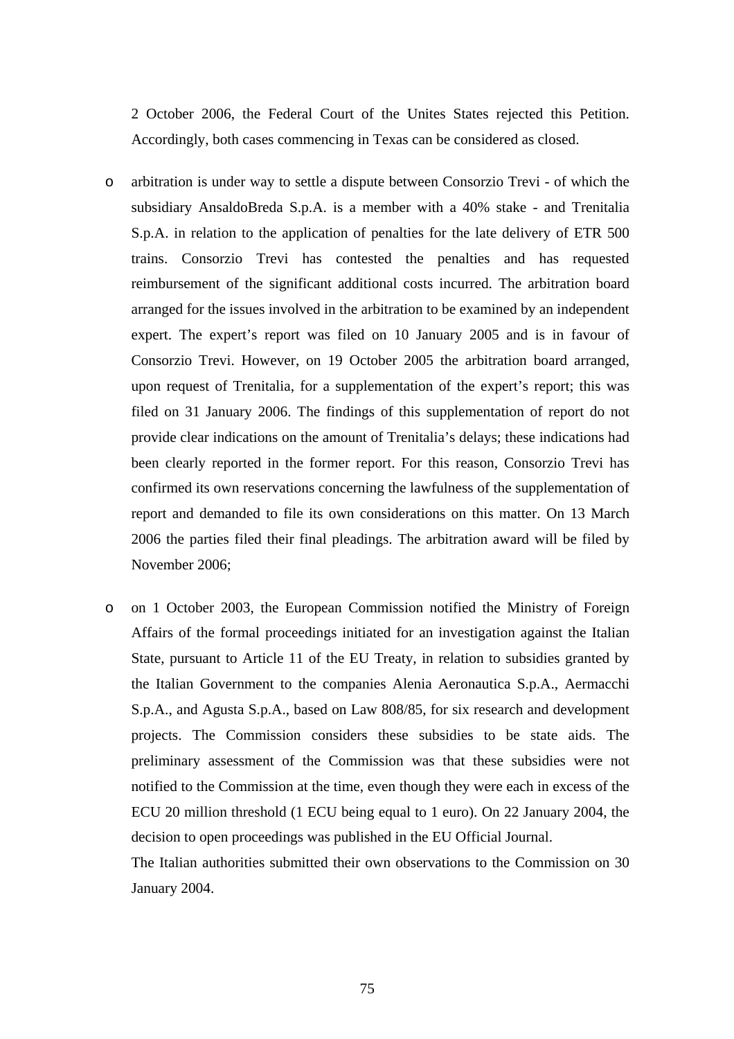2 October 2006, the Federal Court of the Unites States rejected this Petition. Accordingly, both cases commencing in Texas can be considered as closed.

- arbitration is under way to settle a dispute between Consorzio Trevi - of which the subsidiary AnsaldoBreda S.p.A. is a member with a 40% stake - and Trenitalia S.p.A. in relation to the application of penalties for the late delivery of ETR 500 trains. Consorzio Trevi has contested the penalties and has requested reimbursement of the significant additional costs incurred. The arbitration board arranged for the issues involved in the arbitration to be examined by an independent expert. The expert's report was filed on 10 January 2005 and is in favour of Consorzio Trevi. However, on 19 October 2005 the arbitration board arranged, upon request of Trenitalia, for a supplementation of the expert's report; this was filed on 31 January 2006. The findings of this supplementation of report do not provide clear indications on the amount of Trenitalia's delays; these indications had been clearly reported in the former report. For this reason, Consorzio Trevi has confirmed its own reservations concerning the lawfulness of the supplementation of report and demanded to file its own considerations on this matter. On 13 March 2006 the parties filed their final pleadings. The arbitration award will be filed by November 2006;

- on 1 October 2003, the European Commission notified the Ministry of Foreign Affairs of the formal proceedings initiated for an investigation against the Italian State, pursuant to Article 11 of the EU Treaty, in relation to subsidies granted by the Italian Government to the companies Alenia Aeronautica S.p.A., Aermacchi S.p.A., and Agusta S.p.A., based on Law 808/85, for six research and development projects. The Commission considers these subsidies to be state aids. The preliminary assessment of the Commission was that these subsidies were not notified to the Commission at the time, even though they were each in excess of the ECU 20 million threshold (1 ECU being equal to 1 euro). On 22 January 2004, the decision to open proceedings was published in the EU Official Journal.

  The Italian authorities submitted their own observations to the Commission on 30 January 2004.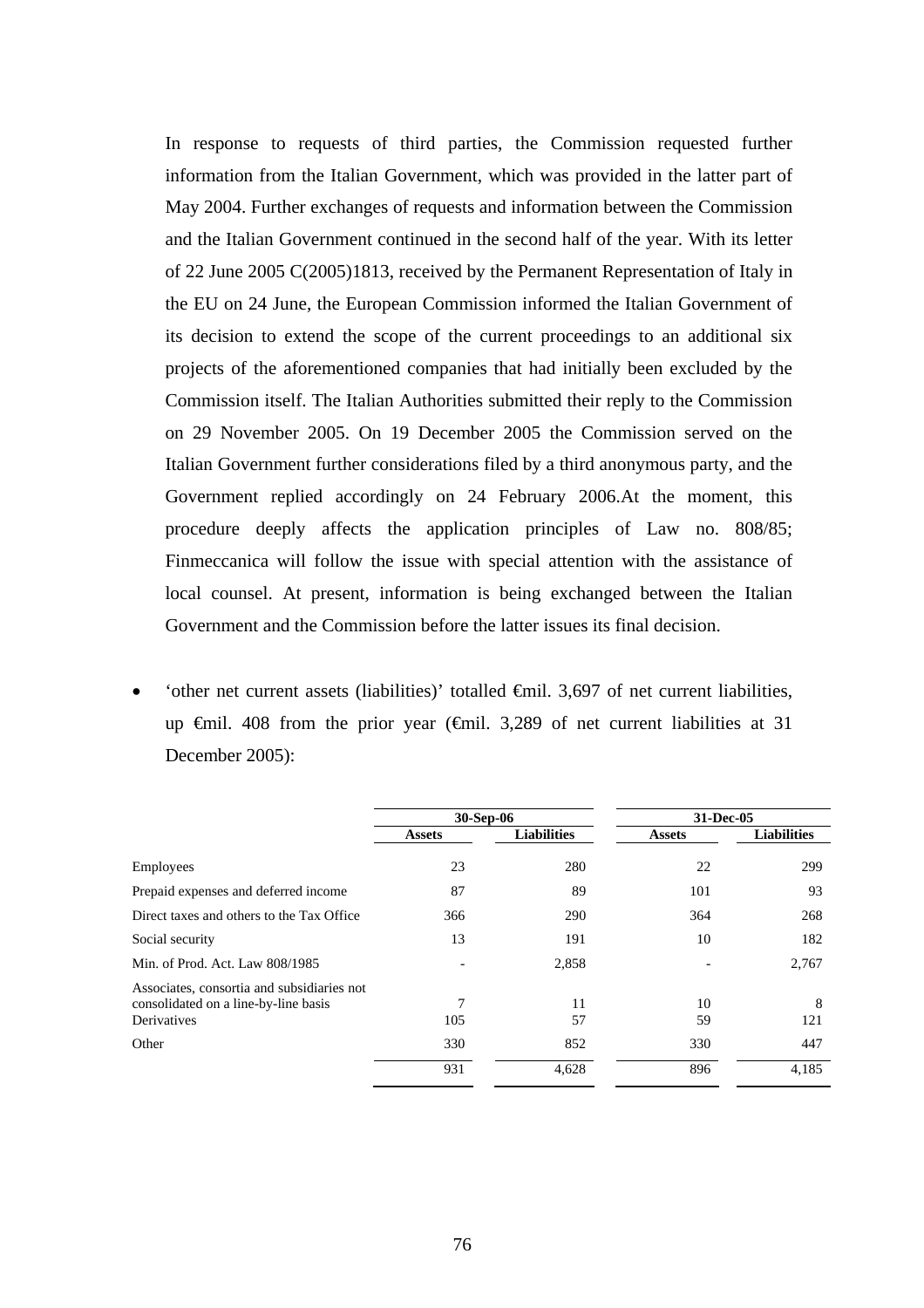In response to requests of third parties, the Commission requested further information from the Italian Government, which was provided in the latter part of May 2004. Further exchanges of requests and information between the Commission and the Italian Government continued in the second half of the year. With its letter of 22 June 2005 C(2005)1813, received by the Permanent Representation of Italy in the EU on 24 June, the European Commission informed the Italian Government of its decision to extend the scope of the current proceedings to an additional six projects of the aforementioned companies that had initially been excluded by the Commission itself. The Italian Authorities submitted their reply to the Commission on 29 November 2005. On 19 December 2005 the Commission served on the Italian Government further considerations filed by a third anonymous party, and the Government replied accordingly on 24 February 2006.At the moment, this procedure deeply affects the application principles of Law no. 808/85; Finmeccanica will follow the issue with special attention with the assistance of local counsel. At present, information is being exchanged between the Italian Government and the Commission before the latter issues its final decision.

- ‘other net current assets (liabilities)’ totalled €mil. 3,697 of net current liabilities, up €mil. 408 from the prior year (€mil. 3,289 of net current liabilities at 31 December 2005):

| | 30-Sep-06 | | 31-Dec-05 | |
|---|---|---|---|---|
| | **Assets** | **Liabilities** | **Assets** | **Liabilities** |
| Employees | 23 | 280 | 22 | 299 |
| Prepaid expenses and deferred income | 87 | 89 | 101 | 93 |
| Direct taxes and others to the Tax Office | 366 | 290 | 364 | 268 |
| Social security | 13 | 191 | 10 | 182 |
| Min. of Prod. Act. Law 808/1985 | - | 2,858 | - | 2,767 |
| Associates, consortia and subsidiaries not consolidated on a line-by-line basis | 7 | 11 | 10 | 8 |
| Derivatives | 105 | 57 | 59 | 121 |
| Other | 330 | 852 | 330 | 447 |
| | 931 | 4,628 | 896 | 4,185 |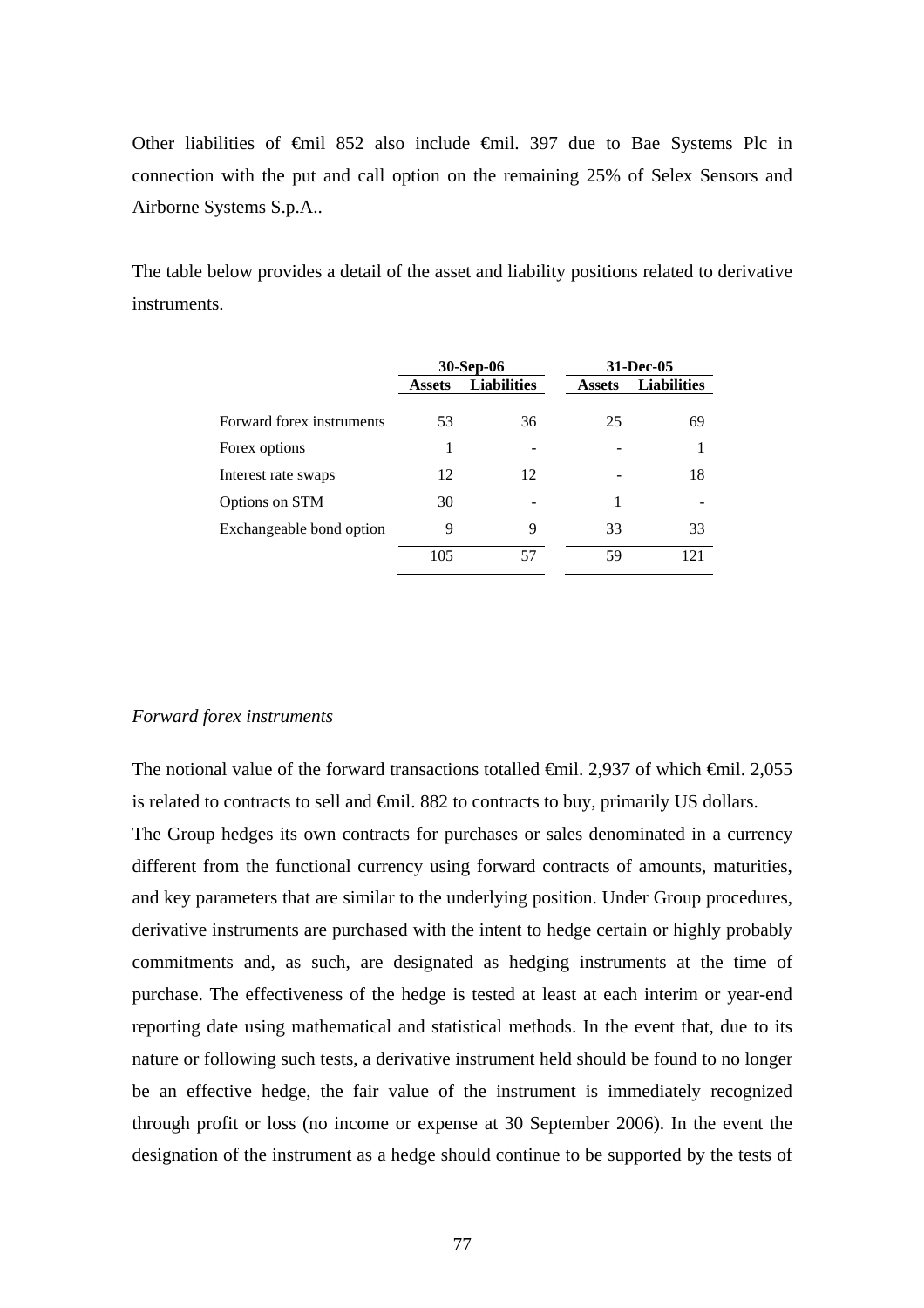Other liabilities of €mil 852 also include €mil. 397 due to Bae Systems Plc in connection with the put and call option on the remaining 25% of Selex Sensors and Airborne Systems S.p.A..

The table below provides a detail of the asset and liability positions related to derivative instruments.

| | 30-Sep-06 | | 31-Dec-05 | |
|---|---|---|---|---|
| | **Assets** | **Liabilities** | **Assets** | **Liabilities** |
| Forward forex instruments | 53 | 36 | 25 | 69 |
| Forex options | 1 | - | - | 1 |
| Interest rate swaps | 12 | 12 | - | 18 |
| Options on STM | 30 | - | 1 | - |
| Exchangeable bond option | 9 | 9 | 33 | 33 |
| | 105 | 57 | 59 | 121 |

*Forward forex instruments*

The notional value of the forward transactions totalled €mil. 2,937 of which €mil. 2,055 is related to contracts to sell and €mil. 882 to contracts to buy, primarily US dollars.

The Group hedges its own contracts for purchases or sales denominated in a currency different from the functional currency using forward contracts of amounts, maturities, and key parameters that are similar to the underlying position. Under Group procedures, derivative instruments are purchased with the intent to hedge certain or highly probably commitments and, as such, are designated as hedging instruments at the time of purchase. The effectiveness of the hedge is tested at least at each interim or year-end reporting date using mathematical and statistical methods. In the event that, due to its nature or following such tests, a derivative instrument held should be found to no longer be an effective hedge, the fair value of the instrument is immediately recognized through profit or loss (no income or expense at 30 September 2006). In the event the designation of the instrument as a hedge should continue to be supported by the tests of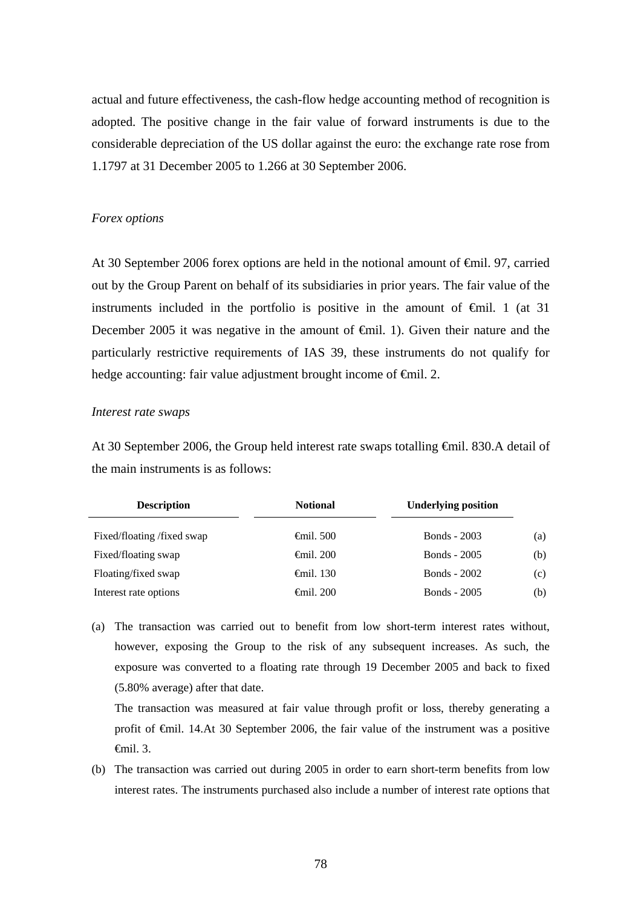actual and future effectiveness, the cash-flow hedge accounting method of recognition is adopted. The positive change in the fair value of forward instruments is due to the considerable depreciation of the US dollar against the euro: the exchange rate rose from 1.1797 at 31 December 2005 to 1.266 at 30 September 2006.

*Forex options*

At 30 September 2006 forex options are held in the notional amount of €mil. 97, carried out by the Group Parent on behalf of its subsidiaries in prior years. The fair value of the instruments included in the portfolio is positive in the amount of €mil. 1 (at 31 December 2005 it was negative in the amount of €mil. 1). Given their nature and the particularly restrictive requirements of IAS 39, these instruments do not qualify for hedge accounting: fair value adjustment brought income of €mil. 2.

*Interest rate swaps*

At 30 September 2006, the Group held interest rate swaps totalling €mil. 830.A detail of the main instruments is as follows:

| Description | Notional | Underlying position | |
|---|---|---|---|
| Fixed/floating /fixed swap | €mil. 500 | Bonds - 2003 | (a) |
| Fixed/floating swap | €mil. 200 | Bonds - 2005 | (b) |
| Floating/fixed swap | €mil. 130 | Bonds - 2002 | (c) |
| Interest rate options | €mil. 200 | Bonds - 2005 | (b) |

(a) The transaction was carried out to benefit from low short-term interest rates without, however, exposing the Group to the risk of any subsequent increases. As such, the exposure was converted to a floating rate through 19 December 2005 and back to fixed (5.80% average) after that date.

The transaction was measured at fair value through profit or loss, thereby generating a profit of €mil. 14.At 30 September 2006, the fair value of the instrument was a positive €mil. 3.

(b) The transaction was carried out during 2005 in order to earn short-term benefits from low interest rates. The instruments purchased also include a number of interest rate options that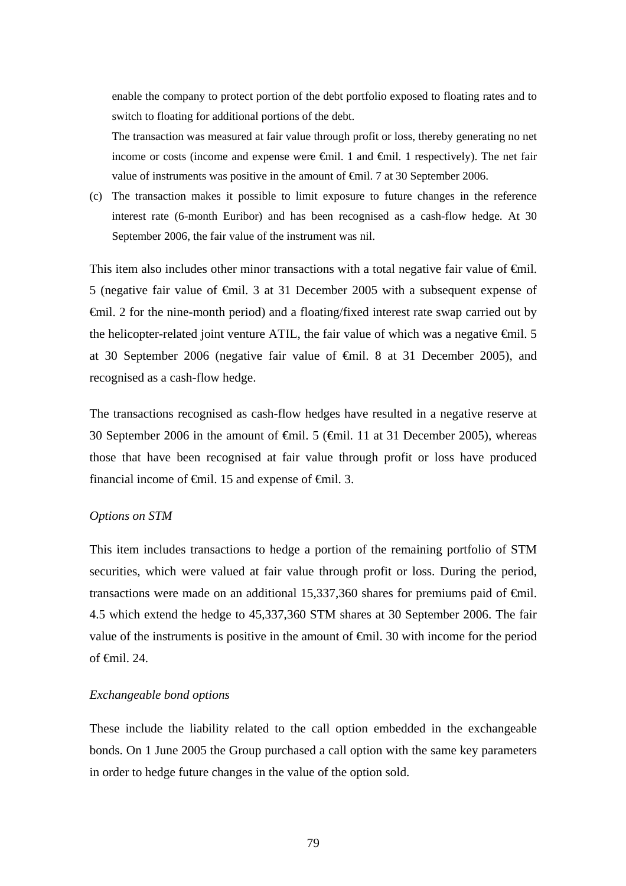enable the company to protect portion of the debt portfolio exposed to floating rates and to switch to floating for additional portions of the debt.

The transaction was measured at fair value through profit or loss, thereby generating no net income or costs (income and expense were €mil. 1 and €mil. 1 respectively). The net fair value of instruments was positive in the amount of €mil. 7 at 30 September 2006.

(c) The transaction makes it possible to limit exposure to future changes in the reference interest rate (6-month Euribor) and has been recognised as a cash-flow hedge. At 30 September 2006, the fair value of the instrument was nil.

This item also includes other minor transactions with a total negative fair value of €mil. 5 (negative fair value of €mil. 3 at 31 December 2005 with a subsequent expense of €mil. 2 for the nine-month period) and a floating/fixed interest rate swap carried out by the helicopter-related joint venture ATIL, the fair value of which was a negative €mil. 5 at 30 September 2006 (negative fair value of €mil. 8 at 31 December 2005), and recognised as a cash-flow hedge.

The transactions recognised as cash-flow hedges have resulted in a negative reserve at 30 September 2006 in the amount of €mil. 5 (€mil. 11 at 31 December 2005), whereas those that have been recognised at fair value through profit or loss have produced financial income of €mil. 15 and expense of €mil. 3.

*Options on STM*

This item includes transactions to hedge a portion of the remaining portfolio of STM securities, which were valued at fair value through profit or loss. During the period, transactions were made on an additional 15,337,360 shares for premiums paid of €mil. 4.5 which extend the hedge to 45,337,360 STM shares at 30 September 2006. The fair value of the instruments is positive in the amount of €mil. 30 with income for the period of €mil. 24.

*Exchangeable bond options*

These include the liability related to the call option embedded in the exchangeable bonds. On 1 June 2005 the Group purchased a call option with the same key parameters in order to hedge future changes in the value of the option sold.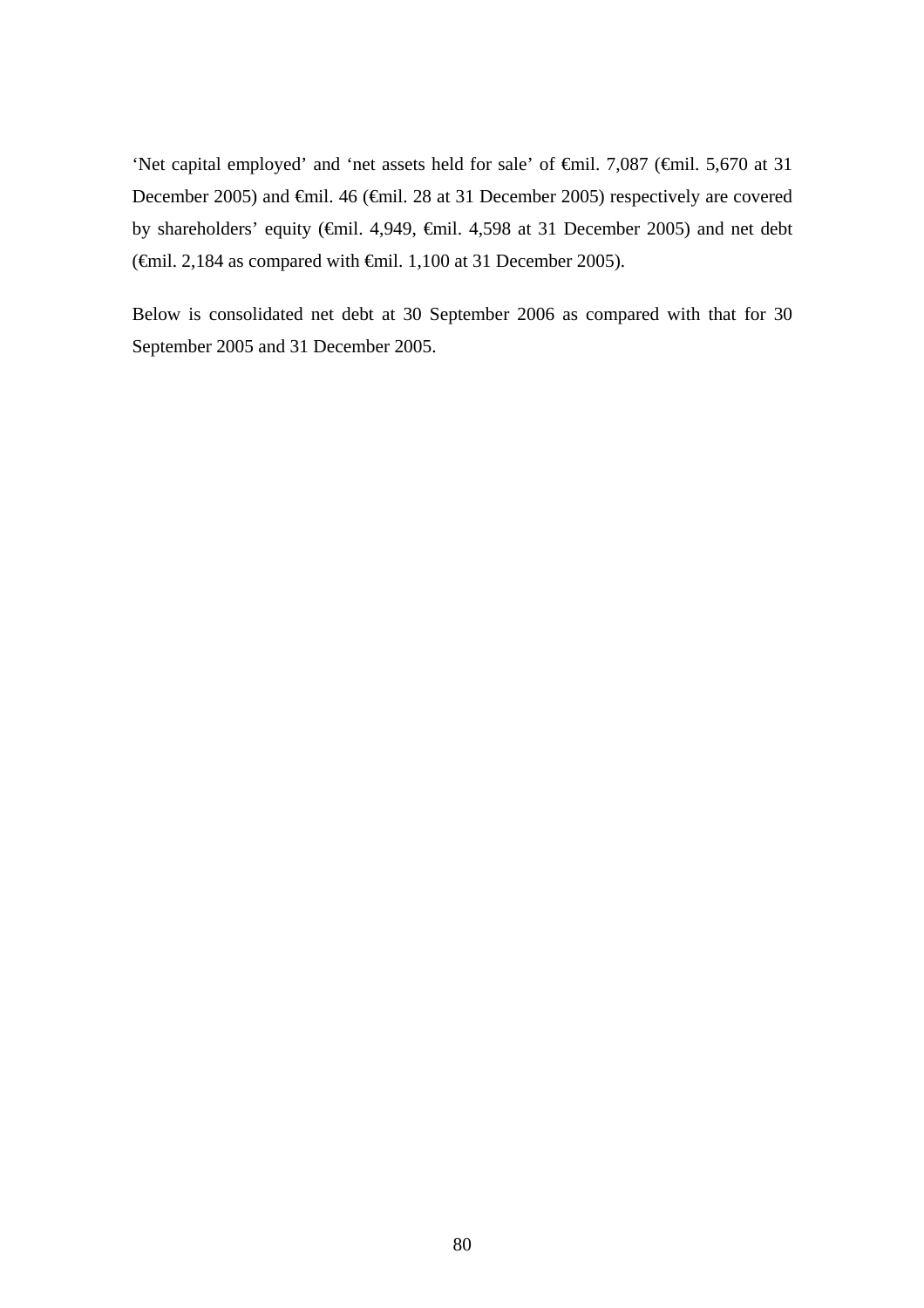'Net capital employed' and 'net assets held for sale' of €mil. 7,087 (€mil. 5,670 at 31 December 2005) and €mil. 46 (€mil. 28 at 31 December 2005) respectively are covered by shareholders' equity (€mil. 4,949, €mil. 4,598 at 31 December 2005) and net debt (€mil. 2,184 as compared with €mil. 1,100 at 31 December 2005).

Below is consolidated net debt at 30 September 2006 as compared with that for 30 September 2005 and 31 December 2005.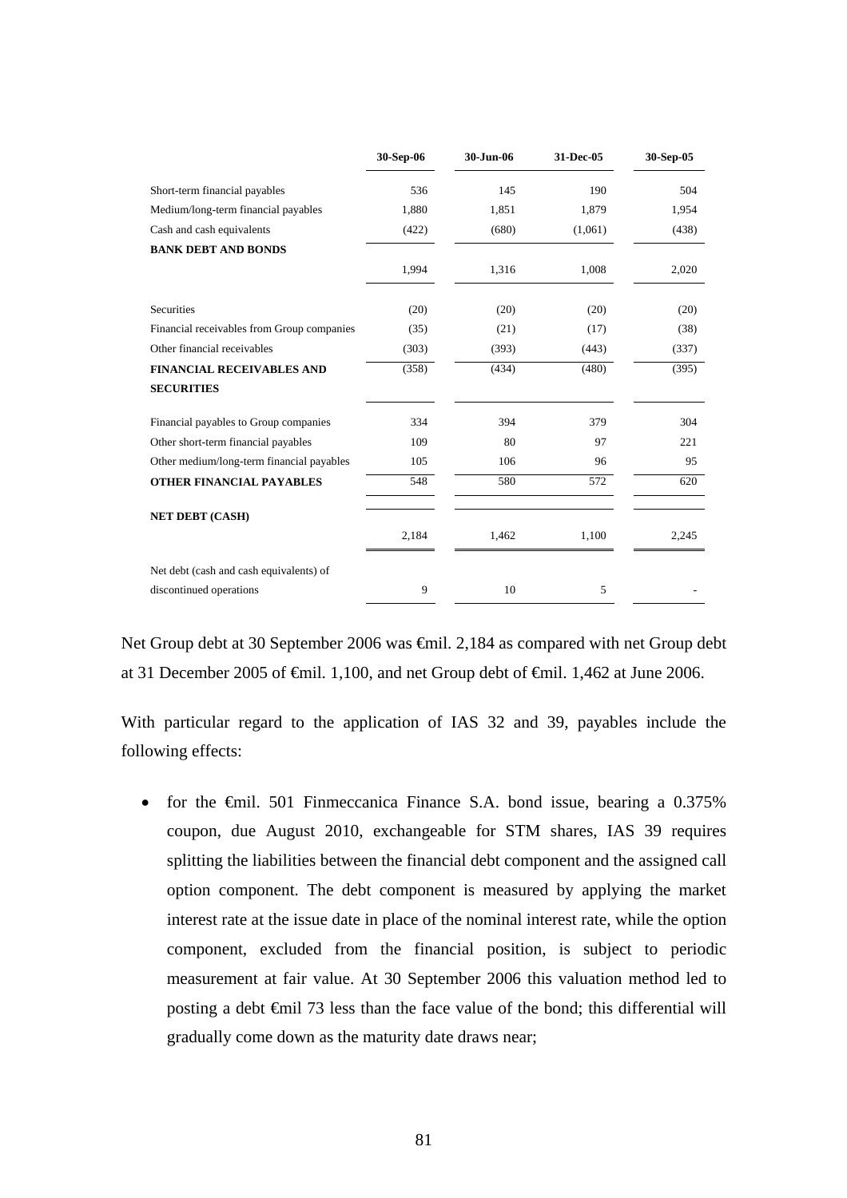| | 30-Sep-06 | 30-Jun-06 | 31-Dec-05 | 30-Sep-05 |
|---|---|---|---|---|
| Short-term financial payables | 536 | 145 | 190 | 504 |
| Medium/long-term financial payables | 1,880 | 1,851 | 1,879 | 1,954 |
| Cash and cash equivalents | (422) | (680) | (1,061) | (438) |
| **BANK DEBT AND BONDS** | 1,994 | 1,316 | 1,008 | 2,020 |
| Securities | (20) | (20) | (20) | (20) |
| Financial receivables from Group companies | (35) | (21) | (17) | (38) |
| Other financial receivables | (303) | (393) | (443) | (337) |
| **FINANCIAL RECEIVABLES AND SECURITIES** | (358) | (434) | (480) | (395) |
| Financial payables to Group companies | 334 | 394 | 379 | 304 |
| Other short-term financial payables | 109 | 80 | 97 | 221 |
| Other medium/long-term financial payables | 105 | 106 | 96 | 95 |
| **OTHER FINANCIAL PAYABLES** | 548 | 580 | 572 | 620 |
| **NET DEBT (CASH)** | 2,184 | 1,462 | 1,100 | 2,245 |
| Net debt (cash and cash equivalents) of discontinued operations | 9 | 10 | 5 | - |

Net Group debt at 30 September 2006 was €mil. 2,184 as compared with net Group debt at 31 December 2005 of €mil. 1,100, and net Group debt of €mil. 1,462 at June 2006.

With particular regard to the application of IAS 32 and 39, payables include the following effects:

- for the €mil. 501 Finmeccanica Finance S.A. bond issue, bearing a 0.375% coupon, due August 2010, exchangeable for STM shares, IAS 39 requires splitting the liabilities between the financial debt component and the assigned call option component. The debt component is measured by applying the market interest rate at the issue date in place of the nominal interest rate, while the option component, excluded from the financial position, is subject to periodic measurement at fair value. At 30 September 2006 this valuation method led to posting a debt €mil 73 less than the face value of the bond; this differential will gradually come down as the maturity date draws near;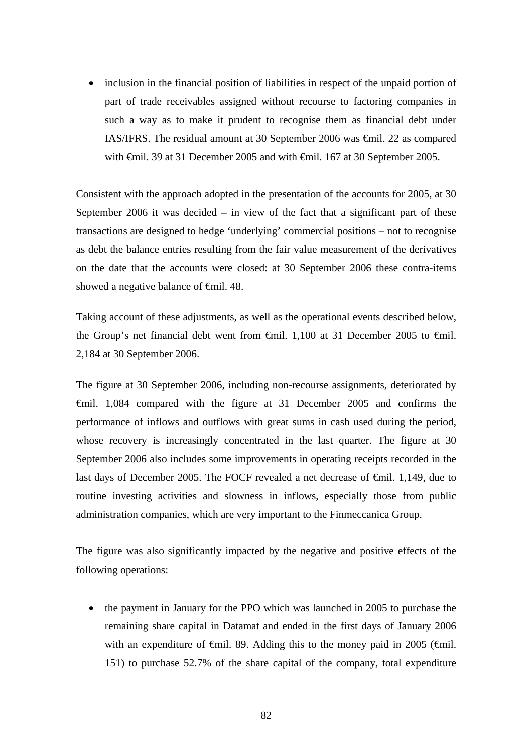- inclusion in the financial position of liabilities in respect of the unpaid portion of part of trade receivables assigned without recourse to factoring companies in such a way as to make it prudent to recognise them as financial debt under IAS/IFRS. The residual amount at 30 September 2006 was €mil. 22 as compared with €mil. 39 at 31 December 2005 and with €mil. 167 at 30 September 2005.

Consistent with the approach adopted in the presentation of the accounts for 2005, at 30 September 2006 it was decided – in view of the fact that a significant part of these transactions are designed to hedge 'underlying' commercial positions – not to recognise as debt the balance entries resulting from the fair value measurement of the derivatives on the date that the accounts were closed: at 30 September 2006 these contra-items showed a negative balance of €mil. 48.

Taking account of these adjustments, as well as the operational events described below, the Group's net financial debt went from €mil. 1,100 at 31 December 2005 to €mil. 2,184 at 30 September 2006.

The figure at 30 September 2006, including non-recourse assignments, deteriorated by €mil. 1,084 compared with the figure at 31 December 2005 and confirms the performance of inflows and outflows with great sums in cash used during the period, whose recovery is increasingly concentrated in the last quarter. The figure at 30 September 2006 also includes some improvements in operating receipts recorded in the last days of December 2005. The FOCF revealed a net decrease of €mil. 1,149, due to routine investing activities and slowness in inflows, especially those from public administration companies, which are very important to the Finmeccanica Group.

The figure was also significantly impacted by the negative and positive effects of the following operations:

- the payment in January for the PPO which was launched in 2005 to purchase the remaining share capital in Datamat and ended in the first days of January 2006 with an expenditure of €mil. 89. Adding this to the money paid in 2005 (€mil. 151) to purchase 52.7% of the share capital of the company, total expenditure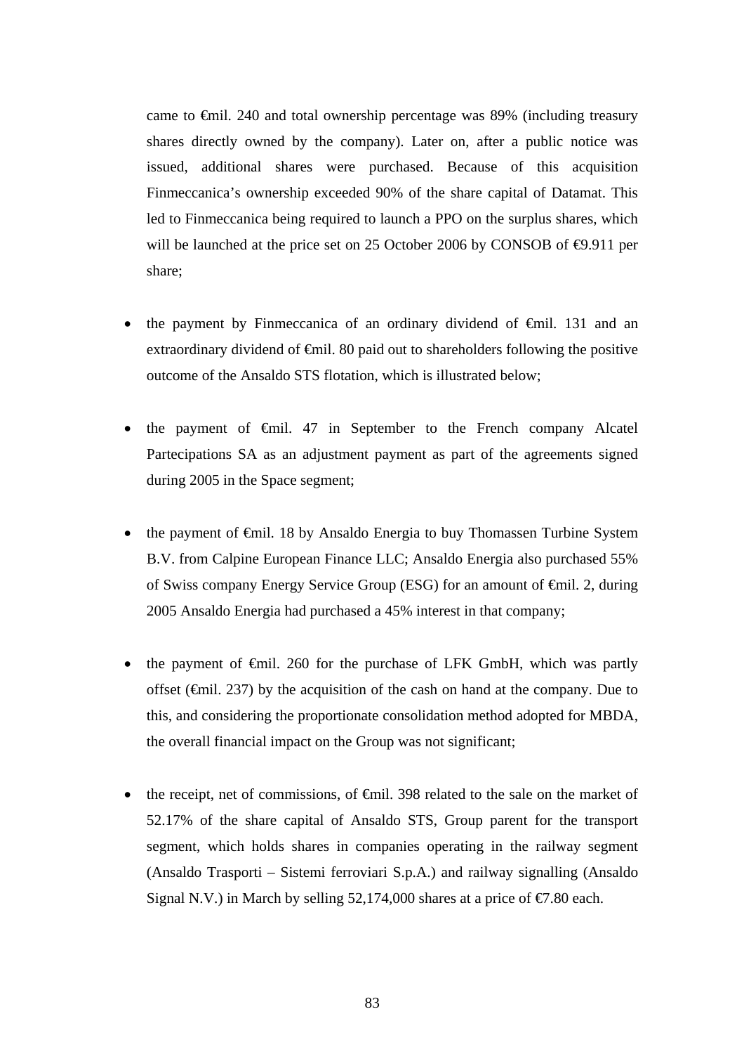came to €mil. 240 and total ownership percentage was 89% (including treasury shares directly owned by the company). Later on, after a public notice was issued, additional shares were purchased. Because of this acquisition Finmeccanica's ownership exceeded 90% of the share capital of Datamat. This led to Finmeccanica being required to launch a PPO on the surplus shares, which will be launched at the price set on 25 October 2006 by CONSOB of €9.911 per share;

- the payment by Finmeccanica of an ordinary dividend of €mil. 131 and an extraordinary dividend of €mil. 80 paid out to shareholders following the positive outcome of the Ansaldo STS flotation, which is illustrated below;

- the payment of €mil. 47 in September to the French company Alcatel Partecipations SA as an adjustment payment as part of the agreements signed during 2005 in the Space segment;

- the payment of €mil. 18 by Ansaldo Energia to buy Thomassen Turbine System B.V. from Calpine European Finance LLC; Ansaldo Energia also purchased 55% of Swiss company Energy Service Group (ESG) for an amount of €mil. 2, during 2005 Ansaldo Energia had purchased a 45% interest in that company;

- the payment of €mil. 260 for the purchase of LFK GmbH, which was partly offset (€mil. 237) by the acquisition of the cash on hand at the company. Due to this, and considering the proportionate consolidation method adopted for MBDA, the overall financial impact on the Group was not significant;

- the receipt, net of commissions, of €mil. 398 related to the sale on the market of 52.17% of the share capital of Ansaldo STS, Group parent for the transport segment, which holds shares in companies operating in the railway segment (Ansaldo Trasporti – Sistemi ferroviari S.p.A.) and railway signalling (Ansaldo Signal N.V.) in March by selling 52,174,000 shares at a price of €7.80 each.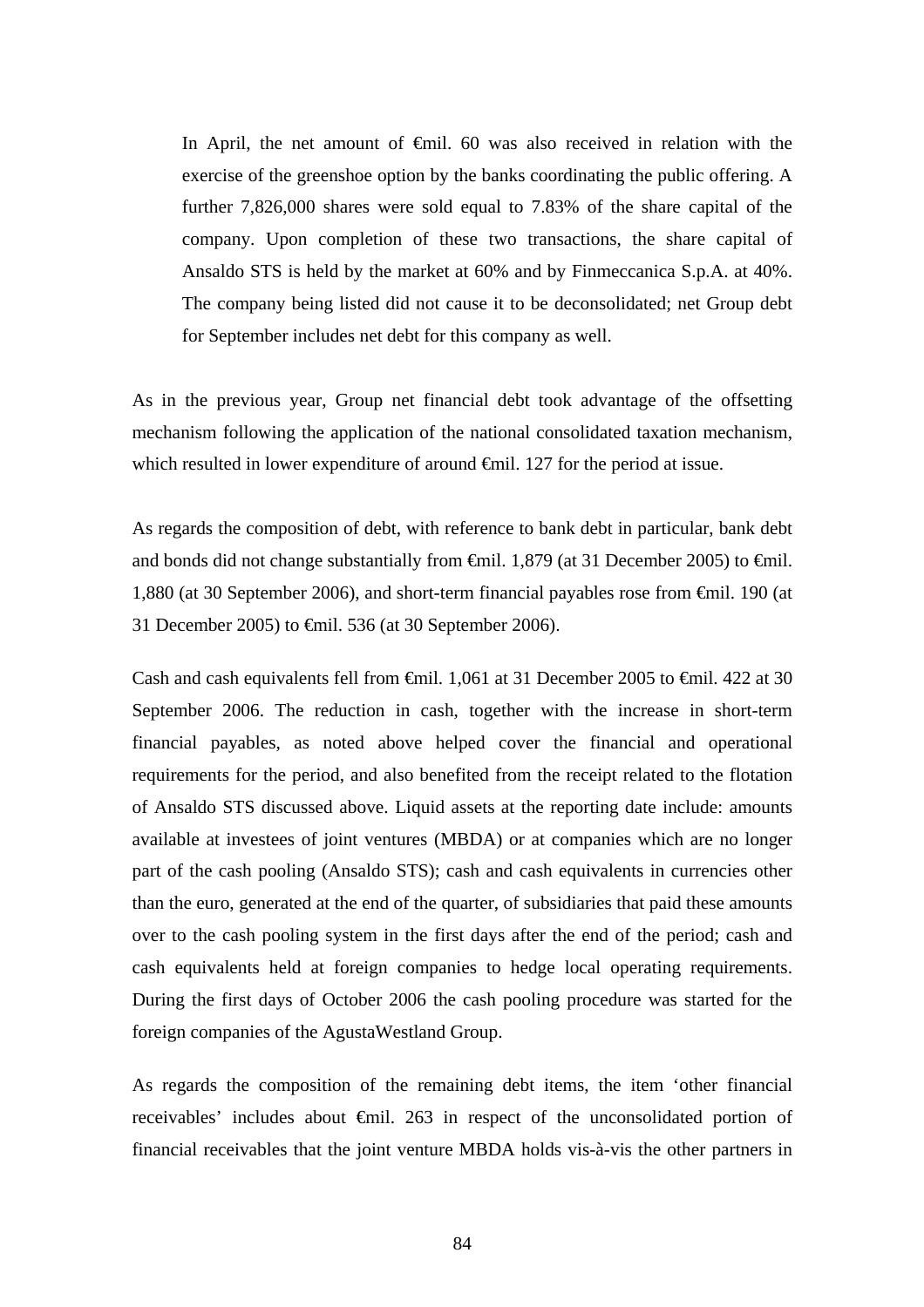> In April, the net amount of €mil. 60 was also received in relation with the exercise of the greenshoe option by the banks coordinating the public offering. A further 7,826,000 shares were sold equal to 7.83% of the share capital of the company. Upon completion of these two transactions, the share capital of Ansaldo STS is held by the market at 60% and by Finmeccanica S.p.A. at 40%. The company being listed did not cause it to be deconsolidated; net Group debt for September includes net debt for this company as well.

As in the previous year, Group net financial debt took advantage of the offsetting mechanism following the application of the national consolidated taxation mechanism, which resulted in lower expenditure of around €mil. 127 for the period at issue.

As regards the composition of debt, with reference to bank debt in particular, bank debt and bonds did not change substantially from €mil. 1,879 (at 31 December 2005) to €mil. 1,880 (at 30 September 2006), and short-term financial payables rose from €mil. 190 (at 31 December 2005) to €mil. 536 (at 30 September 2006).

Cash and cash equivalents fell from €mil. 1,061 at 31 December 2005 to €mil. 422 at 30 September 2006. The reduction in cash, together with the increase in short-term financial payables, as noted above helped cover the financial and operational requirements for the period, and also benefited from the receipt related to the flotation of Ansaldo STS discussed above. Liquid assets at the reporting date include: amounts available at investees of joint ventures (MBDA) or at companies which are no longer part of the cash pooling (Ansaldo STS); cash and cash equivalents in currencies other than the euro, generated at the end of the quarter, of subsidiaries that paid these amounts over to the cash pooling system in the first days after the end of the period; cash and cash equivalents held at foreign companies to hedge local operating requirements. During the first days of October 2006 the cash pooling procedure was started for the foreign companies of the AgustaWestland Group.

As regards the composition of the remaining debt items, the item 'other financial receivables' includes about €mil. 263 in respect of the unconsolidated portion of financial receivables that the joint venture MBDA holds vis-à-vis the other partners in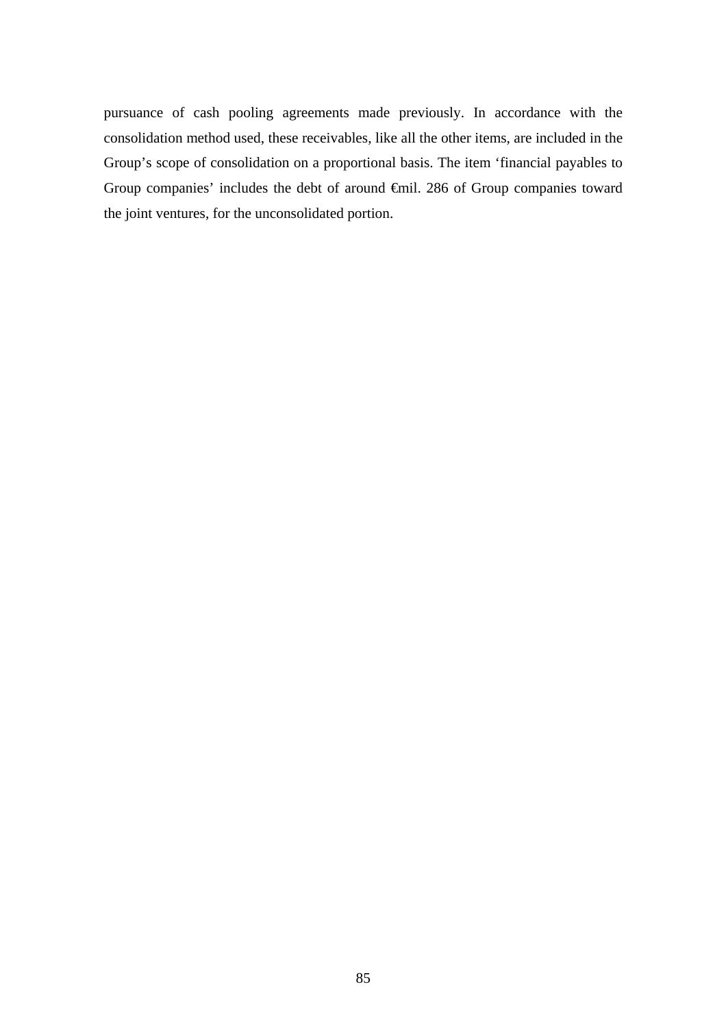pursuance of cash pooling agreements made previously. In accordance with the consolidation method used, these receivables, like all the other items, are included in the Group's scope of consolidation on a proportional basis. The item 'financial payables to Group companies' includes the debt of around €mil. 286 of Group companies toward the joint ventures, for the unconsolidated portion.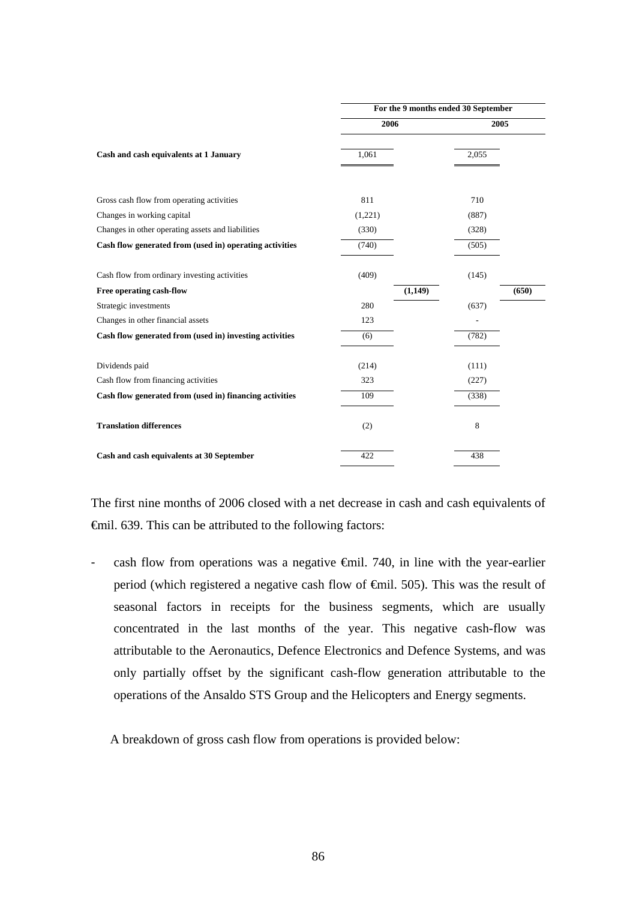| | For the 9 months ended 30 September | | | |
|---|---|---|---|---|
| | 2006 | | 2005 | |
| **Cash and cash equivalents at 1 January** | 1,061 | | 2,055 | |
| Gross cash flow from operating activities | 811 | | 710 | |
| Changes in working capital | (1,221) | | (887) | |
| Changes in other operating assets and liabilities | (330) | | (328) | |
| **Cash flow generated from (used in) operating activities** | (740) | | (505) | |
| Cash flow from ordinary investing activities | (409) | | (145) | |
| **Free operating cash-flow** | | **(1,149)** | | **(650)** |
| Strategic investments | 280 | | (637) | |
| Changes in other financial assets | 123 | | - | |
| **Cash flow generated from (used in) investing activities** | (6) | | (782) | |
| Dividends paid | (214) | | (111) | |
| Cash flow from financing activities | 323 | | (227) | |
| **Cash flow generated from (used in) financing activities** | 109 | | (338) | |
| **Translation differences** | (2) | | 8 | |
| **Cash and cash equivalents at 30 September** | 422 | | 438 | |

The first nine months of 2006 closed with a net decrease in cash and cash equivalents of €mil. 639. This can be attributed to the following factors:

- cash flow from operations was a negative €mil. 740, in line with the year-earlier period (which registered a negative cash flow of €mil. 505). This was the result of seasonal factors in receipts for the business segments, which are usually concentrated in the last months of the year. This negative cash-flow was attributable to the Aeronautics, Defence Electronics and Defence Systems, and was only partially offset by the significant cash-flow generation attributable to the operations of the Ansaldo STS Group and the Helicopters and Energy segments.

  A breakdown of gross cash flow from operations is provided below: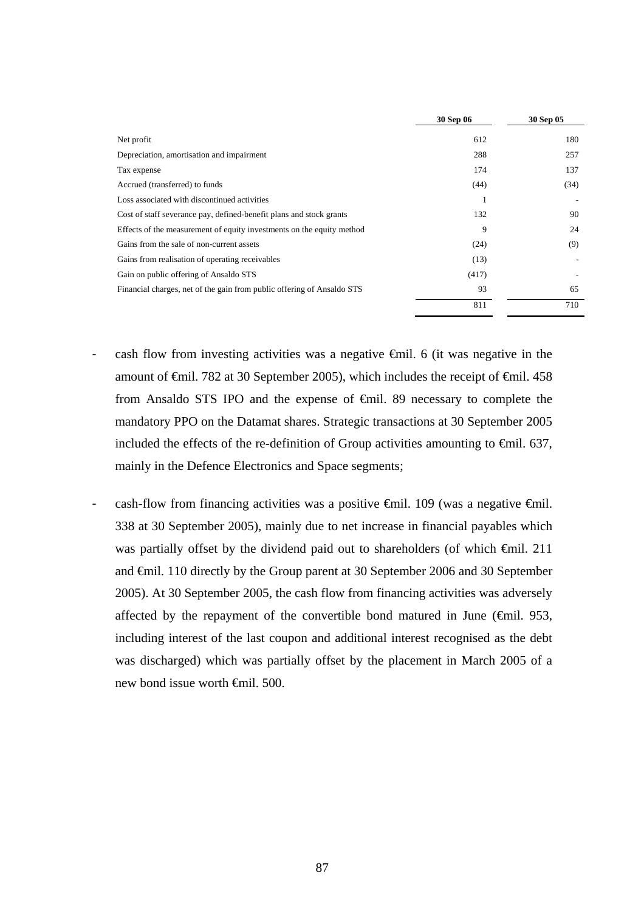| | 30 Sep 06 | 30 Sep 05 |
|---|---|---|
| Net profit | 612 | 180 |
| Depreciation, amortisation and impairment | 288 | 257 |
| Tax expense | 174 | 137 |
| Accrued (transferred) to funds | (44) | (34) |
| Loss associated with discontinued activities | 1 | - |
| Cost of staff severance pay, defined-benefit plans and stock grants | 132 | 90 |
| Effects of the measurement of equity investments on the equity method | 9 | 24 |
| Gains from the sale of non-current assets | (24) | (9) |
| Gains from realisation of operating receivables | (13) | - |
| Gain on public offering of Ansaldo STS | (417) | - |
| Financial charges, net of the gain from public offering of Ansaldo STS | 93 | 65 |
| | 811 | 710 |

- cash flow from investing activities was a negative €mil. 6 (it was negative in the amount of €mil. 782 at 30 September 2005), which includes the receipt of €mil. 458 from Ansaldo STS IPO and the expense of €mil. 89 necessary to complete the mandatory PPO on the Datamat shares. Strategic transactions at 30 September 2005 included the effects of the re-definition of Group activities amounting to €mil. 637, mainly in the Defence Electronics and Space segments;

- cash-flow from financing activities was a positive €mil. 109 (was a negative €mil. 338 at 30 September 2005), mainly due to net increase in financial payables which was partially offset by the dividend paid out to shareholders (of which €mil. 211 and €mil. 110 directly by the Group parent at 30 September 2006 and 30 September 2005). At 30 September 2005, the cash flow from financing activities was adversely affected by the repayment of the convertible bond matured in June (€mil. 953, including interest of the last coupon and additional interest recognised as the debt was discharged) which was partially offset by the placement in March 2005 of a new bond issue worth €mil. 500.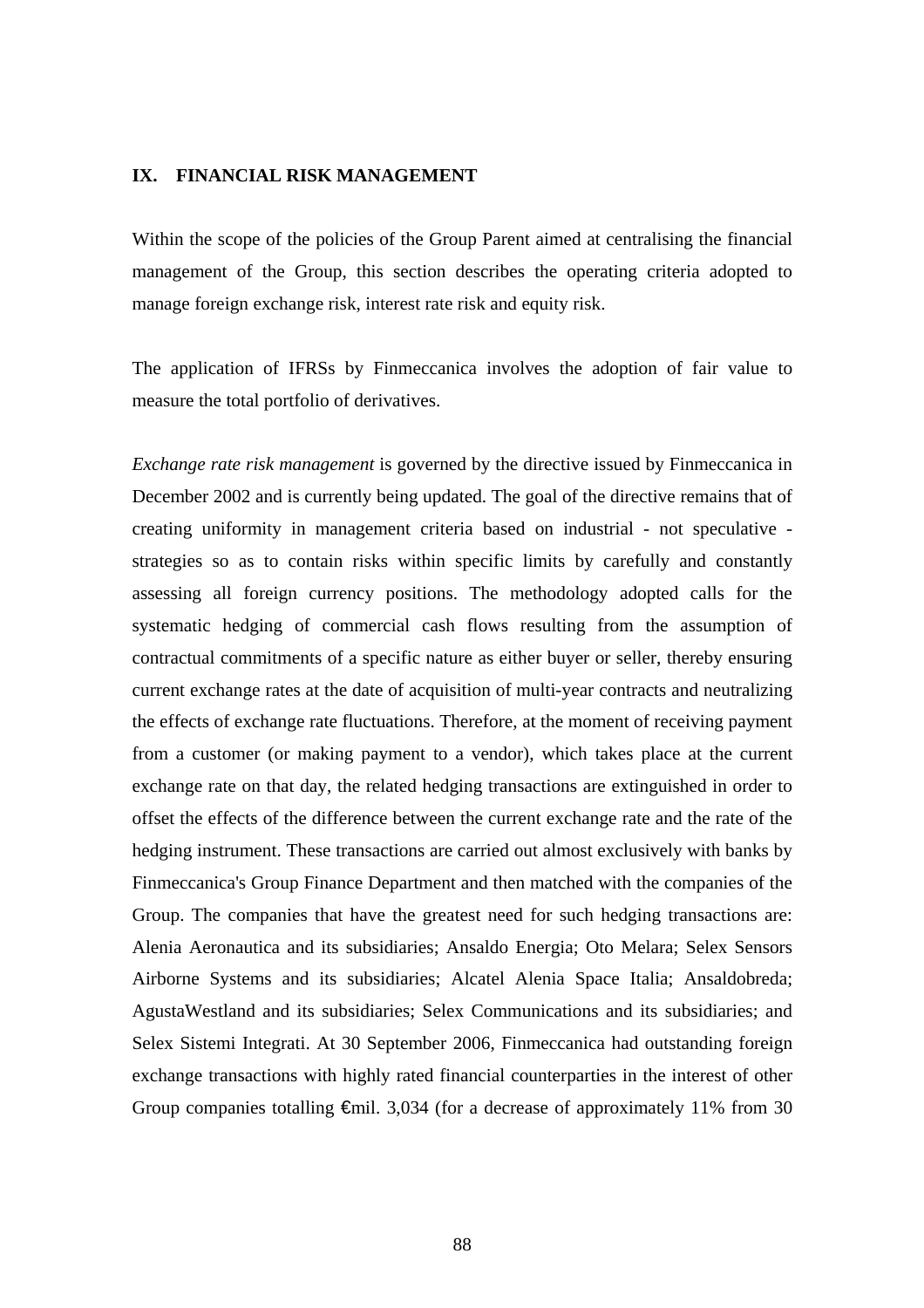## IX. FINANCIAL RISK MANAGEMENT

Within the scope of the policies of the Group Parent aimed at centralising the financial management of the Group, this section describes the operating criteria adopted to manage foreign exchange risk, interest rate risk and equity risk.

The application of IFRSs by Finmeccanica involves the adoption of fair value to measure the total portfolio of derivatives.

*Exchange rate risk management* is governed by the directive issued by Finmeccanica in December 2002 and is currently being updated. The goal of the directive remains that of creating uniformity in management criteria based on industrial - not speculative - strategies so as to contain risks within specific limits by carefully and constantly assessing all foreign currency positions. The methodology adopted calls for the systematic hedging of commercial cash flows resulting from the assumption of contractual commitments of a specific nature as either buyer or seller, thereby ensuring current exchange rates at the date of acquisition of multi-year contracts and neutralizing the effects of exchange rate fluctuations. Therefore, at the moment of receiving payment from a customer (or making payment to a vendor), which takes place at the current exchange rate on that day, the related hedging transactions are extinguished in order to offset the effects of the difference between the current exchange rate and the rate of the hedging instrument. These transactions are carried out almost exclusively with banks by Finmeccanica's Group Finance Department and then matched with the companies of the Group. The companies that have the greatest need for such hedging transactions are: Alenia Aeronautica and its subsidiaries; Ansaldo Energia; Oto Melara; Selex Sensors Airborne Systems and its subsidiaries; Alcatel Alenia Space Italia; Ansaldobreda; AgustaWestland and its subsidiaries; Selex Communications and its subsidiaries; and Selex Sistemi Integrati. At 30 September 2006, Finmeccanica had outstanding foreign exchange transactions with highly rated financial counterparties in the interest of other Group companies totalling €mil. 3,034 (for a decrease of approximately 11% from 30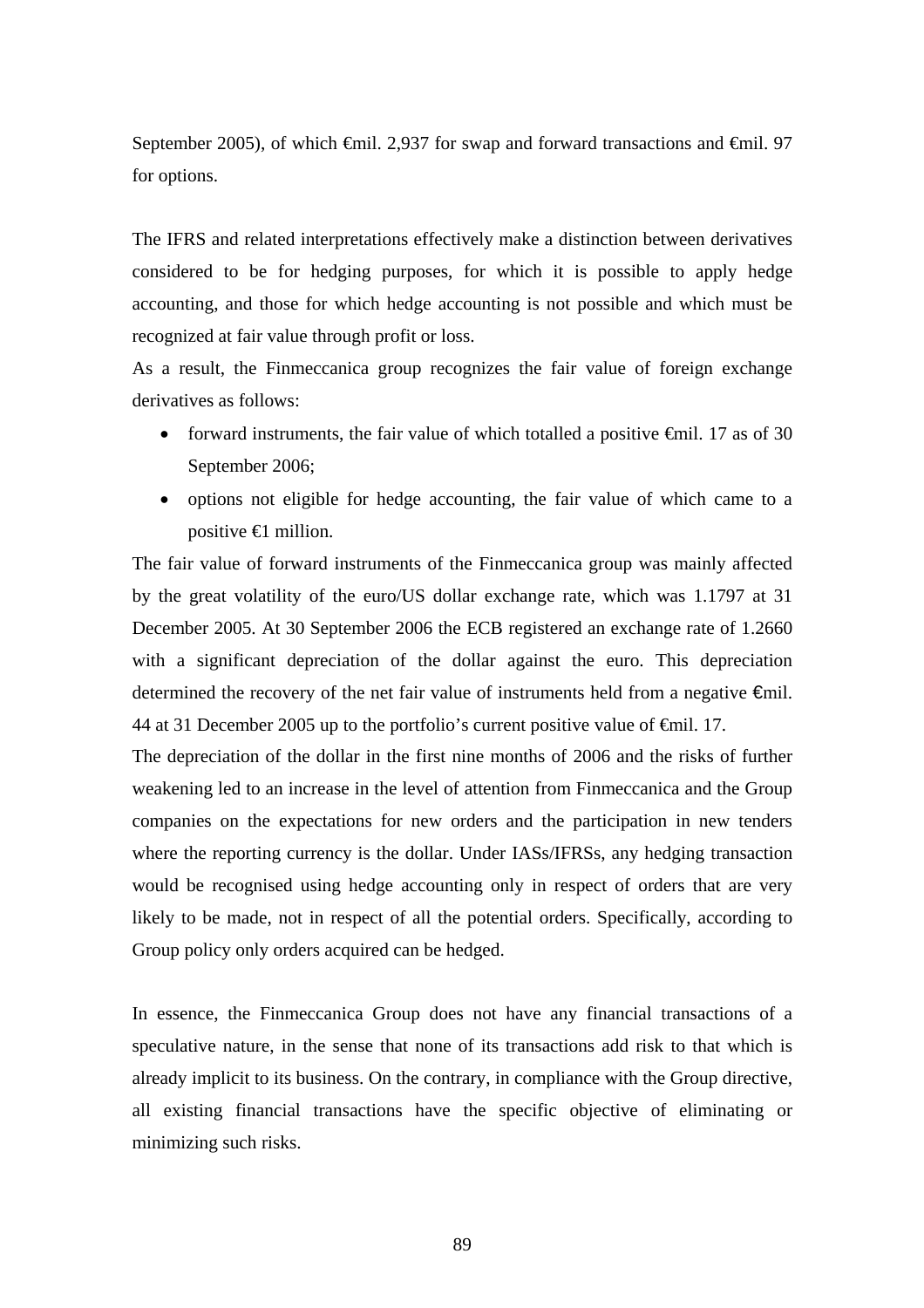September 2005), of which €mil. 2,937 for swap and forward transactions and €mil. 97 for options.

The IFRS and related interpretations effectively make a distinction between derivatives considered to be for hedging purposes, for which it is possible to apply hedge accounting, and those for which hedge accounting is not possible and which must be recognized at fair value through profit or loss.

As a result, the Finmeccanica group recognizes the fair value of foreign exchange derivatives as follows:

- forward instruments, the fair value of which totalled a positive €mil. 17 as of 30 September 2006;
- options not eligible for hedge accounting, the fair value of which came to a positive €1 million.

The fair value of forward instruments of the Finmeccanica group was mainly affected by the great volatility of the euro/US dollar exchange rate, which was 1.1797 at 31 December 2005. At 30 September 2006 the ECB registered an exchange rate of 1.2660 with a significant depreciation of the dollar against the euro. This depreciation determined the recovery of the net fair value of instruments held from a negative €mil. 44 at 31 December 2005 up to the portfolio's current positive value of €mil. 17.

The depreciation of the dollar in the first nine months of 2006 and the risks of further weakening led to an increase in the level of attention from Finmeccanica and the Group companies on the expectations for new orders and the participation in new tenders where the reporting currency is the dollar. Under IASs/IFRSs, any hedging transaction would be recognised using hedge accounting only in respect of orders that are very likely to be made, not in respect of all the potential orders. Specifically, according to Group policy only orders acquired can be hedged.

In essence, the Finmeccanica Group does not have any financial transactions of a speculative nature, in the sense that none of its transactions add risk to that which is already implicit to its business. On the contrary, in compliance with the Group directive, all existing financial transactions have the specific objective of eliminating or minimizing such risks.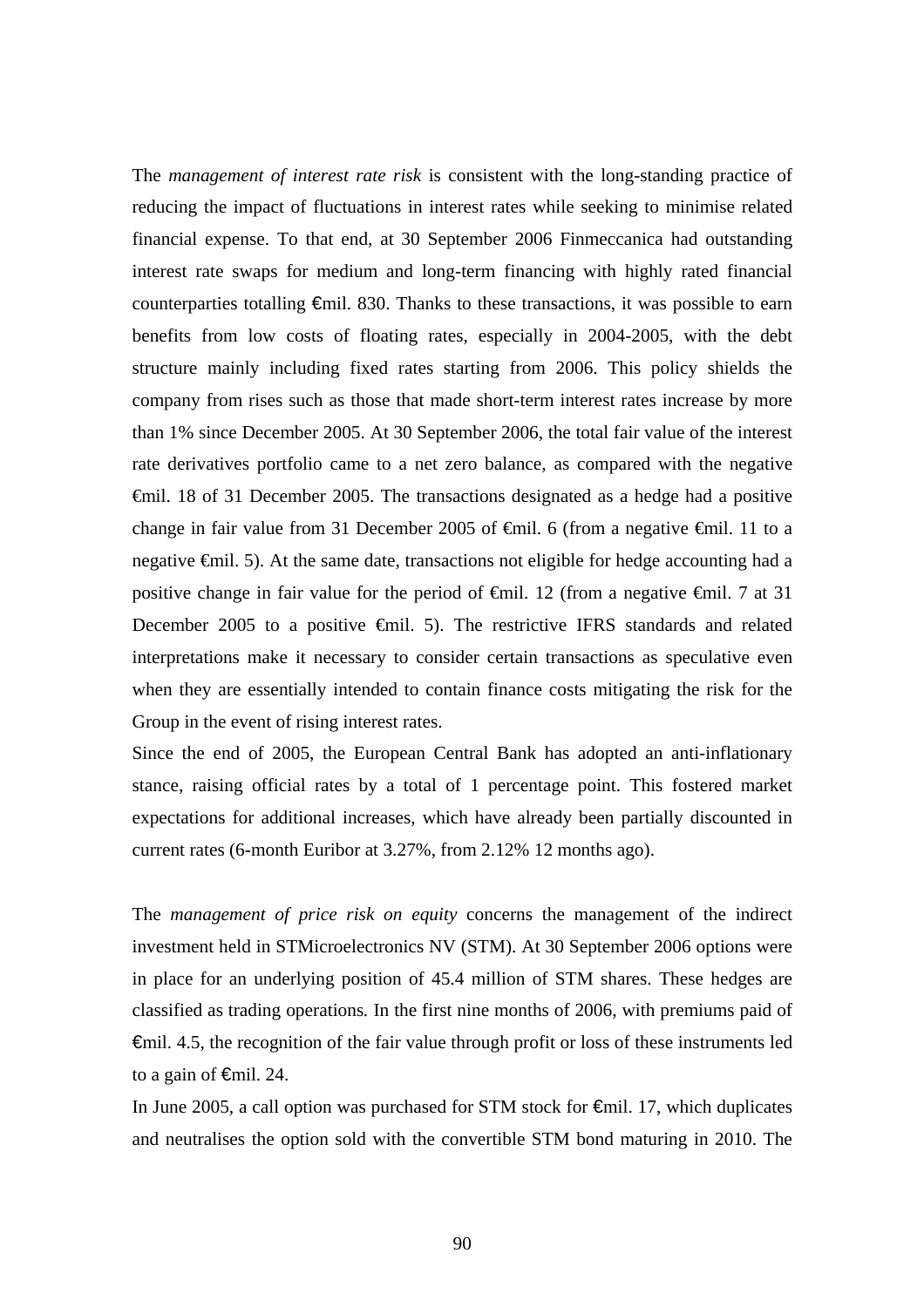The *management of interest rate risk* is consistent with the long-standing practice of reducing the impact of fluctuations in interest rates while seeking to minimise related financial expense. To that end, at 30 September 2006 Finmeccanica had outstanding interest rate swaps for medium and long-term financing with highly rated financial counterparties totalling €mil. 830. Thanks to these transactions, it was possible to earn benefits from low costs of floating rates, especially in 2004-2005, with the debt structure mainly including fixed rates starting from 2006. This policy shields the company from rises such as those that made short-term interest rates increase by more than 1% since December 2005. At 30 September 2006, the total fair value of the interest rate derivatives portfolio came to a net zero balance, as compared with the negative €mil. 18 of 31 December 2005. The transactions designated as a hedge had a positive change in fair value from 31 December 2005 of €mil. 6 (from a negative €mil. 11 to a negative €mil. 5). At the same date, transactions not eligible for hedge accounting had a positive change in fair value for the period of €mil. 12 (from a negative €mil. 7 at 31 December 2005 to a positive €mil. 5). The restrictive IFRS standards and related interpretations make it necessary to consider certain transactions as speculative even when they are essentially intended to contain finance costs mitigating the risk for the Group in the event of rising interest rates.

Since the end of 2005, the European Central Bank has adopted an anti-inflationary stance, raising official rates by a total of 1 percentage point. This fostered market expectations for additional increases, which have already been partially discounted in current rates (6-month Euribor at 3.27%, from 2.12% 12 months ago).

The *management of price risk on equity* concerns the management of the indirect investment held in STMicroelectronics NV (STM). At 30 September 2006 options were in place for an underlying position of 45.4 million of STM shares. These hedges are classified as trading operations. In the first nine months of 2006, with premiums paid of €mil. 4.5, the recognition of the fair value through profit or loss of these instruments led to a gain of €mil. 24.

In June 2005, a call option was purchased for STM stock for €mil. 17, which duplicates and neutralises the option sold with the convertible STM bond maturing in 2010. The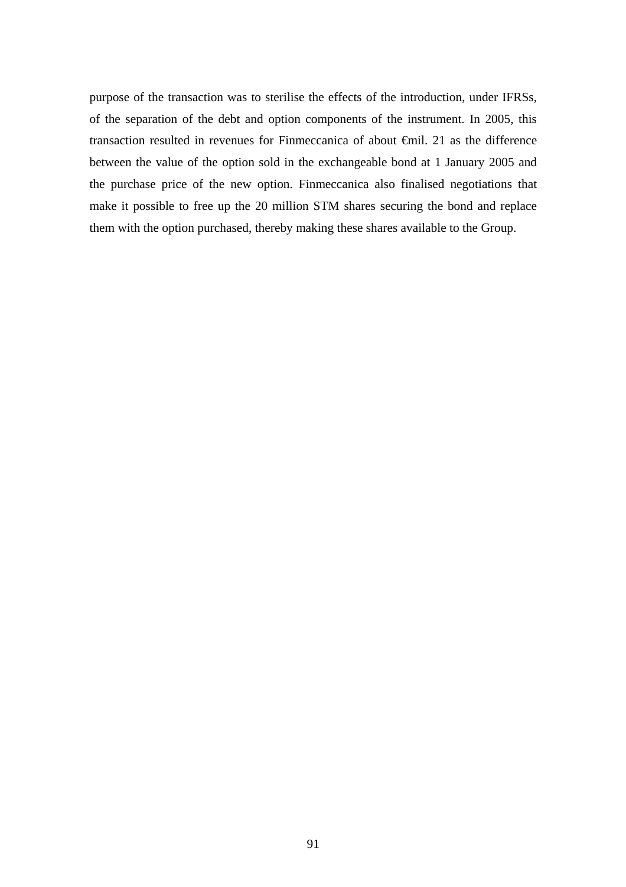purpose of the transaction was to sterilise the effects of the introduction, under IFRSs, of the separation of the debt and option components of the instrument. In 2005, this transaction resulted in revenues for Finmeccanica of about €mil. 21 as the difference between the value of the option sold in the exchangeable bond at 1 January 2005 and the purchase price of the new option. Finmeccanica also finalised negotiations that make it possible to free up the 20 million STM shares securing the bond and replace them with the option purchased, thereby making these shares available to the Group.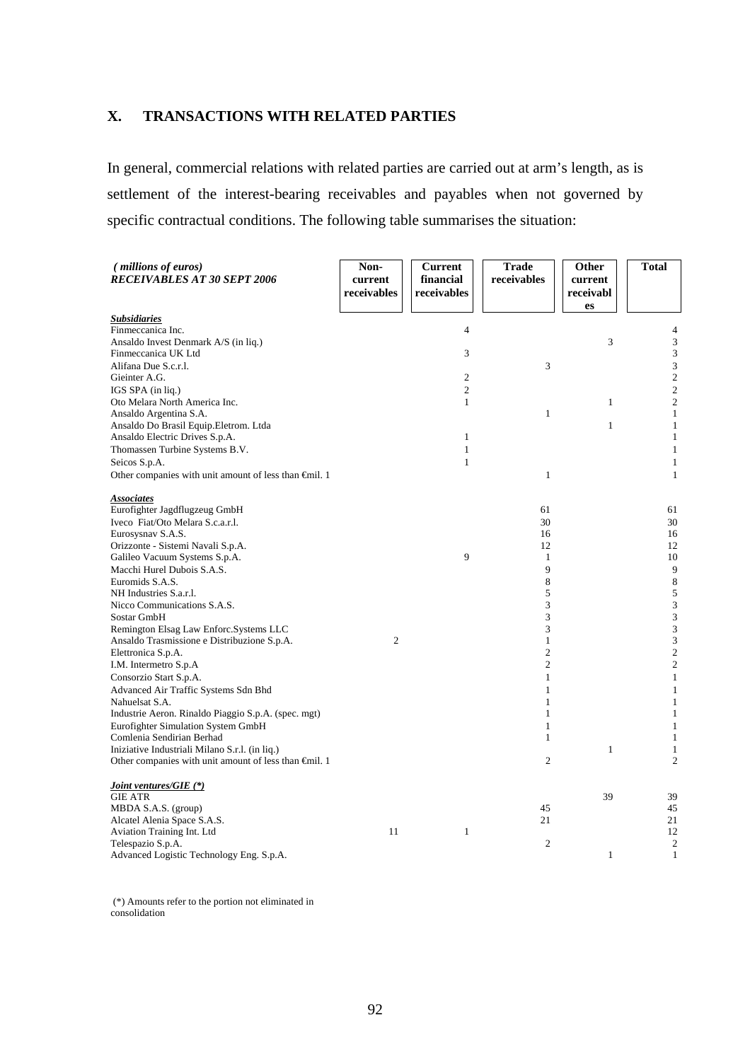## X. TRANSACTIONS WITH RELATED PARTIES

In general, commercial relations with related parties are carried out at arm's length, as is settlement of the interest-bearing receivables and payables when not governed by specific contractual conditions. The following table summarises the situation:

| *(millions of euros)* ***RECEIVABLES AT 30 SEPT 2006*** | **Non-current receivables** | **Current financial receivables** | **Trade receivables** | **Other current receivables** | **Total** |
|---|---|---|---|---|---|
| ***Subsidiaries*** | | | | | |
| Finmeccanica Inc. | | 4 | | | 4 |
| Ansaldo Invest Denmark A/S (in liq.) | | | | 3 | 3 |
| Finmeccanica UK Ltd | | 3 | | | 3 |
| Alifana Due S.c.r.l. | | | 3 | | 3 |
| Gieinter A.G. | | 2 | | | 2 |
| IGS SPA (in liq.) | | 2 | | | 2 |
| Oto Melara North America Inc. | | 1 | | 1 | 2 |
| Ansaldo Argentina S.A. | | | 1 | | 1 |
| Ansaldo Do Brasil Equip.Eletrom. Ltda | | | | 1 | 1 |
| Ansaldo Electric Drives S.p.A. | | 1 | | | 1 |
| Thomassen Turbine Systems B.V. | | 1 | | | 1 |
| Seicos S.p.A. | | 1 | | | 1 |
| Other companies with unit amount of less than €mil. 1 | | | 1 | | 1 |
| ***Associates*** | | | | | |
| Eurofighter Jagdflugzeug GmbH | | | 61 | | 61 |
| Iveco Fiat/Oto Melara S.c.a.r.l. | | | 30 | | 30 |
| Eurosysnav S.A.S. | | | 16 | | 16 |
| Orizzonte - Sistemi Navali S.p.A. | | | 12 | | 12 |
| Galileo Vacuum Systems S.p.A. | | 9 | 1 | | 10 |
| Macchi Hurel Dubois S.A.S. | | | 9 | | 9 |
| Euromids S.A.S. | | | 8 | | 8 |
| NH Industries S.a.r.l. | | | 5 | | 5 |
| Nicco Communications S.A.S. | | | 3 | | 3 |
| Sostar GmbH | | | 3 | | 3 |
| Remington Elsag Law Enforc.Systems LLC | | | 3 | | 3 |
| Ansaldo Trasmissione e Distribuzione S.p.A. | 2 | | 1 | | 3 |
| Elettronica S.p.A. | | | 2 | | 2 |
| I.M. Intermetro S.p.A | | | 2 | | 2 |
| Consorzio Start S.p.A. | | | 1 | | 1 |
| Advanced Air Traffic Systems Sdn Bhd | | | 1 | | 1 |
| Nahuelsat S.A. | | | 1 | | 1 |
| Industrie Aeron. Rinaldo Piaggio S.p.A. (spec. mgt) | | | 1 | | 1 |
| Eurofighter Simulation System GmbH | | | 1 | | 1 |
| Comlenia Sendirian Berhad | | | 1 | | 1 |
| Iniziative Industriali Milano S.r.l. (in liq.) | | | | 1 | 1 |
| Other companies with unit amount of less than €mil. 1 | | | 2 | | 2 |
| ***Joint ventures/GIE (\*)*** | | | | | |
| GIE ATR | | | | 39 | 39 |
| MBDA S.A.S. (group) | | | 45 | | 45 |
| Alcatel Alenia Space S.A.S. | | | 21 | | 21 |
| Aviation Training Int. Ltd | 11 | 1 | | | 12 |
| Telespazio S.p.A. | | | 2 | | 2 |
| Advanced Logistic Technology Eng. S.p.A. | | | | 1 | 1 |

(\*) Amounts refer to the portion not eliminated in consolidation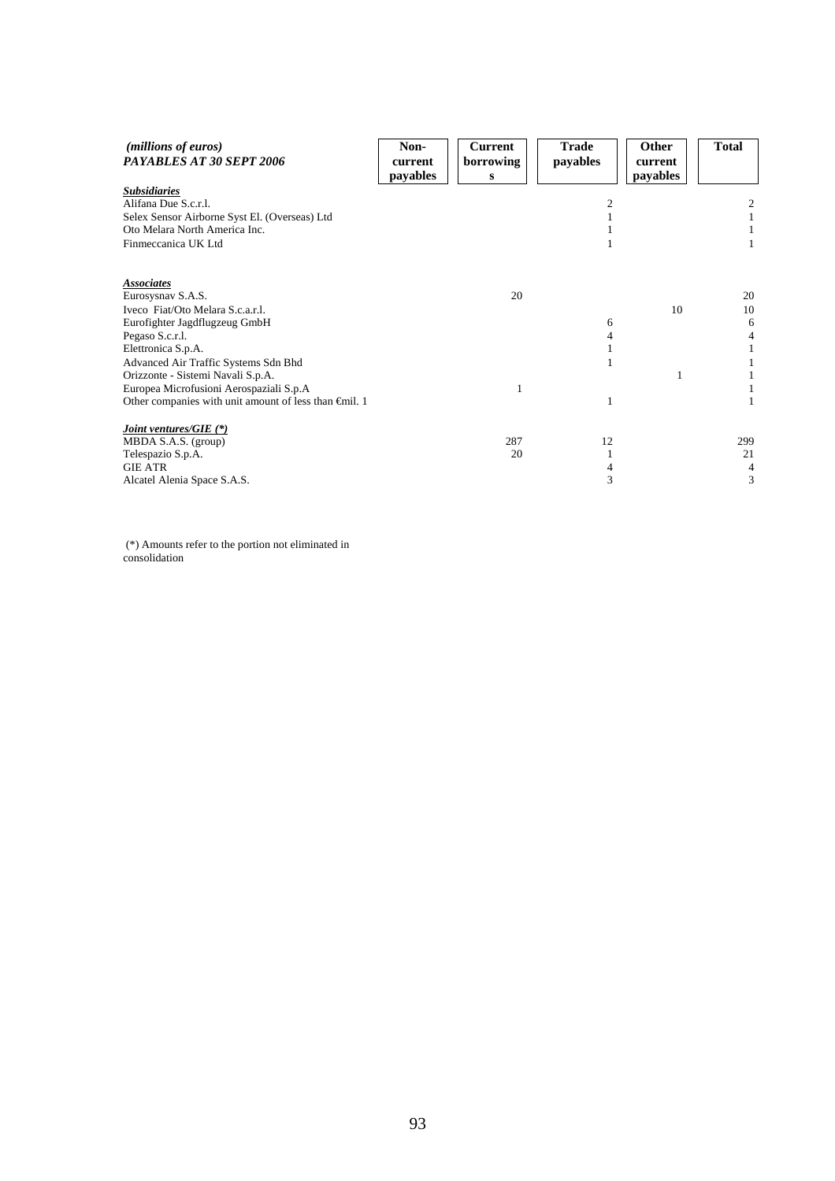| *(millions of euros)* ***PAYABLES AT 30 SEPT 2006*** | **Non-current payables** | **Current borrowings** | **Trade payables** | **Other current payables** | **Total** |
|---|---|---|---|---|---|
| ***Subsidiaries*** | | | | | |
| Alifana Due S.c.r.l. | | | 2 | | 2 |
| Selex Sensor Airborne Syst El. (Overseas) Ltd | | | 1 | | 1 |
| Oto Melara North America Inc. | | | 1 | | 1 |
| Finmeccanica UK Ltd | | | 1 | | 1 |
| | | | | | |
| ***Associates*** | | | | | |
| Eurosysnav S.A.S. | | 20 | | | 20 |
| Iveco Fiat/Oto Melara S.c.a.r.l. | | | | 10 | 10 |
| Eurofighter Jagdflugzeug GmbH | | | 6 | | 6 |
| Pegaso S.c.r.l. | | | 4 | | 4 |
| Elettronica S.p.A. | | | 1 | | 1 |
| Advanced Air Traffic Systems Sdn Bhd | | | 1 | | 1 |
| Orizzonte - Sistemi Navali S.p.A. | | | | 1 | 1 |
| Europea Microfusioni Aerospaziali S.p.A | | 1 | | | 1 |
| Other companies with unit amount of less than €mil. 1 | | | 1 | | 1 |
| | | | | | |
| ***Joint ventures/GIE (\*)*** | | | | | |
| MBDA S.A.S. (group) | | 287 | 12 | | 299 |
| Telespazio S.p.A. | | 20 | 1 | | 21 |
| GIE ATR | | | 4 | | 4 |
| Alcatel Alenia Space S.A.S. | | | 3 | | 3 |

(*) Amounts refer to the portion not eliminated in consolidation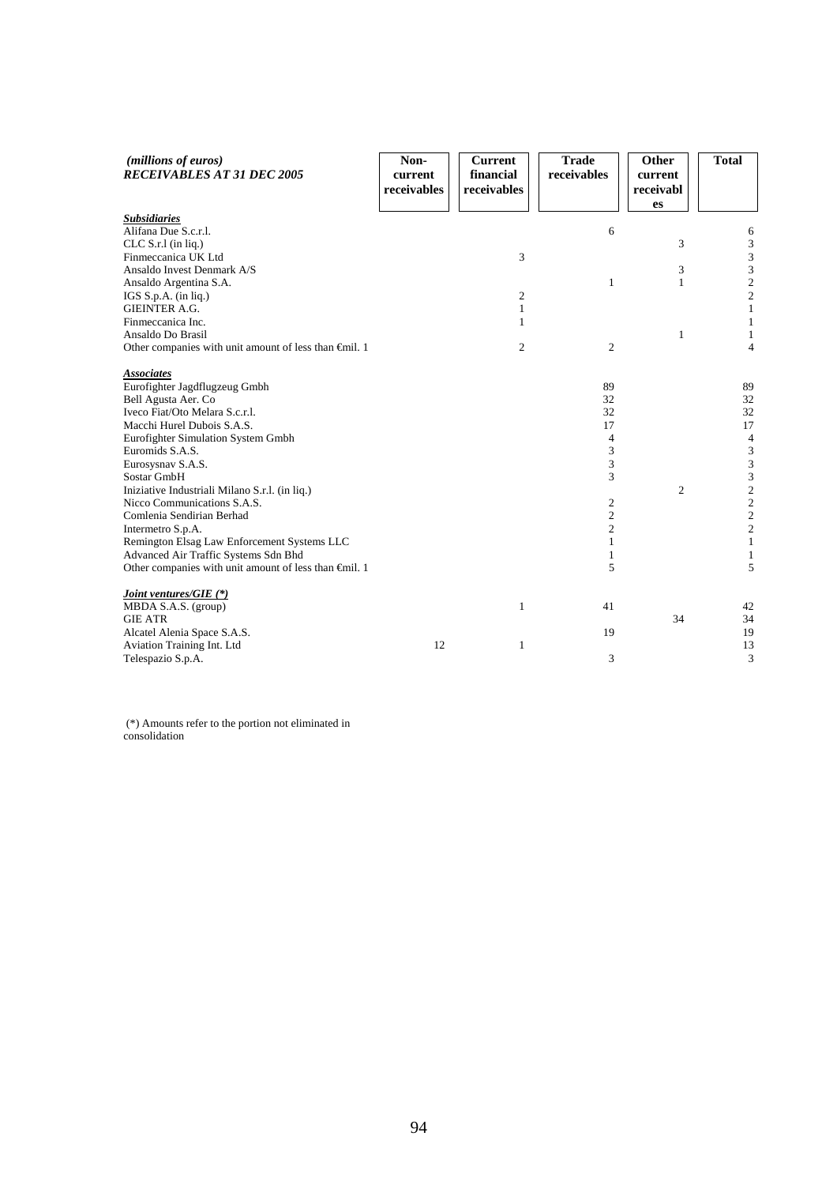| *(millions of euros)* ***RECEIVABLES AT 31 DEC 2005*** | **Non-current receivables** | **Current financial receivables** | **Trade receivables** | **Other current receivables** | **Total** |
|---|---|---|---|---|---|
| ***Subsidiaries*** | | | | | |
| Alifana Due S.c.r.l. | | | 6 | | 6 |
| CLC S.r.l (in liq.) | | | | 3 | 3 |
| Finmeccanica UK Ltd | | 3 | | | 3 |
| Ansaldo Invest Denmark A/S | | | | 3 | 3 |
| Ansaldo Argentina S.A. | | | 1 | 1 | 2 |
| IGS S.p.A. (in liq.) | | 2 | | | 2 |
| GIEINTER A.G. | | 1 | | | 1 |
| Finmeccanica Inc. | | 1 | | | 1 |
| Ansaldo Do Brasil | | | | 1 | 1 |
| Other companies with unit amount of less than €mil. 1 | | 2 | 2 | | 4 |
| ***Associates*** | | | | | |
| Eurofighter Jagdflugzeug Gmbh | | | 89 | | 89 |
| Bell Agusta Aer. Co | | | 32 | | 32 |
| Iveco Fiat/Oto Melara S.c.r.l. | | | 32 | | 32 |
| Macchi Hurel Dubois S.A.S. | | | 17 | | 17 |
| Eurofighter Simulation System Gmbh | | | 4 | | 4 |
| Euromids S.A.S. | | | 3 | | 3 |
| Eurosysnav S.A.S. | | | 3 | | 3 |
| Sostar GmbH | | | 3 | | 3 |
| Iniziative Industriali Milano S.r.l. (in liq.) | | | | 2 | 2 |
| Nicco Communications S.A.S. | | | 2 | | 2 |
| Comlenia Sendirian Berhad | | | 2 | | 2 |
| Intermetro S.p.A. | | | 2 | | 2 |
| Remington Elsag Law Enforcement Systems LLC | | | 1 | | 1 |
| Advanced Air Traffic Systems Sdn Bhd | | | 1 | | 1 |
| Other companies with unit amount of less than €mil. 1 | | | 5 | | 5 |
| ***Joint ventures/GIE (\*)*** | | | | | |
| MBDA S.A.S. (group) | | 1 | 41 | | 42 |
| GIE ATR | | | | 34 | 34 |
| Alcatel Alenia Space S.A.S. | | | 19 | | 19 |
| Aviation Training Int. Ltd | 12 | 1 | | | 13 |
| Telespazio S.p.A. | | | 3 | | 3 |

(*) Amounts refer to the portion not eliminated in consolidation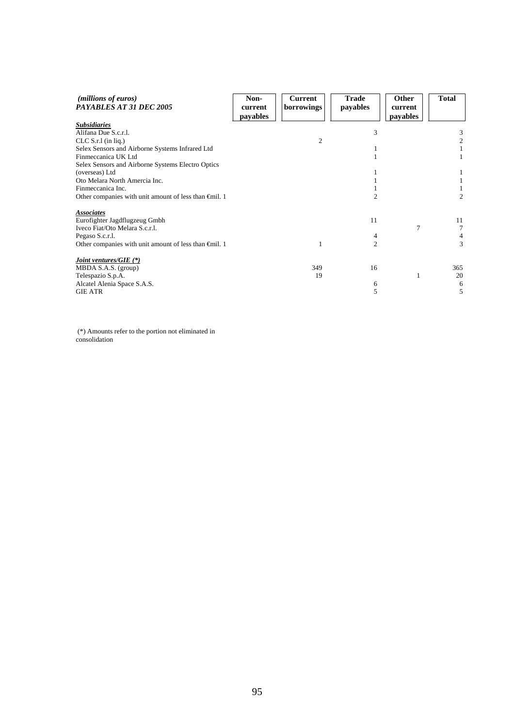| *(millions of euros)* ***PAYABLES AT 31 DEC 2005*** | **Non-current payables** | **Current borrowings** | **Trade payables** | **Other current payables** | **Total** |
|---|---|---|---|---|---|
| ***Subsidiaries*** | | | | | |
| Alifana Due S.c.r.l. | | | 3 | | 3 |
| CLC S.r.l (in liq.) | | 2 | | | 2 |
| Selex Sensors and Airborne Systems Infrared Ltd | | | 1 | | 1 |
| Finmeccanica UK Ltd | | | 1 | | 1 |
| Selex Sensors and Airborne Systems Electro Optics (overseas) Ltd | | | 1 | | 1 |
| Oto Melara North Amercia Inc. | | | 1 | | 1 |
| Finmeccanica Inc. | | | 1 | | 1 |
| Other companies with unit amount of less than €mil. 1 | | | 2 | | 2 |
| ***Associates*** | | | | | |
| Eurofighter Jagdflugzeug Gmbh | | | 11 | | 11 |
| Iveco Fiat/Oto Melara S.c.r.l. | | | | 7 | 7 |
| Pegaso S.c.r.l. | | | 4 | | 4 |
| Other companies with unit amount of less than €mil. 1 | | 1 | 2 | | 3 |
| ***Joint ventures/GIE (\*)*** | | | | | |
| MBDA S.A.S. (group) | | 349 | 16 | | 365 |
| Telespazio S.p.A. | | 19 | | 1 | 20 |
| Alcatel Alenia Space S.A.S. | | | 6 | | 6 |
| GIE ATR | | | 5 | | 5 |

(*) Amounts refer to the portion not eliminated in consolidation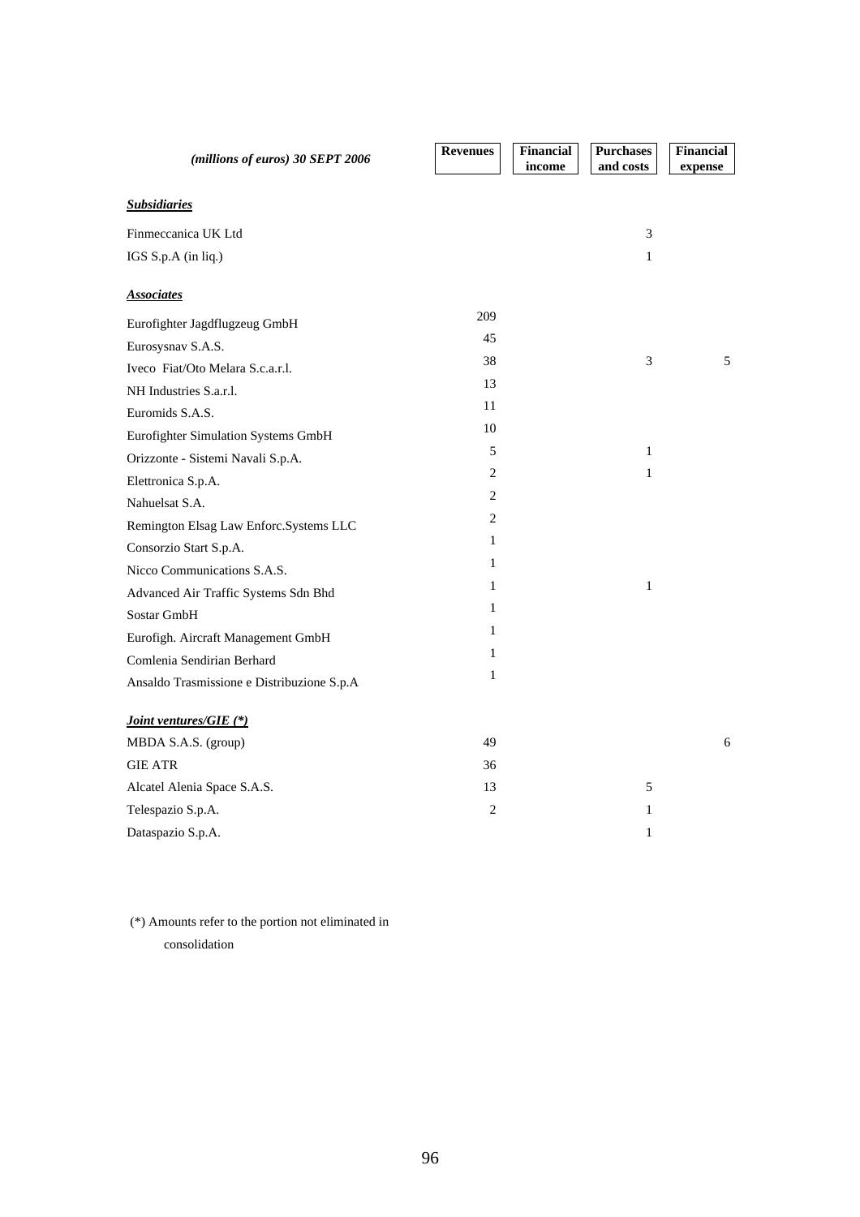| *(millions of euros) 30 SEPT 2006* | Revenues | Financial income | Purchases and costs | Financial expense |
|---|---|---|---|---|
| ***Subsidiaries*** | | | | |
| Finmeccanica UK Ltd | | | 3 | |
| IGS S.p.A (in liq.) | | | 1 | |
| ***Associates*** | | | | |
| Eurofighter Jagdflugzeug GmbH | 209 | | | |
| Eurosysnav S.A.S. | 45 | | | |
| Iveco Fiat/Oto Melara S.c.a.r.l. | 38 | | 3 | 5 |
| NH Industries S.a.r.l. | 13 | | | |
| Euromids S.A.S. | 11 | | | |
| Eurofighter Simulation Systems GmbH | 10 | | | |
| Orizzonte - Sistemi Navali S.p.A. | 5 | | 1 | |
| Elettronica S.p.A. | 2 | | 1 | |
| Nahuelsat S.A. | 2 | | | |
| Remington Elsag Law Enforc.Systems LLC | 2 | | | |
| Consorzio Start S.p.A. | 1 | | | |
| Nicco Communications S.A.S. | 1 | | | |
| Advanced Air Traffic Systems Sdn Bhd | 1 | | 1 | |
| Sostar GmbH | 1 | | | |
| Eurofigh. Aircraft Management GmbH | 1 | | | |
| Comlenia Sendirian Berhard | 1 | | | |
| Ansaldo Trasmissione e Distribuzione S.p.A | 1 | | | |
| ***Joint ventures/GIE (*)*** | | | | |
| MBDA S.A.S. (group) | 49 | | | 6 |
| GIE ATR | 36 | | | |
| Alcatel Alenia Space S.A.S. | 13 | | 5 | |
| Telespazio S.p.A. | 2 | | 1 | |
| Dataspazio S.p.A. | | | 1 | |

(*) Amounts refer to the portion not eliminated in consolidation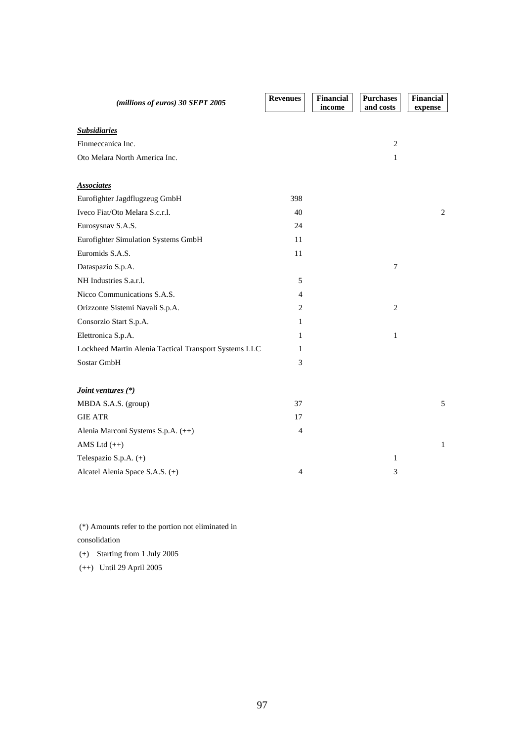| *(millions of euros) 30 SEPT 2005* | Revenues | Financial income | Purchases and costs | Financial expense |
|---|---|---|---|---|
| ***Subsidiaries*** | | | | |
| Finmeccanica Inc. | | | 2 | |
| Oto Melara North America Inc. | | | 1 | |
| ***Associates*** | | | | |
| Eurofighter Jagdflugzeug GmbH | 398 | | | |
| Iveco Fiat/Oto Melara S.c.r.l. | 40 | | | 2 |
| Eurosysnav S.A.S. | 24 | | | |
| Eurofighter Simulation Systems GmbH | 11 | | | |
| Euromids S.A.S. | 11 | | | |
| Dataspazio S.p.A. | | | 7 | |
| NH Industries S.a.r.l. | 5 | | | |
| Nicco Communications S.A.S. | 4 | | | |
| Orizzonte Sistemi Navali S.p.A. | 2 | | 2 | |
| Consorzio Start S.p.A. | 1 | | | |
| Elettronica S.p.A. | 1 | | 1 | |
| Lockheed Martin Alenia Tactical Transport Systems LLC | 1 | | | |
| Sostar GmbH | 3 | | | |
| ***Joint ventures (\*)*** | | | | |
| MBDA S.A.S. (group) | 37 | | | 5 |
| GIE ATR | 17 | | | |
| Alenia Marconi Systems S.p.A. (++) | 4 | | | |
| AMS Ltd (++) | | | | 1 |
| Telespazio S.p.A. (+) | | | 1 | |
| Alcatel Alenia Space S.A.S. (+) | 4 | | 3 | |

(*) Amounts refer to the portion not eliminated in consolidation

(+) Starting from 1 July 2005

(++) Until 29 April 2005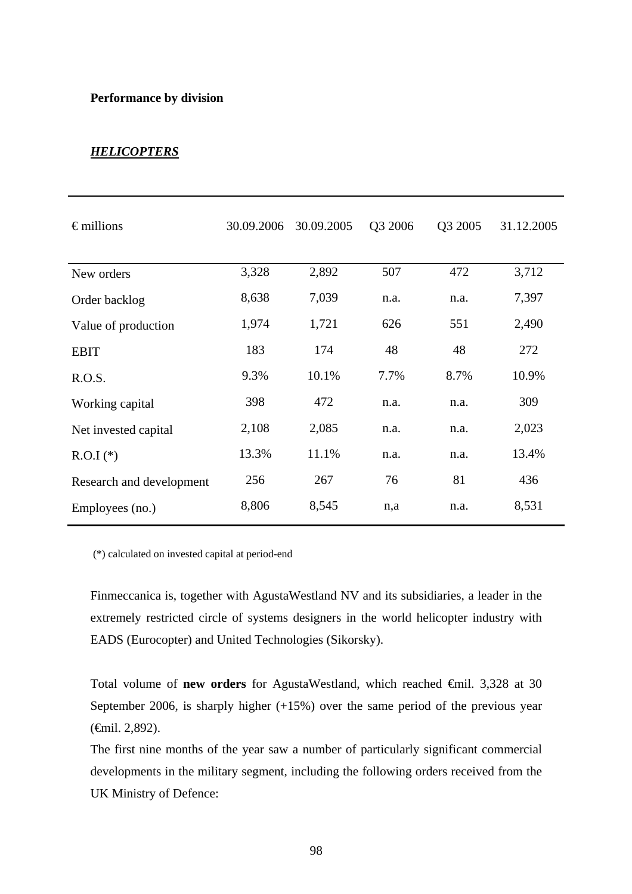**Performance by division**

***HELICOPTERS***

| € millions | 30.09.2006 | 30.09.2005 | Q3 2006 | Q3 2005 | 31.12.2005 |
|---|---|---|---|---|---|
| New orders | 3,328 | 2,892 | 507 | 472 | 3,712 |
| Order backlog | 8,638 | 7,039 | n.a. | n.a. | 7,397 |
| Value of production | 1,974 | 1,721 | 626 | 551 | 2,490 |
| EBIT | 183 | 174 | 48 | 48 | 272 |
| R.O.S. | 9.3% | 10.1% | 7.7% | 8.7% | 10.9% |
| Working capital | 398 | 472 | n.a. | n.a. | 309 |
| Net invested capital | 2,108 | 2,085 | n.a. | n.a. | 2,023 |
| R.O.I (*) | 13.3% | 11.1% | n.a. | n.a. | 13.4% |
| Research and development | 256 | 267 | 76 | 81 | 436 |
| Employees (no.) | 8,806 | 8,545 | n,a | n.a. | 8,531 |

(*) calculated on invested capital at period-end

Finmeccanica is, together with AgustaWestland NV and its subsidiaries, a leader in the extremely restricted circle of systems designers in the world helicopter industry with EADS (Eurocopter) and United Technologies (Sikorsky).

Total volume of **new orders** for AgustaWestland, which reached €mil. 3,328 at 30 September 2006, is sharply higher (+15%) over the same period of the previous year (€mil. 2,892).

The first nine months of the year saw a number of particularly significant commercial developments in the military segment, including the following orders received from the UK Ministry of Defence: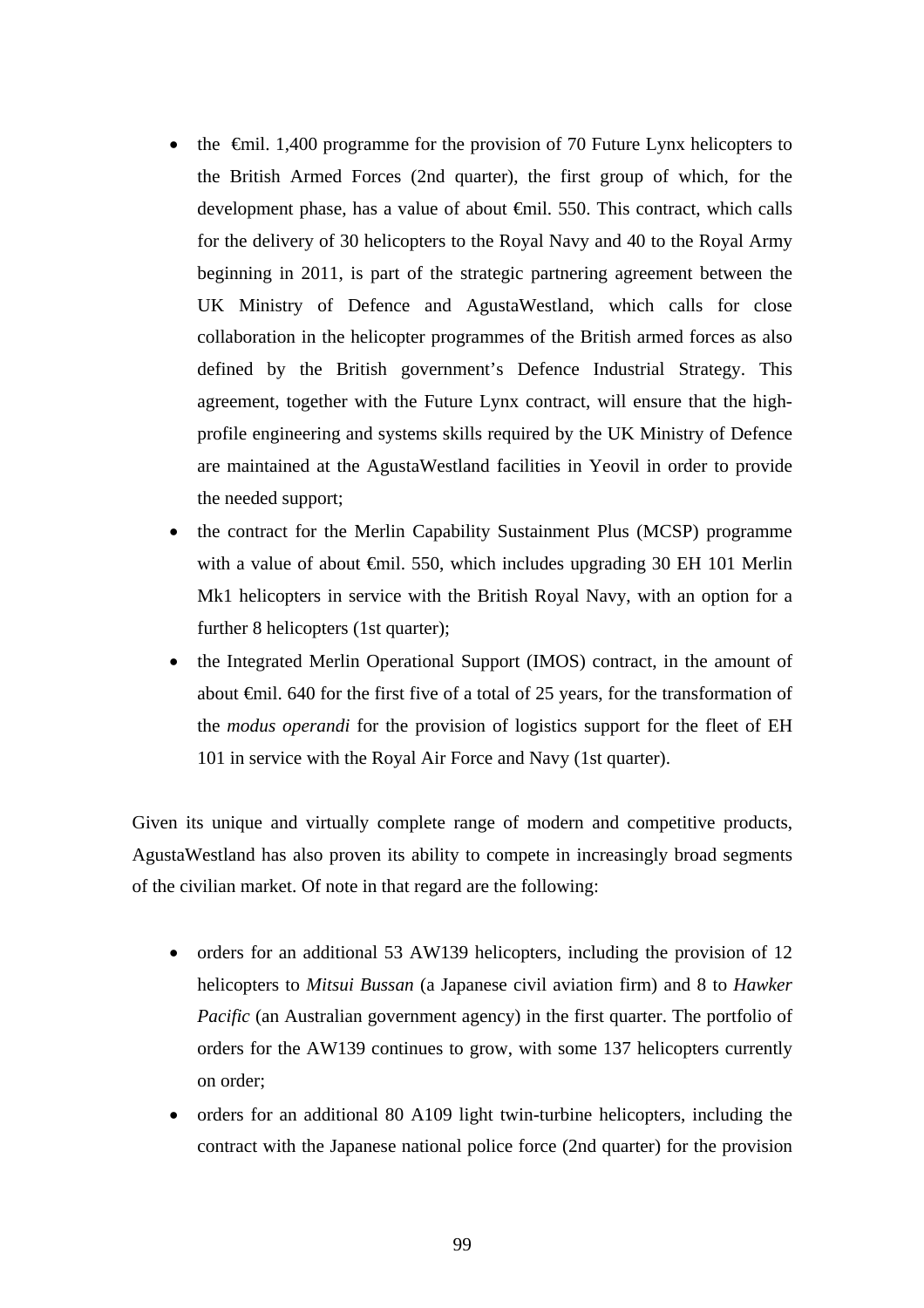- the €mil. 1,400 programme for the provision of 70 Future Lynx helicopters to the British Armed Forces (2nd quarter), the first group of which, for the development phase, has a value of about €mil. 550. This contract, which calls for the delivery of 30 helicopters to the Royal Navy and 40 to the Royal Army beginning in 2011, is part of the strategic partnering agreement between the UK Ministry of Defence and AgustaWestland, which calls for close collaboration in the helicopter programmes of the British armed forces as also defined by the British government's Defence Industrial Strategy. This agreement, together with the Future Lynx contract, will ensure that the high-profile engineering and systems skills required by the UK Ministry of Defence are maintained at the AgustaWestland facilities in Yeovil in order to provide the needed support;
- the contract for the Merlin Capability Sustainment Plus (MCSP) programme with a value of about €mil. 550, which includes upgrading 30 EH 101 Merlin Mk1 helicopters in service with the British Royal Navy, with an option for a further 8 helicopters (1st quarter);
- the Integrated Merlin Operational Support (IMOS) contract, in the amount of about €mil. 640 for the first five of a total of 25 years, for the transformation of the *modus operandi* for the provision of logistics support for the fleet of EH 101 in service with the Royal Air Force and Navy (1st quarter).

Given its unique and virtually complete range of modern and competitive products, AgustaWestland has also proven its ability to compete in increasingly broad segments of the civilian market. Of note in that regard are the following:

- orders for an additional 53 AW139 helicopters, including the provision of 12 helicopters to *Mitsui Bussan* (a Japanese civil aviation firm) and 8 to *Hawker Pacific* (an Australian government agency) in the first quarter. The portfolio of orders for the AW139 continues to grow, with some 137 helicopters currently on order;
- orders for an additional 80 A109 light twin-turbine helicopters, including the contract with the Japanese national police force (2nd quarter) for the provision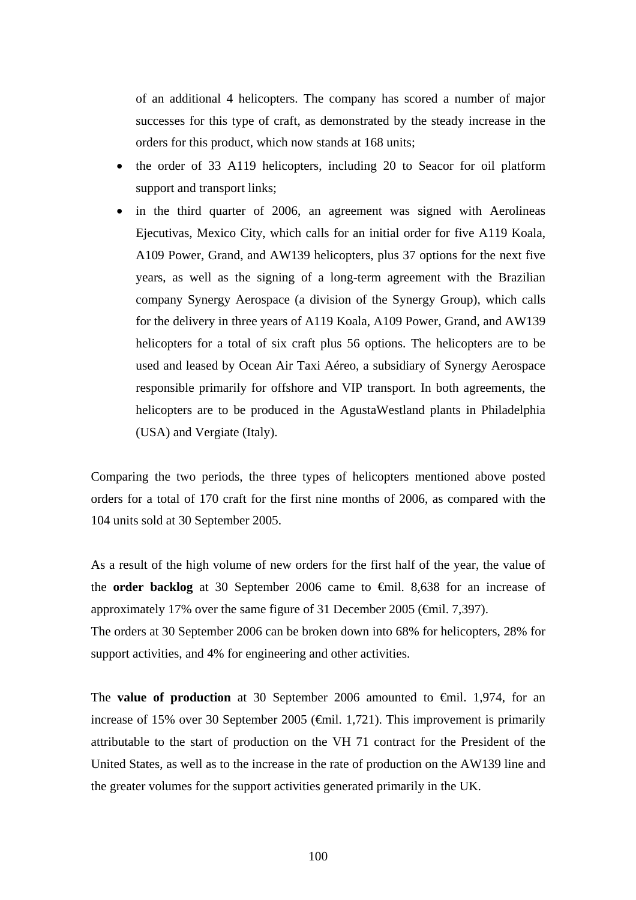of an additional 4 helicopters. The company has scored a number of major successes for this type of craft, as demonstrated by the steady increase in the orders for this product, which now stands at 168 units;

- the order of 33 A119 helicopters, including 20 to Seacor for oil platform support and transport links;
- in the third quarter of 2006, an agreement was signed with Aerolineas Ejecutivas, Mexico City, which calls for an initial order for five A119 Koala, A109 Power, Grand, and AW139 helicopters, plus 37 options for the next five years, as well as the signing of a long-term agreement with the Brazilian company Synergy Aerospace (a division of the Synergy Group), which calls for the delivery in three years of A119 Koala, A109 Power, Grand, and AW139 helicopters for a total of six craft plus 56 options. The helicopters are to be used and leased by Ocean Air Taxi Aéreo, a subsidiary of Synergy Aerospace responsible primarily for offshore and VIP transport. In both agreements, the helicopters are to be produced in the AgustaWestland plants in Philadelphia (USA) and Vergiate (Italy).

Comparing the two periods, the three types of helicopters mentioned above posted orders for a total of 170 craft for the first nine months of 2006, as compared with the 104 units sold at 30 September 2005.

As a result of the high volume of new orders for the first half of the year, the value of the **order backlog** at 30 September 2006 came to €mil. 8,638 for an increase of approximately 17% over the same figure of 31 December 2005 (€mil. 7,397).
The orders at 30 September 2006 can be broken down into 68% for helicopters, 28% for support activities, and 4% for engineering and other activities.

The **value of production** at 30 September 2006 amounted to €mil. 1,974, for an increase of 15% over 30 September 2005 (€mil. 1,721). This improvement is primarily attributable to the start of production on the VH 71 contract for the President of the United States, as well as to the increase in the rate of production on the AW139 line and the greater volumes for the support activities generated primarily in the UK.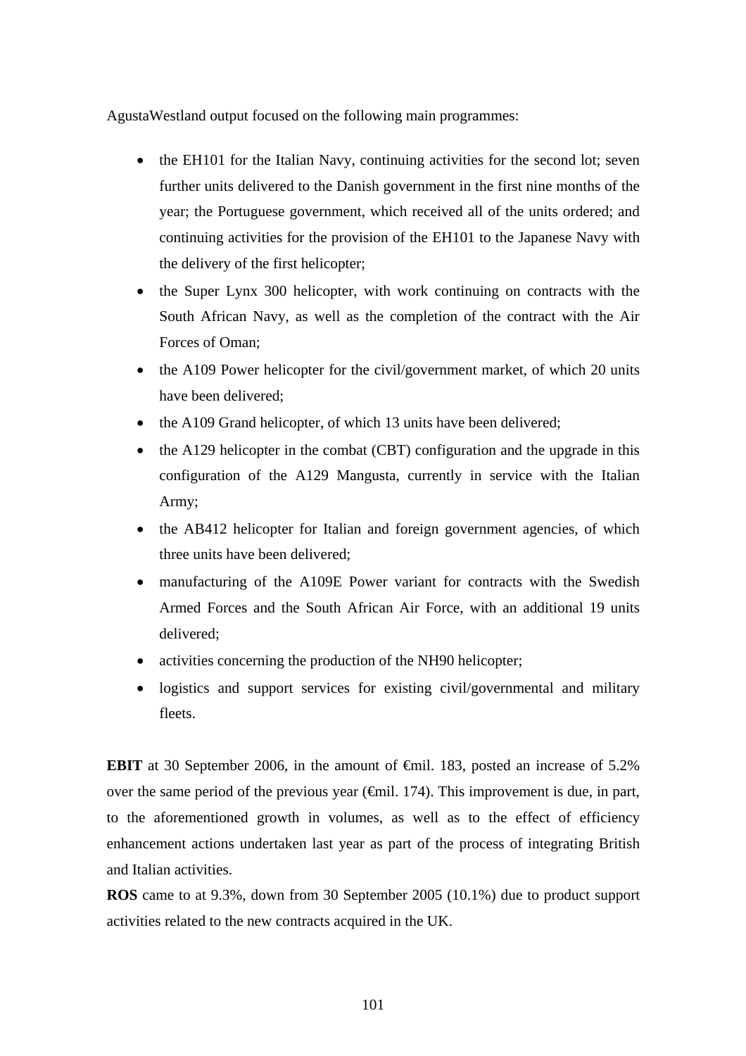AgustaWestland output focused on the following main programmes:

- the EH101 for the Italian Navy, continuing activities for the second lot; seven further units delivered to the Danish government in the first nine months of the year; the Portuguese government, which received all of the units ordered; and continuing activities for the provision of the EH101 to the Japanese Navy with the delivery of the first helicopter;
- the Super Lynx 300 helicopter, with work continuing on contracts with the South African Navy, as well as the completion of the contract with the Air Forces of Oman;
- the A109 Power helicopter for the civil/government market, of which 20 units have been delivered;
- the A109 Grand helicopter, of which 13 units have been delivered;
- the A129 helicopter in the combat (CBT) configuration and the upgrade in this configuration of the A129 Mangusta, currently in service with the Italian Army;
- the AB412 helicopter for Italian and foreign government agencies, of which three units have been delivered;
- manufacturing of the A109E Power variant for contracts with the Swedish Armed Forces and the South African Air Force, with an additional 19 units delivered;
- activities concerning the production of the NH90 helicopter;
- logistics and support services for existing civil/governmental and military fleets.

**EBIT** at 30 September 2006, in the amount of €mil. 183, posted an increase of 5.2% over the same period of the previous year (€mil. 174). This improvement is due, in part, to the aforementioned growth in volumes, as well as to the effect of efficiency enhancement actions undertaken last year as part of the process of integrating British and Italian activities.

**ROS** came to at 9.3%, down from 30 September 2005 (10.1%) due to product support activities related to the new contracts acquired in the UK.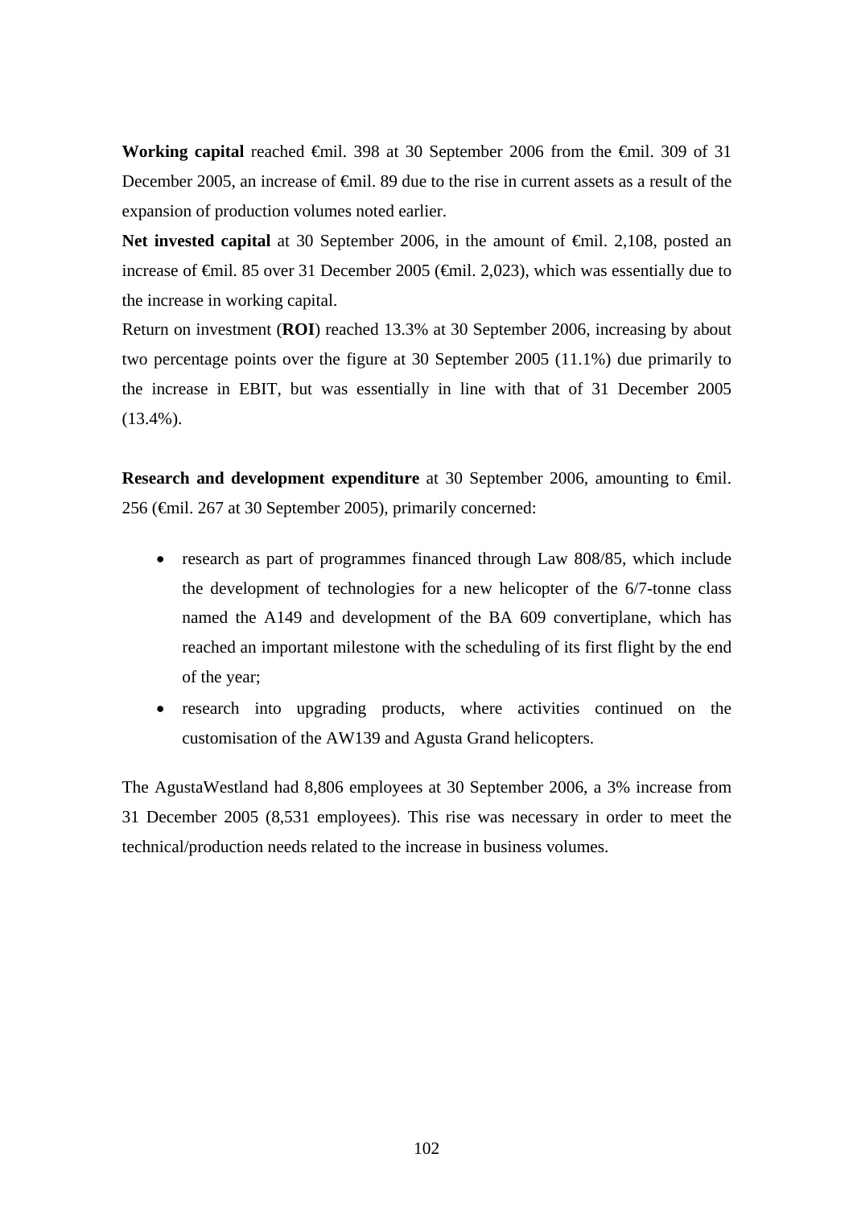**Working capital** reached €mil. 398 at 30 September 2006 from the €mil. 309 of 31 December 2005, an increase of €mil. 89 due to the rise in current assets as a result of the expansion of production volumes noted earlier.

**Net invested capital** at 30 September 2006, in the amount of €mil. 2,108, posted an increase of €mil. 85 over 31 December 2005 (€mil. 2,023), which was essentially due to the increase in working capital.

Return on investment (**ROI**) reached 13.3% at 30 September 2006, increasing by about two percentage points over the figure at 30 September 2005 (11.1%) due primarily to the increase in EBIT, but was essentially in line with that of 31 December 2005 (13.4%).

**Research and development expenditure** at 30 September 2006, amounting to €mil. 256 (€mil. 267 at 30 September 2005), primarily concerned:

- research as part of programmes financed through Law 808/85, which include the development of technologies for a new helicopter of the 6/7-tonne class named the A149 and development of the BA 609 convertiplane, which has reached an important milestone with the scheduling of its first flight by the end of the year;
- research into upgrading products, where activities continued on the customisation of the AW139 and Agusta Grand helicopters.

The AgustaWestland had 8,806 employees at 30 September 2006, a 3% increase from 31 December 2005 (8,531 employees). This rise was necessary in order to meet the technical/production needs related to the increase in business volumes.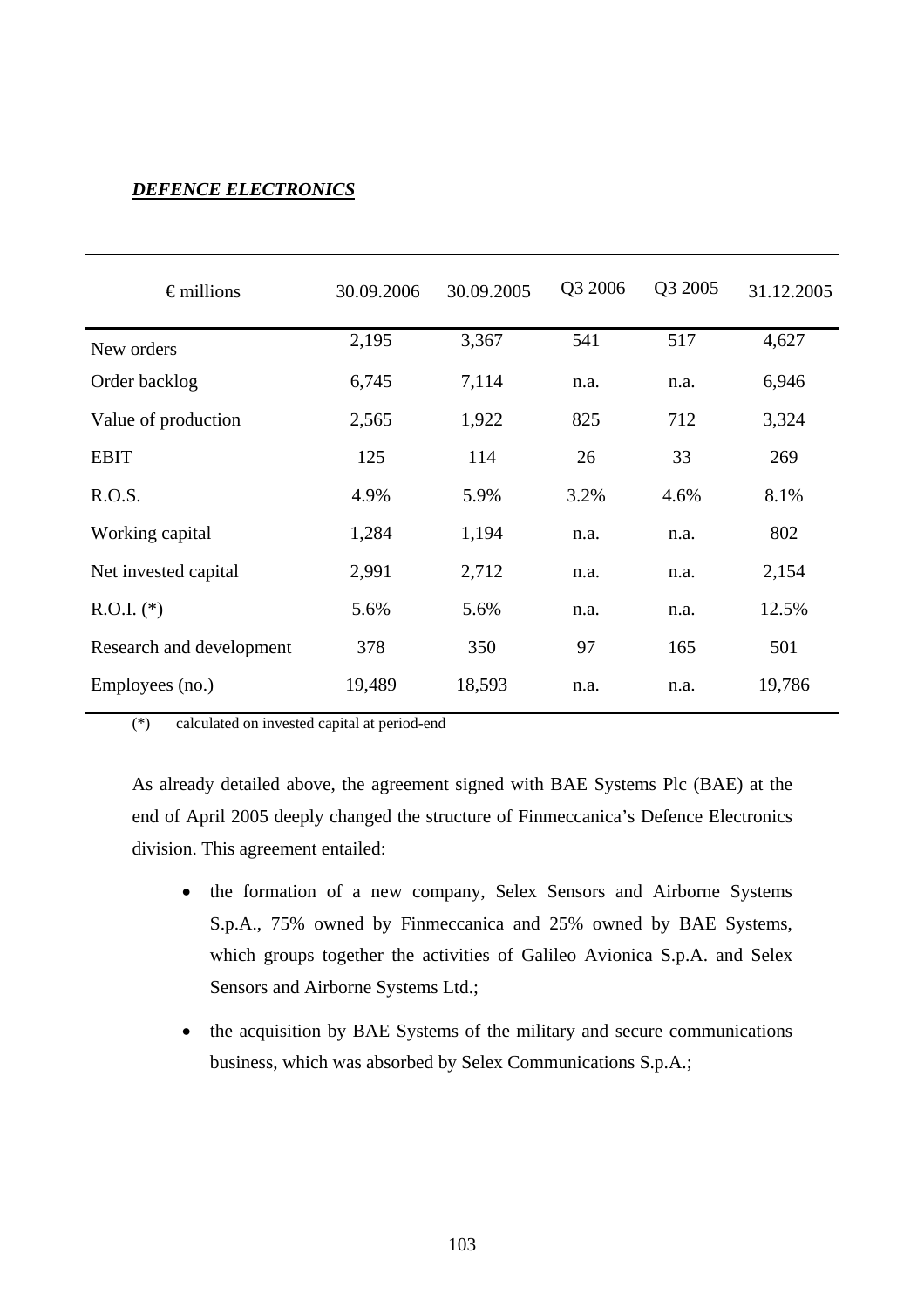***DEFENCE ELECTRONICS***

| € millions | 30.09.2006 | 30.09.2005 | Q3 2006 | Q3 2005 | 31.12.2005 |
|---|---|---|---|---|---|
| New orders | 2,195 | 3,367 | 541 | 517 | 4,627 |
| Order backlog | 6,745 | 7,114 | n.a. | n.a. | 6,946 |
| Value of production | 2,565 | 1,922 | 825 | 712 | 3,324 |
| EBIT | 125 | 114 | 26 | 33 | 269 |
| R.O.S. | 4.9% | 5.9% | 3.2% | 4.6% | 8.1% |
| Working capital | 1,284 | 1,194 | n.a. | n.a. | 802 |
| Net invested capital | 2,991 | 2,712 | n.a. | n.a. | 2,154 |
| R.O.I. (*) | 5.6% | 5.6% | n.a. | n.a. | 12.5% |
| Research and development | 378 | 350 | 97 | 165 | 501 |
| Employees (no.) | 19,489 | 18,593 | n.a. | n.a. | 19,786 |

(*) calculated on invested capital at period-end

As already detailed above, the agreement signed with BAE Systems Plc (BAE) at the end of April 2005 deeply changed the structure of Finmeccanica's Defence Electronics division. This agreement entailed:

- the formation of a new company, Selex Sensors and Airborne Systems S.p.A., 75% owned by Finmeccanica and 25% owned by BAE Systems, which groups together the activities of Galileo Avionica S.p.A. and Selex Sensors and Airborne Systems Ltd.;
- the acquisition by BAE Systems of the military and secure communications business, which was absorbed by Selex Communications S.p.A.;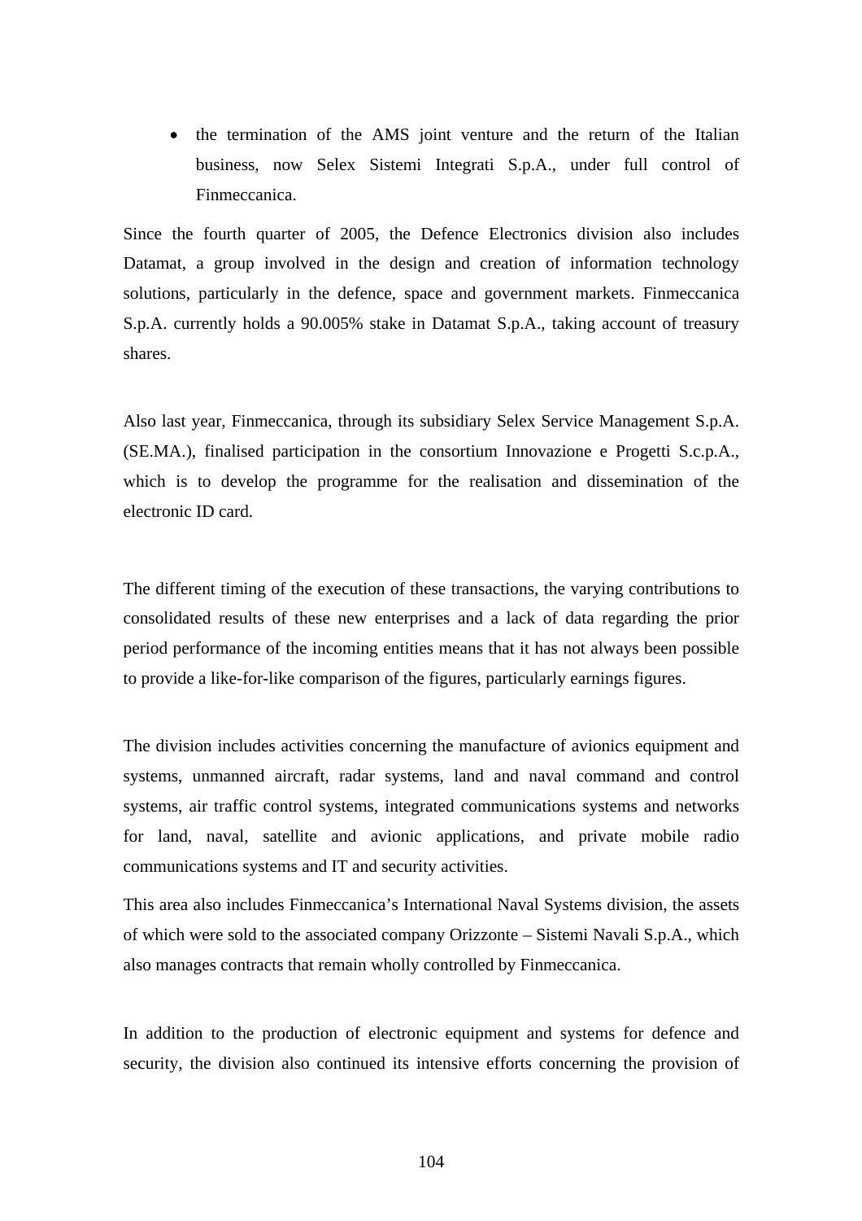- the termination of the AMS joint venture and the return of the Italian business, now Selex Sistemi Integrati S.p.A., under full control of Finmeccanica.

Since the fourth quarter of 2005, the Defence Electronics division also includes Datamat, a group involved in the design and creation of information technology solutions, particularly in the defence, space and government markets. Finmeccanica S.p.A. currently holds a 90.005% stake in Datamat S.p.A., taking account of treasury shares.

Also last year, Finmeccanica, through its subsidiary Selex Service Management S.p.A. (SE.MA.), finalised participation in the consortium Innovazione e Progetti S.c.p.A., which is to develop the programme for the realisation and dissemination of the electronic ID card.

The different timing of the execution of these transactions, the varying contributions to consolidated results of these new enterprises and a lack of data regarding the prior period performance of the incoming entities means that it has not always been possible to provide a like-for-like comparison of the figures, particularly earnings figures.

The division includes activities concerning the manufacture of avionics equipment and systems, unmanned aircraft, radar systems, land and naval command and control systems, air traffic control systems, integrated communications systems and networks for land, naval, satellite and avionic applications, and private mobile radio communications systems and IT and security activities.

This area also includes Finmeccanica's International Naval Systems division, the assets of which were sold to the associated company Orizzonte – Sistemi Navali S.p.A., which also manages contracts that remain wholly controlled by Finmeccanica.

In addition to the production of electronic equipment and systems for defence and security, the division also continued its intensive efforts concerning the provision of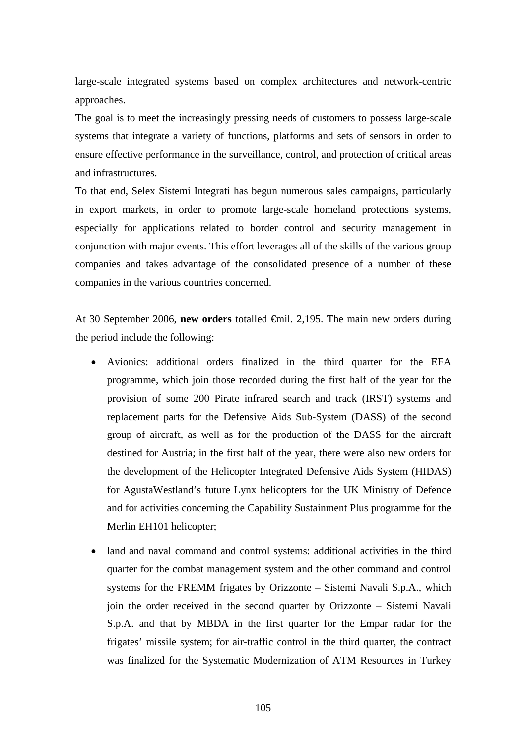large-scale integrated systems based on complex architectures and network-centric approaches.

The goal is to meet the increasingly pressing needs of customers to possess large-scale systems that integrate a variety of functions, platforms and sets of sensors in order to ensure effective performance in the surveillance, control, and protection of critical areas and infrastructures.

To that end, Selex Sistemi Integrati has begun numerous sales campaigns, particularly in export markets, in order to promote large-scale homeland protections systems, especially for applications related to border control and security management in conjunction with major events. This effort leverages all of the skills of the various group companies and takes advantage of the consolidated presence of a number of these companies in the various countries concerned.

At 30 September 2006, **new orders** totalled €mil. 2,195. The main new orders during the period include the following:

- Avionics: additional orders finalized in the third quarter for the EFA programme, which join those recorded during the first half of the year for the provision of some 200 Pirate infrared search and track (IRST) systems and replacement parts for the Defensive Aids Sub-System (DASS) of the second group of aircraft, as well as for the production of the DASS for the aircraft destined for Austria; in the first half of the year, there were also new orders for the development of the Helicopter Integrated Defensive Aids System (HIDAS) for AgustaWestland's future Lynx helicopters for the UK Ministry of Defence and for activities concerning the Capability Sustainment Plus programme for the Merlin EH101 helicopter;

- land and naval command and control systems: additional activities in the third quarter for the combat management system and the other command and control systems for the FREMM frigates by Orizzonte – Sistemi Navali S.p.A., which join the order received in the second quarter by Orizzonte – Sistemi Navali S.p.A. and that by MBDA in the first quarter for the Empar radar for the frigates' missile system; for air-traffic control in the third quarter, the contract was finalized for the Systematic Modernization of ATM Resources in Turkey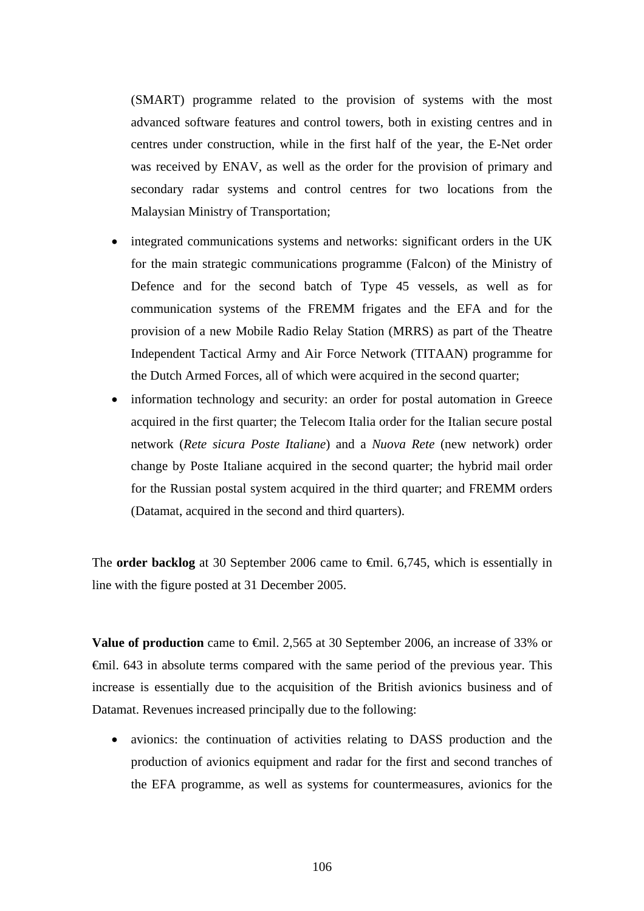(SMART) programme related to the provision of systems with the most advanced software features and control towers, both in existing centres and in centres under construction, while in the first half of the year, the E-Net order was received by ENAV, as well as the order for the provision of primary and secondary radar systems and control centres for two locations from the Malaysian Ministry of Transportation;

- integrated communications systems and networks: significant orders in the UK for the main strategic communications programme (Falcon) of the Ministry of Defence and for the second batch of Type 45 vessels, as well as for communication systems of the FREMM frigates and the EFA and for the provision of a new Mobile Radio Relay Station (MRRS) as part of the Theatre Independent Tactical Army and Air Force Network (TITAAN) programme for the Dutch Armed Forces, all of which were acquired in the second quarter;
- information technology and security: an order for postal automation in Greece acquired in the first quarter; the Telecom Italia order for the Italian secure postal network (*Rete sicura Poste Italiane*) and a *Nuova Rete* (new network) order change by Poste Italiane acquired in the second quarter; the hybrid mail order for the Russian postal system acquired in the third quarter; and FREMM orders (Datamat, acquired in the second and third quarters).

The **order backlog** at 30 September 2006 came to €mil. 6,745, which is essentially in line with the figure posted at 31 December 2005.

**Value of production** came to €mil. 2,565 at 30 September 2006, an increase of 33% or €mil. 643 in absolute terms compared with the same period of the previous year. This increase is essentially due to the acquisition of the British avionics business and of Datamat. Revenues increased principally due to the following:

- avionics: the continuation of activities relating to DASS production and the production of avionics equipment and radar for the first and second tranches of the EFA programme, as well as systems for countermeasures, avionics for the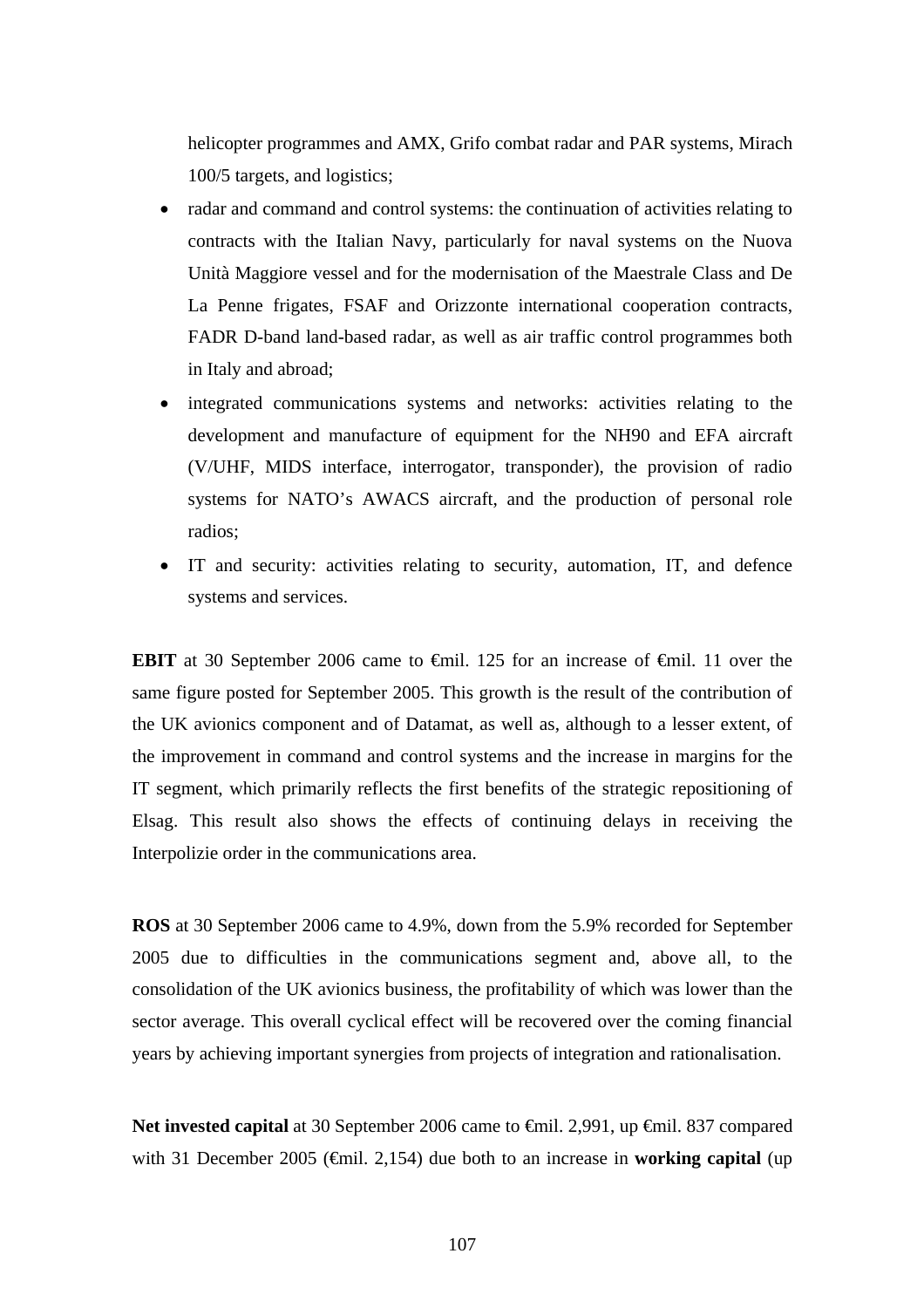helicopter programmes and AMX, Grifo combat radar and PAR systems, Mirach 100/5 targets, and logistics;

- radar and command and control systems: the continuation of activities relating to contracts with the Italian Navy, particularly for naval systems on the Nuova Unità Maggiore vessel and for the modernisation of the Maestrale Class and De La Penne frigates, FSAF and Orizzonte international cooperation contracts, FADR D-band land-based radar, as well as air traffic control programmes both in Italy and abroad;
- integrated communications systems and networks: activities relating to the development and manufacture of equipment for the NH90 and EFA aircraft (V/UHF, MIDS interface, interrogator, transponder), the provision of radio systems for NATO's AWACS aircraft, and the production of personal role radios;
- IT and security: activities relating to security, automation, IT, and defence systems and services.

**EBIT** at 30 September 2006 came to €mil. 125 for an increase of €mil. 11 over the same figure posted for September 2005. This growth is the result of the contribution of the UK avionics component and of Datamat, as well as, although to a lesser extent, of the improvement in command and control systems and the increase in margins for the IT segment, which primarily reflects the first benefits of the strategic repositioning of Elsag. This result also shows the effects of continuing delays in receiving the Interpolizie order in the communications area.

**ROS** at 30 September 2006 came to 4.9%, down from the 5.9% recorded for September 2005 due to difficulties in the communications segment and, above all, to the consolidation of the UK avionics business, the profitability of which was lower than the sector average. This overall cyclical effect will be recovered over the coming financial years by achieving important synergies from projects of integration and rationalisation.

**Net invested capital** at 30 September 2006 came to €mil. 2,991, up €mil. 837 compared with 31 December 2005 (€mil. 2,154) due both to an increase in **working capital** (up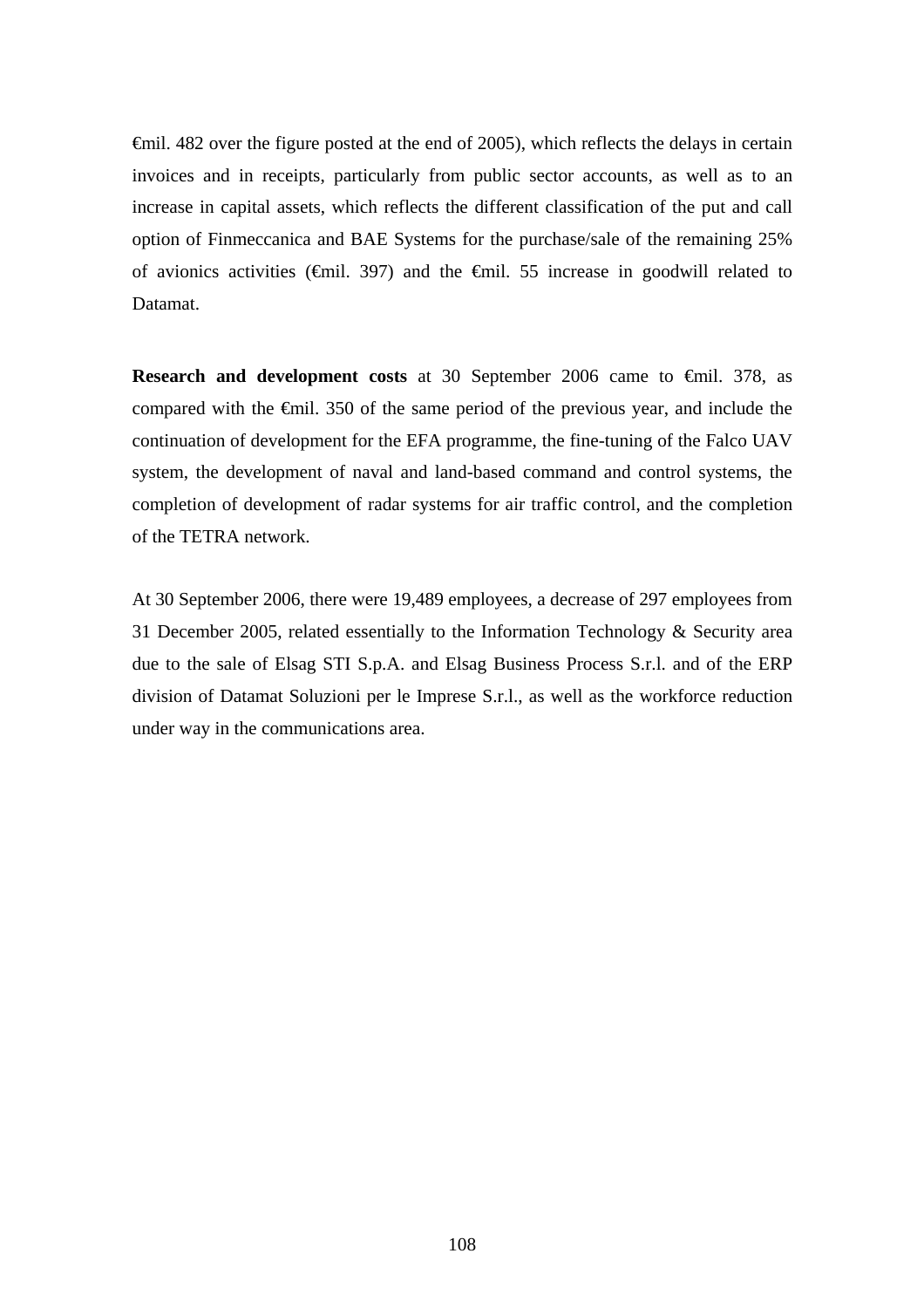€mil. 482 over the figure posted at the end of 2005), which reflects the delays in certain invoices and in receipts, particularly from public sector accounts, as well as to an increase in capital assets, which reflects the different classification of the put and call option of Finmeccanica and BAE Systems for the purchase/sale of the remaining 25% of avionics activities (€mil. 397) and the €mil. 55 increase in goodwill related to Datamat.

**Research and development costs** at 30 September 2006 came to €mil. 378, as compared with the €mil. 350 of the same period of the previous year, and include the continuation of development for the EFA programme, the fine-tuning of the Falco UAV system, the development of naval and land-based command and control systems, the completion of development of radar systems for air traffic control, and the completion of the TETRA network.

At 30 September 2006, there were 19,489 employees, a decrease of 297 employees from 31 December 2005, related essentially to the Information Technology & Security area due to the sale of Elsag STI S.p.A. and Elsag Business Process S.r.l. and of the ERP division of Datamat Soluzioni per le Imprese S.r.l., as well as the workforce reduction under way in the communications area.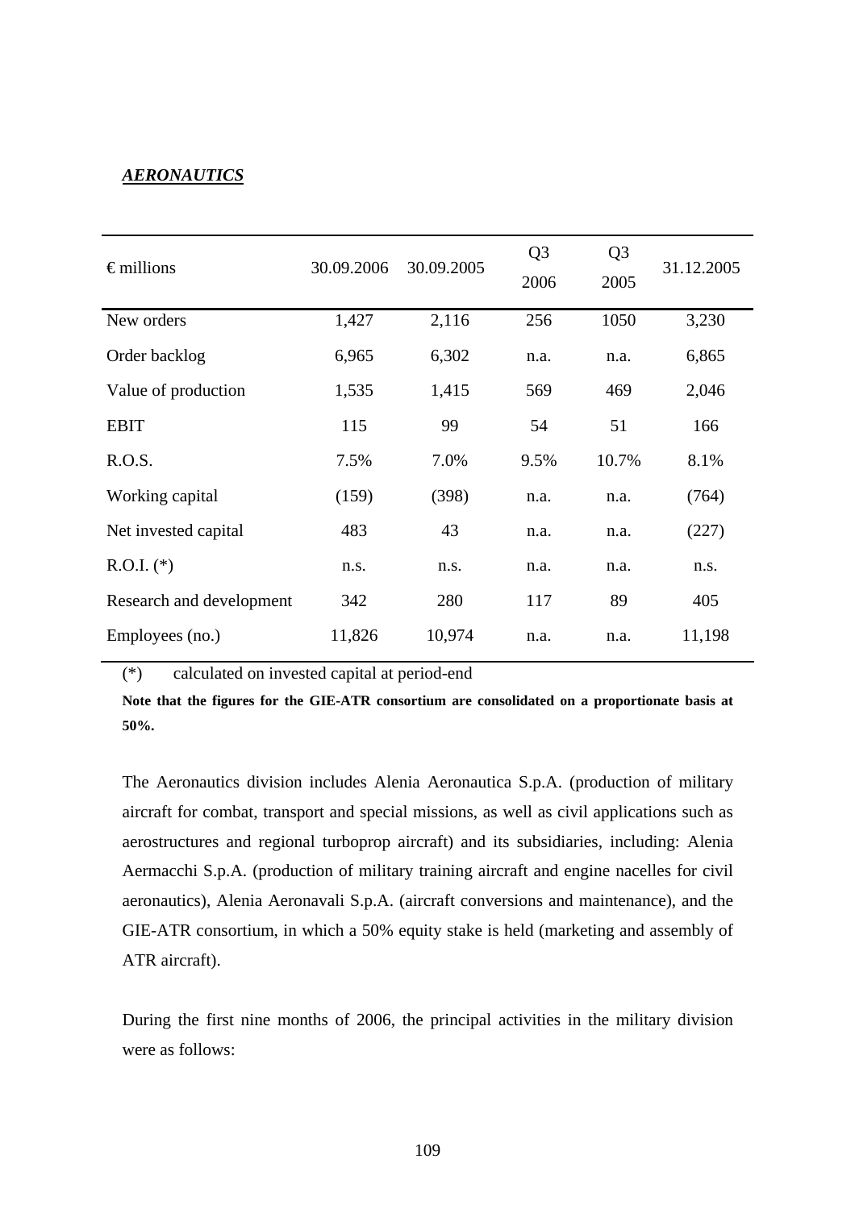***AERONAUTICS***

| € millions | 30.09.2006 | 30.09.2005 | Q3 2006 | Q3 2005 | 31.12.2005 |
|---|---|---|---|---|---|
| New orders | 1,427 | 2,116 | 256 | 1050 | 3,230 |
| Order backlog | 6,965 | 6,302 | n.a. | n.a. | 6,865 |
| Value of production | 1,535 | 1,415 | 569 | 469 | 2,046 |
| EBIT | 115 | 99 | 54 | 51 | 166 |
| R.O.S. | 7.5% | 7.0% | 9.5% | 10.7% | 8.1% |
| Working capital | (159) | (398) | n.a. | n.a. | (764) |
| Net invested capital | 483 | 43 | n.a. | n.a. | (227) |
| R.O.I. (*) | n.s. | n.s. | n.a. | n.a. | n.s. |
| Research and development | 342 | 280 | 117 | 89 | 405 |
| Employees (no.) | 11,826 | 10,974 | n.a. | n.a. | 11,198 |

(*) calculated on invested capital at period-end

**Note that the figures for the GIE-ATR consortium are consolidated on a proportionate basis at 50%.**

The Aeronautics division includes Alenia Aeronautica S.p.A. (production of military aircraft for combat, transport and special missions, as well as civil applications such as aerostructures and regional turboprop aircraft) and its subsidiaries, including: Alenia Aermacchi S.p.A. (production of military training aircraft and engine nacelles for civil aeronautics), Alenia Aeronavali S.p.A. (aircraft conversions and maintenance), and the GIE-ATR consortium, in which a 50% equity stake is held (marketing and assembly of ATR aircraft).

During the first nine months of 2006, the principal activities in the military division were as follows: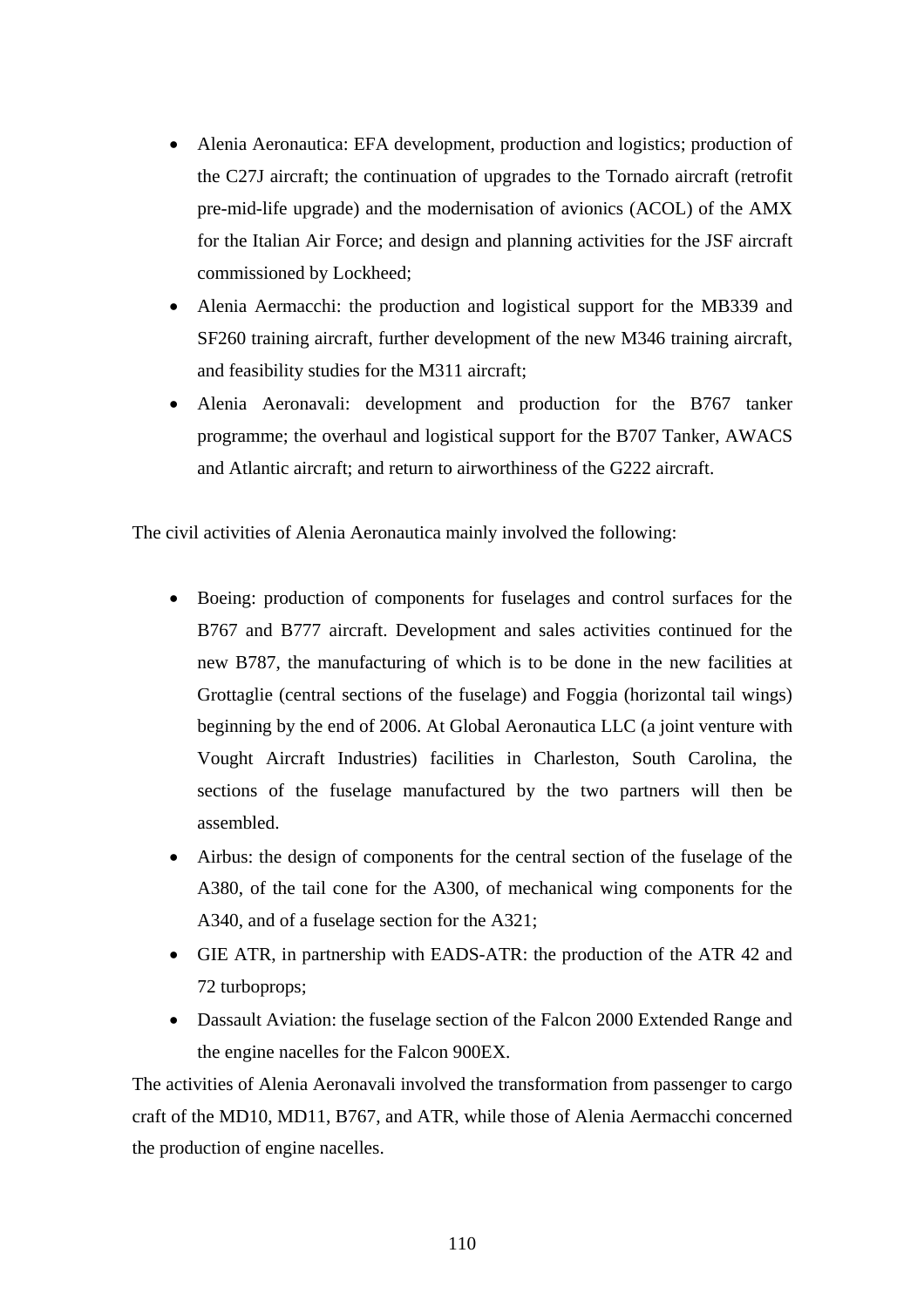- Alenia Aeronautica: EFA development, production and logistics; production of the C27J aircraft; the continuation of upgrades to the Tornado aircraft (retrofit pre-mid-life upgrade) and the modernisation of avionics (ACOL) of the AMX for the Italian Air Force; and design and planning activities for the JSF aircraft commissioned by Lockheed;
- Alenia Aermacchi: the production and logistical support for the MB339 and SF260 training aircraft, further development of the new M346 training aircraft, and feasibility studies for the M311 aircraft;
- Alenia Aeronavali: development and production for the B767 tanker programme; the overhaul and logistical support for the B707 Tanker, AWACS and Atlantic aircraft; and return to airworthiness of the G222 aircraft.

The civil activities of Alenia Aeronautica mainly involved the following:

- Boeing: production of components for fuselages and control surfaces for the B767 and B777 aircraft. Development and sales activities continued for the new B787, the manufacturing of which is to be done in the new facilities at Grottaglie (central sections of the fuselage) and Foggia (horizontal tail wings) beginning by the end of 2006. At Global Aeronautica LLC (a joint venture with Vought Aircraft Industries) facilities in Charleston, South Carolina, the sections of the fuselage manufactured by the two partners will then be assembled.
- Airbus: the design of components for the central section of the fuselage of the A380, of the tail cone for the A300, of mechanical wing components for the A340, and of a fuselage section for the A321;
- GIE ATR, in partnership with EADS-ATR: the production of the ATR 42 and 72 turboprops;
- Dassault Aviation: the fuselage section of the Falcon 2000 Extended Range and the engine nacelles for the Falcon 900EX.

The activities of Alenia Aeronavali involved the transformation from passenger to cargo craft of the MD10, MD11, B767, and ATR, while those of Alenia Aermacchi concerned the production of engine nacelles.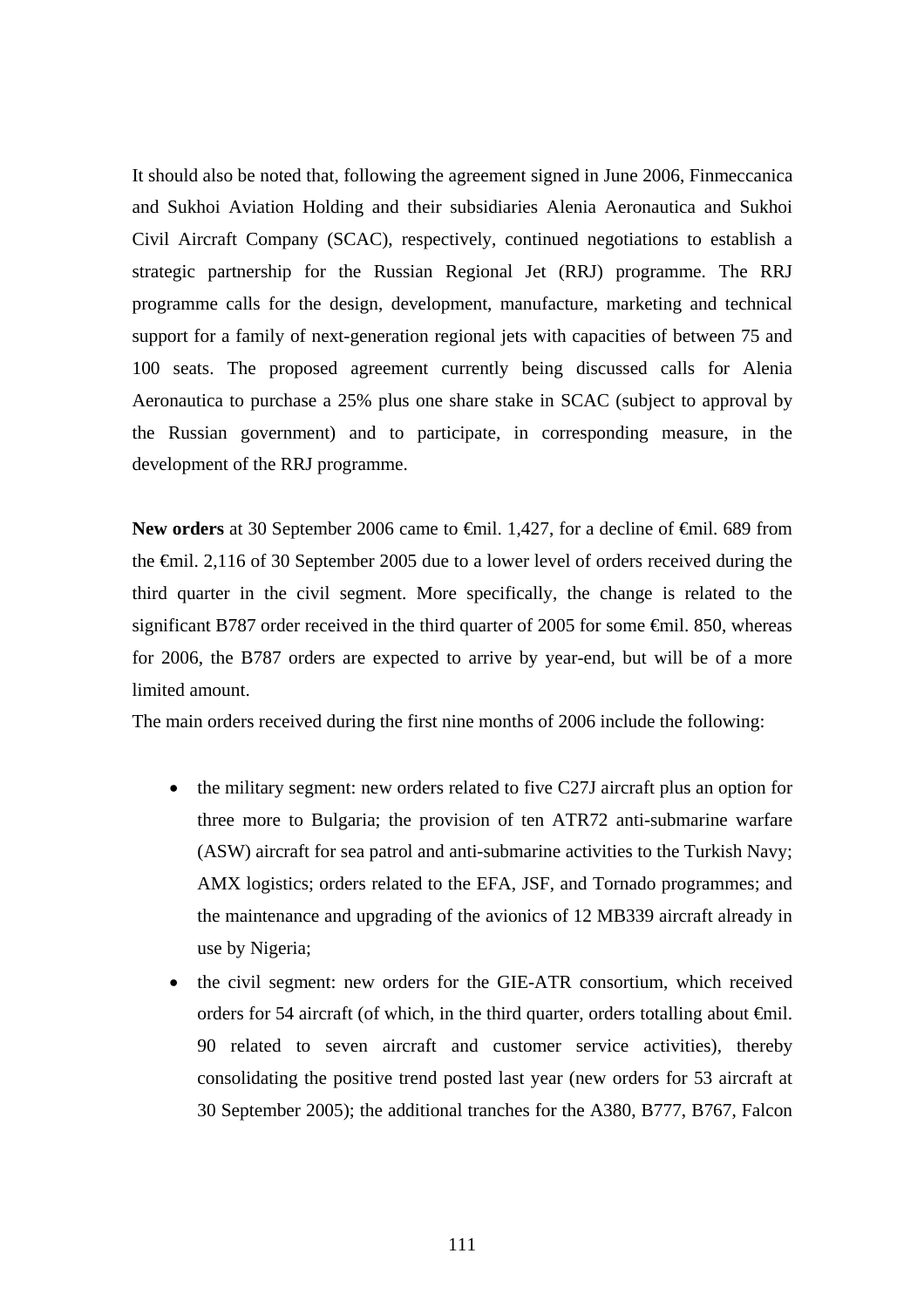It should also be noted that, following the agreement signed in June 2006, Finmeccanica and Sukhoi Aviation Holding and their subsidiaries Alenia Aeronautica and Sukhoi Civil Aircraft Company (SCAC), respectively, continued negotiations to establish a strategic partnership for the Russian Regional Jet (RRJ) programme. The RRJ programme calls for the design, development, manufacture, marketing and technical support for a family of next-generation regional jets with capacities of between 75 and 100 seats. The proposed agreement currently being discussed calls for Alenia Aeronautica to purchase a 25% plus one share stake in SCAC (subject to approval by the Russian government) and to participate, in corresponding measure, in the development of the RRJ programme.

**New orders** at 30 September 2006 came to €mil. 1,427, for a decline of €mil. 689 from the €mil. 2,116 of 30 September 2005 due to a lower level of orders received during the third quarter in the civil segment. More specifically, the change is related to the significant B787 order received in the third quarter of 2005 for some €mil. 850, whereas for 2006, the B787 orders are expected to arrive by year-end, but will be of a more limited amount.

The main orders received during the first nine months of 2006 include the following:

- the military segment: new orders related to five C27J aircraft plus an option for three more to Bulgaria; the provision of ten ATR72 anti-submarine warfare (ASW) aircraft for sea patrol and anti-submarine activities to the Turkish Navy; AMX logistics; orders related to the EFA, JSF, and Tornado programmes; and the maintenance and upgrading of the avionics of 12 MB339 aircraft already in use by Nigeria;
- the civil segment: new orders for the GIE-ATR consortium, which received orders for 54 aircraft (of which, in the third quarter, orders totalling about €mil. 90 related to seven aircraft and customer service activities), thereby consolidating the positive trend posted last year (new orders for 53 aircraft at 30 September 2005); the additional tranches for the A380, B777, B767, Falcon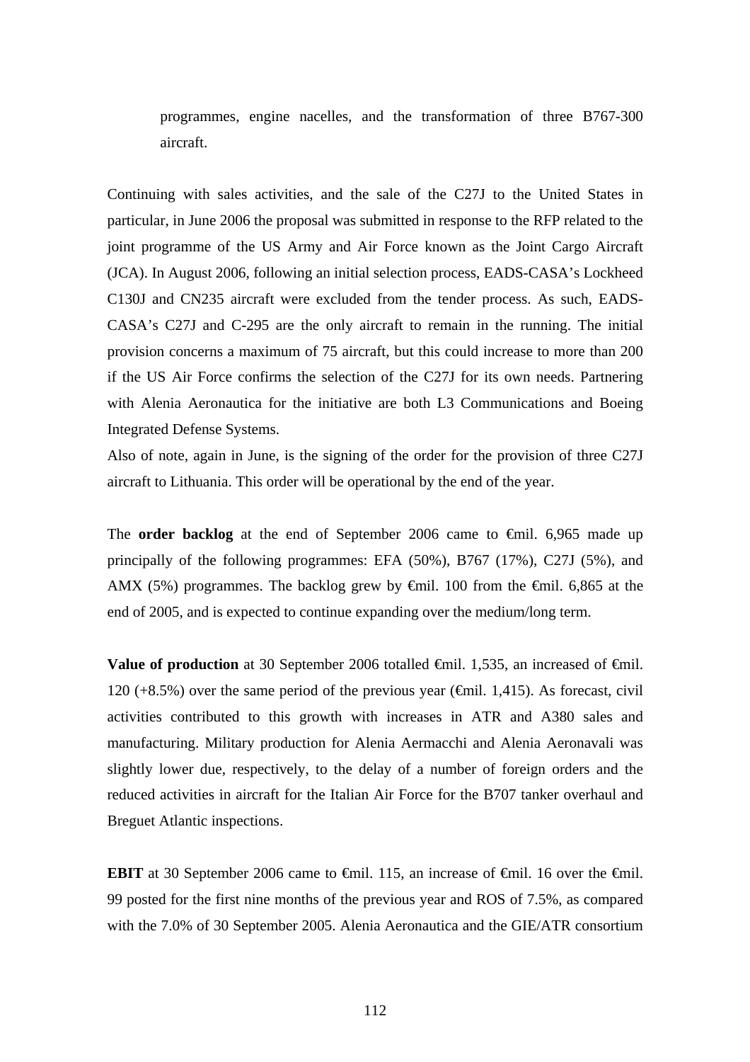programmes, engine nacelles, and the transformation of three B767-300 aircraft.

Continuing with sales activities, and the sale of the C27J to the United States in particular, in June 2006 the proposal was submitted in response to the RFP related to the joint programme of the US Army and Air Force known as the Joint Cargo Aircraft (JCA). In August 2006, following an initial selection process, EADS-CASA's Lockheed C130J and CN235 aircraft were excluded from the tender process. As such, EADS-CASA's C27J and C-295 are the only aircraft to remain in the running. The initial provision concerns a maximum of 75 aircraft, but this could increase to more than 200 if the US Air Force confirms the selection of the C27J for its own needs. Partnering with Alenia Aeronautica for the initiative are both L3 Communications and Boeing Integrated Defense Systems.

Also of note, again in June, is the signing of the order for the provision of three C27J aircraft to Lithuania. This order will be operational by the end of the year.

The **order backlog** at the end of September 2006 came to €mil. 6,965 made up principally of the following programmes: EFA (50%), B767 (17%), C27J (5%), and AMX (5%) programmes. The backlog grew by €mil. 100 from the €mil. 6,865 at the end of 2005, and is expected to continue expanding over the medium/long term.

**Value of production** at 30 September 2006 totalled €mil. 1,535, an increased of €mil. 120 (+8.5%) over the same period of the previous year (€mil. 1,415). As forecast, civil activities contributed to this growth with increases in ATR and A380 sales and manufacturing. Military production for Alenia Aermacchi and Alenia Aeronavali was slightly lower due, respectively, to the delay of a number of foreign orders and the reduced activities in aircraft for the Italian Air Force for the B707 tanker overhaul and Breguet Atlantic inspections.

**EBIT** at 30 September 2006 came to €mil. 115, an increase of €mil. 16 over the €mil. 99 posted for the first nine months of the previous year and ROS of 7.5%, as compared with the 7.0% of 30 September 2005. Alenia Aeronautica and the GIE/ATR consortium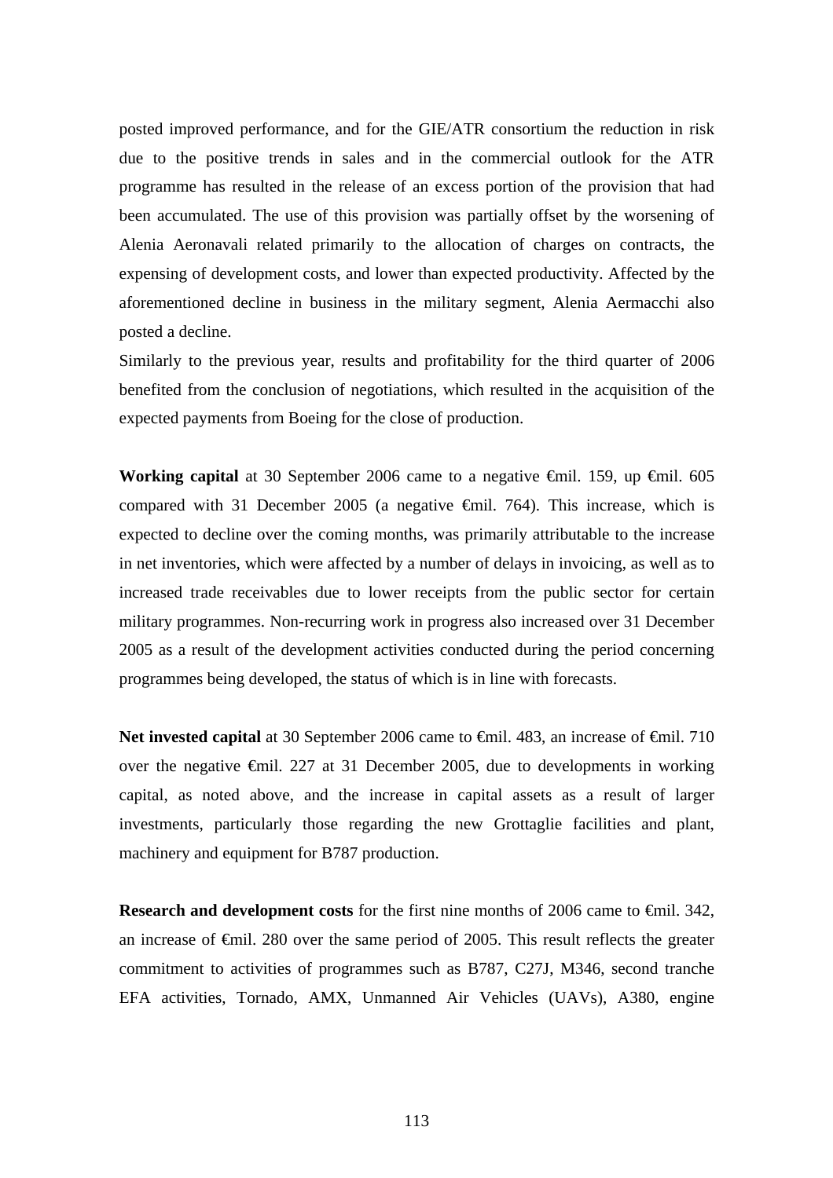posted improved performance, and for the GIE/ATR consortium the reduction in risk due to the positive trends in sales and in the commercial outlook for the ATR programme has resulted in the release of an excess portion of the provision that had been accumulated. The use of this provision was partially offset by the worsening of Alenia Aeronavali related primarily to the allocation of charges on contracts, the expensing of development costs, and lower than expected productivity. Affected by the aforementioned decline in business in the military segment, Alenia Aermacchi also posted a decline.

Similarly to the previous year, results and profitability for the third quarter of 2006 benefited from the conclusion of negotiations, which resulted in the acquisition of the expected payments from Boeing for the close of production.

**Working capital** at 30 September 2006 came to a negative €mil. 159, up €mil. 605 compared with 31 December 2005 (a negative €mil. 764). This increase, which is expected to decline over the coming months, was primarily attributable to the increase in net inventories, which were affected by a number of delays in invoicing, as well as to increased trade receivables due to lower receipts from the public sector for certain military programmes. Non-recurring work in progress also increased over 31 December 2005 as a result of the development activities conducted during the period concerning programmes being developed, the status of which is in line with forecasts.

**Net invested capital** at 30 September 2006 came to €mil. 483, an increase of €mil. 710 over the negative €mil. 227 at 31 December 2005, due to developments in working capital, as noted above, and the increase in capital assets as a result of larger investments, particularly those regarding the new Grottaglie facilities and plant, machinery and equipment for B787 production.

**Research and development costs** for the first nine months of 2006 came to €mil. 342, an increase of €mil. 280 over the same period of 2005. This result reflects the greater commitment to activities of programmes such as B787, C27J, M346, second tranche EFA activities, Tornado, AMX, Unmanned Air Vehicles (UAVs), A380, engine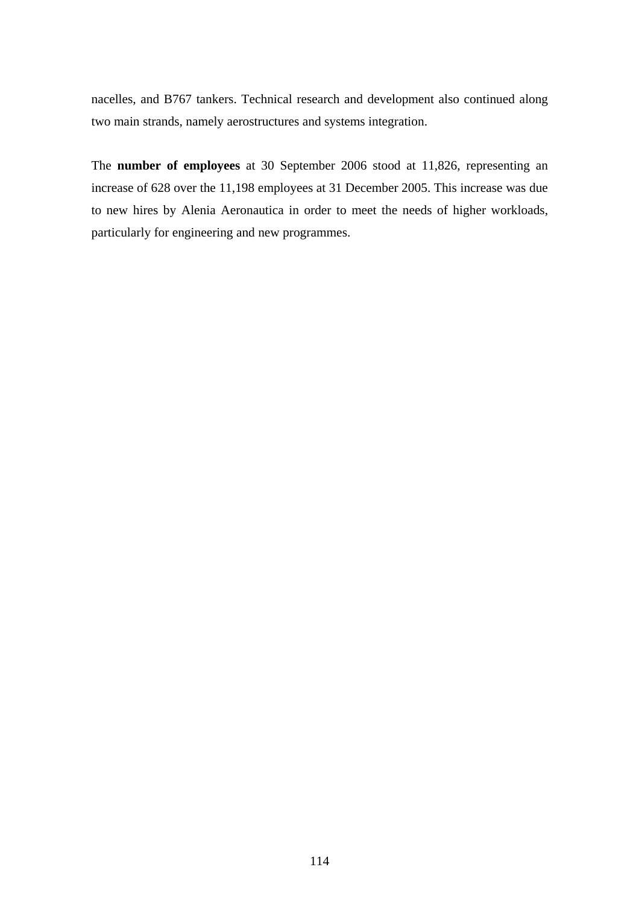nacelles, and B767 tankers. Technical research and development also continued along two main strands, namely aerostructures and systems integration.

The **number of employees** at 30 September 2006 stood at 11,826, representing an increase of 628 over the 11,198 employees at 31 December 2005. This increase was due to new hires by Alenia Aeronautica in order to meet the needs of higher workloads, particularly for engineering and new programmes.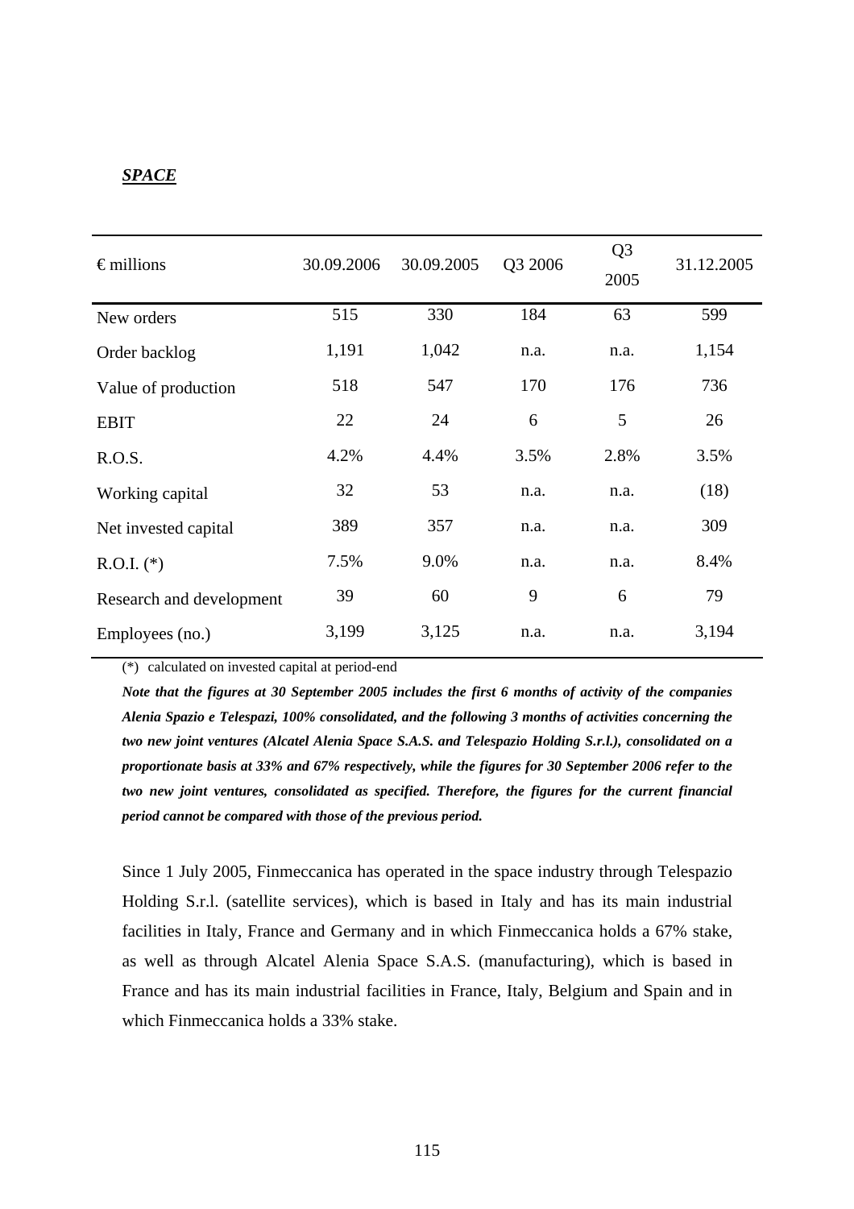***SPACE***

| € millions | 30.09.2006 | 30.09.2005 | Q3 2006 | Q3 2005 | 31.12.2005 |
|---|---|---|---|---|---|
| New orders | 515 | 330 | 184 | 63 | 599 |
| Order backlog | 1,191 | 1,042 | n.a. | n.a. | 1,154 |
| Value of production | 518 | 547 | 170 | 176 | 736 |
| EBIT | 22 | 24 | 6 | 5 | 26 |
| R.O.S. | 4.2% | 4.4% | 3.5% | 2.8% | 3.5% |
| Working capital | 32 | 53 | n.a. | n.a. | (18) |
| Net invested capital | 389 | 357 | n.a. | n.a. | 309 |
| R.O.I. (*) | 7.5% | 9.0% | n.a. | n.a. | 8.4% |
| Research and development | 39 | 60 | 9 | 6 | 79 |
| Employees (no.) | 3,199 | 3,125 | n.a. | n.a. | 3,194 |

(*) calculated on invested capital at period-end

***Note that the figures at 30 September 2005 includes the first 6 months of activity of the companies Alenia Spazio e Telespazi, 100% consolidated, and the following 3 months of activities concerning the two new joint ventures (Alcatel Alenia Space S.A.S. and Telespazio Holding S.r.l.), consolidated on a proportionate basis at 33% and 67% respectively, while the figures for 30 September 2006 refer to the two new joint ventures, consolidated as specified. Therefore, the figures for the current financial period cannot be compared with those of the previous period.***

Since 1 July 2005, Finmeccanica has operated in the space industry through Telespazio Holding S.r.l. (satellite services), which is based in Italy and has its main industrial facilities in Italy, France and Germany and in which Finmeccanica holds a 67% stake, as well as through Alcatel Alenia Space S.A.S. (manufacturing), which is based in France and has its main industrial facilities in France, Italy, Belgium and Spain and in which Finmeccanica holds a 33% stake.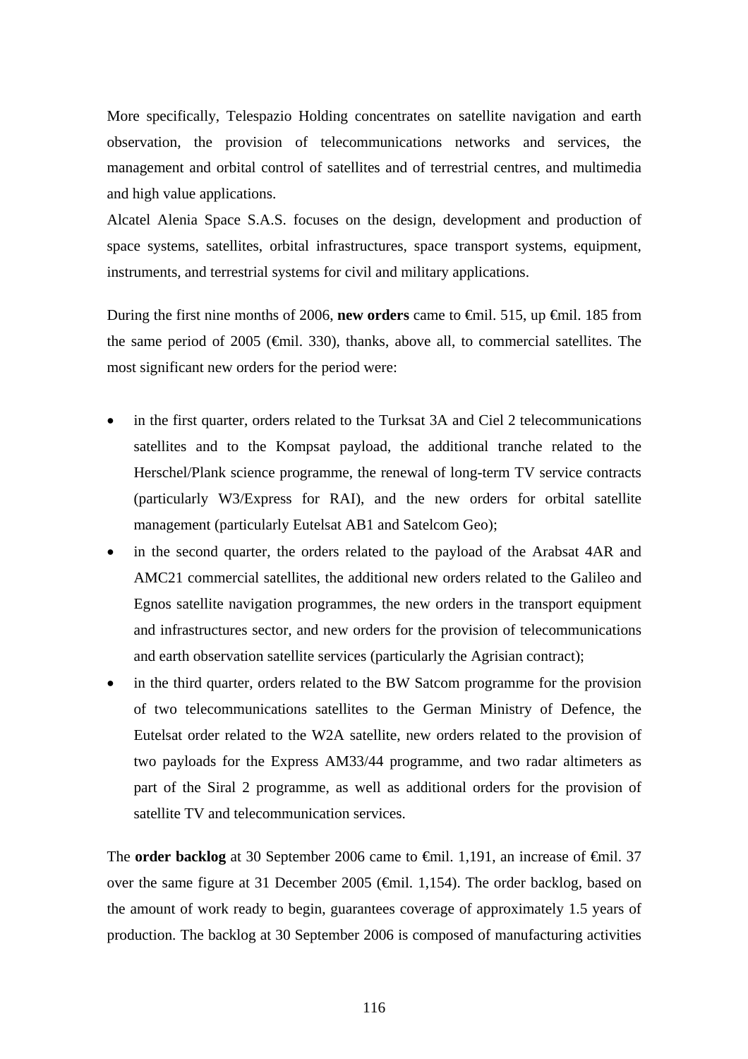More specifically, Telespazio Holding concentrates on satellite navigation and earth observation, the provision of telecommunications networks and services, the management and orbital control of satellites and of terrestrial centres, and multimedia and high value applications.

Alcatel Alenia Space S.A.S. focuses on the design, development and production of space systems, satellites, orbital infrastructures, space transport systems, equipment, instruments, and terrestrial systems for civil and military applications.

During the first nine months of 2006, **new orders** came to €mil. 515, up €mil. 185 from the same period of 2005 (€mil. 330), thanks, above all, to commercial satellites. The most significant new orders for the period were:

- in the first quarter, orders related to the Turksat 3A and Ciel 2 telecommunications satellites and to the Kompsat payload, the additional tranche related to the Herschel/Plank science programme, the renewal of long-term TV service contracts (particularly W3/Express for RAI), and the new orders for orbital satellite management (particularly Eutelsat AB1 and Satelcom Geo);
- in the second quarter, the orders related to the payload of the Arabsat 4AR and AMC21 commercial satellites, the additional new orders related to the Galileo and Egnos satellite navigation programmes, the new orders in the transport equipment and infrastructures sector, and new orders for the provision of telecommunications and earth observation satellite services (particularly the Agrisian contract);
- in the third quarter, orders related to the BW Satcom programme for the provision of two telecommunications satellites to the German Ministry of Defence, the Eutelsat order related to the W2A satellite, new orders related to the provision of two payloads for the Express AM33/44 programme, and two radar altimeters as part of the Siral 2 programme, as well as additional orders for the provision of satellite TV and telecommunication services.

The **order backlog** at 30 September 2006 came to €mil. 1,191, an increase of €mil. 37 over the same figure at 31 December 2005 (€mil. 1,154). The order backlog, based on the amount of work ready to begin, guarantees coverage of approximately 1.5 years of production. The backlog at 30 September 2006 is composed of manufacturing activities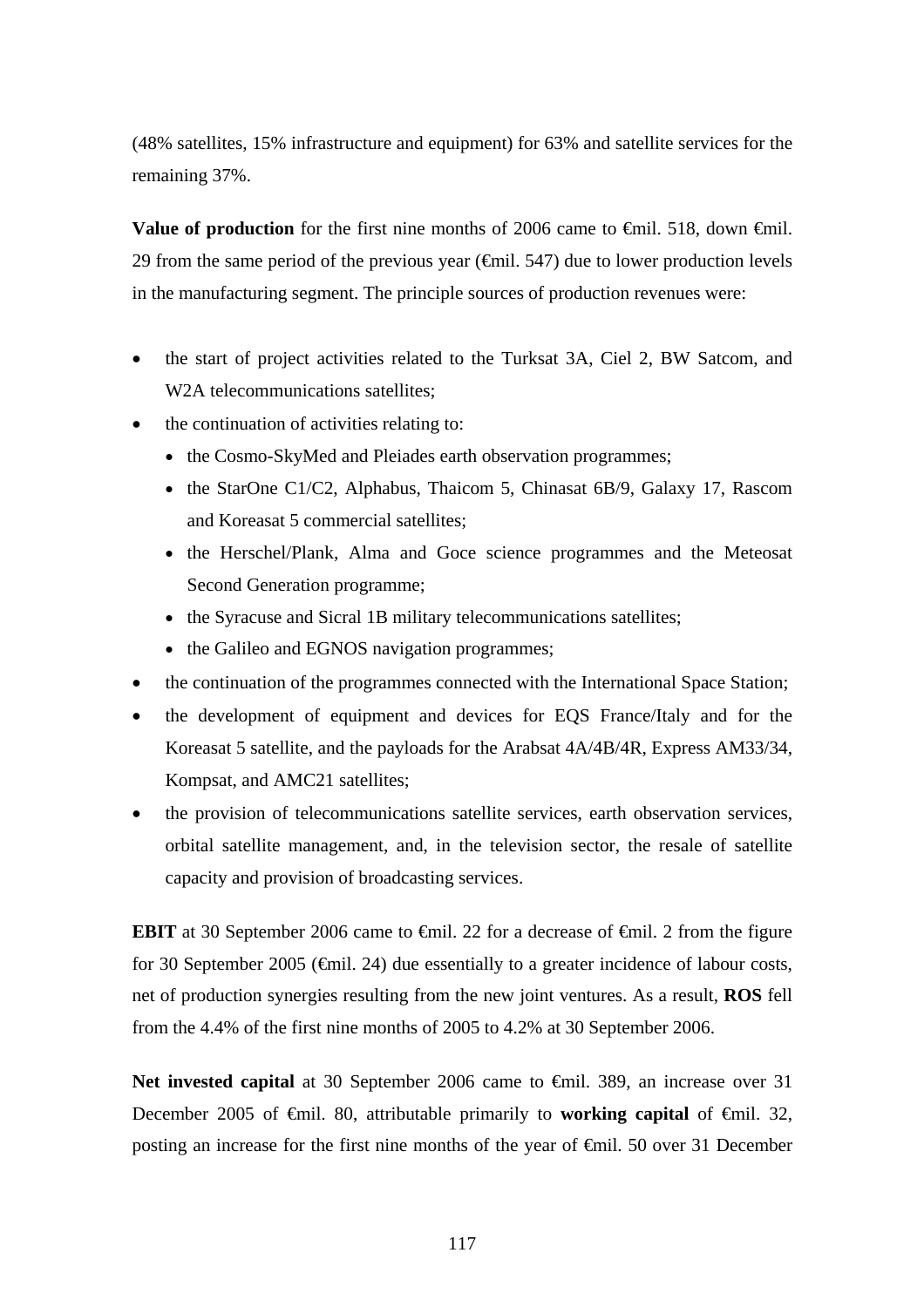(48% satellites, 15% infrastructure and equipment) for 63% and satellite services for the remaining 37%.

**Value of production** for the first nine months of 2006 came to €mil. 518, down €mil. 29 from the same period of the previous year (€mil. 547) due to lower production levels in the manufacturing segment. The principle sources of production revenues were:

- the start of project activities related to the Turksat 3A, Ciel 2, BW Satcom, and W2A telecommunications satellites;
- the continuation of activities relating to:
  - the Cosmo-SkyMed and Pleiades earth observation programmes;
  - the StarOne C1/C2, Alphabus, Thaicom 5, Chinasat 6B/9, Galaxy 17, Rascom and Koreasat 5 commercial satellites;
  - the Herschel/Plank, Alma and Goce science programmes and the Meteosat Second Generation programme;
  - the Syracuse and Sicral 1B military telecommunications satellites;
  - the Galileo and EGNOS navigation programmes;
- the continuation of the programmes connected with the International Space Station;
- the development of equipment and devices for EQS France/Italy and for the Koreasat 5 satellite, and the payloads for the Arabsat 4A/4B/4R, Express AM33/34, Kompsat, and AMC21 satellites;
- the provision of telecommunications satellite services, earth observation services, orbital satellite management, and, in the television sector, the resale of satellite capacity and provision of broadcasting services.

**EBIT** at 30 September 2006 came to €mil. 22 for a decrease of €mil. 2 from the figure for 30 September 2005 (€mil. 24) due essentially to a greater incidence of labour costs, net of production synergies resulting from the new joint ventures. As a result, **ROS** fell from the 4.4% of the first nine months of 2005 to 4.2% at 30 September 2006.

**Net invested capital** at 30 September 2006 came to €mil. 389, an increase over 31 December 2005 of €mil. 80, attributable primarily to **working capital** of €mil. 32, posting an increase for the first nine months of the year of €mil. 50 over 31 December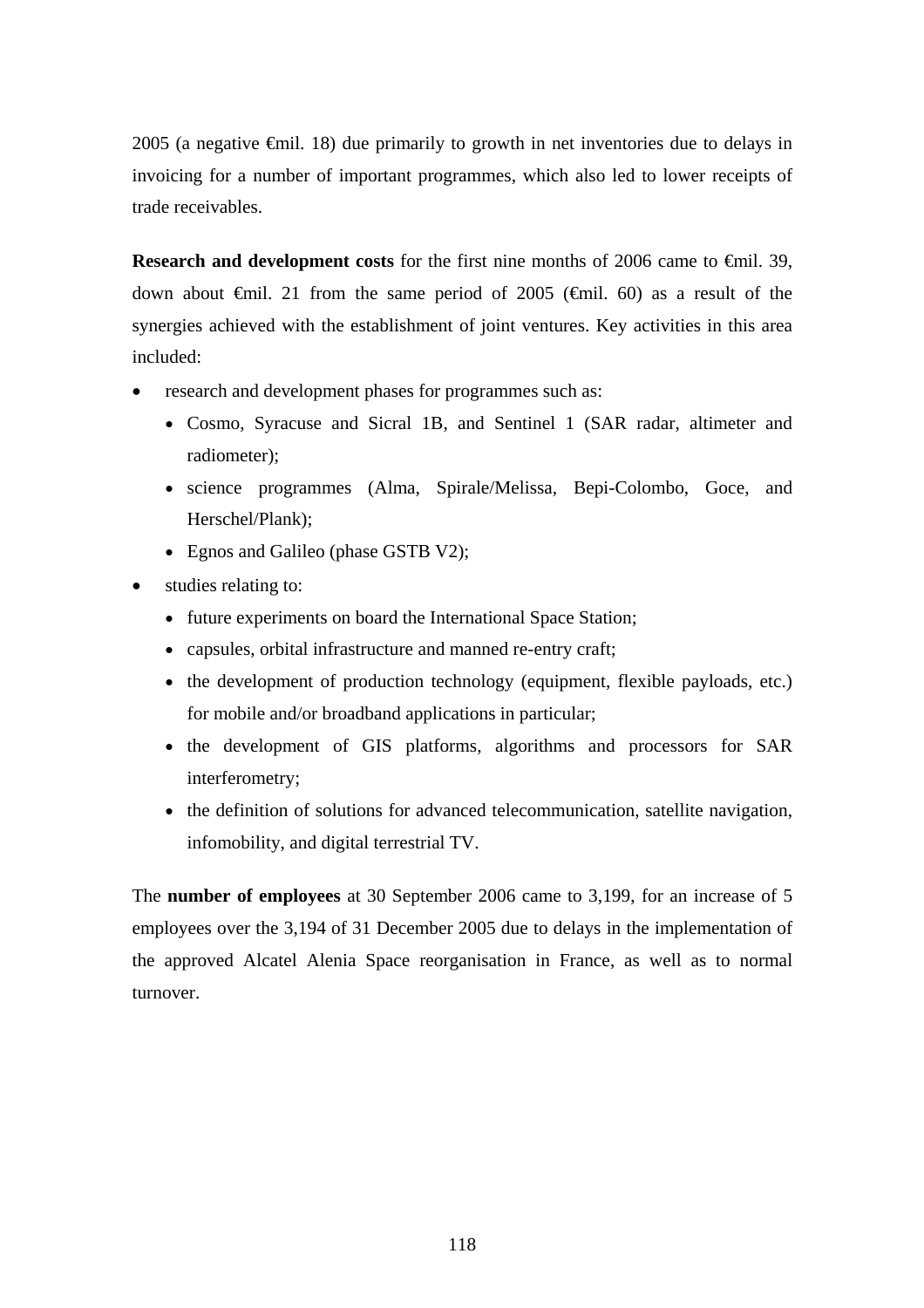2005 (a negative €mil. 18) due primarily to growth in net inventories due to delays in invoicing for a number of important programmes, which also led to lower receipts of trade receivables.

**Research and development costs** for the first nine months of 2006 came to €mil. 39, down about €mil. 21 from the same period of 2005 (€mil. 60) as a result of the synergies achieved with the establishment of joint ventures. Key activities in this area included:

- research and development phases for programmes such as:
  - Cosmo, Syracuse and Sicral 1B, and Sentinel 1 (SAR radar, altimeter and radiometer);
  - science programmes (Alma, Spirale/Melissa, Bepi-Colombo, Goce, and Herschel/Plank);
  - Egnos and Galileo (phase GSTB V2);
- studies relating to:
  - future experiments on board the International Space Station;
  - capsules, orbital infrastructure and manned re-entry craft;
  - the development of production technology (equipment, flexible payloads, etc.) for mobile and/or broadband applications in particular;
  - the development of GIS platforms, algorithms and processors for SAR interferometry;
  - the definition of solutions for advanced telecommunication, satellite navigation, infomobility, and digital terrestrial TV.

The **number of employees** at 30 September 2006 came to 3,199, for an increase of 5 employees over the 3,194 of 31 December 2005 due to delays in the implementation of the approved Alcatel Alenia Space reorganisation in France, as well as to normal turnover.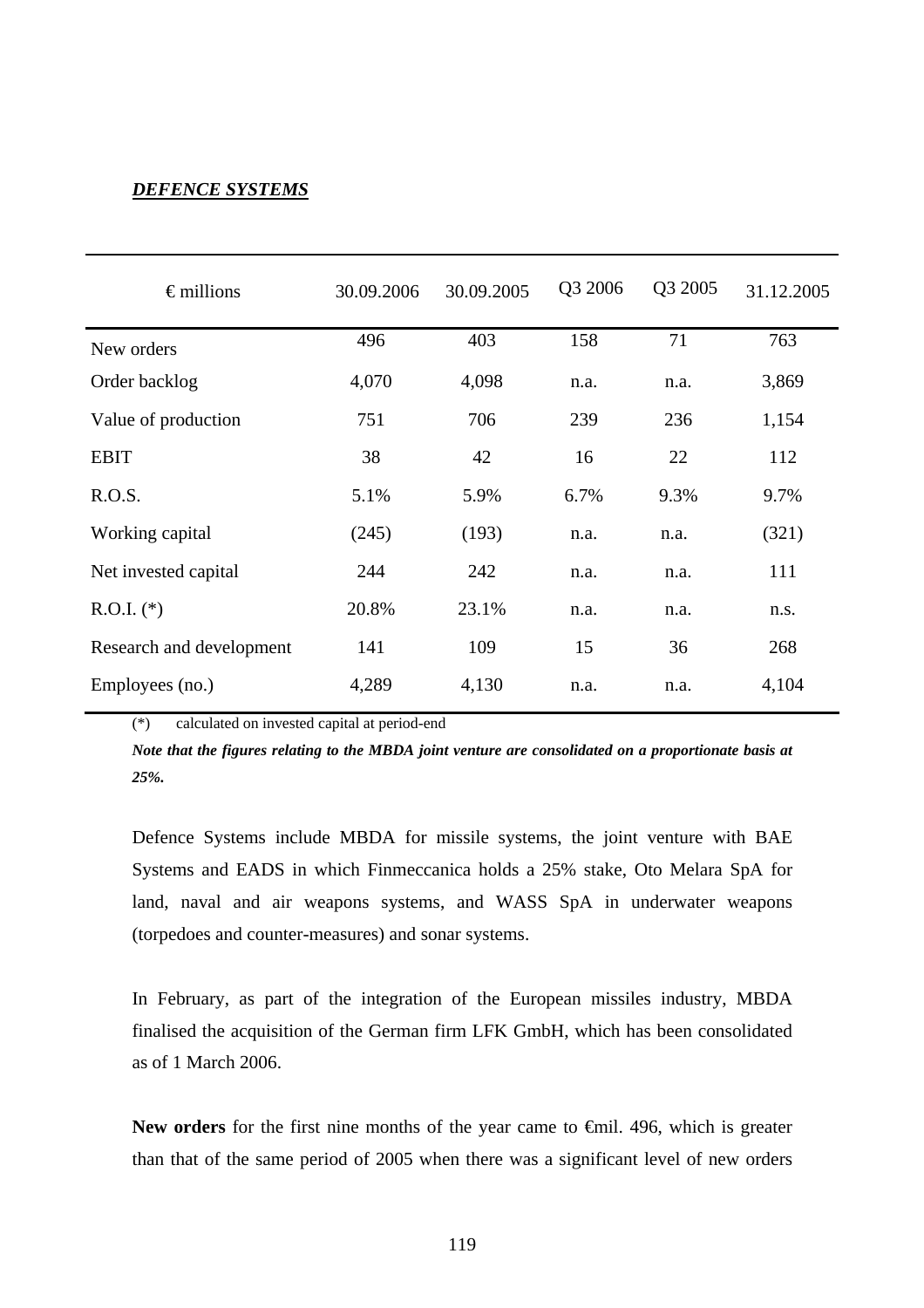***DEFENCE SYSTEMS***

| € millions | 30.09.2006 | 30.09.2005 | Q3 2006 | Q3 2005 | 31.12.2005 |
|---|---|---|---|---|---|
| New orders | 496 | 403 | 158 | 71 | 763 |
| Order backlog | 4,070 | 4,098 | n.a. | n.a. | 3,869 |
| Value of production | 751 | 706 | 239 | 236 | 1,154 |
| EBIT | 38 | 42 | 16 | 22 | 112 |
| R.O.S. | 5.1% | 5.9% | 6.7% | 9.3% | 9.7% |
| Working capital | (245) | (193) | n.a. | n.a. | (321) |
| Net invested capital | 244 | 242 | n.a. | n.a. | 111 |
| R.O.I. (*) | 20.8% | 23.1% | n.a. | n.a. | n.s. |
| Research and development | 141 | 109 | 15 | 36 | 268 |
| Employees (no.) | 4,289 | 4,130 | n.a. | n.a. | 4,104 |

(*) calculated on invested capital at period-end

***Note that the figures relating to the MBDA joint venture are consolidated on a proportionate basis at 25%.***

Defence Systems include MBDA for missile systems, the joint venture with BAE Systems and EADS in which Finmeccanica holds a 25% stake, Oto Melara SpA for land, naval and air weapons systems, and WASS SpA in underwater weapons (torpedoes and counter-measures) and sonar systems.

In February, as part of the integration of the European missiles industry, MBDA finalised the acquisition of the German firm LFK GmbH, which has been consolidated as of 1 March 2006.

**New orders** for the first nine months of the year came to €mil. 496, which is greater than that of the same period of 2005 when there was a significant level of new orders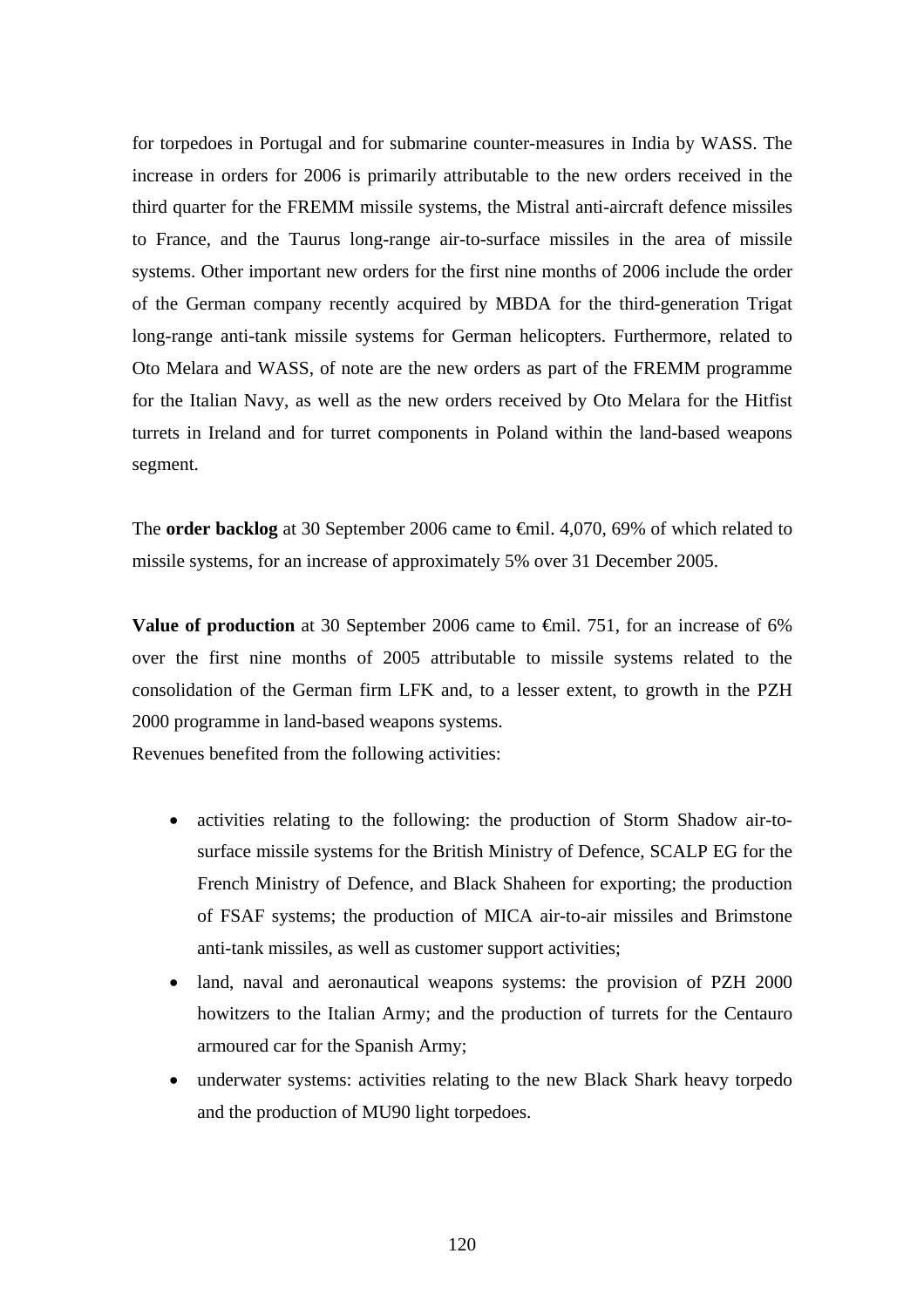for torpedoes in Portugal and for submarine counter-measures in India by WASS. The increase in orders for 2006 is primarily attributable to the new orders received in the third quarter for the FREMM missile systems, the Mistral anti-aircraft defence missiles to France, and the Taurus long-range air-to-surface missiles in the area of missile systems. Other important new orders for the first nine months of 2006 include the order of the German company recently acquired by MBDA for the third-generation Trigat long-range anti-tank missile systems for German helicopters. Furthermore, related to Oto Melara and WASS, of note are the new orders as part of the FREMM programme for the Italian Navy, as well as the new orders received by Oto Melara for the Hitfist turrets in Ireland and for turret components in Poland within the land-based weapons segment.

The **order backlog** at 30 September 2006 came to €mil. 4,070, 69% of which related to missile systems, for an increase of approximately 5% over 31 December 2005.

**Value of production** at 30 September 2006 came to €mil. 751, for an increase of 6% over the first nine months of 2005 attributable to missile systems related to the consolidation of the German firm LFK and, to a lesser extent, to growth in the PZH 2000 programme in land-based weapons systems.
Revenues benefited from the following activities:

- activities relating to the following: the production of Storm Shadow air-to-surface missile systems for the British Ministry of Defence, SCALP EG for the French Ministry of Defence, and Black Shaheen for exporting; the production of FSAF systems; the production of MICA air-to-air missiles and Brimstone anti-tank missiles, as well as customer support activities;
- land, naval and aeronautical weapons systems: the provision of PZH 2000 howitzers to the Italian Army; and the production of turrets for the Centauro armoured car for the Spanish Army;
- underwater systems: activities relating to the new Black Shark heavy torpedo and the production of MU90 light torpedoes.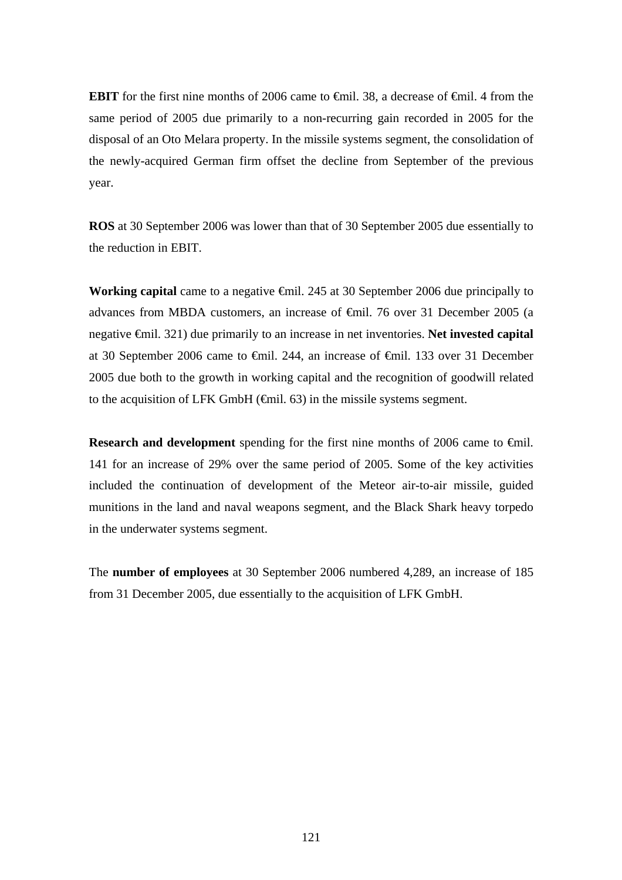**EBIT** for the first nine months of 2006 came to €mil. 38, a decrease of €mil. 4 from the same period of 2005 due primarily to a non-recurring gain recorded in 2005 for the disposal of an Oto Melara property. In the missile systems segment, the consolidation of the newly-acquired German firm offset the decline from September of the previous year.

**ROS** at 30 September 2006 was lower than that of 30 September 2005 due essentially to the reduction in EBIT.

**Working capital** came to a negative €mil. 245 at 30 September 2006 due principally to advances from MBDA customers, an increase of €mil. 76 over 31 December 2005 (a negative €mil. 321) due primarily to an increase in net inventories. **Net invested capital** at 30 September 2006 came to €mil. 244, an increase of €mil. 133 over 31 December 2005 due both to the growth in working capital and the recognition of goodwill related to the acquisition of LFK GmbH (€mil. 63) in the missile systems segment.

**Research and development** spending for the first nine months of 2006 came to €mil. 141 for an increase of 29% over the same period of 2005. Some of the key activities included the continuation of development of the Meteor air-to-air missile, guided munitions in the land and naval weapons segment, and the Black Shark heavy torpedo in the underwater systems segment.

The **number of employees** at 30 September 2006 numbered 4,289, an increase of 185 from 31 December 2005, due essentially to the acquisition of LFK GmbH.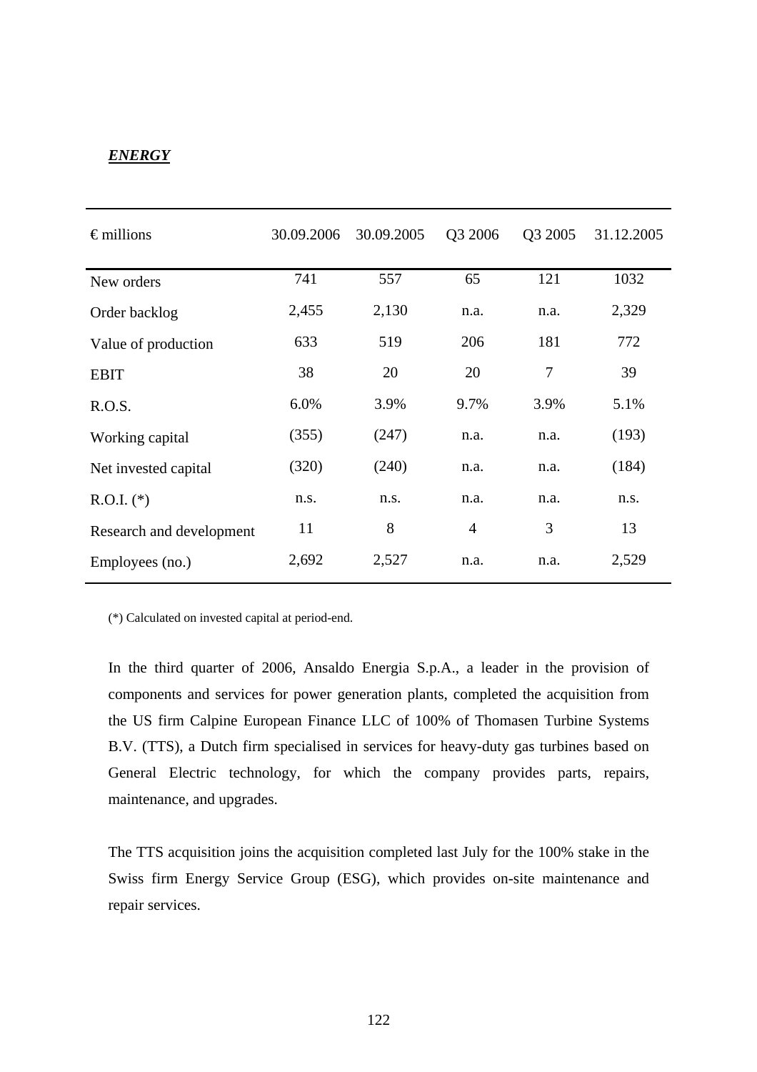***ENERGY***

| € millions | 30.09.2006 | 30.09.2005 | Q3 2006 | Q3 2005 | 31.12.2005 |
|---|---|---|---|---|---|
| New orders | 741 | 557 | 65 | 121 | 1032 |
| Order backlog | 2,455 | 2,130 | n.a. | n.a. | 2,329 |
| Value of production | 633 | 519 | 206 | 181 | 772 |
| EBIT | 38 | 20 | 20 | 7 | 39 |
| R.O.S. | 6.0% | 3.9% | 9.7% | 3.9% | 5.1% |
| Working capital | (355) | (247) | n.a. | n.a. | (193) |
| Net invested capital | (320) | (240) | n.a. | n.a. | (184) |
| R.O.I. (*) | n.s. | n.s. | n.a. | n.a. | n.s. |
| Research and development | 11 | 8 | 4 | 3 | 13 |
| Employees (no.) | 2,692 | 2,527 | n.a. | n.a. | 2,529 |

(*) Calculated on invested capital at period-end.

In the third quarter of 2006, Ansaldo Energia S.p.A., a leader in the provision of components and services for power generation plants, completed the acquisition from the US firm Calpine European Finance LLC of 100% of Thomasen Turbine Systems B.V. (TTS), a Dutch firm specialised in services for heavy-duty gas turbines based on General Electric technology, for which the company provides parts, repairs, maintenance, and upgrades.

The TTS acquisition joins the acquisition completed last July for the 100% stake in the Swiss firm Energy Service Group (ESG), which provides on-site maintenance and repair services.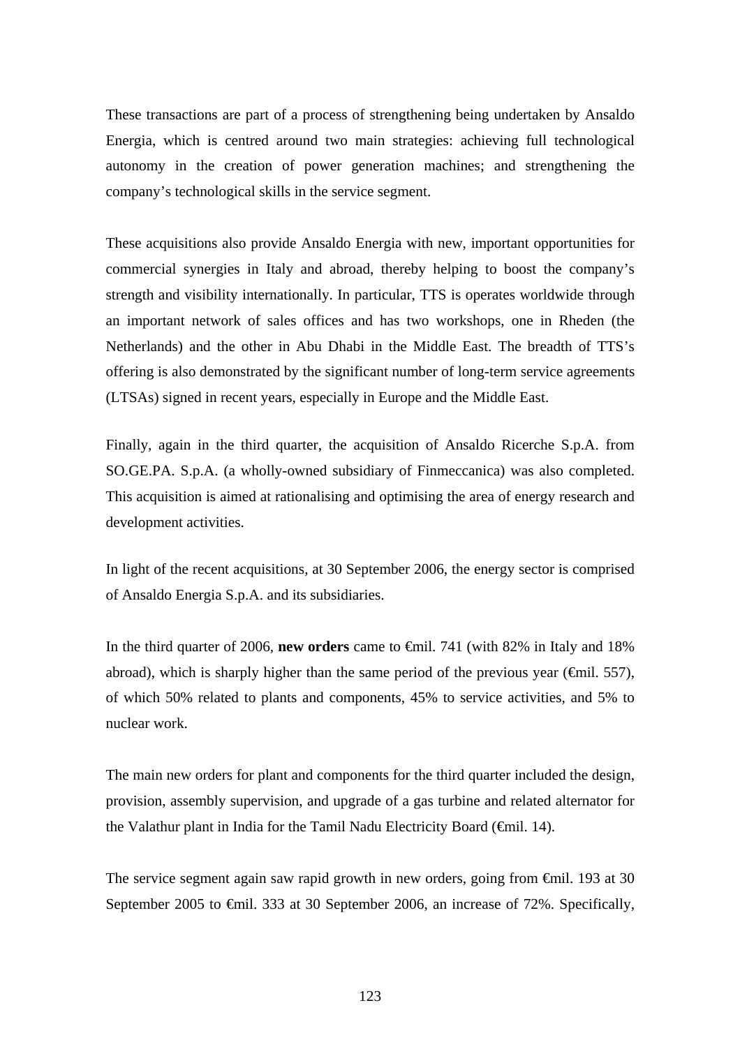These transactions are part of a process of strengthening being undertaken by Ansaldo Energia, which is centred around two main strategies: achieving full technological autonomy in the creation of power generation machines; and strengthening the company's technological skills in the service segment.

These acquisitions also provide Ansaldo Energia with new, important opportunities for commercial synergies in Italy and abroad, thereby helping to boost the company's strength and visibility internationally. In particular, TTS is operates worldwide through an important network of sales offices and has two workshops, one in Rheden (the Netherlands) and the other in Abu Dhabi in the Middle East. The breadth of TTS's offering is also demonstrated by the significant number of long-term service agreements (LTSAs) signed in recent years, especially in Europe and the Middle East.

Finally, again in the third quarter, the acquisition of Ansaldo Ricerche S.p.A. from SO.GE.PA. S.p.A. (a wholly-owned subsidiary of Finmeccanica) was also completed. This acquisition is aimed at rationalising and optimising the area of energy research and development activities.

In light of the recent acquisitions, at 30 September 2006, the energy sector is comprised of Ansaldo Energia S.p.A. and its subsidiaries.

In the third quarter of 2006, **new orders** came to €mil. 741 (with 82% in Italy and 18% abroad), which is sharply higher than the same period of the previous year (€mil. 557), of which 50% related to plants and components, 45% to service activities, and 5% to nuclear work.

The main new orders for plant and components for the third quarter included the design, provision, assembly supervision, and upgrade of a gas turbine and related alternator for the Valathur plant in India for the Tamil Nadu Electricity Board (€mil. 14).

The service segment again saw rapid growth in new orders, going from €mil. 193 at 30 September 2005 to €mil. 333 at 30 September 2006, an increase of 72%. Specifically,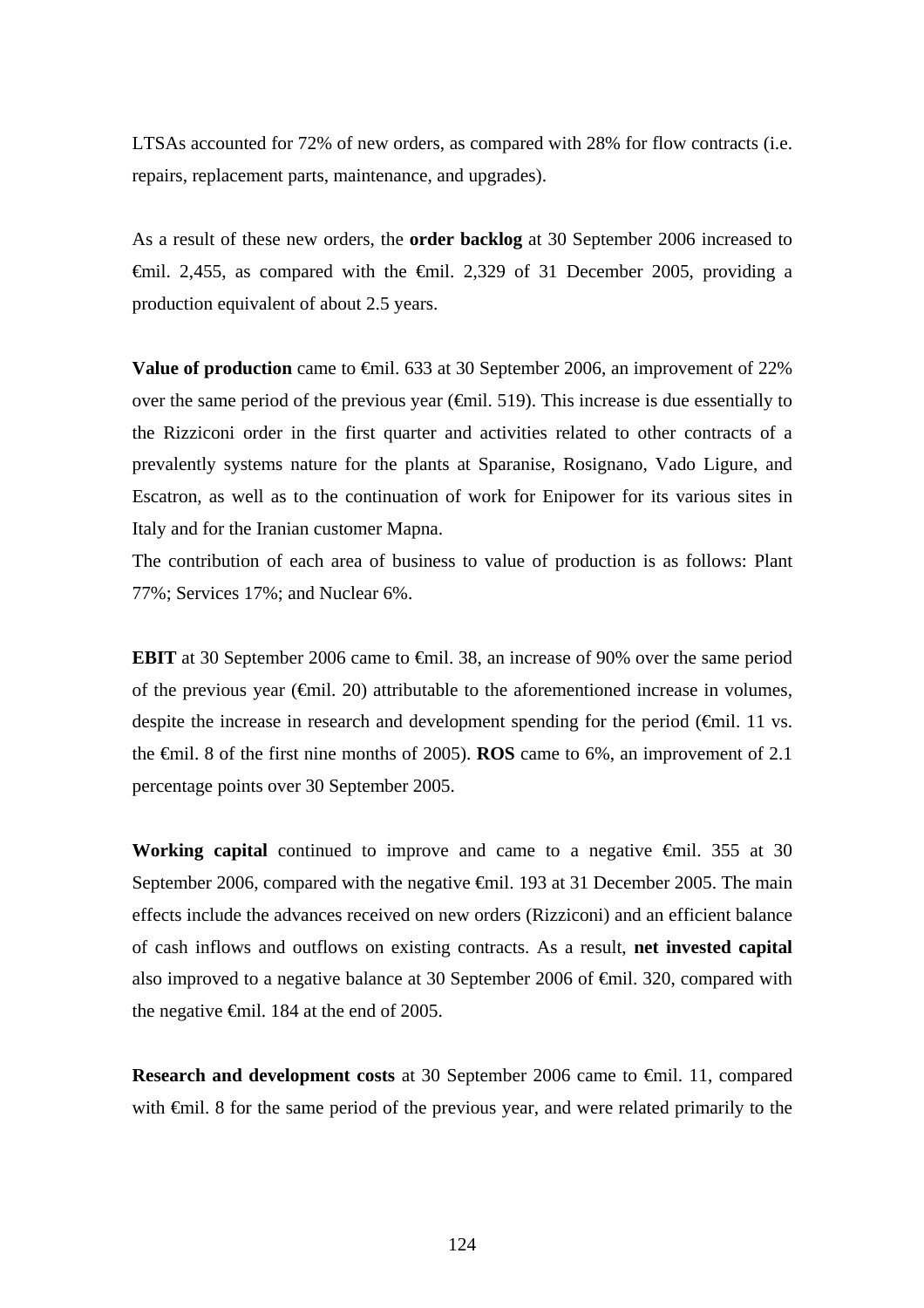LTSAs accounted for 72% of new orders, as compared with 28% for flow contracts (i.e. repairs, replacement parts, maintenance, and upgrades).

As a result of these new orders, the **order backlog** at 30 September 2006 increased to €mil. 2,455, as compared with the €mil. 2,329 of 31 December 2005, providing a production equivalent of about 2.5 years.

**Value of production** came to €mil. 633 at 30 September 2006, an improvement of 22% over the same period of the previous year (€mil. 519). This increase is due essentially to the Rizziconi order in the first quarter and activities related to other contracts of a prevalently systems nature for the plants at Sparanise, Rosignano, Vado Ligure, and Escatron, as well as to the continuation of work for Enipower for its various sites in Italy and for the Iranian customer Mapna.

The contribution of each area of business to value of production is as follows: Plant 77%; Services 17%; and Nuclear 6%.

**EBIT** at 30 September 2006 came to €mil. 38, an increase of 90% over the same period of the previous year (€mil. 20) attributable to the aforementioned increase in volumes, despite the increase in research and development spending for the period (€mil. 11 vs. the €mil. 8 of the first nine months of 2005). **ROS** came to 6%, an improvement of 2.1 percentage points over 30 September 2005.

**Working capital** continued to improve and came to a negative €mil. 355 at 30 September 2006, compared with the negative €mil. 193 at 31 December 2005. The main effects include the advances received on new orders (Rizziconi) and an efficient balance of cash inflows and outflows on existing contracts. As a result, **net invested capital** also improved to a negative balance at 30 September 2006 of €mil. 320, compared with the negative €mil. 184 at the end of 2005.

**Research and development costs** at 30 September 2006 came to €mil. 11, compared with €mil. 8 for the same period of the previous year, and were related primarily to the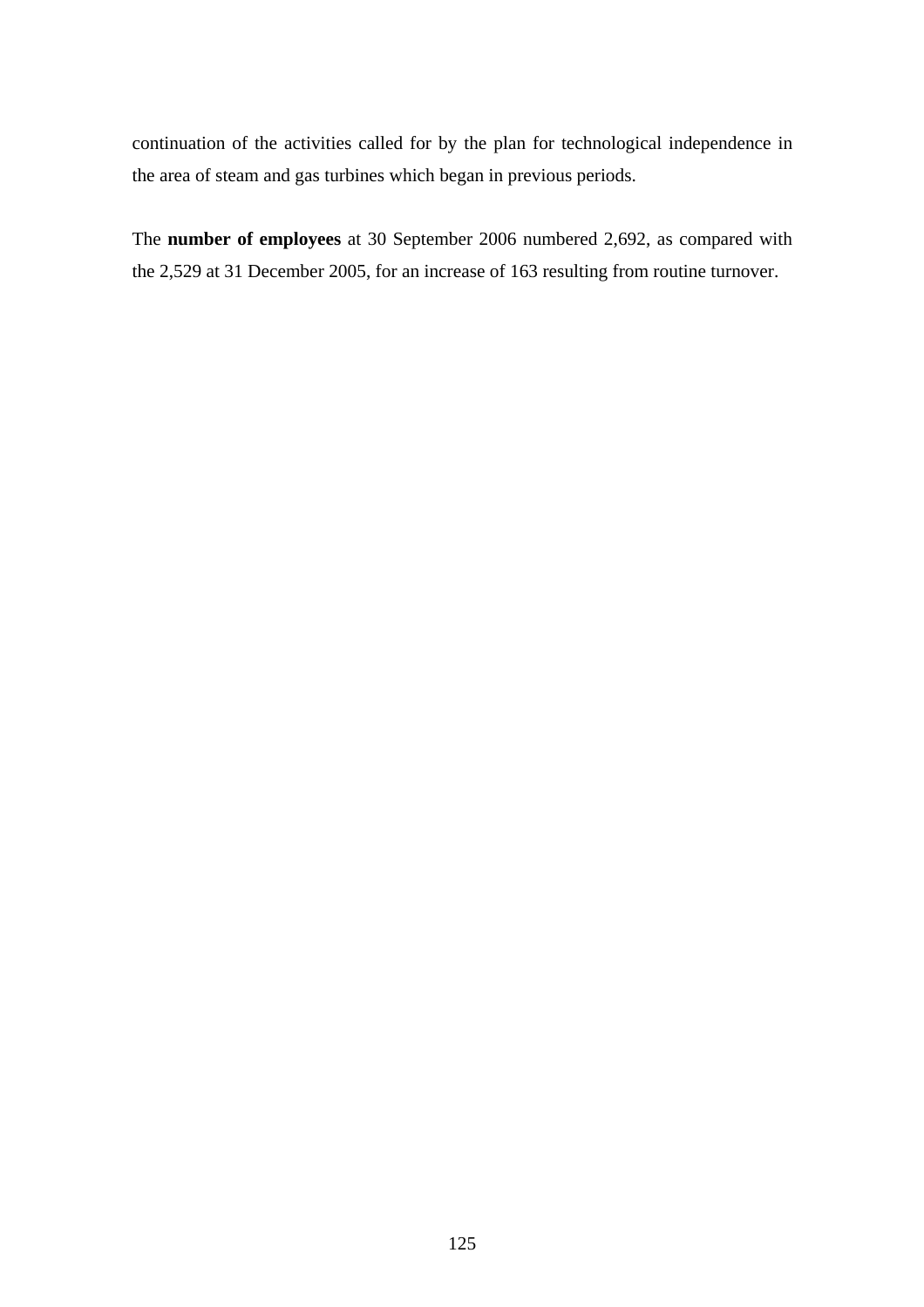continuation of the activities called for by the plan for technological independence in the area of steam and gas turbines which began in previous periods.

The **number of employees** at 30 September 2006 numbered 2,692, as compared with the 2,529 at 31 December 2005, for an increase of 163 resulting from routine turnover.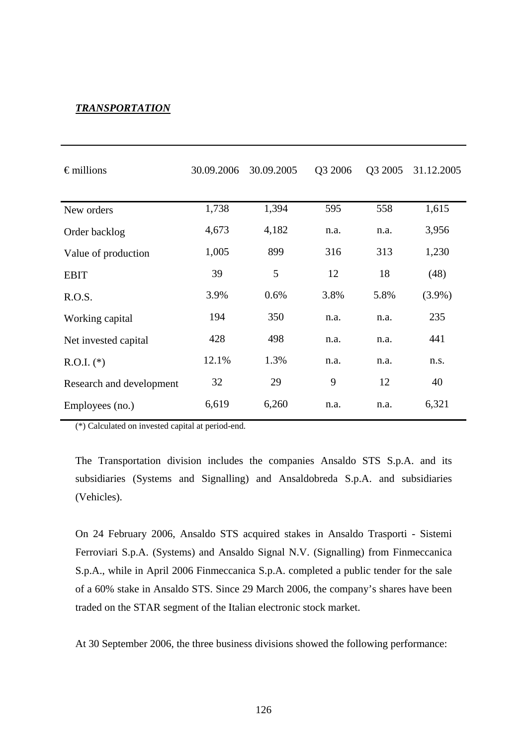***TRANSPORTATION***

| € millions | 30.09.2006 | 30.09.2005 | Q3 2006 | Q3 2005 | 31.12.2005 |
|---|---|---|---|---|---|
| New orders | 1,738 | 1,394 | 595 | 558 | 1,615 |
| Order backlog | 4,673 | 4,182 | n.a. | n.a. | 3,956 |
| Value of production | 1,005 | 899 | 316 | 313 | 1,230 |
| EBIT | 39 | 5 | 12 | 18 | (48) |
| R.O.S. | 3.9% | 0.6% | 3.8% | 5.8% | (3.9%) |
| Working capital | 194 | 350 | n.a. | n.a. | 235 |
| Net invested capital | 428 | 498 | n.a. | n.a. | 441 |
| R.O.I. (*) | 12.1% | 1.3% | n.a. | n.a. | n.s. |
| Research and development | 32 | 29 | 9 | 12 | 40 |
| Employees (no.) | 6,619 | 6,260 | n.a. | n.a. | 6,321 |

(*) Calculated on invested capital at period-end.

The Transportation division includes the companies Ansaldo STS S.p.A. and its subsidiaries (Systems and Signalling) and Ansaldobreda S.p.A. and subsidiaries (Vehicles).

On 24 February 2006, Ansaldo STS acquired stakes in Ansaldo Trasporti - Sistemi Ferroviari S.p.A. (Systems) and Ansaldo Signal N.V. (Signalling) from Finmeccanica S.p.A., while in April 2006 Finmeccanica S.p.A. completed a public tender for the sale of a 60% stake in Ansaldo STS. Since 29 March 2006, the company's shares have been traded on the STAR segment of the Italian electronic stock market.

At 30 September 2006, the three business divisions showed the following performance: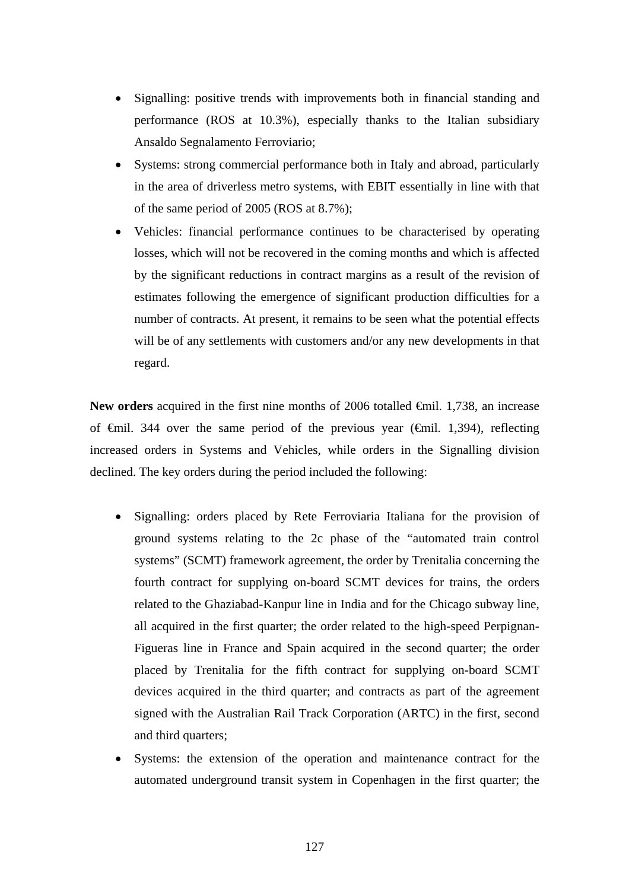- Signalling: positive trends with improvements both in financial standing and performance (ROS at 10.3%), especially thanks to the Italian subsidiary Ansaldo Segnalamento Ferroviario;
- Systems: strong commercial performance both in Italy and abroad, particularly in the area of driverless metro systems, with EBIT essentially in line with that of the same period of 2005 (ROS at 8.7%);
- Vehicles: financial performance continues to be characterised by operating losses, which will not be recovered in the coming months and which is affected by the significant reductions in contract margins as a result of the revision of estimates following the emergence of significant production difficulties for a number of contracts. At present, it remains to be seen what the potential effects will be of any settlements with customers and/or any new developments in that regard.

**New orders** acquired in the first nine months of 2006 totalled €mil. 1,738, an increase of €mil. 344 over the same period of the previous year (€mil. 1,394), reflecting increased orders in Systems and Vehicles, while orders in the Signalling division declined. The key orders during the period included the following:

- Signalling: orders placed by Rete Ferroviaria Italiana for the provision of ground systems relating to the 2c phase of the "automated train control systems" (SCMT) framework agreement, the order by Trenitalia concerning the fourth contract for supplying on-board SCMT devices for trains, the orders related to the Ghaziabad-Kanpur line in India and for the Chicago subway line, all acquired in the first quarter; the order related to the high-speed Perpignan-Figueras line in France and Spain acquired in the second quarter; the order placed by Trenitalia for the fifth contract for supplying on-board SCMT devices acquired in the third quarter; and contracts as part of the agreement signed with the Australian Rail Track Corporation (ARTC) in the first, second and third quarters;
- Systems: the extension of the operation and maintenance contract for the automated underground transit system in Copenhagen in the first quarter; the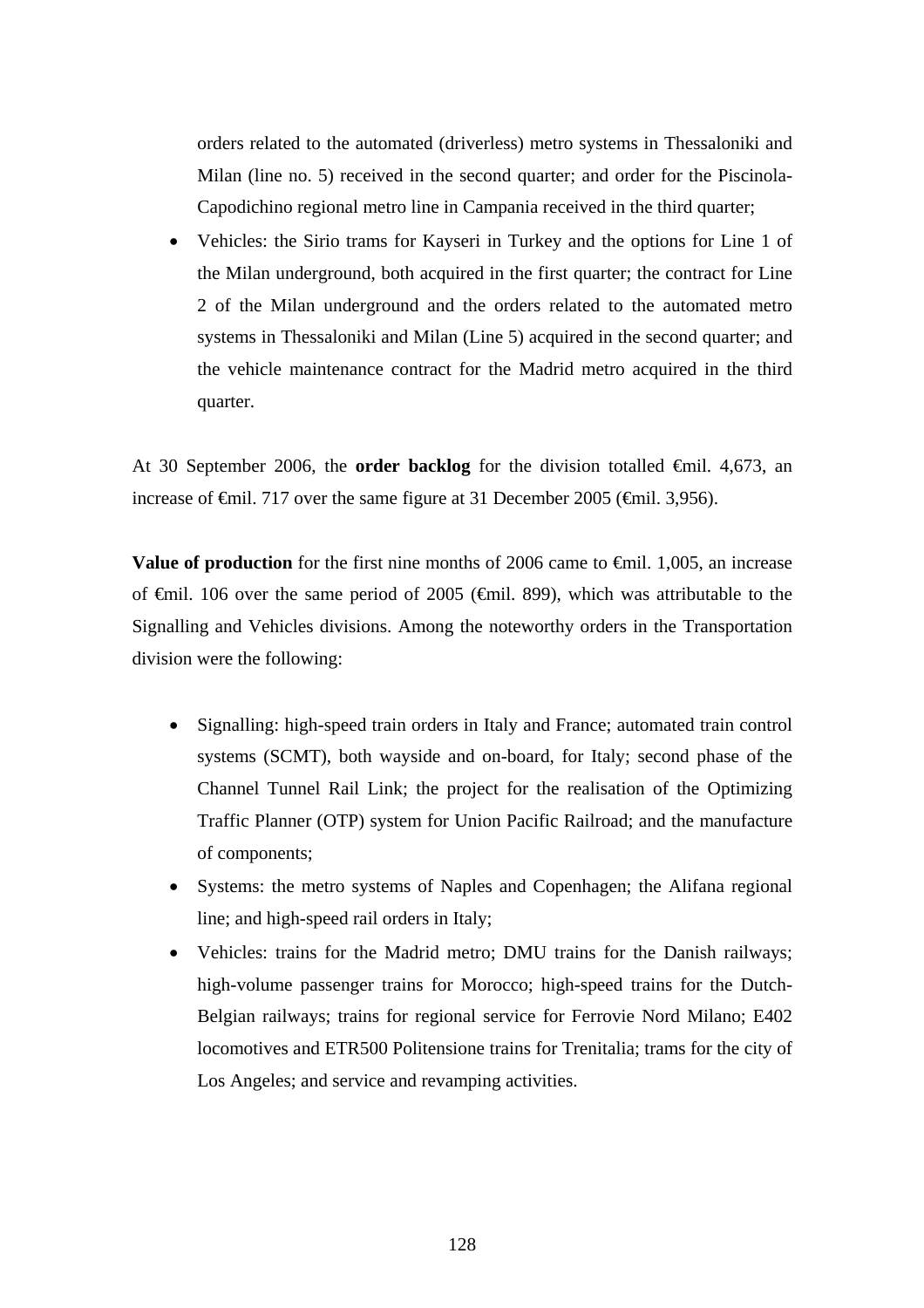orders related to the automated (driverless) metro systems in Thessaloniki and Milan (line no. 5) received in the second quarter; and order for the Piscinola-Capodichino regional metro line in Campania received in the third quarter;

- Vehicles: the Sirio trams for Kayseri in Turkey and the options for Line 1 of the Milan underground, both acquired in the first quarter; the contract for Line 2 of the Milan underground and the orders related to the automated metro systems in Thessaloniki and Milan (Line 5) acquired in the second quarter; and the vehicle maintenance contract for the Madrid metro acquired in the third quarter.

At 30 September 2006, the **order backlog** for the division totalled €mil. 4,673, an increase of €mil. 717 over the same figure at 31 December 2005 (€mil. 3,956).

**Value of production** for the first nine months of 2006 came to €mil. 1,005, an increase of €mil. 106 over the same period of 2005 (€mil. 899), which was attributable to the Signalling and Vehicles divisions. Among the noteworthy orders in the Transportation division were the following:

- Signalling: high-speed train orders in Italy and France; automated train control systems (SCMT), both wayside and on-board, for Italy; second phase of the Channel Tunnel Rail Link; the project for the realisation of the Optimizing Traffic Planner (OTP) system for Union Pacific Railroad; and the manufacture of components;
- Systems: the metro systems of Naples and Copenhagen; the Alifana regional line; and high-speed rail orders in Italy;
- Vehicles: trains for the Madrid metro; DMU trains for the Danish railways; high-volume passenger trains for Morocco; high-speed trains for the Dutch-Belgian railways; trains for regional service for Ferrovie Nord Milano; E402 locomotives and ETR500 Politensione trains for Trenitalia; trams for the city of Los Angeles; and service and revamping activities.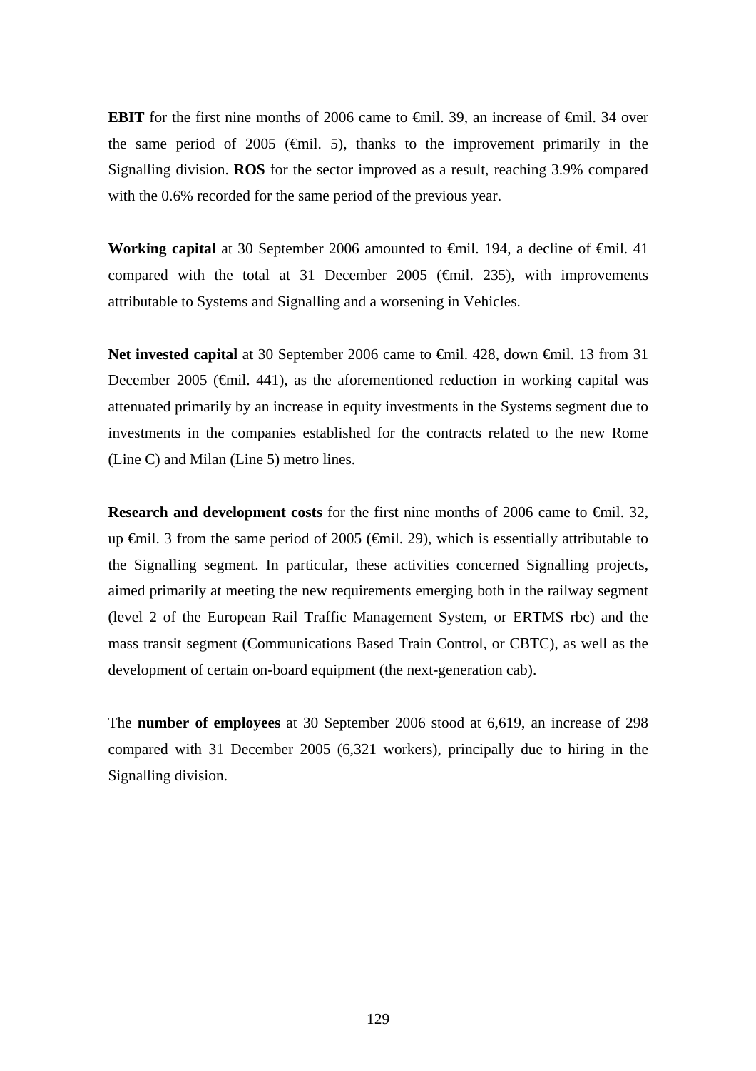**EBIT** for the first nine months of 2006 came to €mil. 39, an increase of €mil. 34 over the same period of 2005 (€mil. 5), thanks to the improvement primarily in the Signalling division. **ROS** for the sector improved as a result, reaching 3.9% compared with the 0.6% recorded for the same period of the previous year.

**Working capital** at 30 September 2006 amounted to €mil. 194, a decline of €mil. 41 compared with the total at 31 December 2005 (€mil. 235), with improvements attributable to Systems and Signalling and a worsening in Vehicles.

**Net invested capital** at 30 September 2006 came to €mil. 428, down €mil. 13 from 31 December 2005 (€mil. 441), as the aforementioned reduction in working capital was attenuated primarily by an increase in equity investments in the Systems segment due to investments in the companies established for the contracts related to the new Rome (Line C) and Milan (Line 5) metro lines.

**Research and development costs** for the first nine months of 2006 came to €mil. 32, up €mil. 3 from the same period of 2005 (€mil. 29), which is essentially attributable to the Signalling segment. In particular, these activities concerned Signalling projects, aimed primarily at meeting the new requirements emerging both in the railway segment (level 2 of the European Rail Traffic Management System, or ERTMS rbc) and the mass transit segment (Communications Based Train Control, or CBTC), as well as the development of certain on-board equipment (the next-generation cab).

The **number of employees** at 30 September 2006 stood at 6,619, an increase of 298 compared with 31 December 2005 (6,321 workers), principally due to hiring in the Signalling division.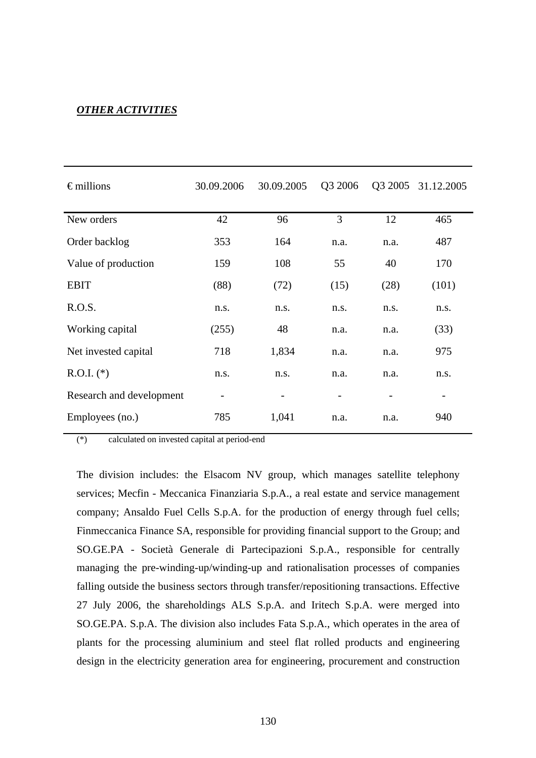***OTHER ACTIVITIES***

| € millions | 30.09.2006 | 30.09.2005 | Q3 2006 | Q3 2005 | 31.12.2005 |
|---|---|---|---|---|---|
| New orders | 42 | 96 | 3 | 12 | 465 |
| Order backlog | 353 | 164 | n.a. | n.a. | 487 |
| Value of production | 159 | 108 | 55 | 40 | 170 |
| EBIT | (88) | (72) | (15) | (28) | (101) |
| R.O.S. | n.s. | n.s. | n.s. | n.s. | n.s. |
| Working capital | (255) | 48 | n.a. | n.a. | (33) |
| Net invested capital | 718 | 1,834 | n.a. | n.a. | 975 |
| R.O.I. (*) | n.s. | n.s. | n.a. | n.a. | n.s. |
| Research and development | - | - | - | - | - |
| Employees (no.) | 785 | 1,041 | n.a. | n.a. | 940 |

(*) calculated on invested capital at period-end

The division includes: the Elsacom NV group, which manages satellite telephony services; Mecfin - Meccanica Finanziaria S.p.A., a real estate and service management company; Ansaldo Fuel Cells S.p.A. for the production of energy through fuel cells; Finmeccanica Finance SA, responsible for providing financial support to the Group; and SO.GE.PA - Società Generale di Partecipazioni S.p.A., responsible for centrally managing the pre-winding-up/winding-up and rationalisation processes of companies falling outside the business sectors through transfer/repositioning transactions. Effective 27 July 2006, the shareholdings ALS S.p.A. and Iritech S.p.A. were merged into SO.GE.PA. S.p.A. The division also includes Fata S.p.A., which operates in the area of plants for the processing aluminium and steel flat rolled products and engineering design in the electricity generation area for engineering, procurement and construction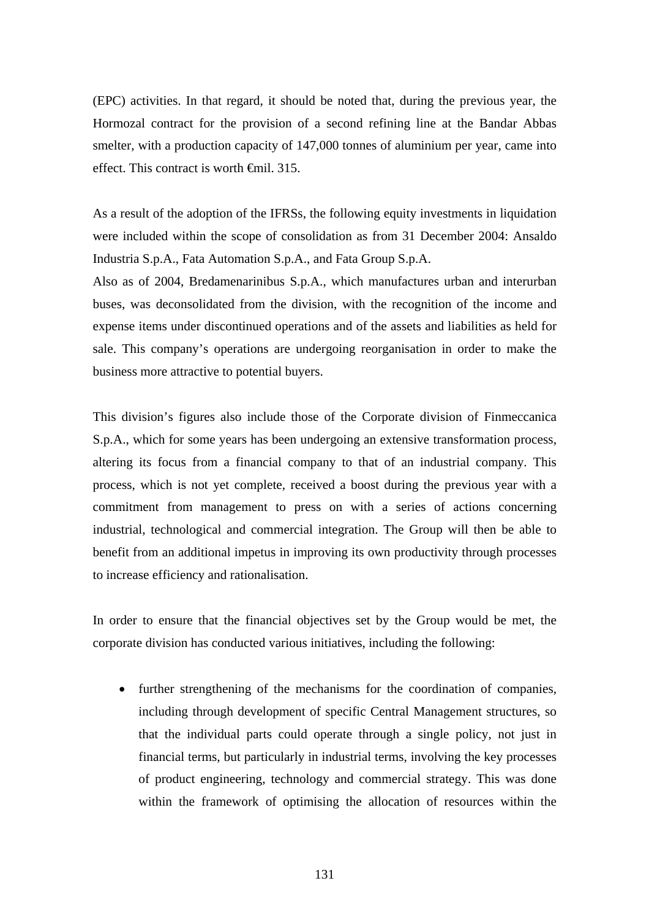(EPC) activities. In that regard, it should be noted that, during the previous year, the Hormozal contract for the provision of a second refining line at the Bandar Abbas smelter, with a production capacity of 147,000 tonnes of aluminium per year, came into effect. This contract is worth €mil. 315.

As a result of the adoption of the IFRSs, the following equity investments in liquidation were included within the scope of consolidation as from 31 December 2004: Ansaldo Industria S.p.A., Fata Automation S.p.A., and Fata Group S.p.A.

Also as of 2004, Bredamenarinibus S.p.A., which manufactures urban and interurban buses, was deconsolidated from the division, with the recognition of the income and expense items under discontinued operations and of the assets and liabilities as held for sale. This company's operations are undergoing reorganisation in order to make the business more attractive to potential buyers.

This division's figures also include those of the Corporate division of Finmeccanica S.p.A., which for some years has been undergoing an extensive transformation process, altering its focus from a financial company to that of an industrial company. This process, which is not yet complete, received a boost during the previous year with a commitment from management to press on with a series of actions concerning industrial, technological and commercial integration. The Group will then be able to benefit from an additional impetus in improving its own productivity through processes to increase efficiency and rationalisation.

In order to ensure that the financial objectives set by the Group would be met, the corporate division has conducted various initiatives, including the following:

- further strengthening of the mechanisms for the coordination of companies, including through development of specific Central Management structures, so that the individual parts could operate through a single policy, not just in financial terms, but particularly in industrial terms, involving the key processes of product engineering, technology and commercial strategy. This was done within the framework of optimising the allocation of resources within the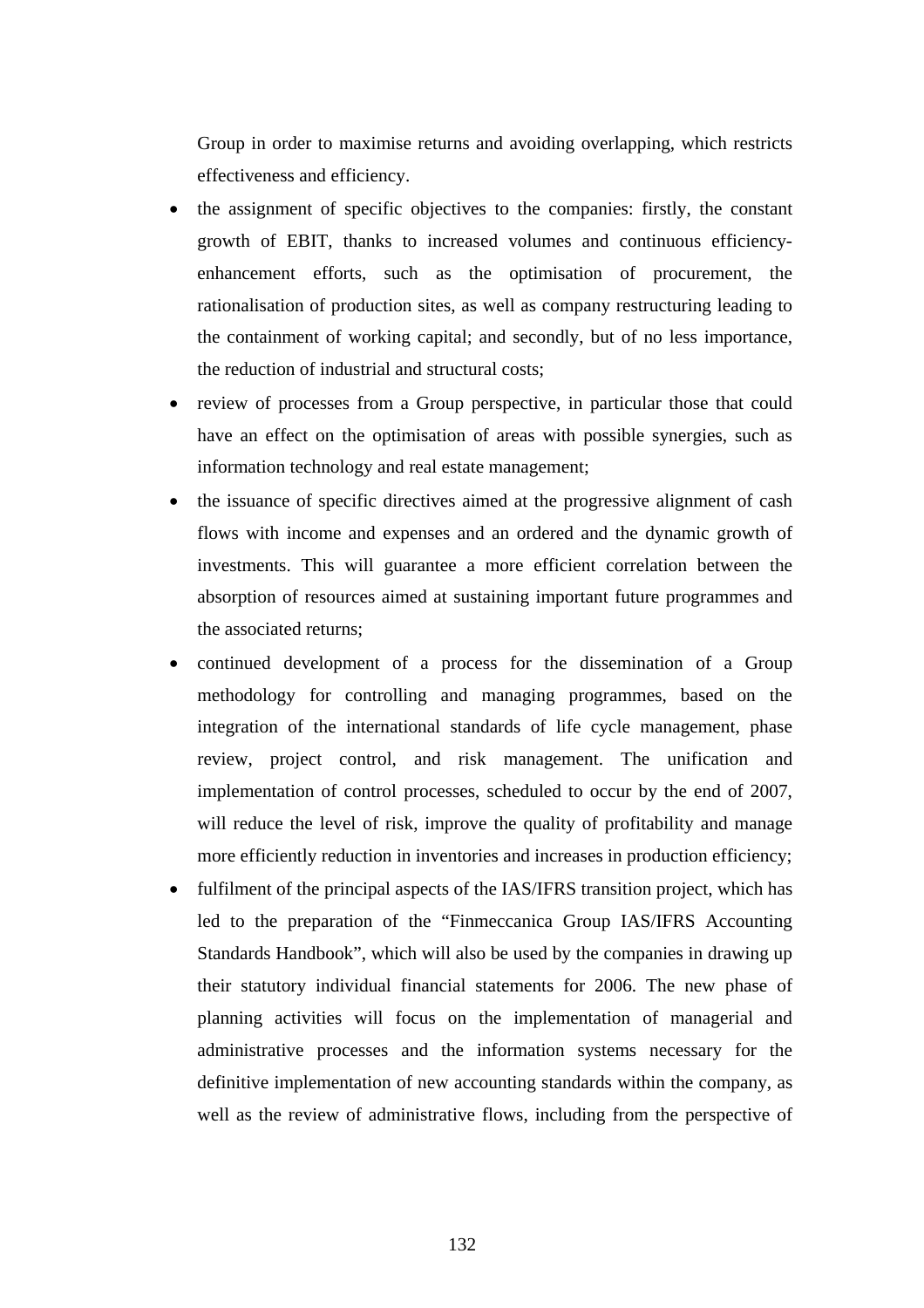Group in order to maximise returns and avoiding overlapping, which restricts effectiveness and efficiency.

- the assignment of specific objectives to the companies: firstly, the constant growth of EBIT, thanks to increased volumes and continuous efficiency-enhancement efforts, such as the optimisation of procurement, the rationalisation of production sites, as well as company restructuring leading to the containment of working capital; and secondly, but of no less importance, the reduction of industrial and structural costs;
- review of processes from a Group perspective, in particular those that could have an effect on the optimisation of areas with possible synergies, such as information technology and real estate management;
- the issuance of specific directives aimed at the progressive alignment of cash flows with income and expenses and an ordered and the dynamic growth of investments. This will guarantee a more efficient correlation between the absorption of resources aimed at sustaining important future programmes and the associated returns;
- continued development of a process for the dissemination of a Group methodology for controlling and managing programmes, based on the integration of the international standards of life cycle management, phase review, project control, and risk management. The unification and implementation of control processes, scheduled to occur by the end of 2007, will reduce the level of risk, improve the quality of profitability and manage more efficiently reduction in inventories and increases in production efficiency;
- fulfilment of the principal aspects of the IAS/IFRS transition project, which has led to the preparation of the "Finmeccanica Group IAS/IFRS Accounting Standards Handbook", which will also be used by the companies in drawing up their statutory individual financial statements for 2006. The new phase of planning activities will focus on the implementation of managerial and administrative processes and the information systems necessary for the definitive implementation of new accounting standards within the company, as well as the review of administrative flows, including from the perspective of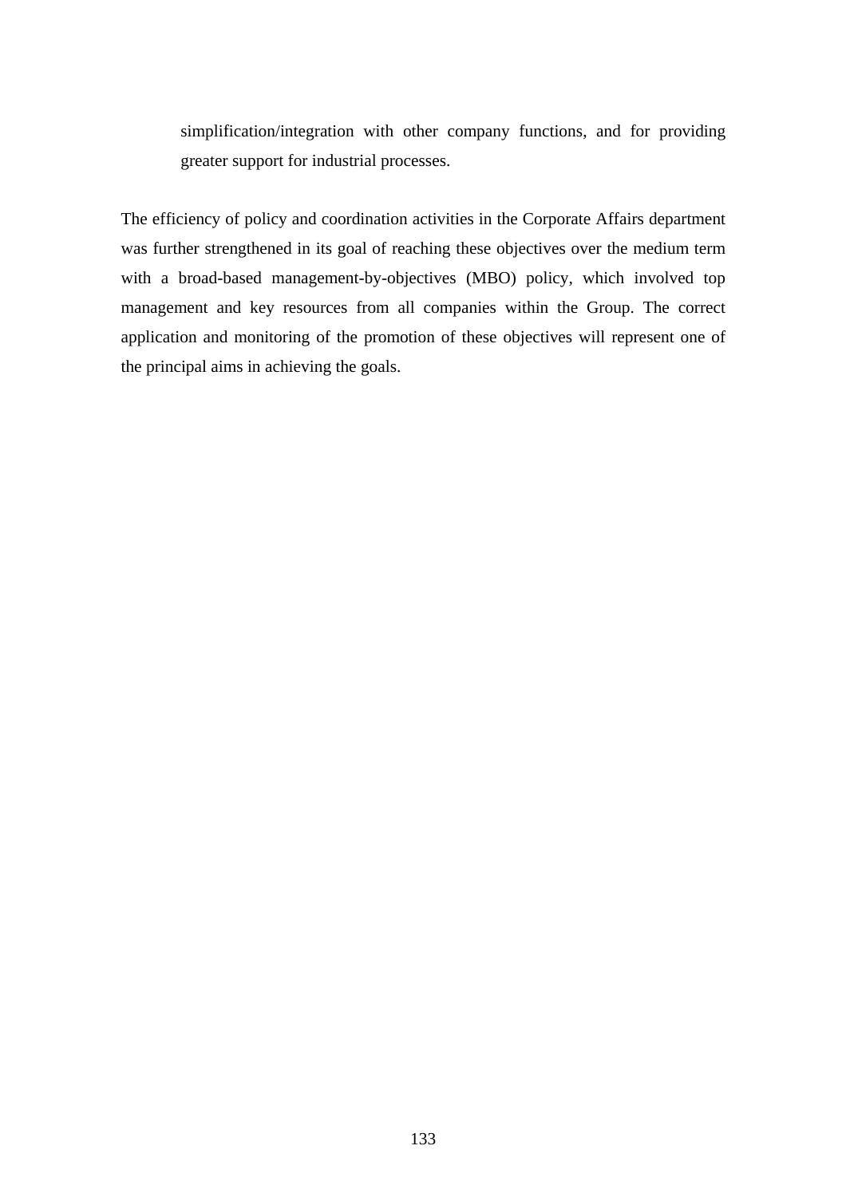simplification/integration with other company functions, and for providing greater support for industrial processes.

The efficiency of policy and coordination activities in the Corporate Affairs department was further strengthened in its goal of reaching these objectives over the medium term with a broad-based management-by-objectives (MBO) policy, which involved top management and key resources from all companies within the Group. The correct application and monitoring of the promotion of these objectives will represent one of the principal aims in achieving the goals.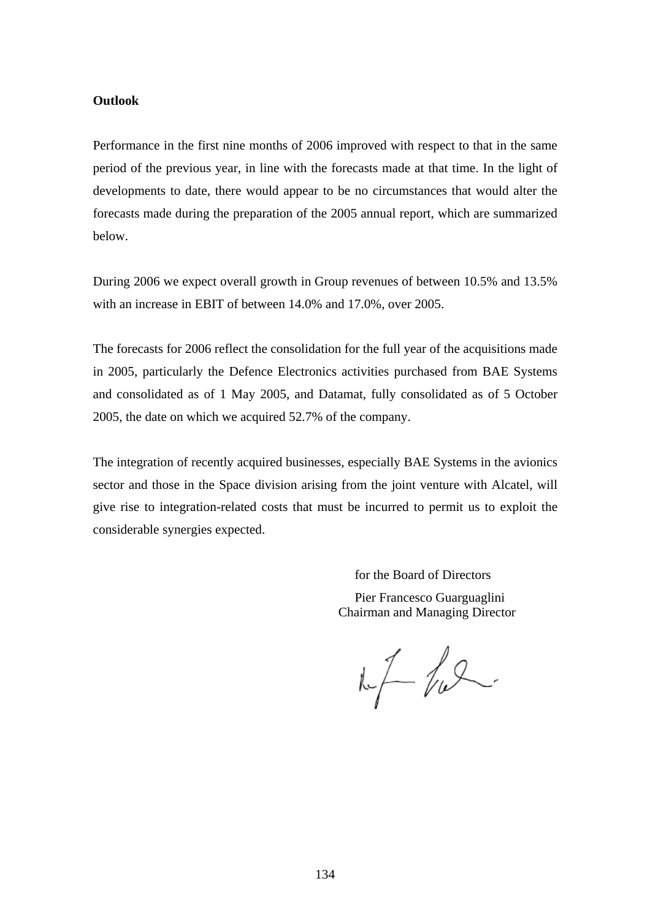**Outlook**

Performance in the first nine months of 2006 improved with respect to that in the same period of the previous year, in line with the forecasts made at that time. In the light of developments to date, there would appear to be no circumstances that would alter the forecasts made during the preparation of the 2005 annual report, which are summarized below.

During 2006 we expect overall growth in Group revenues of between 10.5% and 13.5% with an increase in EBIT of between 14.0% and 17.0%, over 2005.

The forecasts for 2006 reflect the consolidation for the full year of the acquisitions made in 2005, particularly the Defence Electronics activities purchased from BAE Systems and consolidated as of 1 May 2005, and Datamat, fully consolidated as of 5 October 2005, the date on which we acquired 52.7% of the company.

The integration of recently acquired businesses, especially BAE Systems in the avionics sector and those in the Space division arising from the joint venture with Alcatel, will give rise to integration-related costs that must be incurred to permit us to exploit the considerable synergies expected.

for the Board of Directors

Pier Francesco Guarguaglini
Chairman and Managing Director